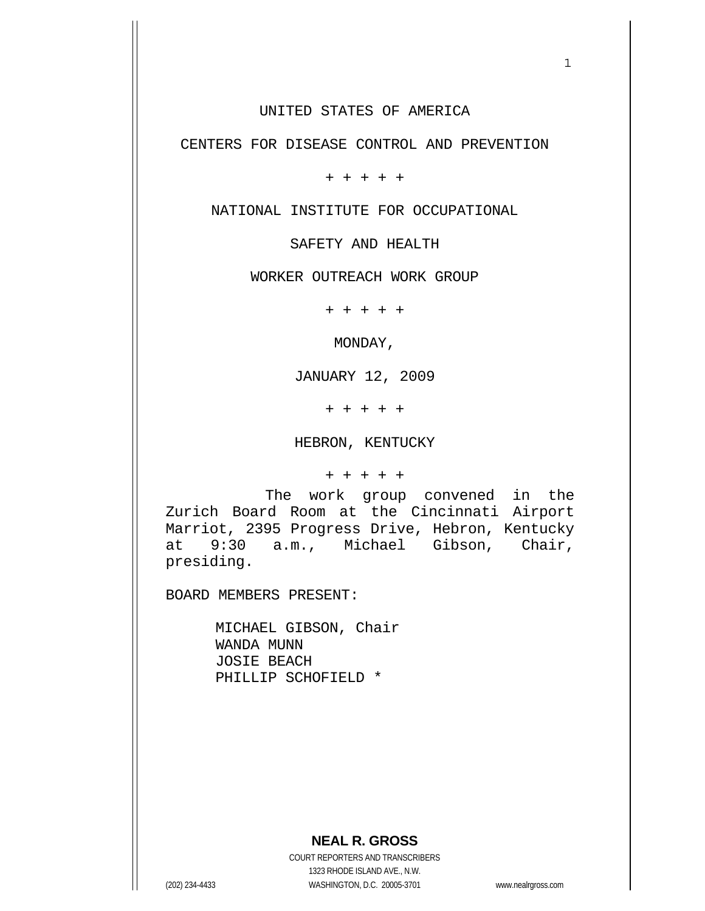UNITED STATES OF AMERICA

CENTERS FOR DISEASE CONTROL AND PREVENTION

+ + + + +

NATIONAL INSTITUTE FOR OCCUPATIONAL

SAFETY AND HEALTH

WORKER OUTREACH WORK GROUP

+ + + + +

MONDAY,

JANUARY 12, 2009

+ + + + +

HEBRON, KENTUCKY

+ + + + +

The work group convened in the Zurich Board Room at the Cincinnati Airport Marriot, 2395 Progress Drive, Hebron, Kentucky at 9:30 a.m., Michael Gibson, Chair, presiding.

BOARD MEMBERS PRESENT:

MICHAEL GIBSON, Chair
WANDA MUNN
JOSIE BEACH
PHILLIP SCHOFIELD *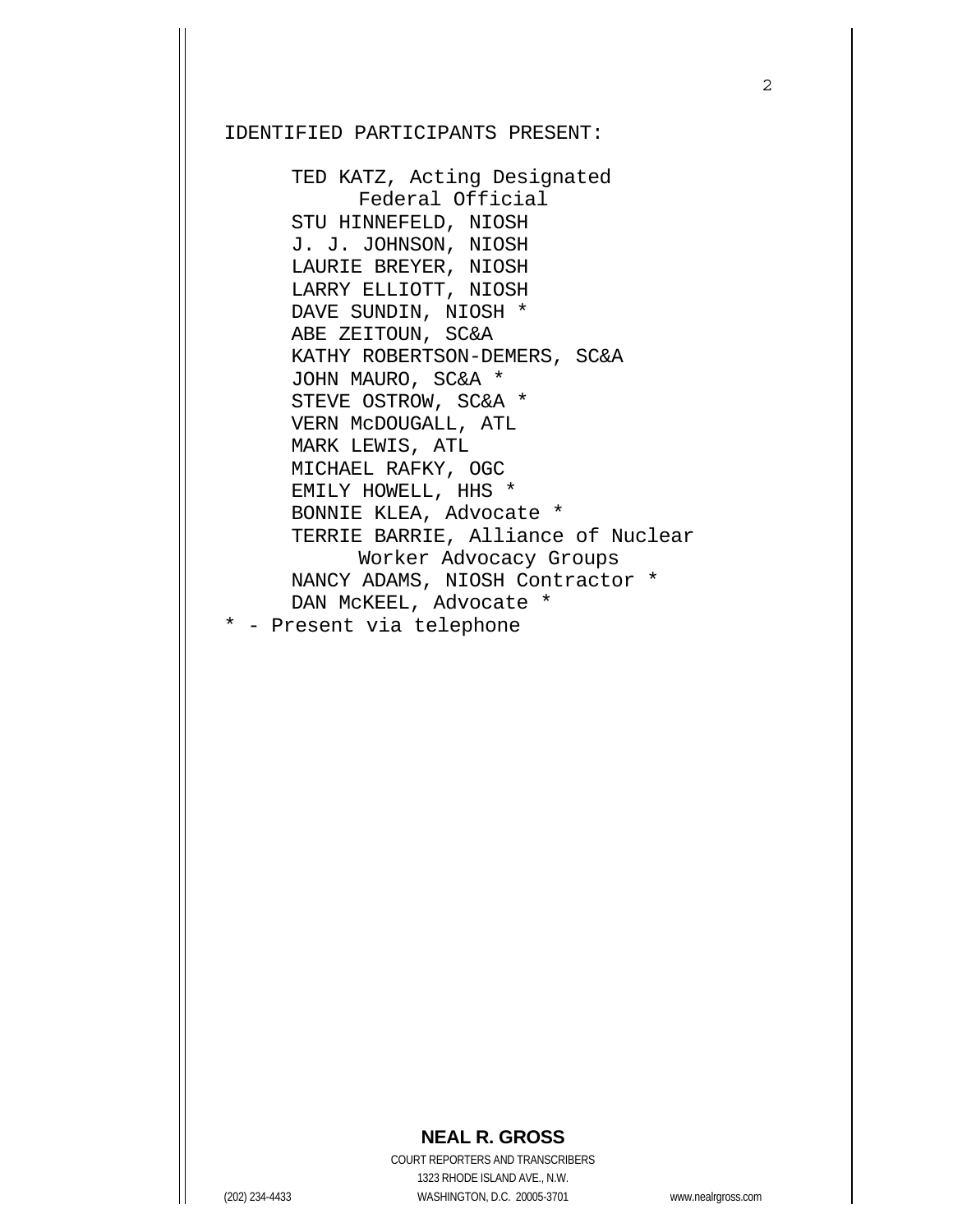IDENTIFIED PARTICIPANTS PRESENT:

TED KATZ, Acting Designated Federal Official
STU HINNEFELD, NIOSH
J. J. JOHNSON, NIOSH
LAURIE BREYER, NIOSH
LARRY ELLIOTT, NIOSH
DAVE SUNDIN, NIOSH *
ABE ZEITOUN, SC&A
KATHY ROBERTSON-DEMERS, SC&A
JOHN MAURO, SC&A *
STEVE OSTROW, SC&A *
VERN McDOUGALL, ATL
MARK LEWIS, ATL
MICHAEL RAFKY, OGC
EMILY HOWELL, HHS *
BONNIE KLEA, Advocate *
TERRIE BARRIE, Alliance of Nuclear Worker Advocacy Groups
NANCY ADAMS, NIOSH Contractor *
DAN McKEEL, Advocate *

* - Present via telephone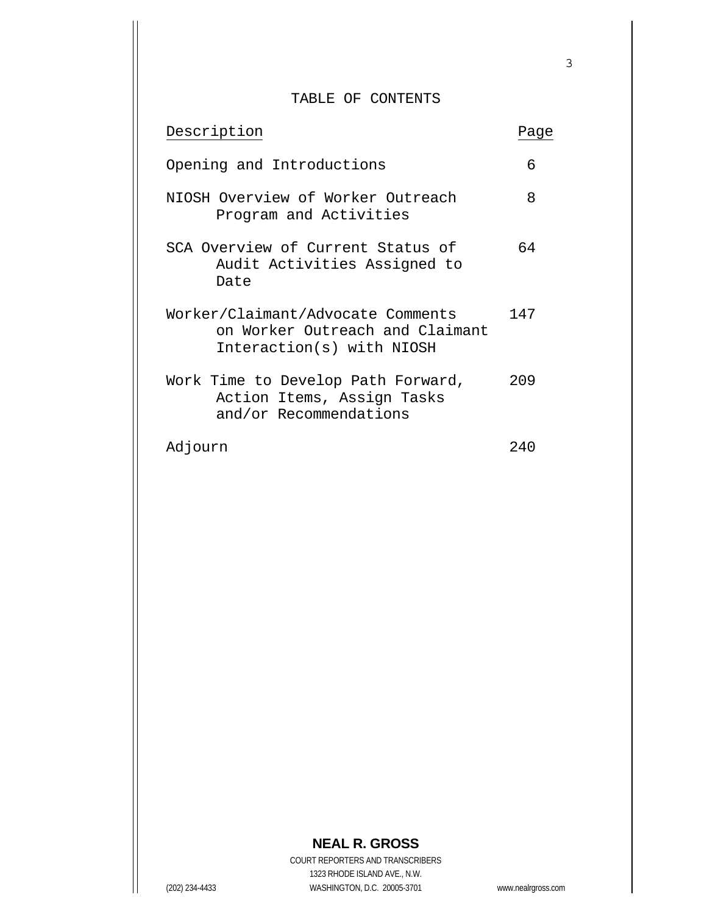# TABLE OF CONTENTS

| Description | Page |
| --- | --- |
| Opening and Introductions | 6 |
| NIOSH Overview of Worker Outreach Program and Activities | 8 |
| SCA Overview of Current Status of Audit Activities Assigned to Date | 64 |
| Worker/Claimant/Advocate Comments on Worker Outreach and Claimant Interaction(s) with NIOSH | 147 |
| Work Time to Develop Path Forward, Action Items, Assign Tasks and/or Recommendations | 209 |
| Adjourn | 240 |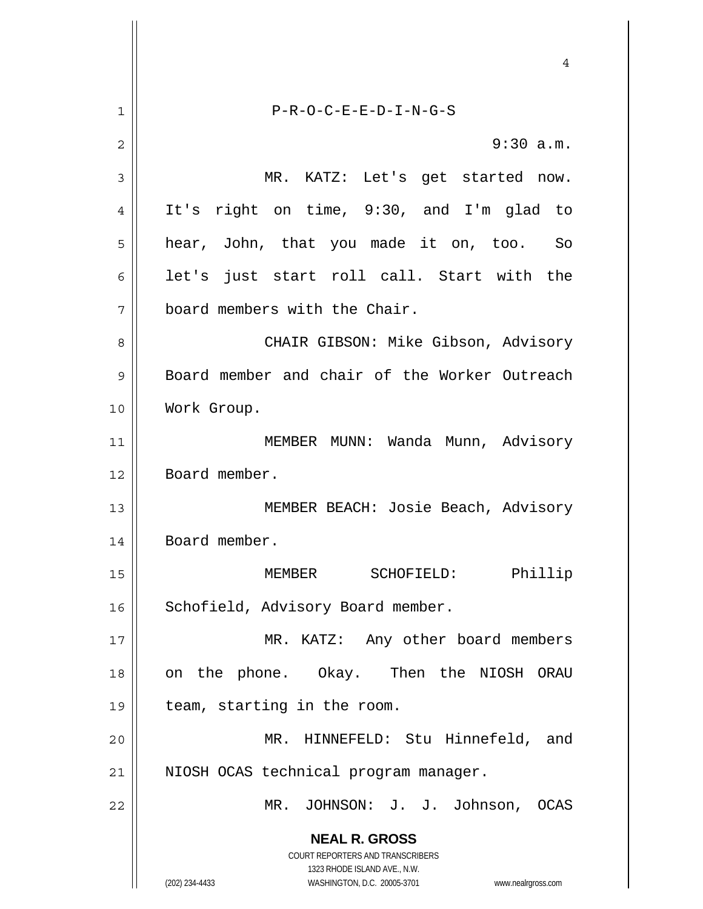P-R-O-C-E-E-D-I-N-G-S

9:30 a.m.

MR. KATZ: Let's get started now. It's right on time, 9:30, and I'm glad to hear, John, that you made it on, too. So let's just start roll call. Start with the board members with the Chair.

CHAIR GIBSON: Mike Gibson, Advisory Board member and chair of the Worker Outreach Work Group.

MEMBER MUNN: Wanda Munn, Advisory Board member.

MEMBER BEACH: Josie Beach, Advisory Board member.

MEMBER SCHOFIELD: Phillip Schofield, Advisory Board member.

MR. KATZ: Any other board members on the phone. Okay. Then the NIOSH ORAU team, starting in the room.

MR. HINNEFELD: Stu Hinnefeld, and NIOSH OCAS technical program manager.

MR. JOHNSON: J. J. Johnson, OCAS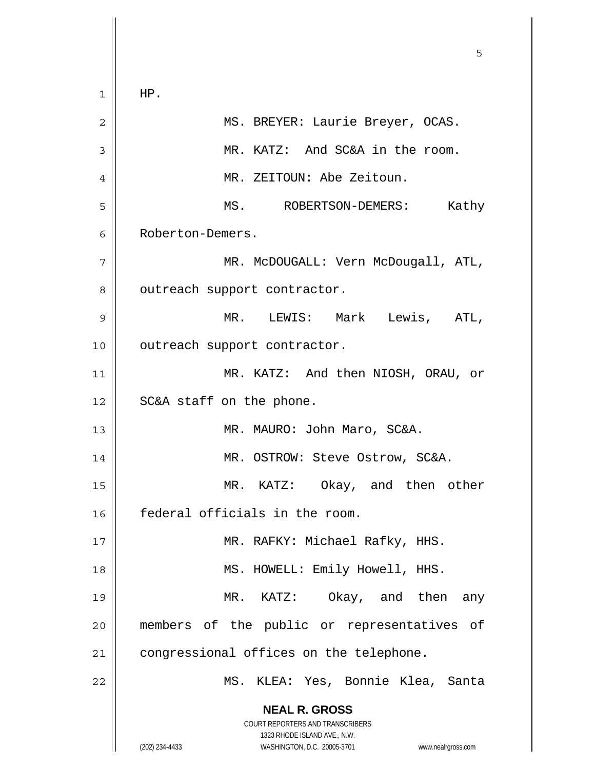HP.

MS. BREYER: Laurie Breyer, OCAS.

MR. KATZ: And SC&A in the room.

MR. ZEITOUN: Abe Zeitoun.

MS. ROBERTSON-DEMERS: Kathy Roberton-Demers.

MR. McDOUGALL: Vern McDougall, ATL, outreach support contractor.

MR. LEWIS: Mark Lewis, ATL, outreach support contractor.

MR. KATZ: And then NIOSH, ORAU, or SC&A staff on the phone.

MR. MAURO: John Maro, SC&A.

MR. OSTROW: Steve Ostrow, SC&A.

MR. KATZ: Okay, and then other federal officials in the room.

MR. RAFKY: Michael Rafky, HHS.

MS. HOWELL: Emily Howell, HHS.

MR. KATZ: Okay, and then any members of the public or representatives of congressional offices on the telephone.

MS. KLEA: Yes, Bonnie Klea, Santa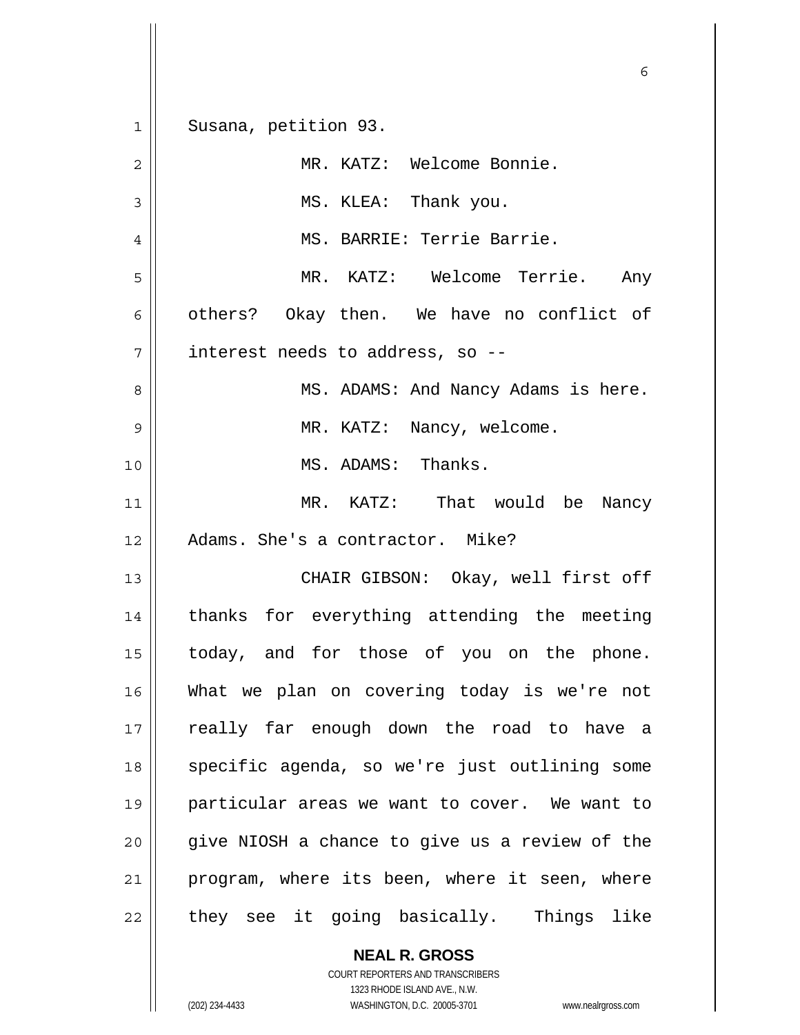Susana, petition 93.

MR. KATZ: Welcome Bonnie.

MS. KLEA: Thank you.

MS. BARRIE: Terrie Barrie.

MR. KATZ: Welcome Terrie. Any others? Okay then. We have no conflict of interest needs to address, so --

MS. ADAMS: And Nancy Adams is here.

MR. KATZ: Nancy, welcome.

MS. ADAMS: Thanks.

MR. KATZ: That would be Nancy Adams. She's a contractor. Mike?

CHAIR GIBSON: Okay, well first off thanks for everything attending the meeting today, and for those of you on the phone. What we plan on covering today is we're not really far enough down the road to have a specific agenda, so we're just outlining some particular areas we want to cover. We want to give NIOSH a chance to give us a review of the program, where its been, where it seen, where they see it going basically. Things like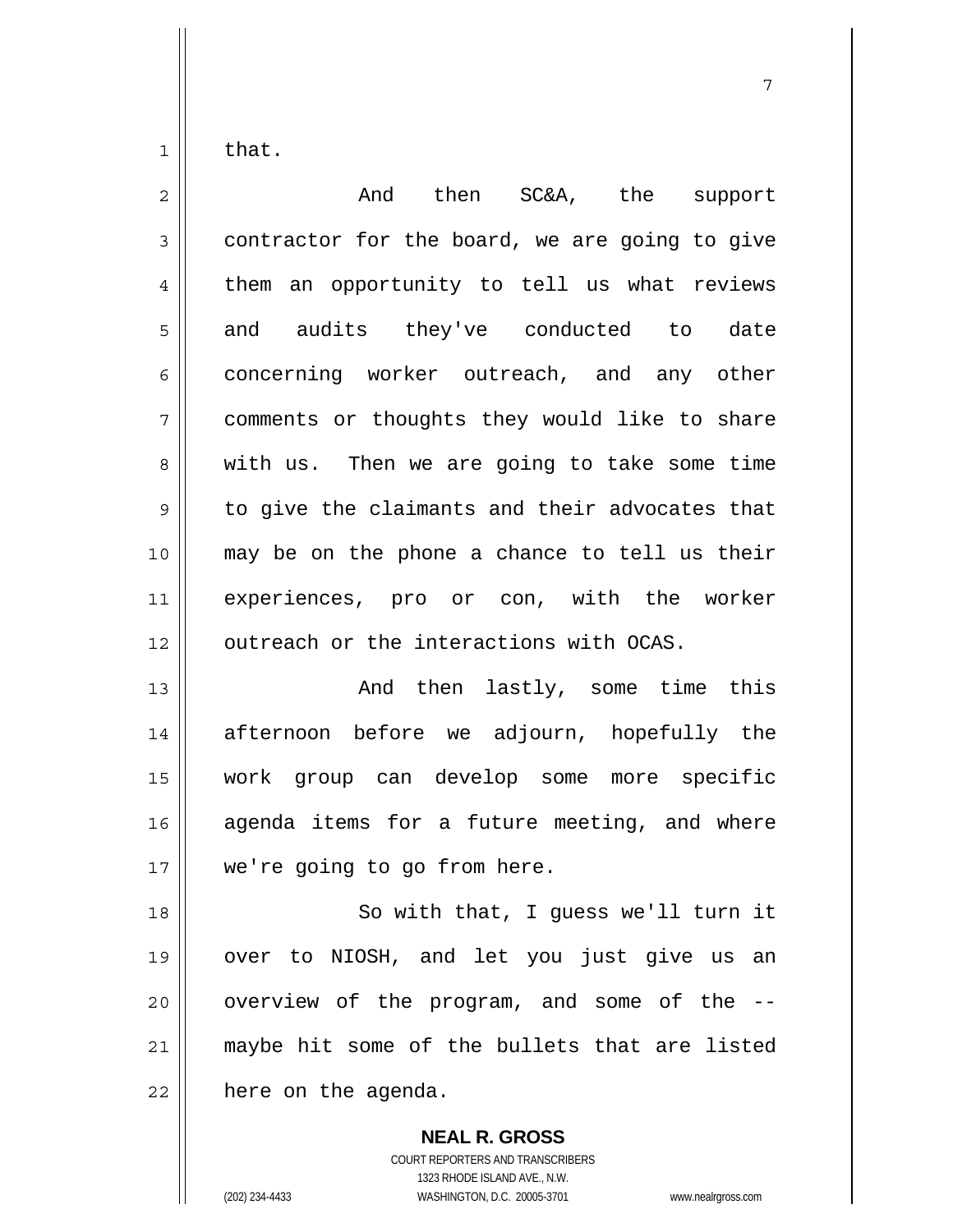that.

And then SC&A, the support contractor for the board, we are going to give them an opportunity to tell us what reviews and audits they've conducted to date concerning worker outreach, and any other comments or thoughts they would like to share with us. Then we are going to take some time to give the claimants and their advocates that may be on the phone a chance to tell us their experiences, pro or con, with the worker outreach or the interactions with OCAS.

And then lastly, some time this afternoon before we adjourn, hopefully the work group can develop some more specific agenda items for a future meeting, and where we're going to go from here.

So with that, I guess we'll turn it over to NIOSH, and let you just give us an overview of the program, and some of the -- maybe hit some of the bullets that are listed here on the agenda.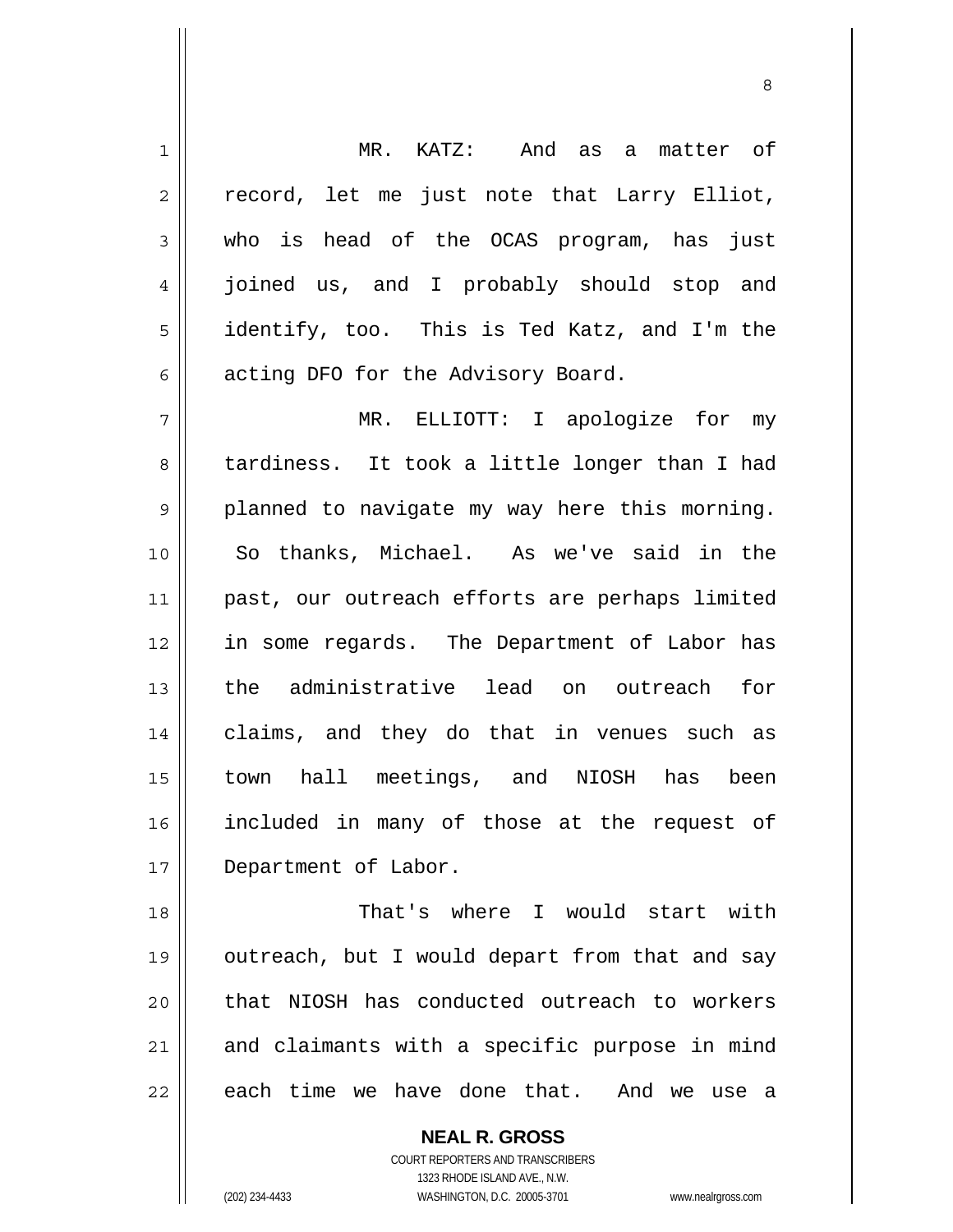MR. KATZ: And as a matter of record, let me just note that Larry Elliot, who is head of the OCAS program, has just joined us, and I probably should stop and identify, too. This is Ted Katz, and I'm the acting DFO for the Advisory Board.

MR. ELLIOTT: I apologize for my tardiness. It took a little longer than I had planned to navigate my way here this morning. So thanks, Michael. As we've said in the past, our outreach efforts are perhaps limited in some regards. The Department of Labor has the administrative lead on outreach for claims, and they do that in venues such as town hall meetings, and NIOSH has been included in many of those at the request of Department of Labor.

That's where I would start with outreach, but I would depart from that and say that NIOSH has conducted outreach to workers and claimants with a specific purpose in mind each time we have done that. And we use a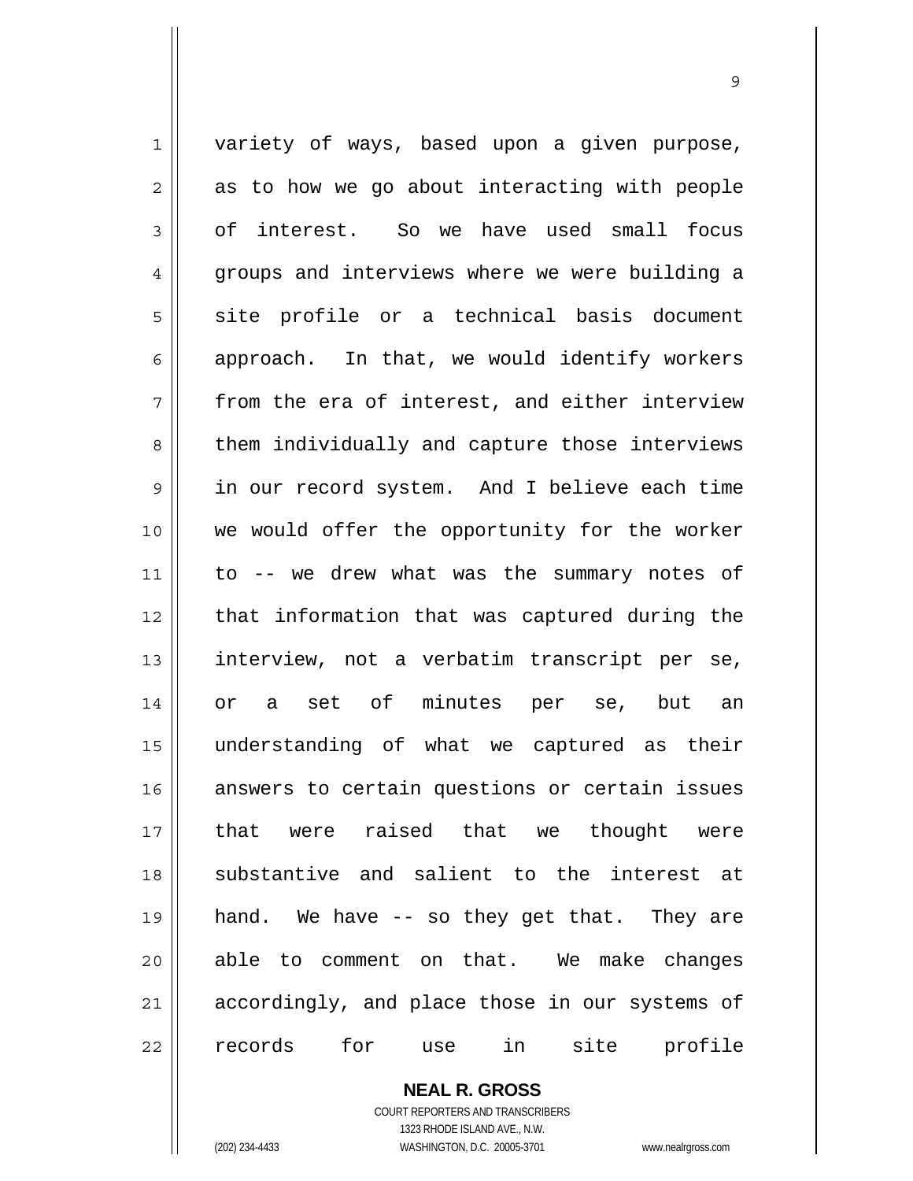variety of ways, based upon a given purpose, as to how we go about interacting with people of interest. So we have used small focus groups and interviews where we were building a site profile or a technical basis document approach. In that, we would identify workers from the era of interest, and either interview them individually and capture those interviews in our record system. And I believe each time we would offer the opportunity for the worker to -- we drew what was the summary notes of that information that was captured during the interview, not a verbatim transcript per se, or a set of minutes per se, but an understanding of what we captured as their answers to certain questions or certain issues that were raised that we thought were substantive and salient to the interest at hand. We have -- so they get that. They are able to comment on that. We make changes accordingly, and place those in our systems of records for use in site profile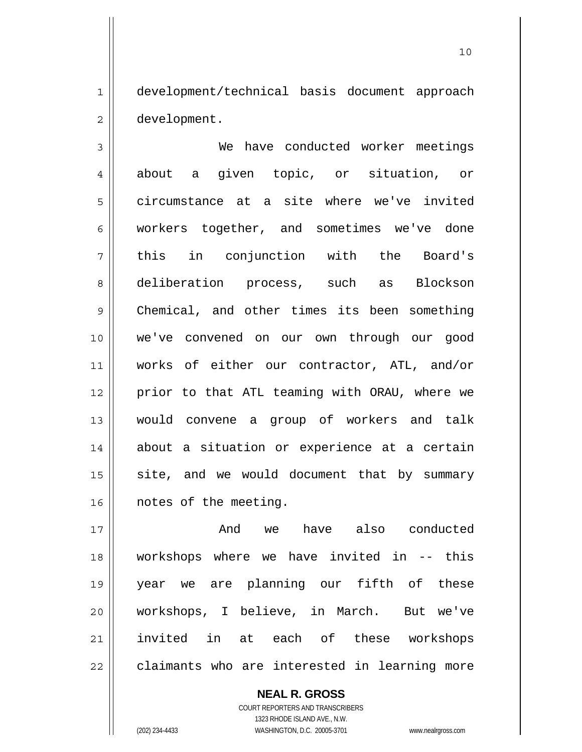development/technical basis document approach development.

We have conducted worker meetings about a given topic, or situation, or circumstance at a site where we've invited workers together, and sometimes we've done this in conjunction with the Board's deliberation process, such as Blockson Chemical, and other times its been something we've convened on our own through our good works of either our contractor, ATL, and/or prior to that ATL teaming with ORAU, where we would convene a group of workers and talk about a situation or experience at a certain site, and we would document that by summary notes of the meeting.

And we have also conducted workshops where we have invited in -- this year we are planning our fifth of these workshops, I believe, in March. But we've invited in at each of these workshops claimants who are interested in learning more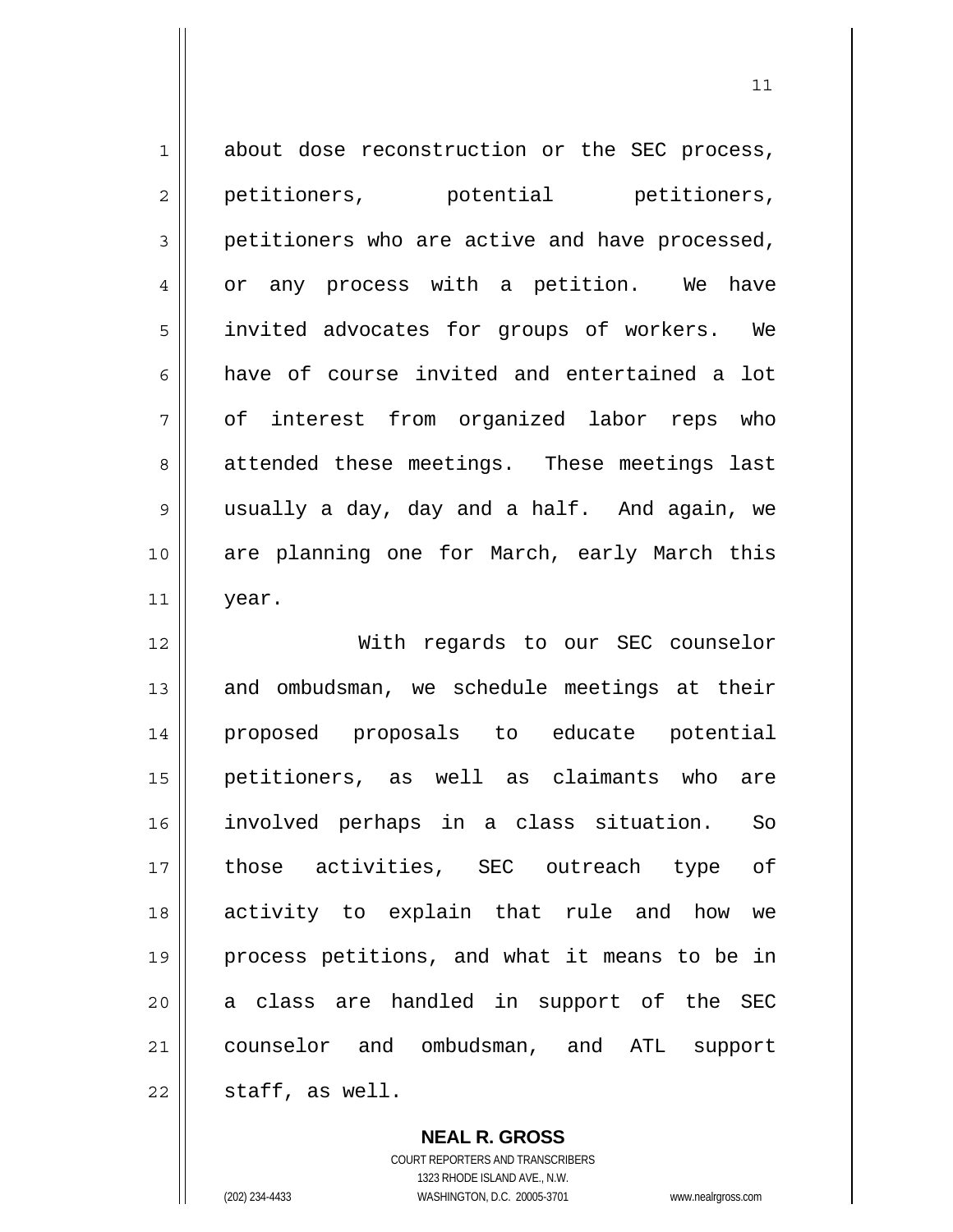about dose reconstruction or the SEC process, petitioners, potential petitioners, petitioners who are active and have processed, or any process with a petition. We have invited advocates for groups of workers. We have of course invited and entertained a lot of interest from organized labor reps who attended these meetings. These meetings last usually a day, day and a half. And again, we are planning one for March, early March this year.

With regards to our SEC counselor and ombudsman, we schedule meetings at their proposed proposals to educate potential petitioners, as well as claimants who are involved perhaps in a class situation. So those activities, SEC outreach type of activity to explain that rule and how we process petitions, and what it means to be in a class are handled in support of the SEC counselor and ombudsman, and ATL support staff, as well.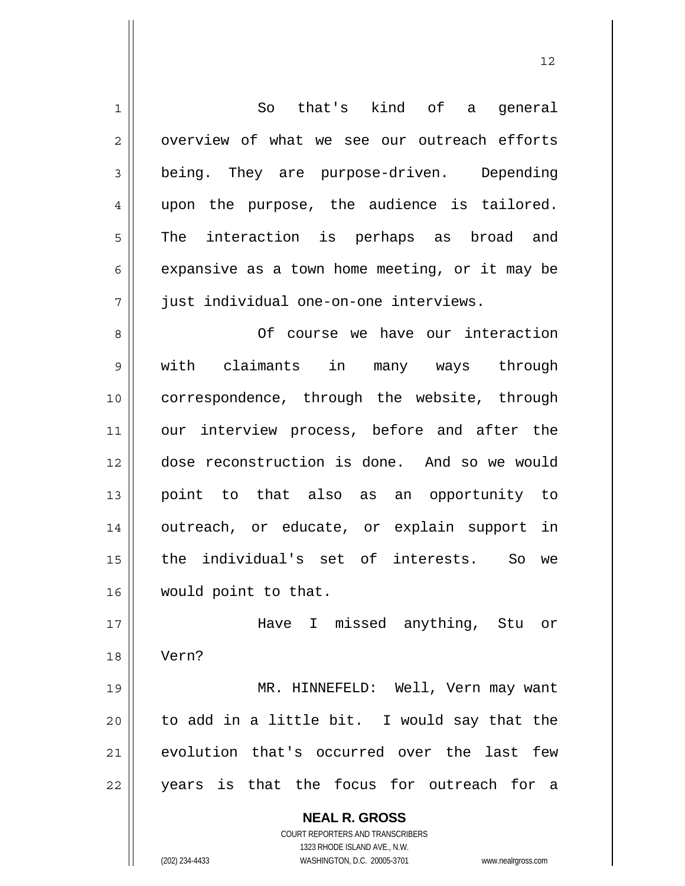So that's kind of a general overview of what we see our outreach efforts being. They are purpose-driven. Depending upon the purpose, the audience is tailored. The interaction is perhaps as broad and expansive as a town home meeting, or it may be just individual one-on-one interviews.

Of course we have our interaction with claimants in many ways through correspondence, through the website, through our interview process, before and after the dose reconstruction is done. And so we would point to that also as an opportunity to outreach, or educate, or explain support in the individual's set of interests. So we would point to that.

Have I missed anything, Stu or Vern?

MR. HINNEFELD: Well, Vern may want to add in a little bit. I would say that the evolution that's occurred over the last few years is that the focus for outreach for a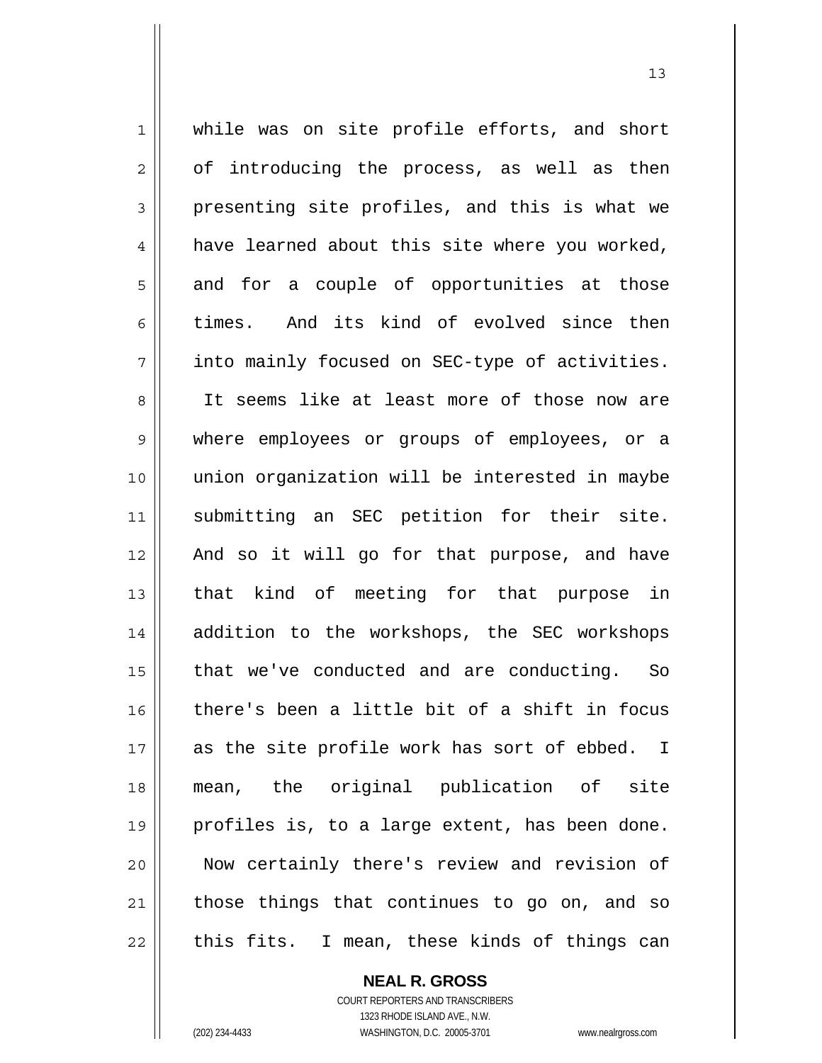while was on site profile efforts, and short of introducing the process, as well as then presenting site profiles, and this is what we have learned about this site where you worked, and for a couple of opportunities at those times. And its kind of evolved since then into mainly focused on SEC-type of activities. It seems like at least more of those now are where employees or groups of employees, or a union organization will be interested in maybe submitting an SEC petition for their site. And so it will go for that purpose, and have that kind of meeting for that purpose in addition to the workshops, the SEC workshops that we've conducted and are conducting. So there's been a little bit of a shift in focus as the site profile work has sort of ebbed. I mean, the original publication of site profiles is, to a large extent, has been done. Now certainly there's review and revision of those things that continues to go on, and so this fits. I mean, these kinds of things can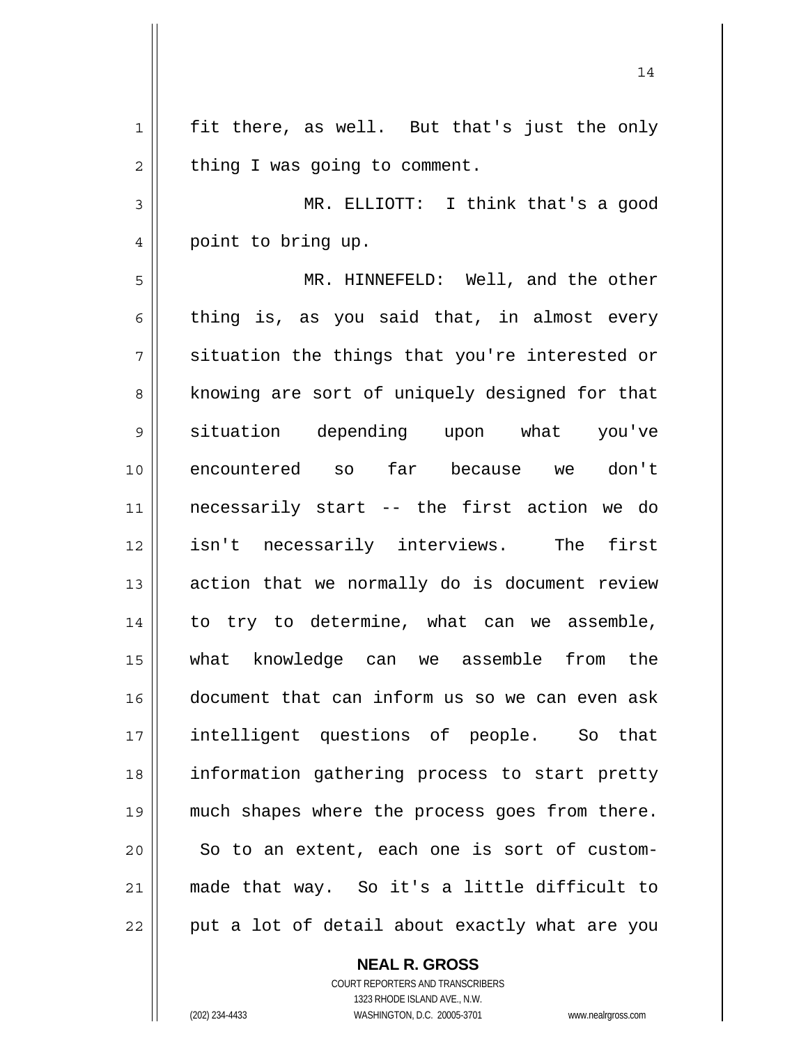fit there, as well. But that's just the only thing I was going to comment.

MR. ELLIOTT: I think that's a good point to bring up.

MR. HINNEFELD: Well, and the other thing is, as you said that, in almost every situation the things that you're interested or knowing are sort of uniquely designed for that situation depending upon what you've encountered so far because we don't necessarily start -- the first action we do isn't necessarily interviews. The first action that we normally do is document review to try to determine, what can we assemble, what knowledge can we assemble from the document that can inform us so we can even ask intelligent questions of people. So that information gathering process to start pretty much shapes where the process goes from there. So to an extent, each one is sort of custom-made that way. So it's a little difficult to put a lot of detail about exactly what are you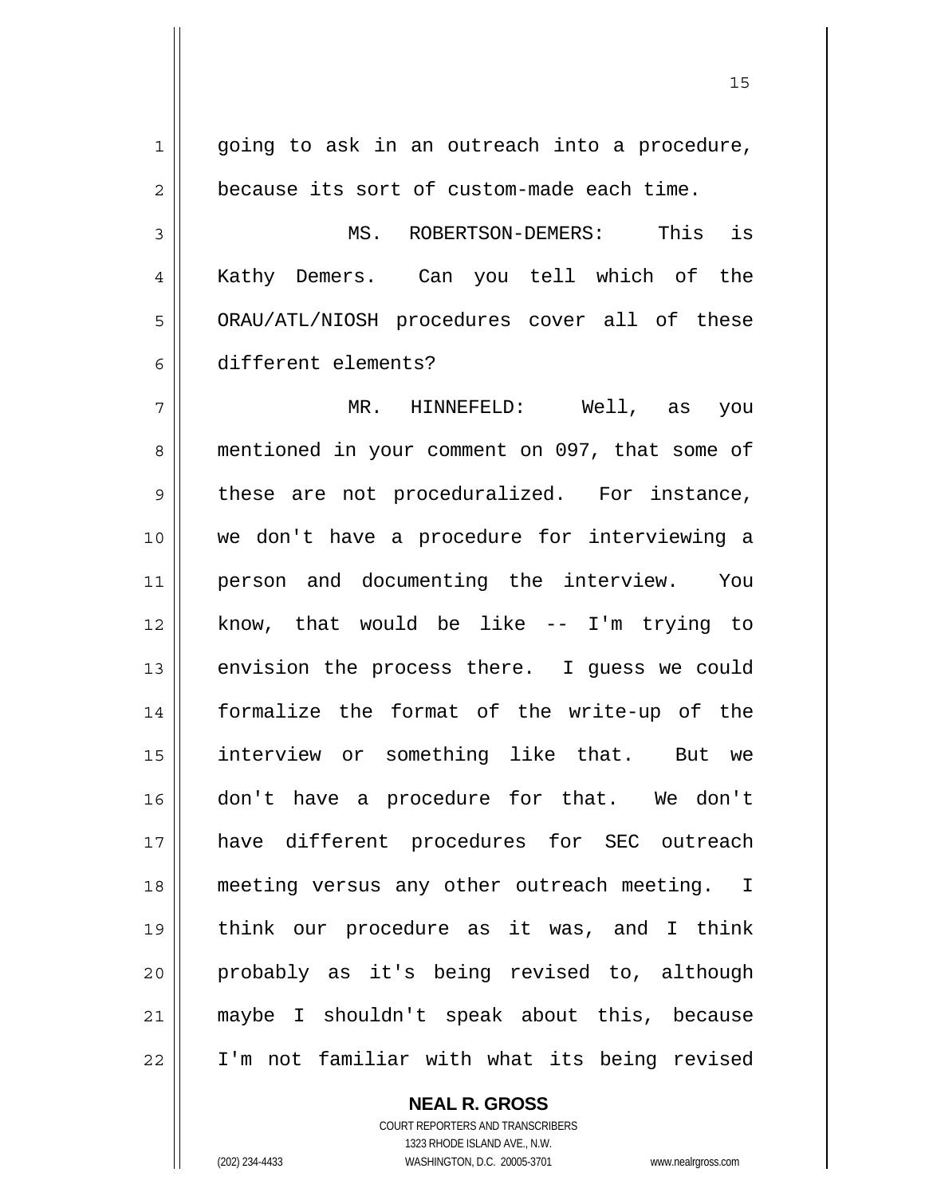going to ask in an outreach into a procedure, because its sort of custom-made each time.

MS. ROBERTSON-DEMERS: This is Kathy Demers. Can you tell which of the ORAU/ATL/NIOSH procedures cover all of these different elements?

MR. HINNEFELD: Well, as you mentioned in your comment on 097, that some of these are not proceduralized. For instance, we don't have a procedure for interviewing a person and documenting the interview. You know, that would be like -- I'm trying to envision the process there. I guess we could formalize the format of the write-up of the interview or something like that. But we don't have a procedure for that. We don't have different procedures for SEC outreach meeting versus any other outreach meeting. I think our procedure as it was, and I think probably as it's being revised to, although maybe I shouldn't speak about this, because I'm not familiar with what its being revised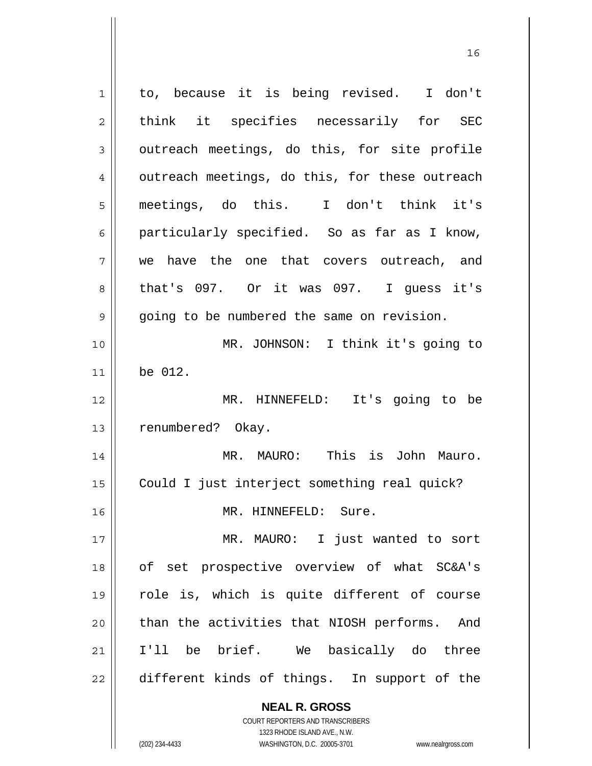to, because it is being revised. I don't think it specifies necessarily for SEC outreach meetings, do this, for site profile outreach meetings, do this, for these outreach meetings, do this. I don't think it's particularly specified. So as far as I know, we have the one that covers outreach, and that's 097. Or it was 097. I guess it's going to be numbered the same on revision.

MR. JOHNSON: I think it's going to be 012.

MR. HINNEFELD: It's going to be renumbered? Okay.

MR. MAURO: This is John Mauro. Could I just interject something real quick?

MR. HINNEFELD: Sure.

MR. MAURO: I just wanted to sort of set prospective overview of what SC&A's role is, which is quite different of course than the activities that NIOSH performs. And I'll be brief. We basically do three different kinds of things. In support of the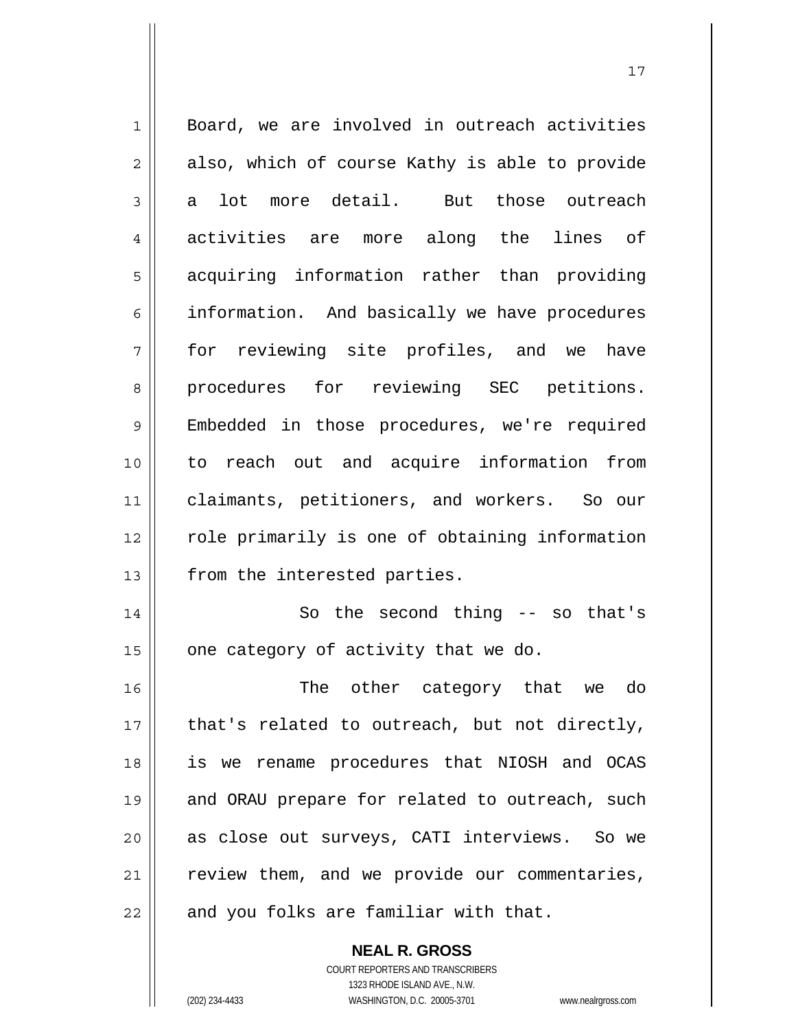Board, we are involved in outreach activities also, which of course Kathy is able to provide a lot more detail. But those outreach activities are more along the lines of acquiring information rather than providing information. And basically we have procedures for reviewing site profiles, and we have procedures for reviewing SEC petitions. Embedded in those procedures, we're required to reach out and acquire information from claimants, petitioners, and workers. So our role primarily is one of obtaining information from the interested parties.

So the second thing -- so that's one category of activity that we do.

The other category that we do that's related to outreach, but not directly, is we rename procedures that NIOSH and OCAS and ORAU prepare for related to outreach, such as close out surveys, CATI interviews. So we review them, and we provide our commentaries, and you folks are familiar with that.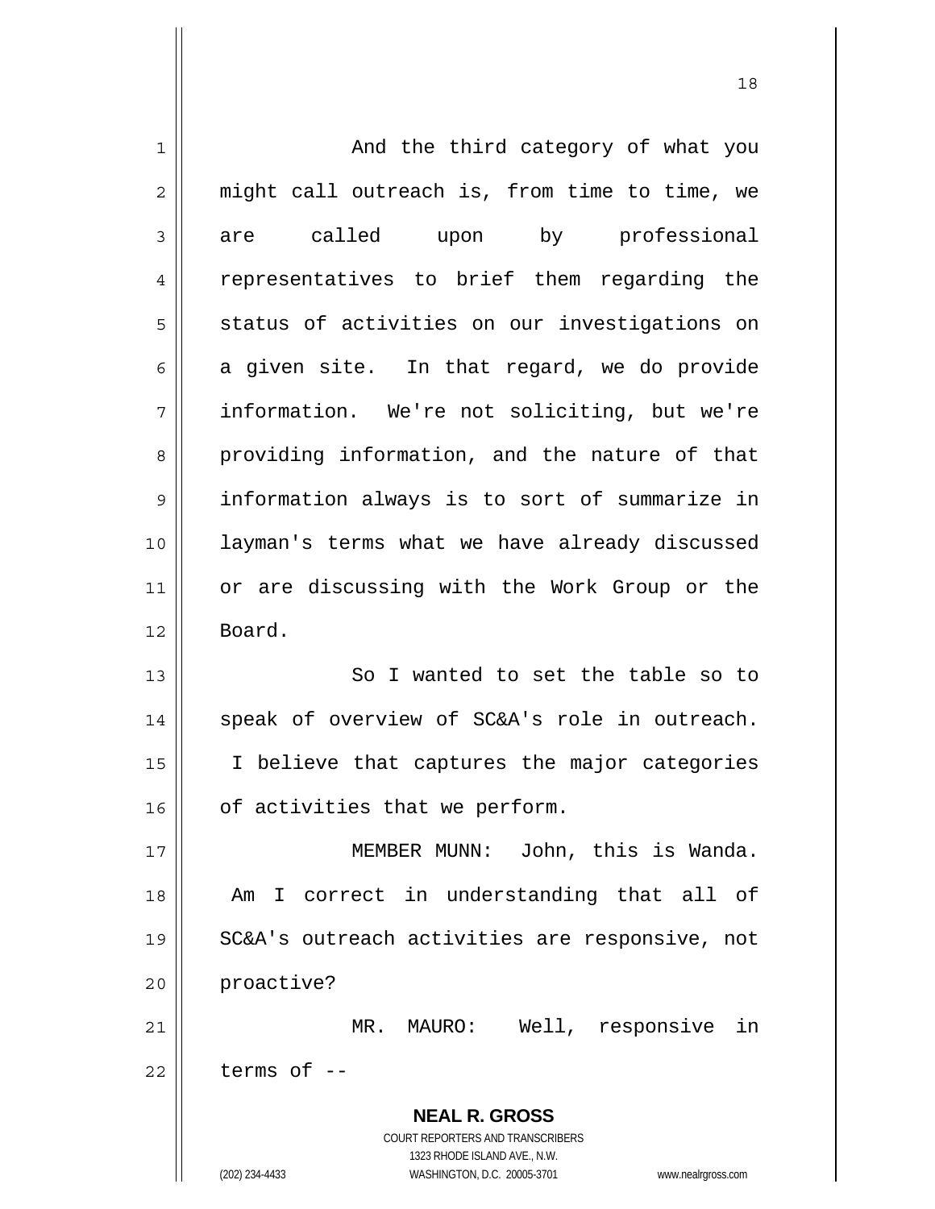And the third category of what you might call outreach is, from time to time, we are called upon by professional representatives to brief them regarding the status of activities on our investigations on a given site. In that regard, we do provide information. We're not soliciting, but we're providing information, and the nature of that information always is to sort of summarize in layman's terms what we have already discussed or are discussing with the Work Group or the Board.

So I wanted to set the table so to speak of overview of SC&A's role in outreach. I believe that captures the major categories of activities that we perform.

MEMBER MUNN: John, this is Wanda. Am I correct in understanding that all of SC&A's outreach activities are responsive, not proactive?

MR. MAURO: Well, responsive in terms of --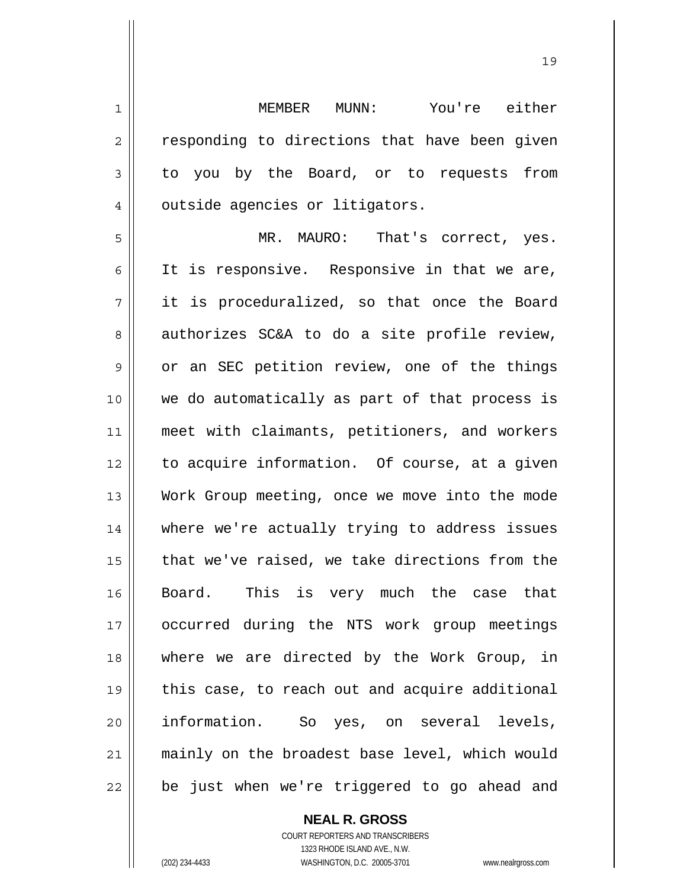MEMBER MUNN: You're either responding to directions that have been given to you by the Board, or to requests from outside agencies or litigators.

MR. MAURO: That's correct, yes. It is responsive. Responsive in that we are, it is proceduralized, so that once the Board authorizes SC&A to do a site profile review, or an SEC petition review, one of the things we do automatically as part of that process is meet with claimants, petitioners, and workers to acquire information. Of course, at a given Work Group meeting, once we move into the mode where we're actually trying to address issues that we've raised, we take directions from the Board. This is very much the case that occurred during the NTS work group meetings where we are directed by the Work Group, in this case, to reach out and acquire additional information. So yes, on several levels, mainly on the broadest base level, which would be just when we're triggered to go ahead and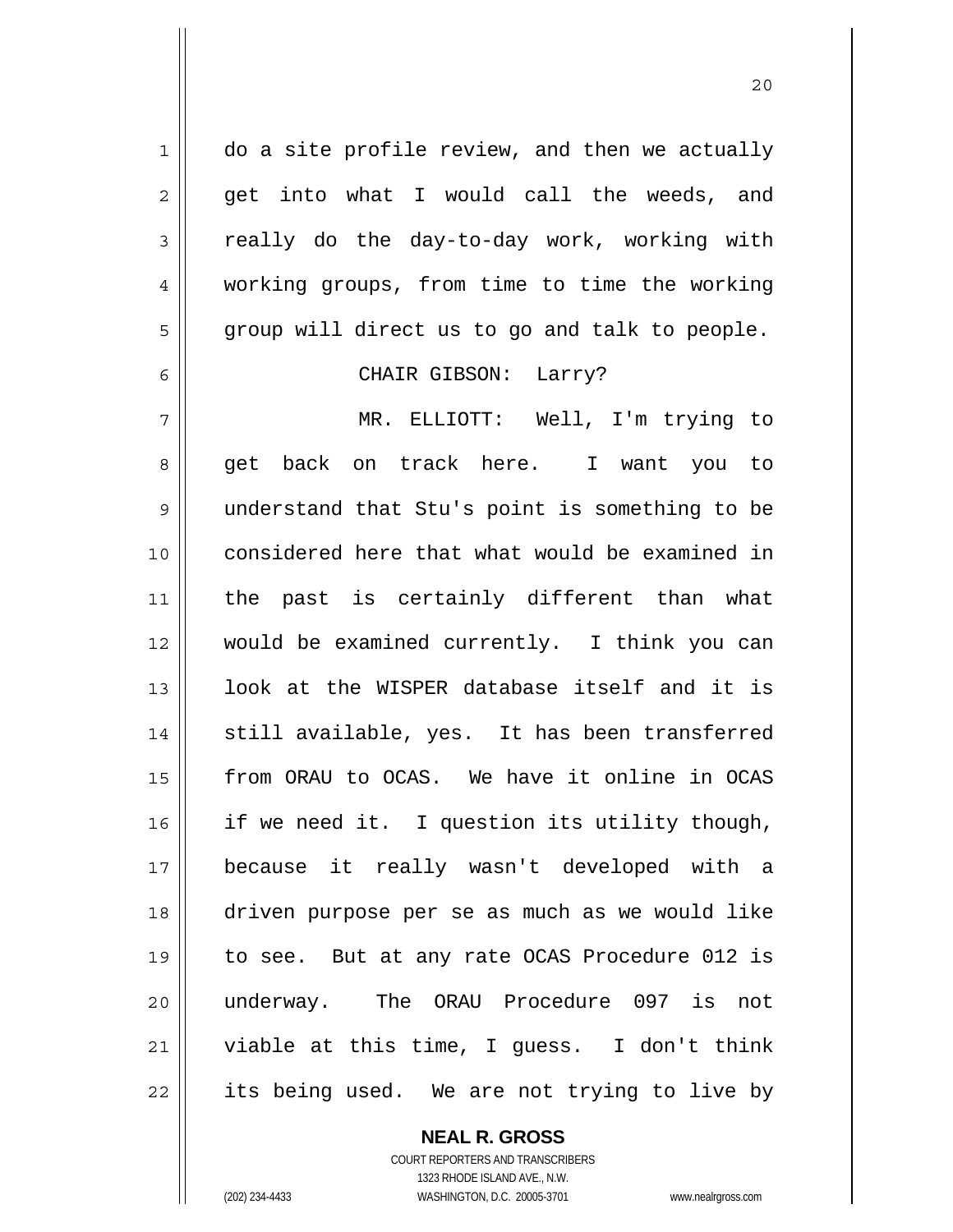do a site profile review, and then we actually get into what I would call the weeds, and really do the day-to-day work, working with working groups, from time to time the working group will direct us to go and talk to people.

CHAIR GIBSON: Larry?

MR. ELLIOTT: Well, I'm trying to get back on track here. I want you to understand that Stu's point is something to be considered here that what would be examined in the past is certainly different than what would be examined currently. I think you can look at the WISPER database itself and it is still available, yes. It has been transferred from ORAU to OCAS. We have it online in OCAS if we need it. I question its utility though, because it really wasn't developed with a driven purpose per se as much as we would like to see. But at any rate OCAS Procedure 012 is underway. The ORAU Procedure 097 is not viable at this time, I guess. I don't think its being used. We are not trying to live by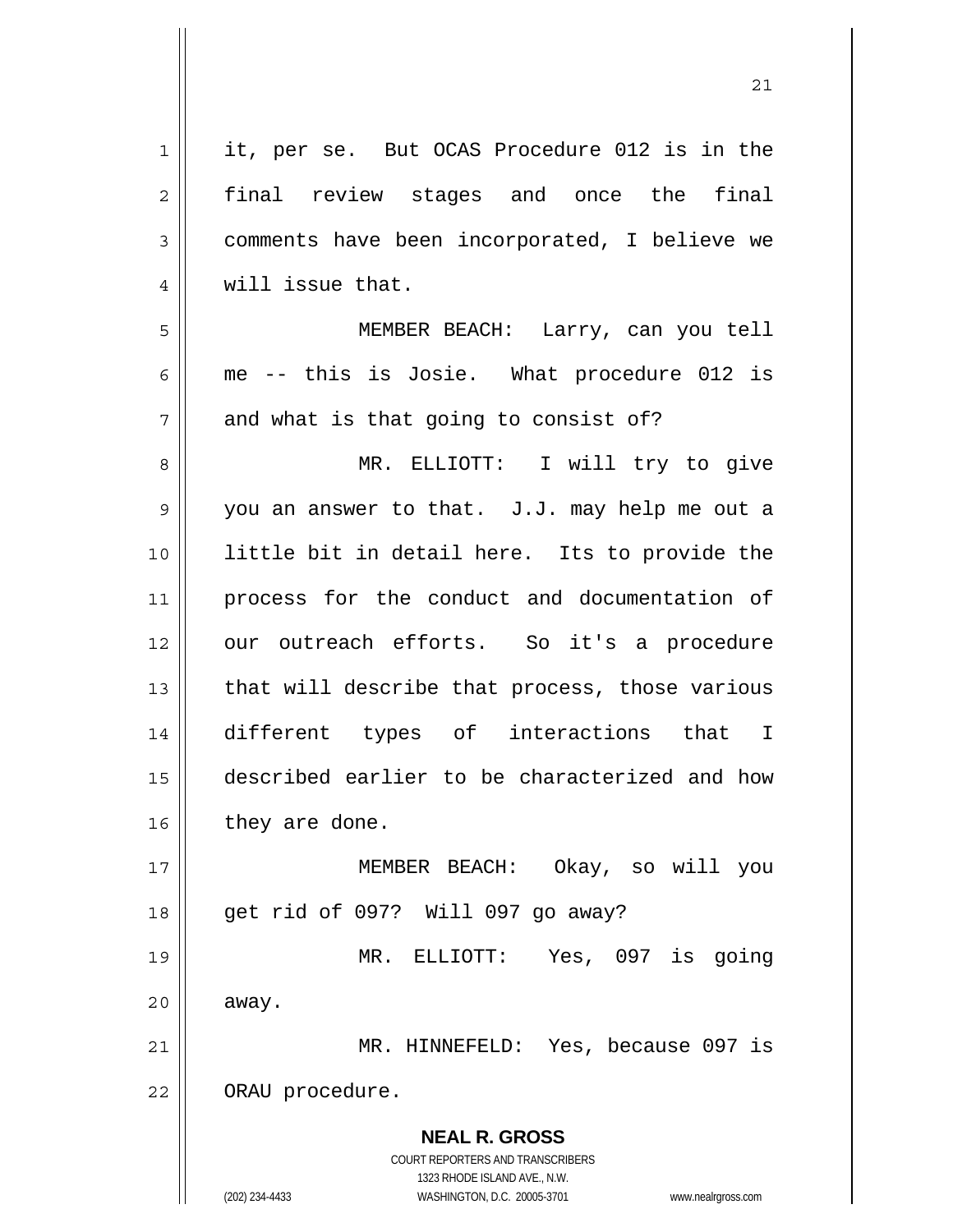it, per se. But OCAS Procedure 012 is in the final review stages and once the final comments have been incorporated, I believe we will issue that.

MEMBER BEACH: Larry, can you tell me -- this is Josie. What procedure 012 is and what is that going to consist of?

MR. ELLIOTT: I will try to give you an answer to that. J.J. may help me out a little bit in detail here. Its to provide the process for the conduct and documentation of our outreach efforts. So it's a procedure that will describe that process, those various different types of interactions that I described earlier to be characterized and how they are done.

MEMBER BEACH: Okay, so will you get rid of 097? Will 097 go away?

MR. ELLIOTT: Yes, 097 is going away.

MR. HINNEFELD: Yes, because 097 is ORAU procedure.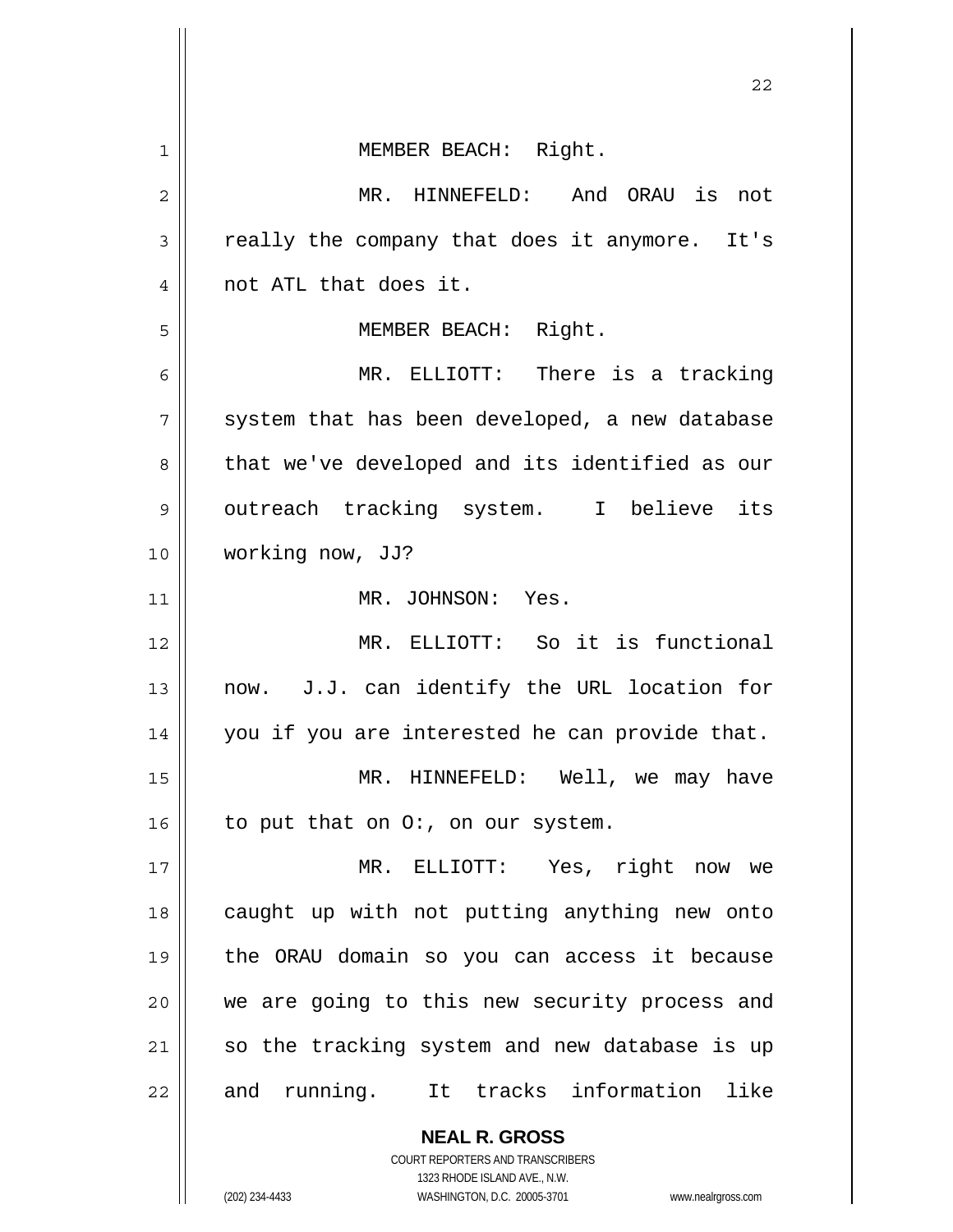MEMBER BEACH: Right.

MR. HINNEFELD: And ORAU is not really the company that does it anymore. It's not ATL that does it.

MEMBER BEACH: Right.

MR. ELLIOTT: There is a tracking system that has been developed, a new database that we've developed and its identified as our outreach tracking system. I believe its working now, JJ?

MR. JOHNSON: Yes.

MR. ELLIOTT: So it is functional now. J.J. can identify the URL location for you if you are interested he can provide that.

MR. HINNEFELD: Well, we may have to put that on O:, on our system.

MR. ELLIOTT: Yes, right now we caught up with not putting anything new onto the ORAU domain so you can access it because we are going to this new security process and so the tracking system and new database is up and running. It tracks information like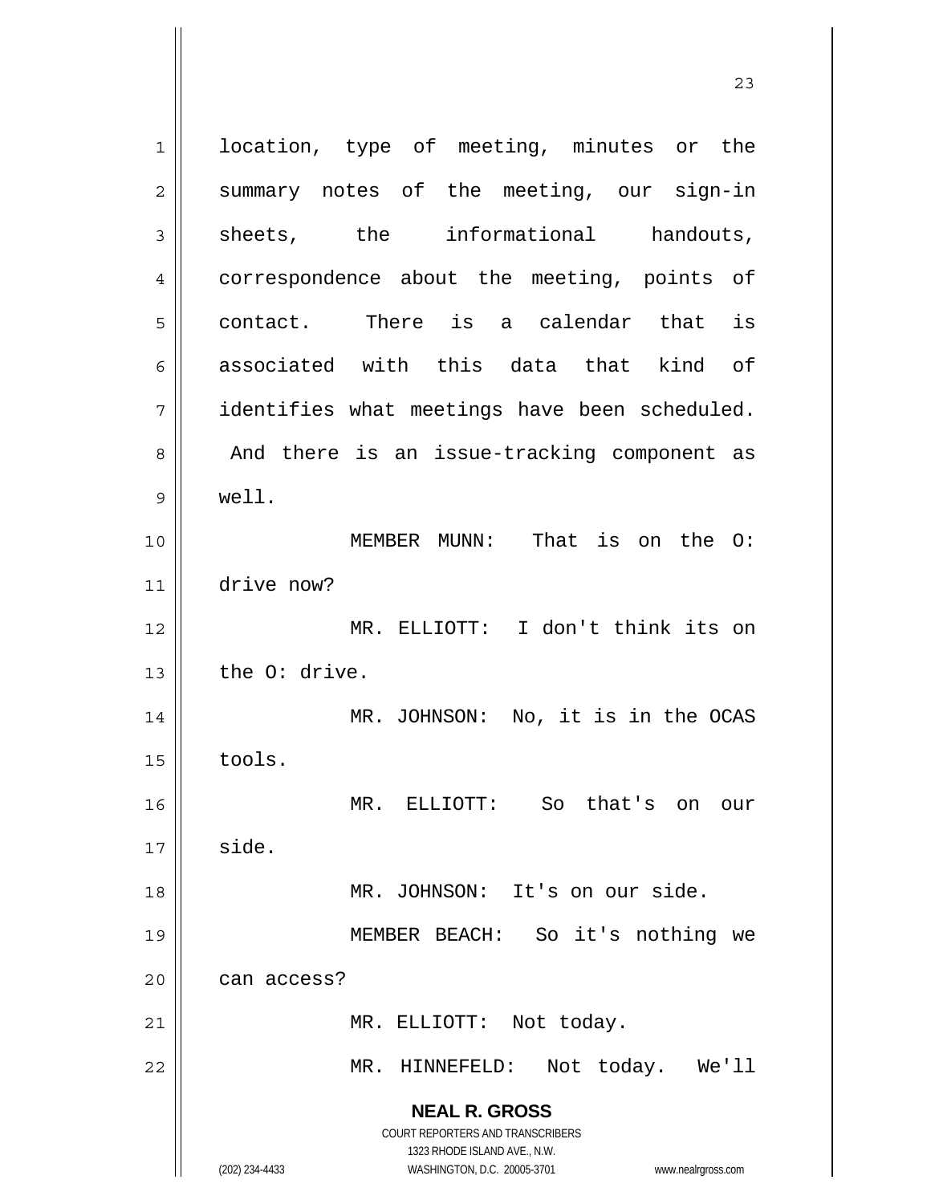location, type of meeting, minutes or the summary notes of the meeting, our sign-in sheets, the informational handouts, correspondence about the meeting, points of contact. There is a calendar that is associated with this data that kind of identifies what meetings have been scheduled. And there is an issue-tracking component as well.

MEMBER MUNN: That is on the O: drive now?

MR. ELLIOTT: I don't think its on the O: drive.

MR. JOHNSON: No, it is in the OCAS tools.

MR. ELLIOTT: So that's on our side.

MR. JOHNSON: It's on our side.

MEMBER BEACH: So it's nothing we can access?

MR. ELLIOTT: Not today.

MR. HINNEFELD: Not today. We'll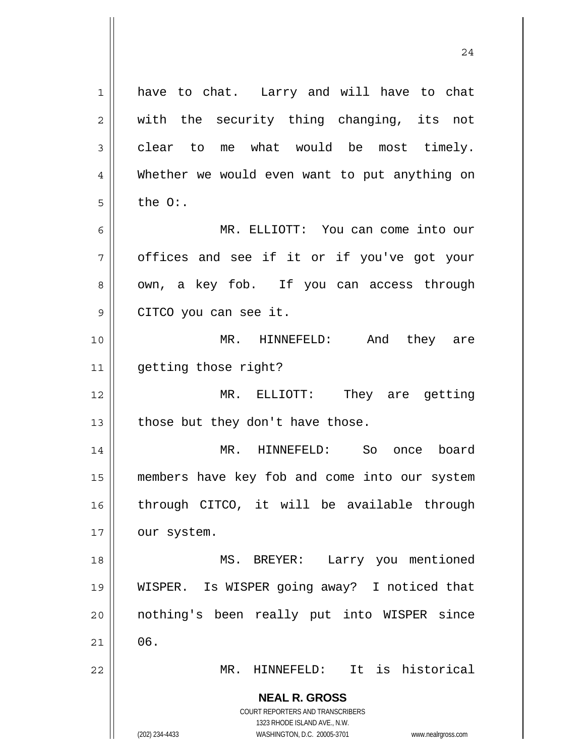have to chat. Larry and will have to chat with the security thing changing, its not clear to me what would be most timely. Whether we would even want to put anything on the O:.

MR. ELLIOTT: You can come into our offices and see if it or if you've got your own, a key fob. If you can access through CITCO you can see it.

MR. HINNEFELD: And they are getting those right?

MR. ELLIOTT: They are getting those but they don't have those.

MR. HINNEFELD: So once board members have key fob and come into our system through CITCO, it will be available through our system.

MS. BREYER: Larry you mentioned WISPER. Is WISPER going away? I noticed that nothing's been really put into WISPER since 06.

MR. HINNEFELD: It is historical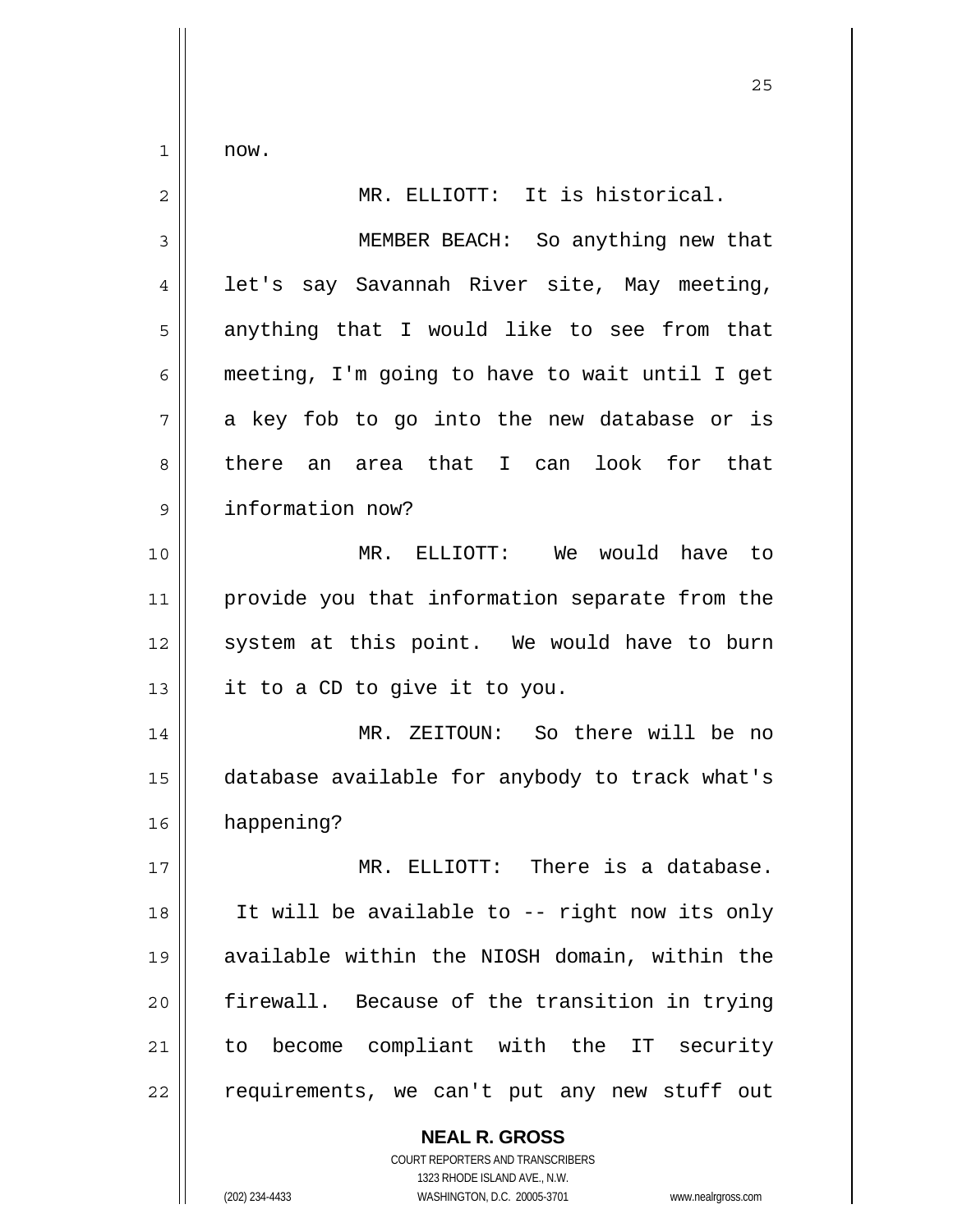now.

MR. ELLIOTT: It is historical.

MEMBER BEACH: So anything new that let's say Savannah River site, May meeting, anything that I would like to see from that meeting, I'm going to have to wait until I get a key fob to go into the new database or is there an area that I can look for that information now?

MR. ELLIOTT: We would have to provide you that information separate from the system at this point. We would have to burn it to a CD to give it to you.

MR. ZEITOUN: So there will be no database available for anybody to track what's happening?

MR. ELLIOTT: There is a database. It will be available to -- right now its only available within the NIOSH domain, within the firewall. Because of the transition in trying to become compliant with the IT security requirements, we can't put any new stuff out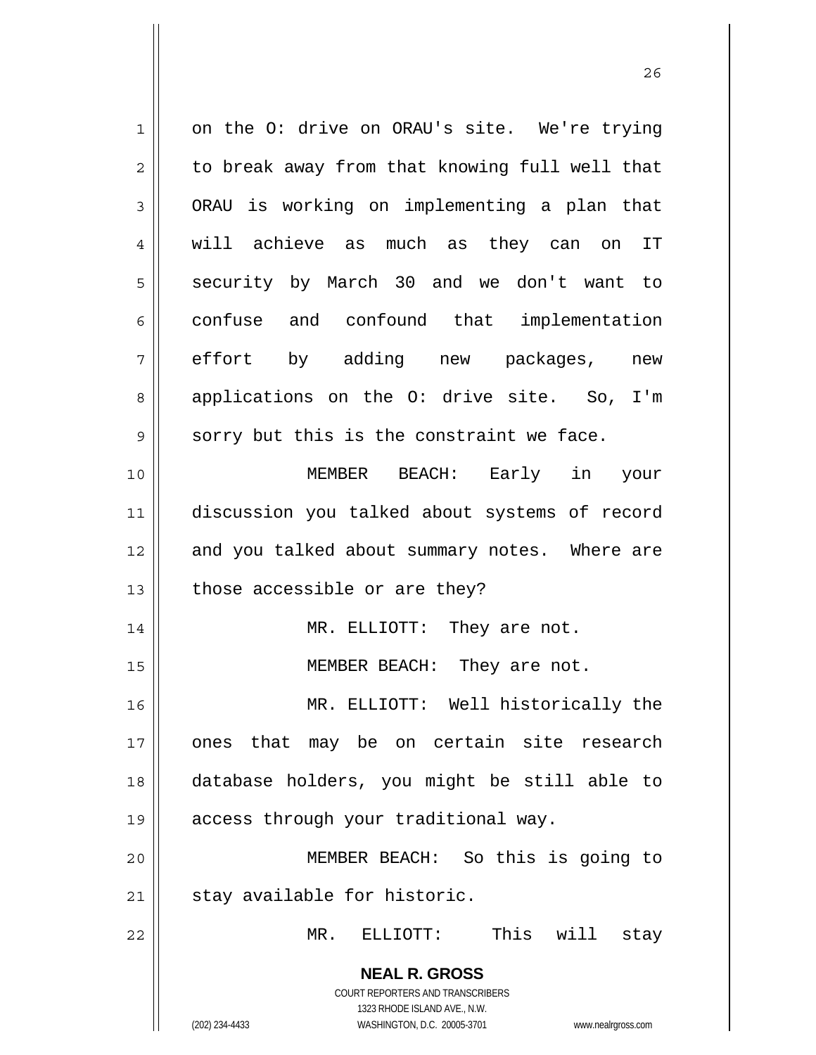on the O: drive on ORAU's site. We're trying to break away from that knowing full well that ORAU is working on implementing a plan that will achieve as much as they can on IT security by March 30 and we don't want to confuse and confound that implementation effort by adding new packages, new applications on the O: drive site. So, I'm sorry but this is the constraint we face.

MEMBER BEACH: Early in your discussion you talked about systems of record and you talked about summary notes. Where are those accessible or are they?

MR. ELLIOTT: They are not.

MEMBER BEACH: They are not.

MR. ELLIOTT: Well historically the ones that may be on certain site research database holders, you might be still able to access through your traditional way.

MEMBER BEACH: So this is going to stay available for historic.

MR. ELLIOTT: This will stay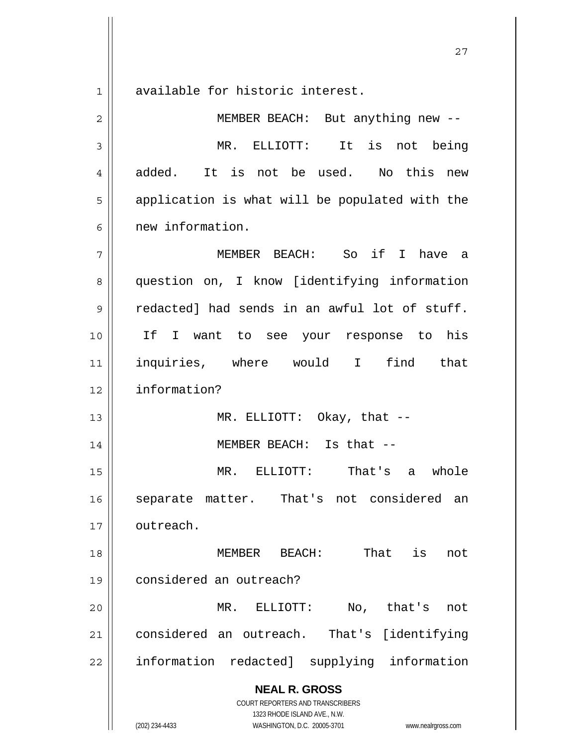available for historic interest.

MEMBER BEACH: But anything new --

MR. ELLIOTT: It is not being added. It is not be used. No this new application is what will be populated with the new information.

MEMBER BEACH: So if I have a question on, I know [identifying information redacted] had sends in an awful lot of stuff. If I want to see your response to his inquiries, where would I find that information?

MR. ELLIOTT: Okay, that --

MEMBER BEACH: Is that --

MR. ELLIOTT: That's a whole separate matter. That's not considered an outreach.

MEMBER BEACH: That is not considered an outreach?

MR. ELLIOTT: No, that's not considered an outreach. That's [identifying information redacted] supplying information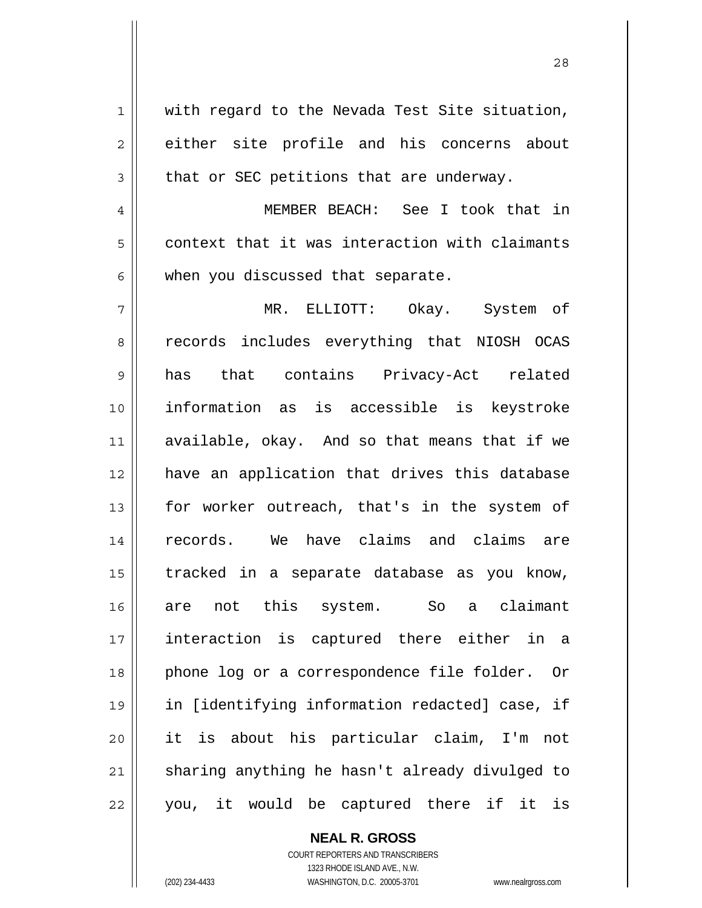with regard to the Nevada Test Site situation, either site profile and his concerns about that or SEC petitions that are underway.

MEMBER BEACH: See I took that in context that it was interaction with claimants when you discussed that separate.

MR. ELLIOTT: Okay. System of records includes everything that NIOSH OCAS has that contains Privacy-Act related information as is accessible is keystroke available, okay. And so that means that if we have an application that drives this database for worker outreach, that's in the system of records. We have claims and claims are tracked in a separate database as you know, are not this system. So a claimant interaction is captured there either in a phone log or a correspondence file folder. Or in [identifying information redacted] case, if it is about his particular claim, I'm not sharing anything he hasn't already divulged to you, it would be captured there if it is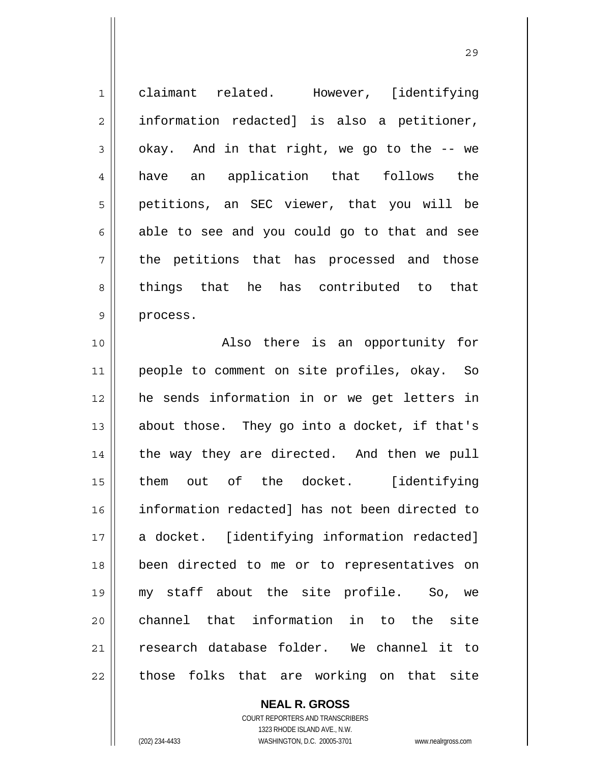claimant related. However, [identifying information redacted] is also a petitioner, okay. And in that right, we go to the -- we have an application that follows the petitions, an SEC viewer, that you will be able to see and you could go to that and see the petitions that has processed and those things that he has contributed to that process.

Also there is an opportunity for people to comment on site profiles, okay. So he sends information in or we get letters in about those. They go into a docket, if that's the way they are directed. And then we pull them out of the docket. [identifying information redacted] has not been directed to a docket. [identifying information redacted] been directed to me or to representatives on my staff about the site profile. So, we channel that information in to the site research database folder. We channel it to those folks that are working on that site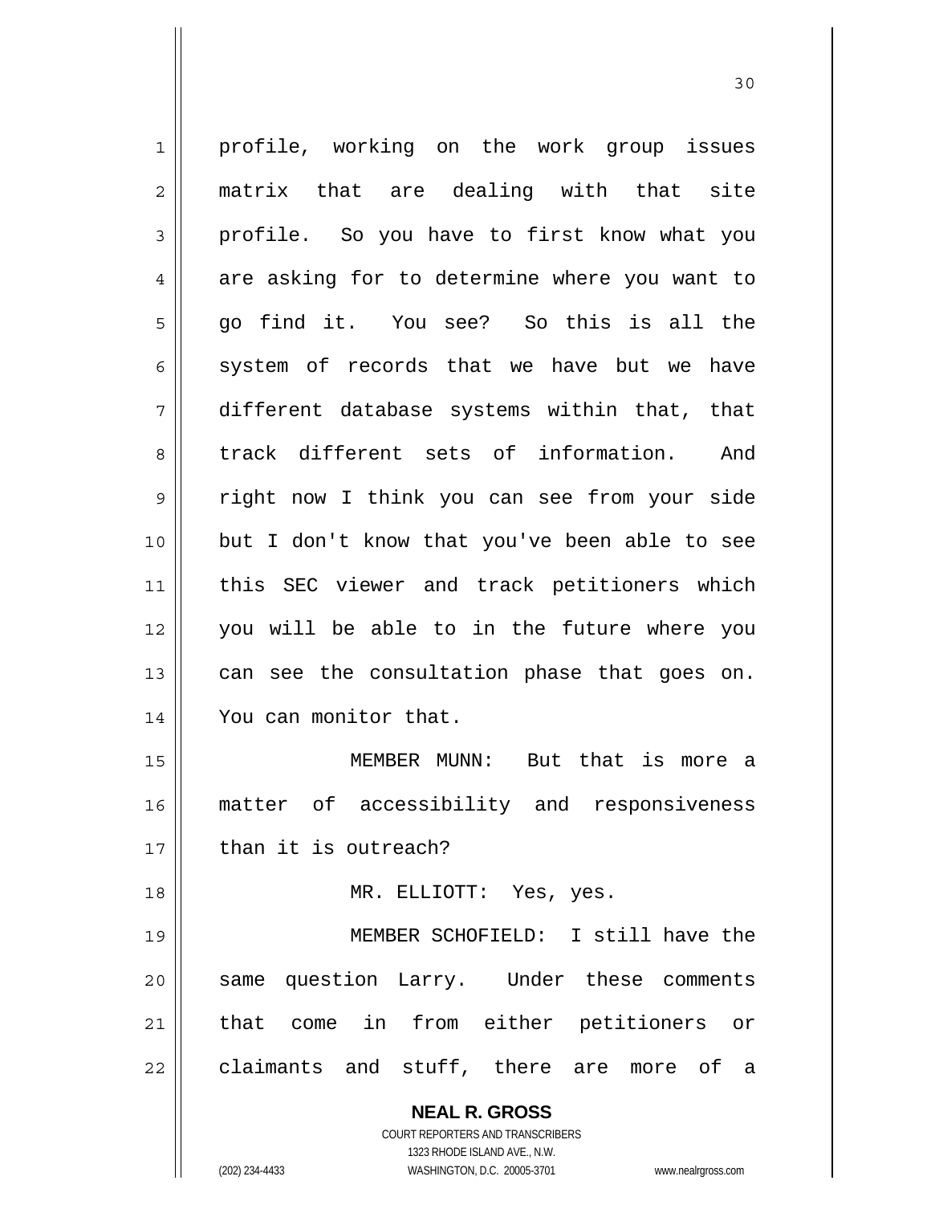profile, working on the work group issues matrix that are dealing with that site profile. So you have to first know what you are asking for to determine where you want to go find it. You see? So this is all the system of records that we have but we have different database systems within that, that track different sets of information. And right now I think you can see from your side but I don't know that you've been able to see this SEC viewer and track petitioners which you will be able to in the future where you can see the consultation phase that goes on. You can monitor that.

MEMBER MUNN: But that is more a matter of accessibility and responsiveness than it is outreach?

MR. ELLIOTT: Yes, yes.

MEMBER SCHOFIELD: I still have the same question Larry. Under these comments that come in from either petitioners or claimants and stuff, there are more of a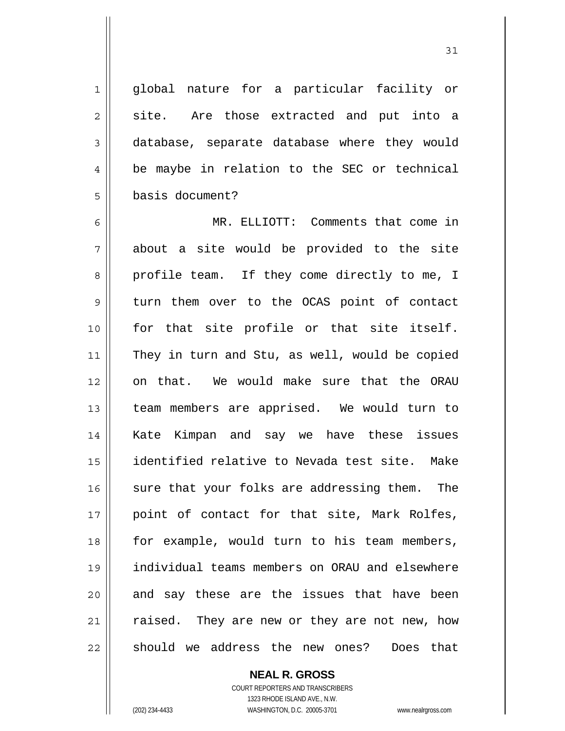global nature for a particular facility or site. Are those extracted and put into a database, separate database where they would be maybe in relation to the SEC or technical basis document?

MR. ELLIOTT: Comments that come in about a site would be provided to the site profile team. If they come directly to me, I turn them over to the OCAS point of contact for that site profile or that site itself. They in turn and Stu, as well, would be copied on that. We would make sure that the ORAU team members are apprised. We would turn to Kate Kimpan and say we have these issues identified relative to Nevada test site. Make sure that your folks are addressing them. The point of contact for that site, Mark Rolfes, for example, would turn to his team members, individual teams members on ORAU and elsewhere and say these are the issues that have been raised. They are new or they are not new, how should we address the new ones? Does that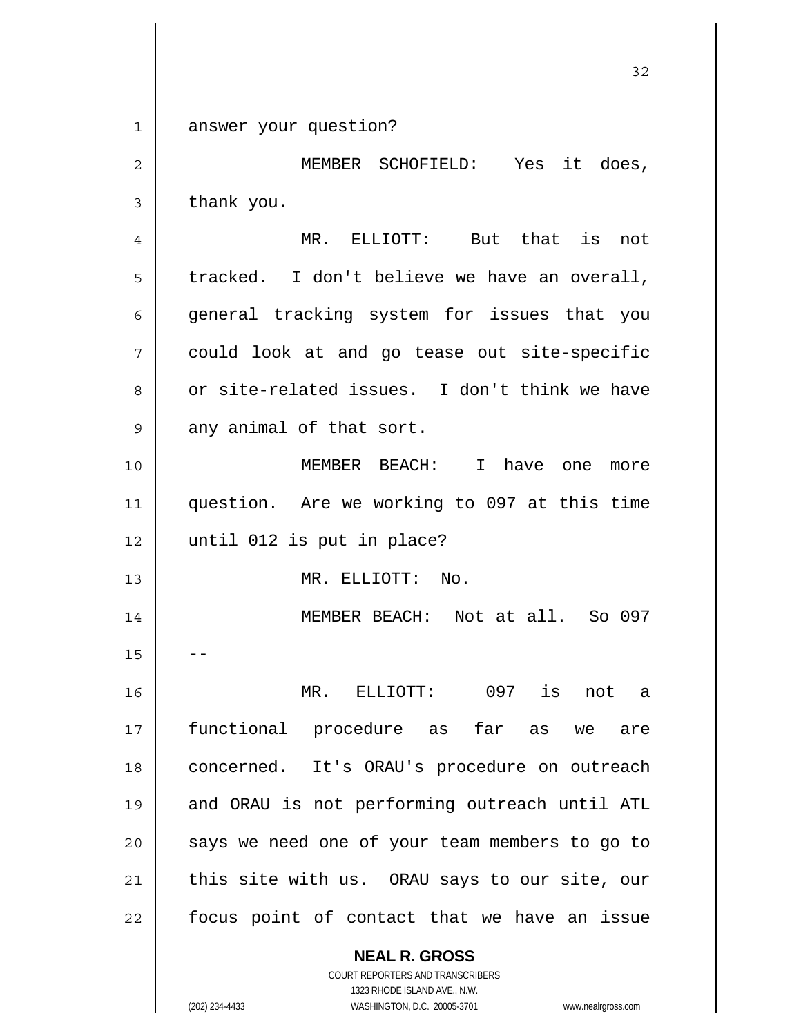answer your question?

MEMBER SCHOFIELD: Yes it does, thank you.

MR. ELLIOTT: But that is not tracked. I don't believe we have an overall, general tracking system for issues that you could look at and go tease out site-specific or site-related issues. I don't think we have any animal of that sort.

MEMBER BEACH: I have one more question. Are we working to 097 at this time until 012 is put in place?

MR. ELLIOTT: No.

MEMBER BEACH: Not at all. So 097 --

MR. ELLIOTT: 097 is not a functional procedure as far as we are concerned. It's ORAU's procedure on outreach and ORAU is not performing outreach until ATL says we need one of your team members to go to this site with us. ORAU says to our site, our focus point of contact that we have an issue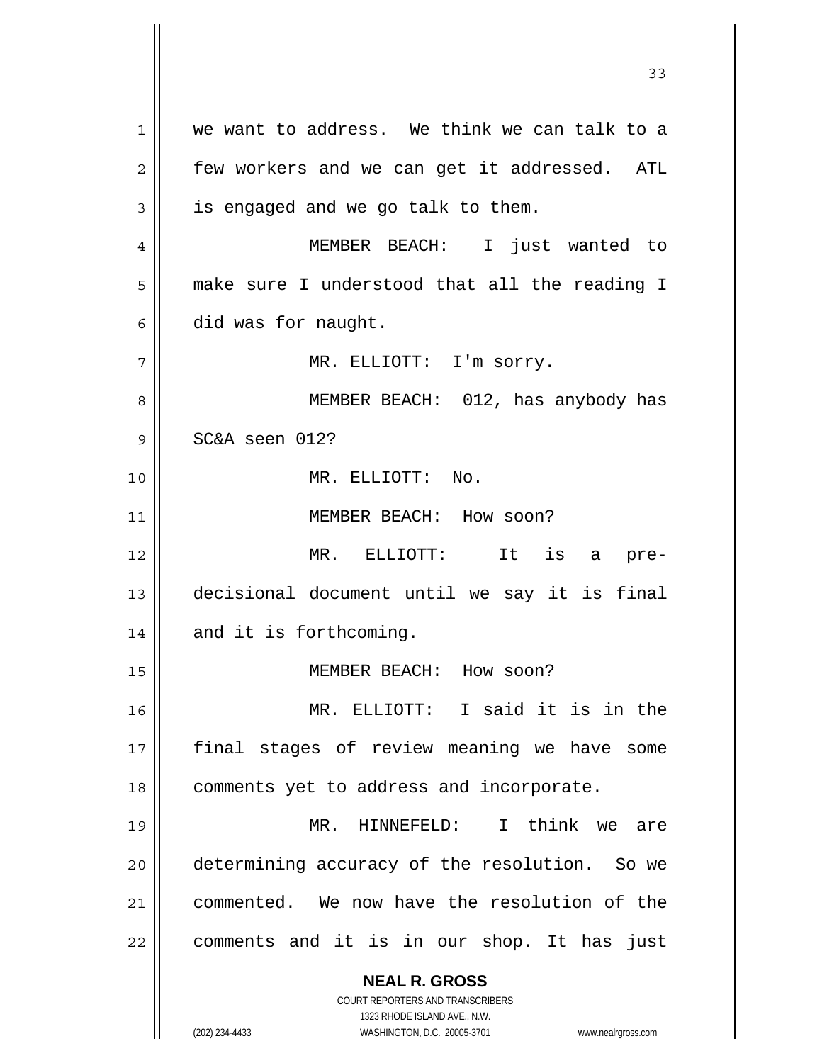we want to address. We think we can talk to a few workers and we can get it addressed. ATL is engaged and we go talk to them.

MEMBER BEACH: I just wanted to make sure I understood that all the reading I did was for naught.

MR. ELLIOTT: I'm sorry.

MEMBER BEACH: 012, has anybody has SC&A seen 012?

MR. ELLIOTT: No.

MEMBER BEACH: How soon?

MR. ELLIOTT: It is a pre-decisional document until we say it is final and it is forthcoming.

MEMBER BEACH: How soon?

MR. ELLIOTT: I said it is in the final stages of review meaning we have some comments yet to address and incorporate.

MR. HINNEFELD: I think we are determining accuracy of the resolution. So we commented. We now have the resolution of the comments and it is in our shop. It has just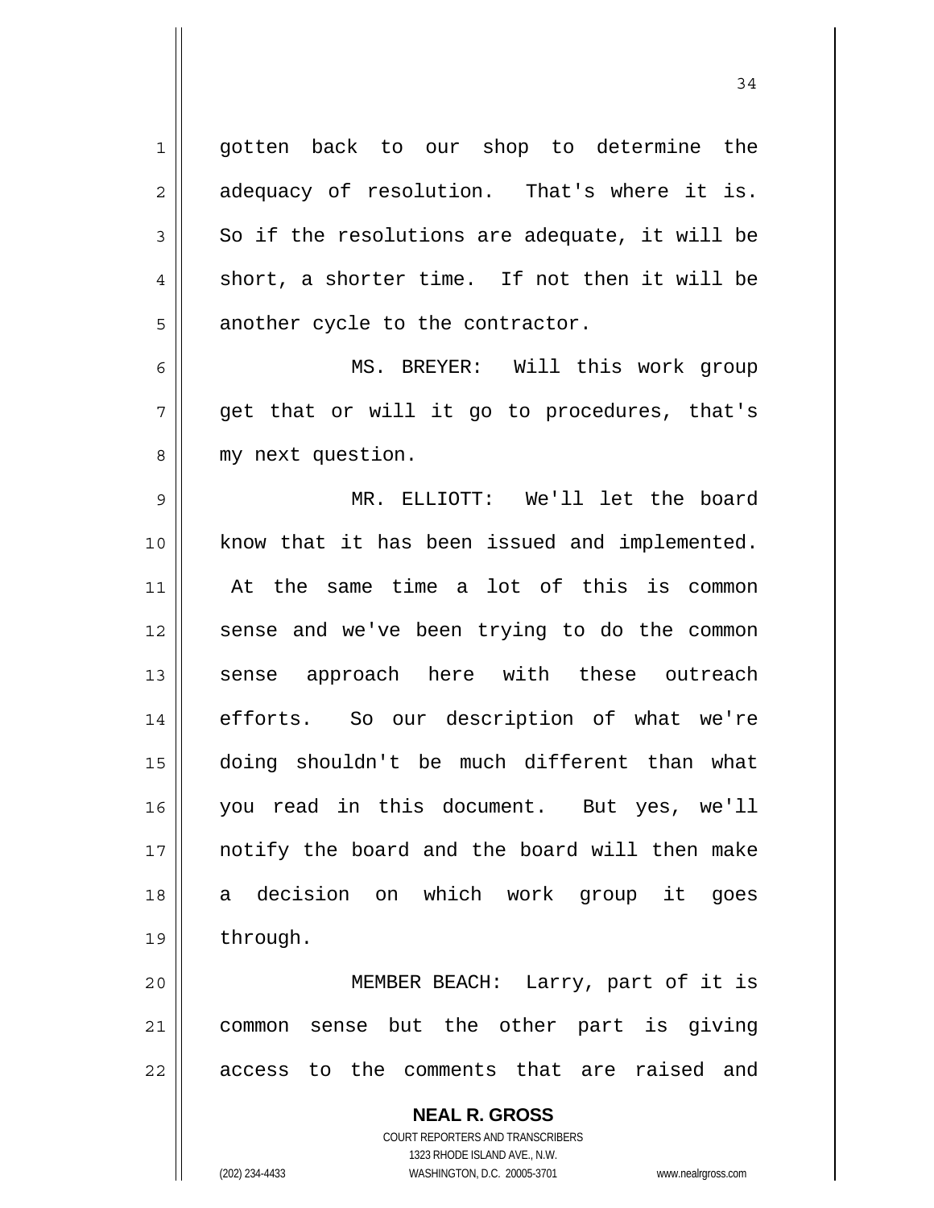gotten back to our shop to determine the adequacy of resolution. That's where it is. So if the resolutions are adequate, it will be short, a shorter time. If not then it will be another cycle to the contractor.

MS. BREYER: Will this work group get that or will it go to procedures, that's my next question.

MR. ELLIOTT: We'll let the board know that it has been issued and implemented. At the same time a lot of this is common sense and we've been trying to do the common sense approach here with these outreach efforts. So our description of what we're doing shouldn't be much different than what you read in this document. But yes, we'll notify the board and the board will then make a decision on which work group it goes through.

MEMBER BEACH: Larry, part of it is common sense but the other part is giving access to the comments that are raised and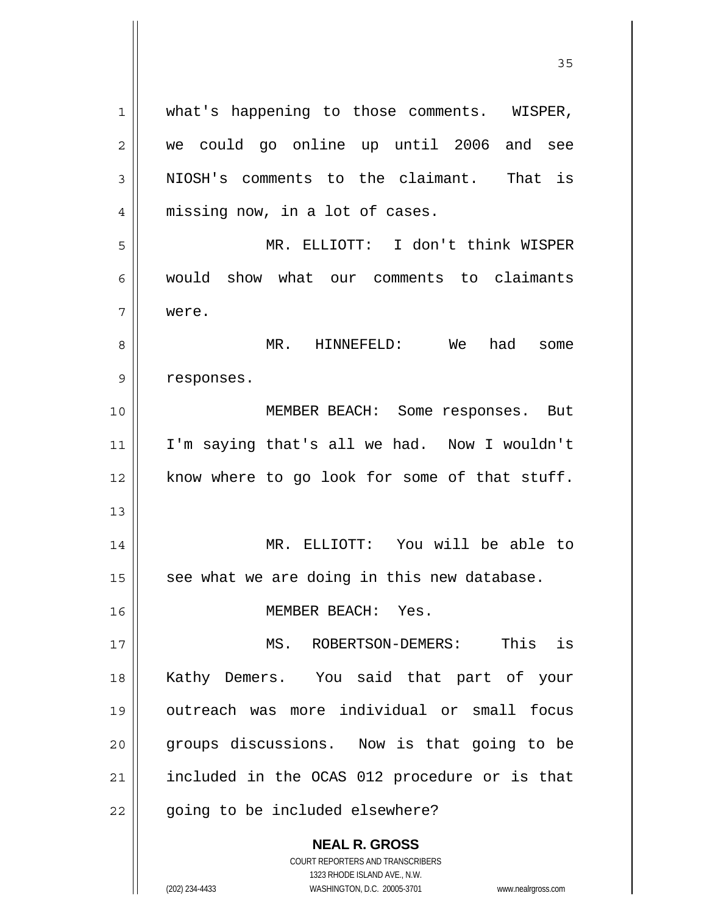what's happening to those comments. WISPER, we could go online up until 2006 and see NIOSH's comments to the claimant. That is missing now, in a lot of cases.

MR. ELLIOTT: I don't think WISPER would show what our comments to claimants were.

MR. HINNEFELD: We had some responses.

MEMBER BEACH: Some responses. But I'm saying that's all we had. Now I wouldn't know where to go look for some of that stuff.

MR. ELLIOTT: You will be able to see what we are doing in this new database.

MEMBER BEACH: Yes.

MS. ROBERTSON-DEMERS: This is Kathy Demers. You said that part of your outreach was more individual or small focus groups discussions. Now is that going to be included in the OCAS 012 procedure or is that going to be included elsewhere?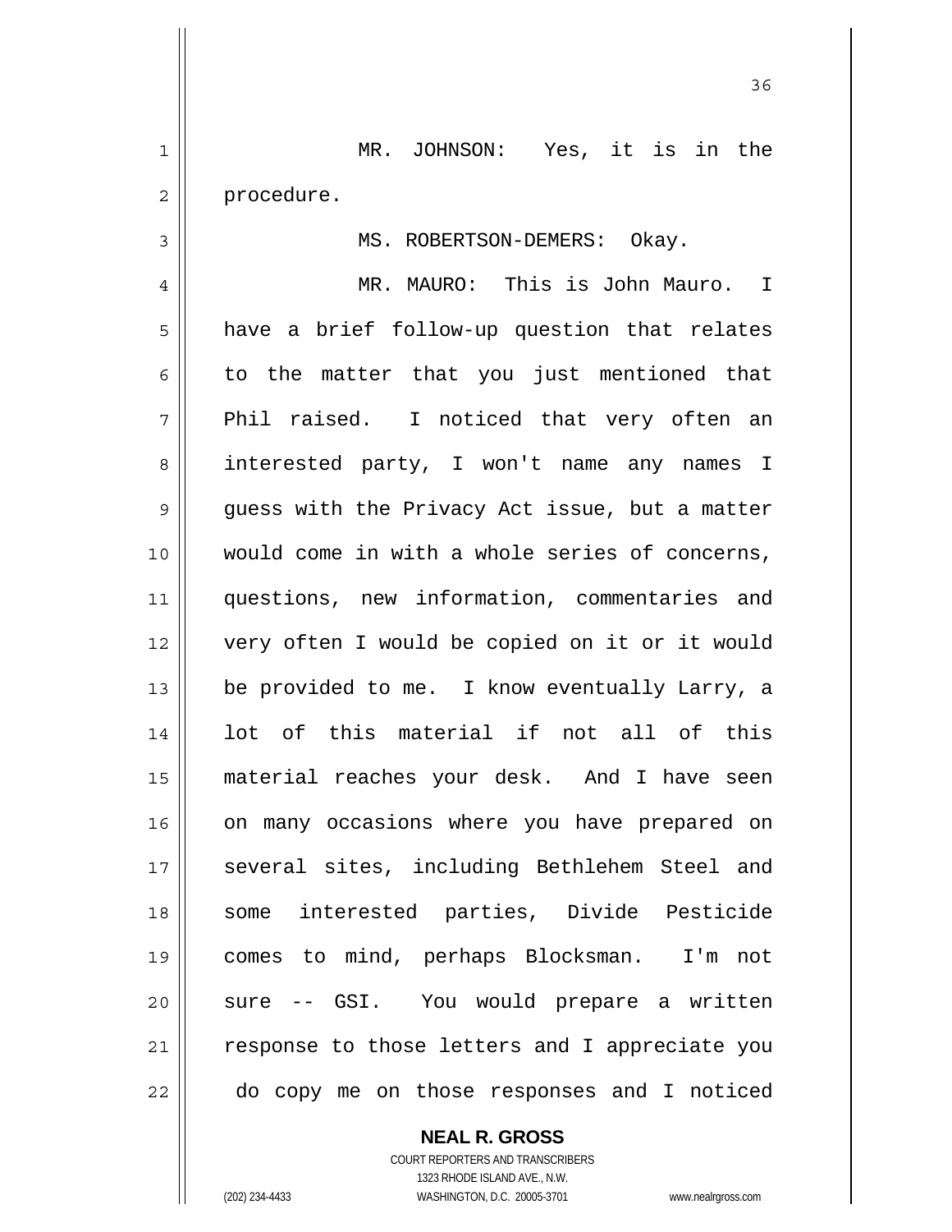MR. JOHNSON: Yes, it is in the procedure.

MS. ROBERTSON-DEMERS: Okay.

MR. MAURO: This is John Mauro. I have a brief follow-up question that relates to the matter that you just mentioned that Phil raised. I noticed that very often an interested party, I won't name any names I guess with the Privacy Act issue, but a matter would come in with a whole series of concerns, questions, new information, commentaries and very often I would be copied on it or it would be provided to me. I know eventually Larry, a lot of this material if not all of this material reaches your desk. And I have seen on many occasions where you have prepared on several sites, including Bethlehem Steel and some interested parties, Divide Pesticide comes to mind, perhaps Blocksman. I'm not sure -- GSI. You would prepare a written response to those letters and I appreciate you do copy me on those responses and I noticed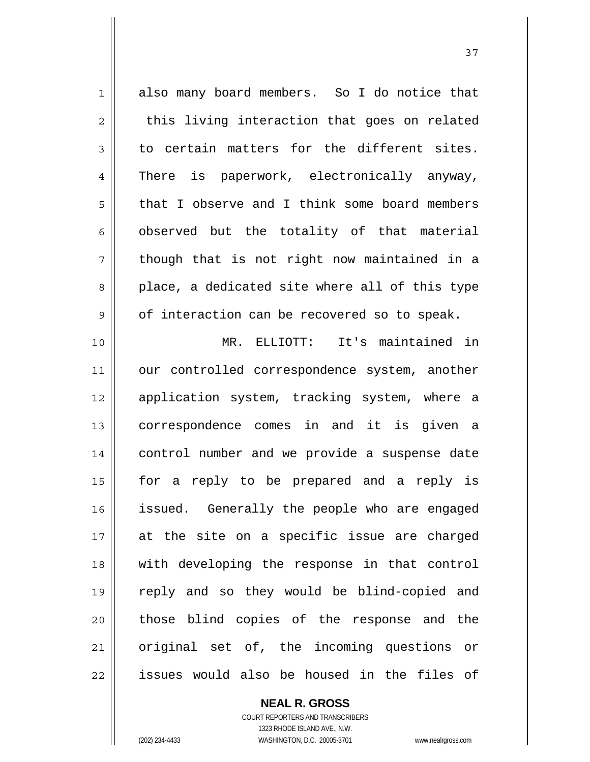also many board members. So I do notice that this living interaction that goes on related to certain matters for the different sites. There is paperwork, electronically anyway, that I observe and I think some board members observed but the totality of that material though that is not right now maintained in a place, a dedicated site where all of this type of interaction can be recovered so to speak.

MR. ELLIOTT: It's maintained in our controlled correspondence system, another application system, tracking system, where a correspondence comes in and it is given a control number and we provide a suspense date for a reply to be prepared and a reply is issued. Generally the people who are engaged at the site on a specific issue are charged with developing the response in that control reply and so they would be blind-copied and those blind copies of the response and the original set of, the incoming questions or issues would also be housed in the files of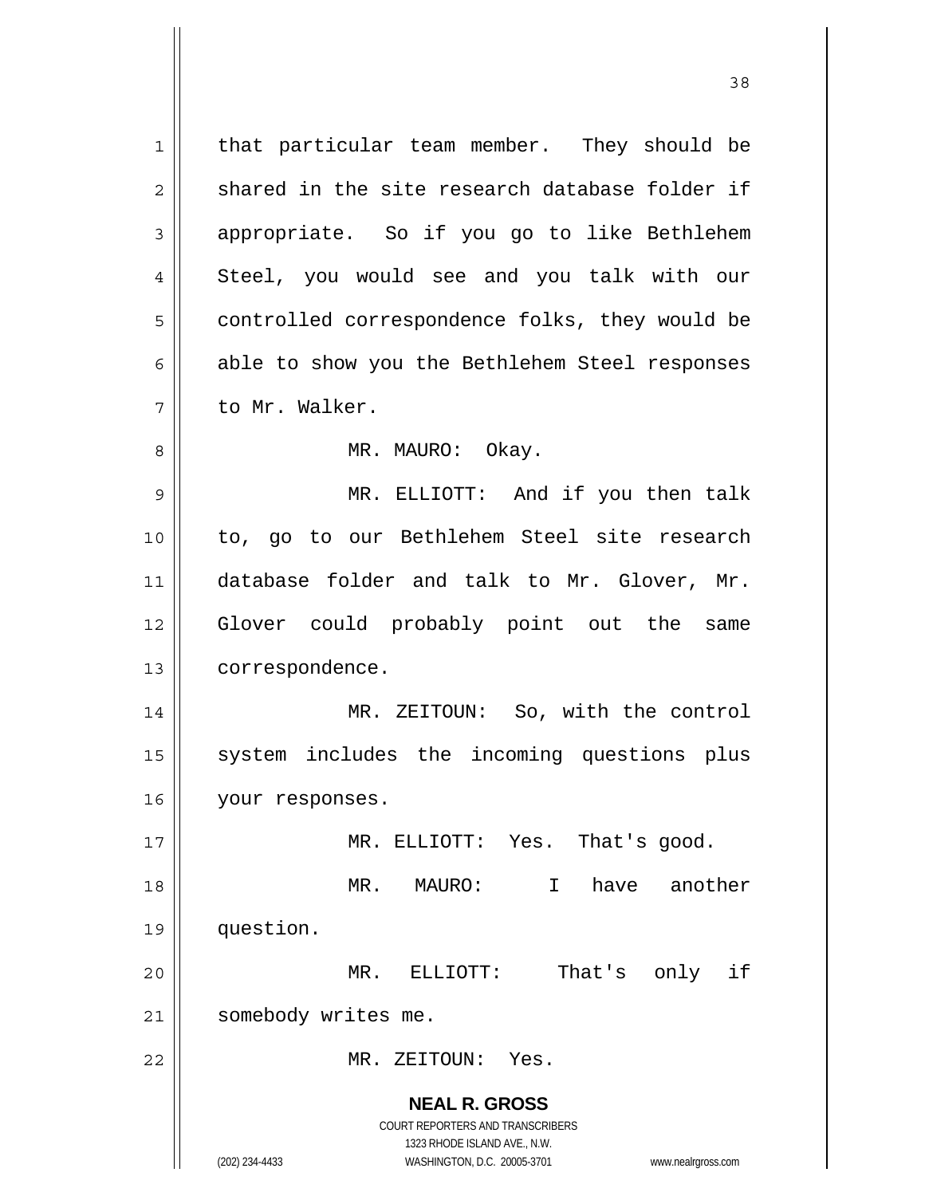that particular team member. They should be shared in the site research database folder if appropriate. So if you go to like Bethlehem Steel, you would see and you talk with our controlled correspondence folks, they would be able to show you the Bethlehem Steel responses to Mr. Walker.

MR. MAURO: Okay.

MR. ELLIOTT: And if you then talk to, go to our Bethlehem Steel site research database folder and talk to Mr. Glover, Mr. Glover could probably point out the same correspondence.

MR. ZEITOUN: So, with the control system includes the incoming questions plus your responses.

MR. ELLIOTT: Yes. That's good.

MR. MAURO: I have another question.

MR. ELLIOTT: That's only if somebody writes me.

MR. ZEITOUN: Yes.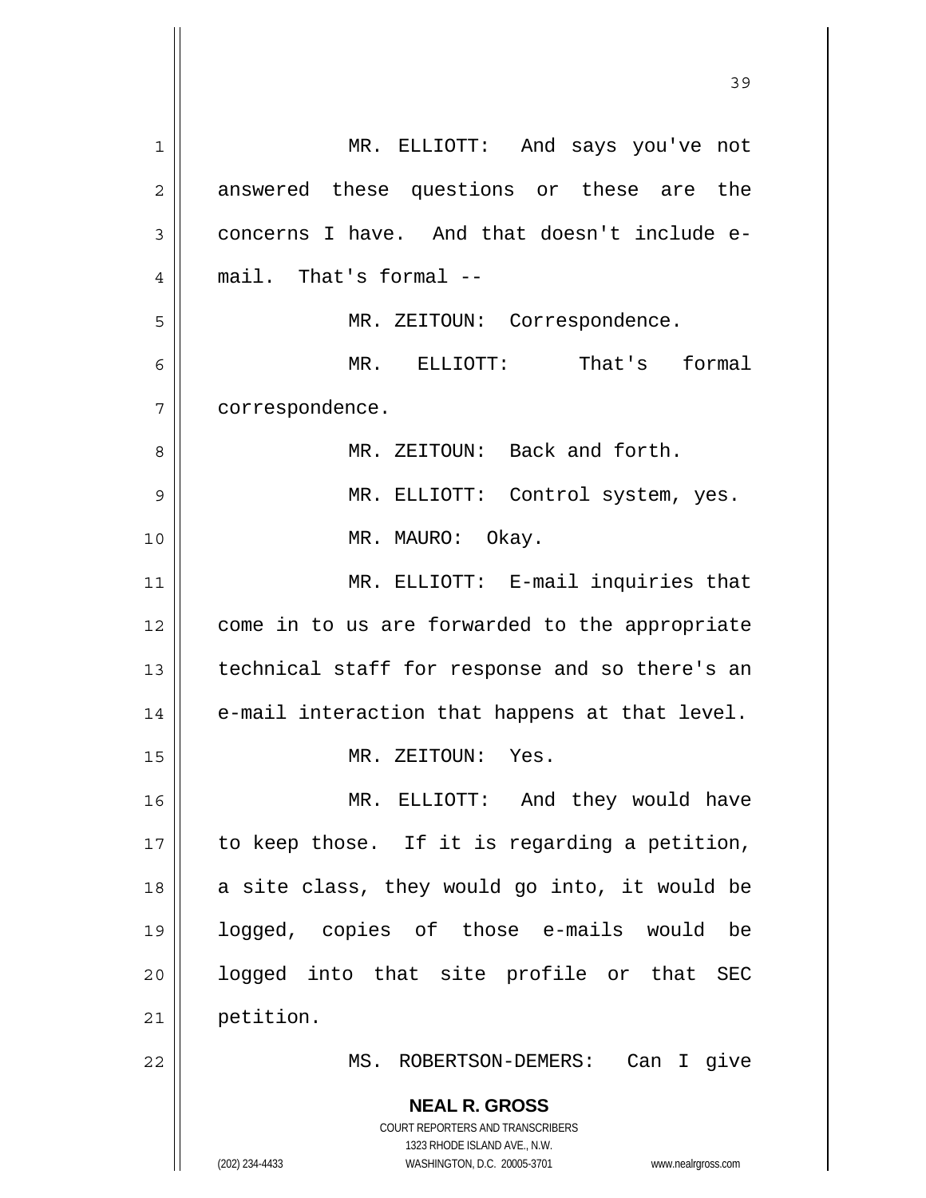MR. ELLIOTT: And says you've not answered these questions or these are the concerns I have. And that doesn't include e-mail. That's formal --

MR. ZEITOUN: Correspondence.

MR. ELLIOTT: That's formal correspondence.

MR. ZEITOUN: Back and forth.

MR. ELLIOTT: Control system, yes.

MR. MAURO: Okay.

MR. ELLIOTT: E-mail inquiries that come in to us are forwarded to the appropriate technical staff for response and so there's an e-mail interaction that happens at that level.

MR. ZEITOUN: Yes.

MR. ELLIOTT: And they would have to keep those. If it is regarding a petition, a site class, they would go into, it would be logged, copies of those e-mails would be logged into that site profile or that SEC petition.

MS. ROBERTSON-DEMERS: Can I give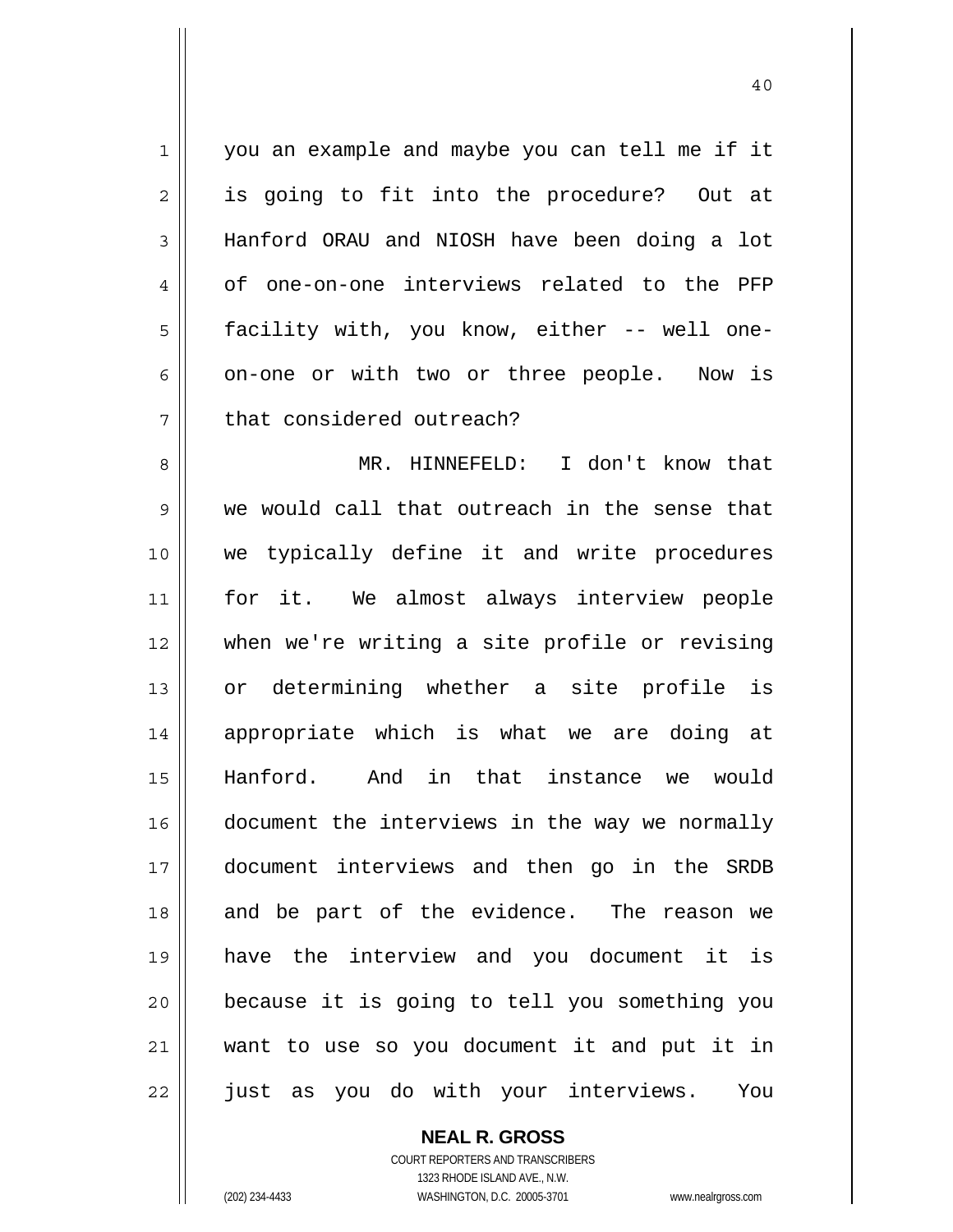you an example and maybe you can tell me if it is going to fit into the procedure? Out at Hanford ORAU and NIOSH have been doing a lot of one-on-one interviews related to the PFP facility with, you know, either -- well one-on-one or with two or three people. Now is that considered outreach?

MR. HINNEFELD: I don't know that we would call that outreach in the sense that we typically define it and write procedures for it. We almost always interview people when we're writing a site profile or revising or determining whether a site profile is appropriate which is what we are doing at Hanford. And in that instance we would document the interviews in the way we normally document interviews and then go in the SRDB and be part of the evidence. The reason we have the interview and you document it is because it is going to tell you something you want to use so you document it and put it in just as you do with your interviews. You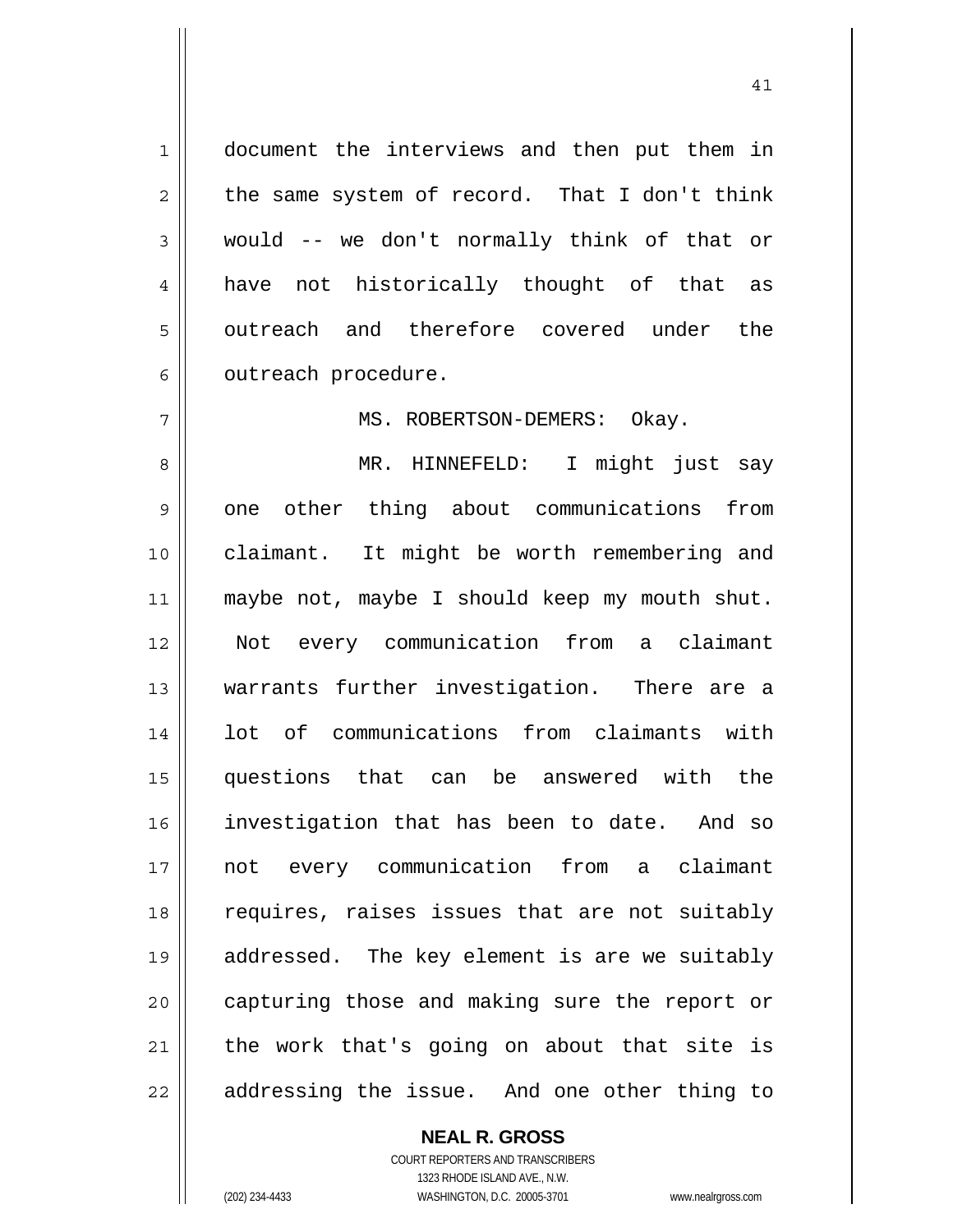document the interviews and then put them in the same system of record. That I don't think would -- we don't normally think of that or have not historically thought of that as outreach and therefore covered under the outreach procedure.

MS. ROBERTSON-DEMERS: Okay.

MR. HINNEFELD: I might just say one other thing about communications from claimant. It might be worth remembering and maybe not, maybe I should keep my mouth shut. Not every communication from a claimant warrants further investigation. There are a lot of communications from claimants with questions that can be answered with the investigation that has been to date. And so not every communication from a claimant requires, raises issues that are not suitably addressed. The key element is are we suitably capturing those and making sure the report or the work that's going on about that site is addressing the issue. And one other thing to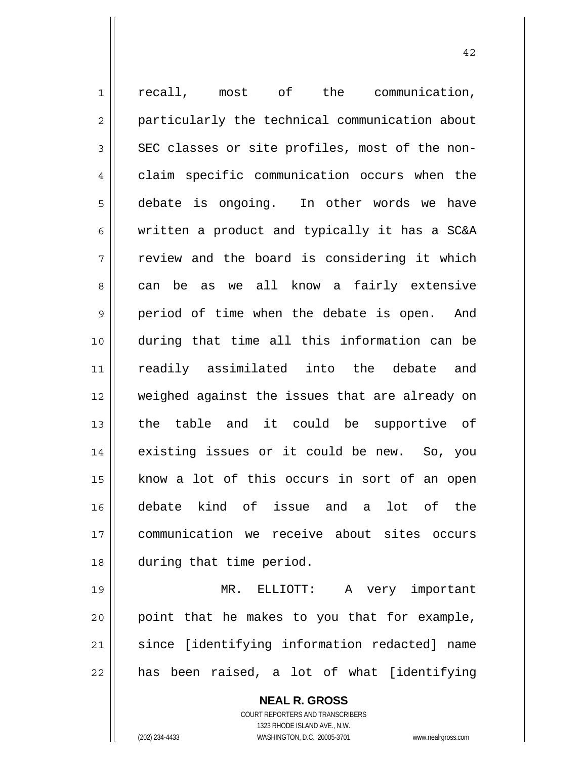recall, most of the communication, particularly the technical communication about SEC classes or site profiles, most of the non-claim specific communication occurs when the debate is ongoing. In other words we have written a product and typically it has a SC&A review and the board is considering it which can be as we all know a fairly extensive period of time when the debate is open. And during that time all this information can be readily assimilated into the debate and weighed against the issues that are already on the table and it could be supportive of existing issues or it could be new. So, you know a lot of this occurs in sort of an open debate kind of issue and a lot of the communication we receive about sites occurs during that time period.

MR. ELLIOTT: A very important point that he makes to you that for example, since [identifying information redacted] name has been raised, a lot of what [identifying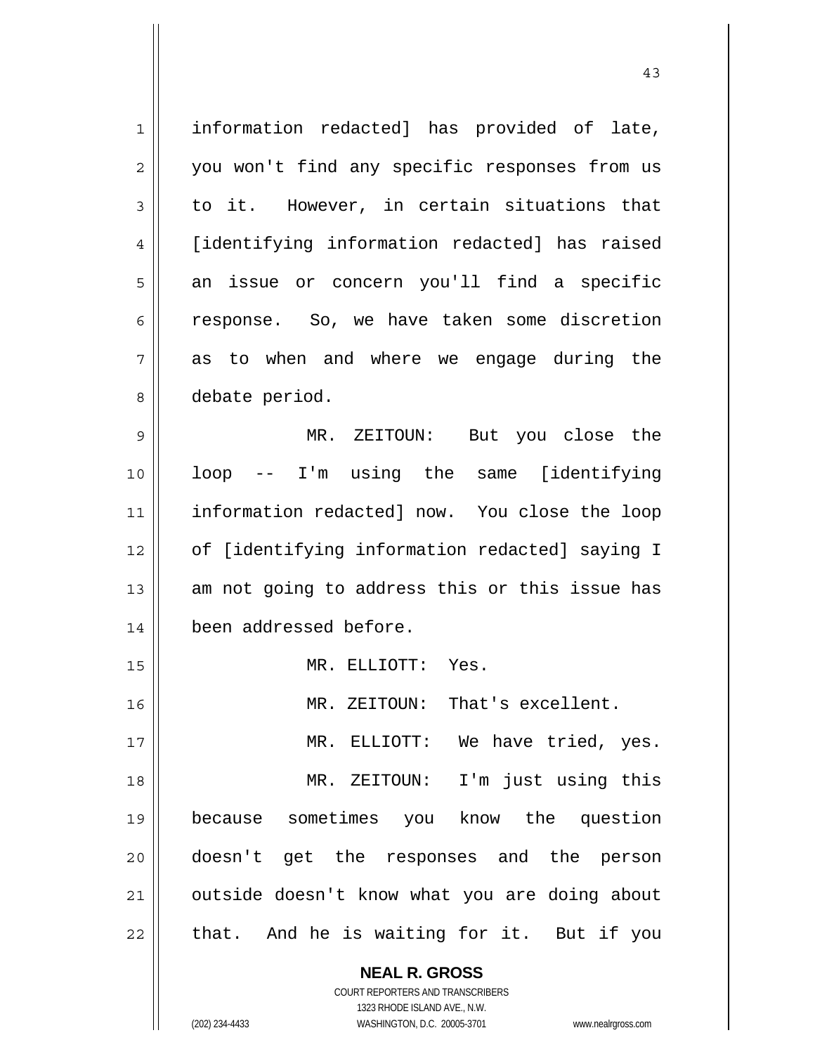information redacted] has provided of late, you won't find any specific responses from us to it. However, in certain situations that [identifying information redacted] has raised an issue or concern you'll find a specific response. So, we have taken some discretion as to when and where we engage during the debate period.

MR. ZEITOUN: But you close the loop -- I'm using the same [identifying information redacted] now. You close the loop of [identifying information redacted] saying I am not going to address this or this issue has been addressed before.

MR. ELLIOTT: Yes.

MR. ZEITOUN: That's excellent.

MR. ELLIOTT: We have tried, yes.

MR. ZEITOUN: I'm just using this because sometimes you know the question doesn't get the responses and the person outside doesn't know what you are doing about that. And he is waiting for it. But if you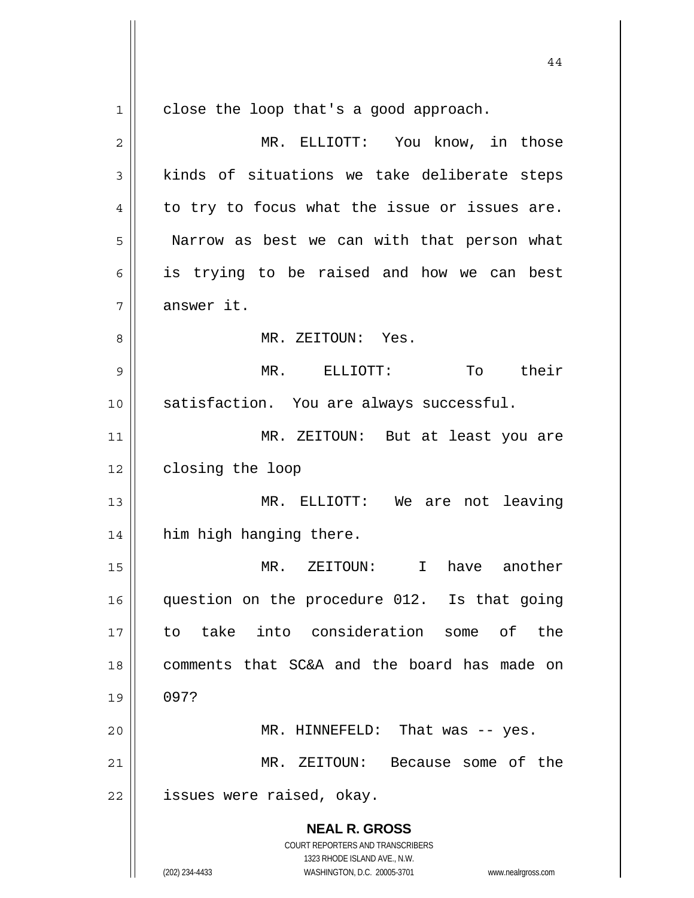close the loop that's a good approach.

MR. ELLIOTT: You know, in those kinds of situations we take deliberate steps to try to focus what the issue or issues are. Narrow as best we can with that person what is trying to be raised and how we can best answer it.

MR. ZEITOUN: Yes.

MR. ELLIOTT: To their satisfaction. You are always successful.

MR. ZEITOUN: But at least you are closing the loop

MR. ELLIOTT: We are not leaving him high hanging there.

MR. ZEITOUN: I have another question on the procedure 012. Is that going to take into consideration some of the comments that SC&A and the board has made on 097?

MR. HINNEFELD: That was -- yes.

MR. ZEITOUN: Because some of the issues were raised, okay.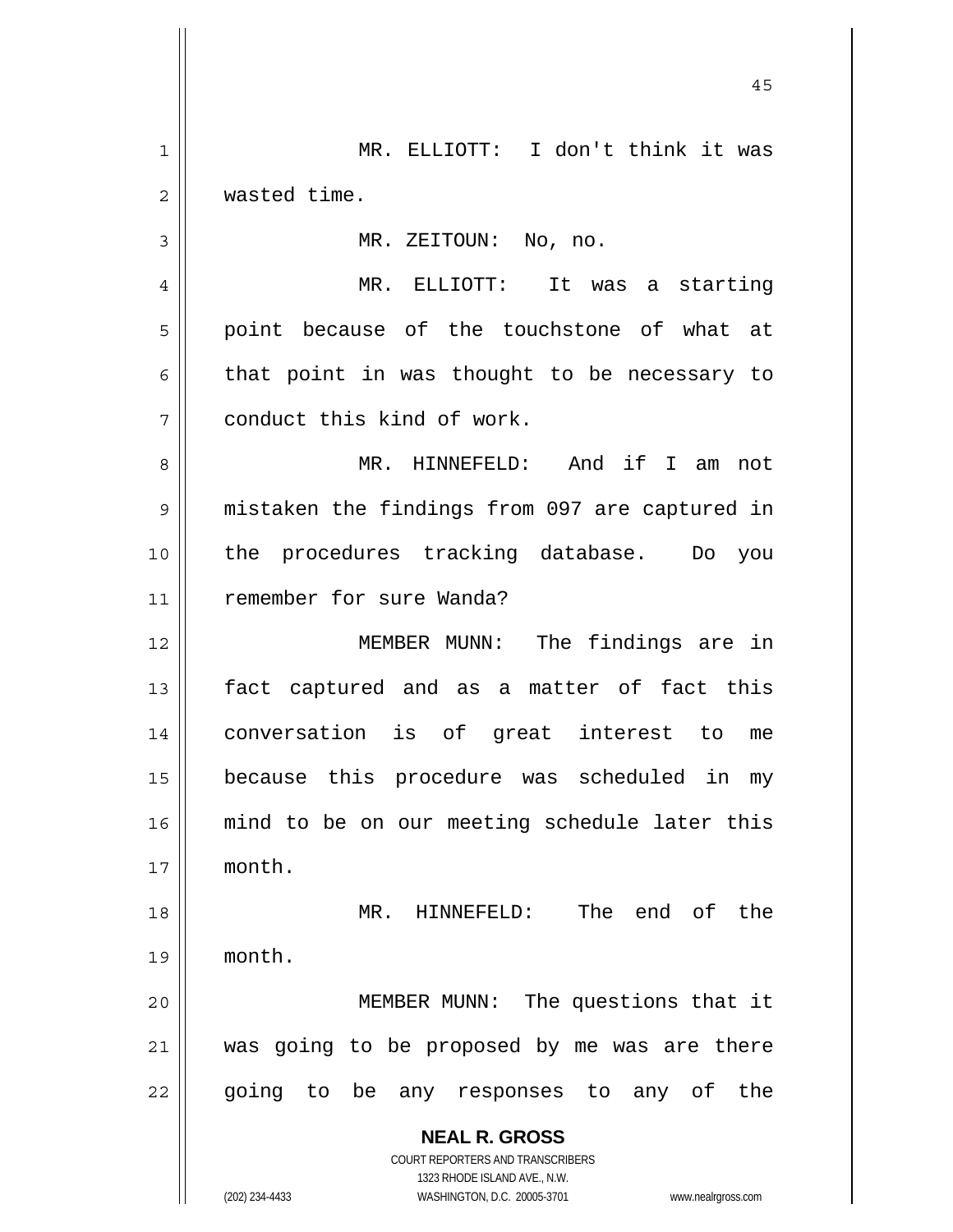MR. ELLIOTT: I don't think it was wasted time.

MR. ZEITOUN: No, no.

MR. ELLIOTT: It was a starting point because of the touchstone of what at that point in was thought to be necessary to conduct this kind of work.

MR. HINNEFELD: And if I am not mistaken the findings from 097 are captured in the procedures tracking database. Do you remember for sure Wanda?

MEMBER MUNN: The findings are in fact captured and as a matter of fact this conversation is of great interest to me because this procedure was scheduled in my mind to be on our meeting schedule later this month.

MR. HINNEFELD: The end of the month.

MEMBER MUNN: The questions that it was going to be proposed by me was are there going to be any responses to any of the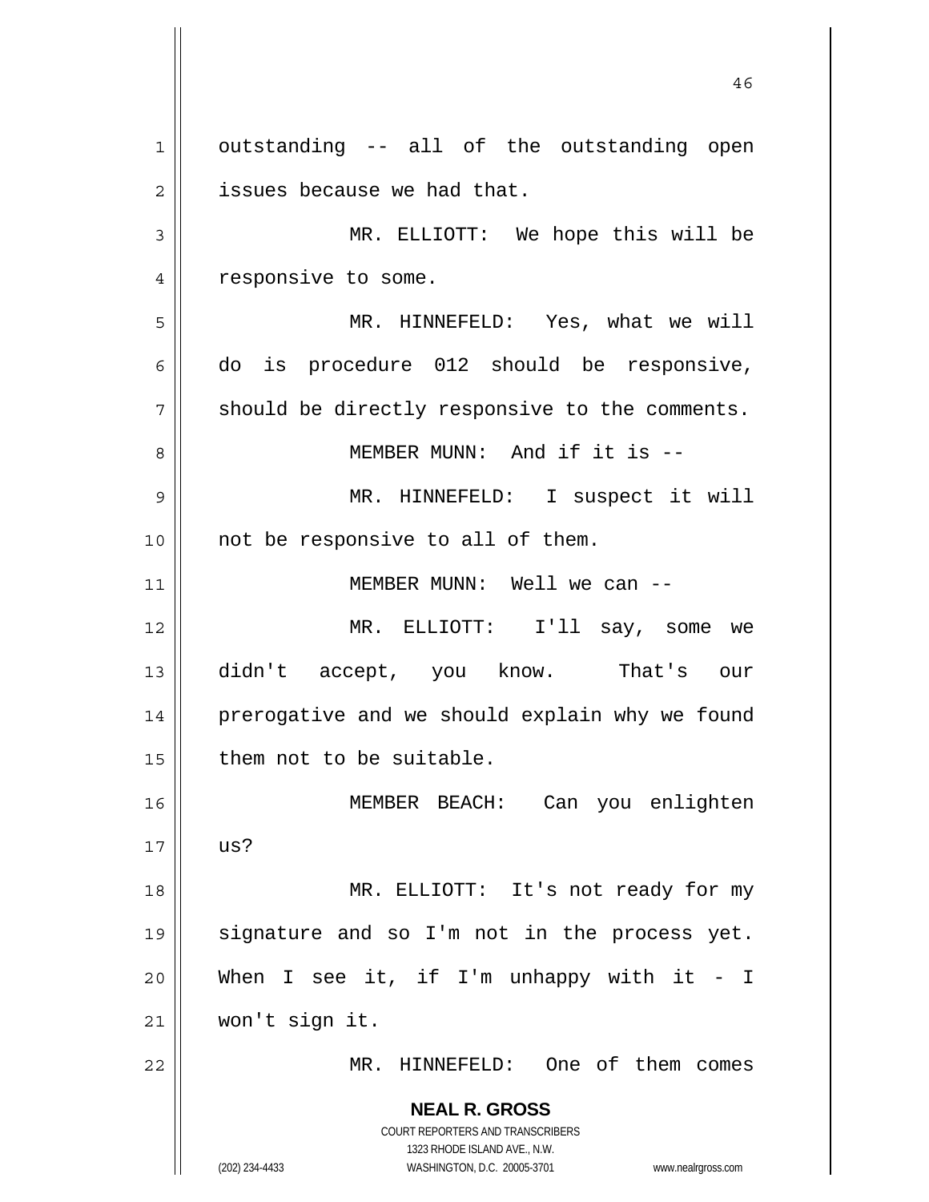outstanding -- all of the outstanding open issues because we had that.

MR. ELLIOTT: We hope this will be responsive to some.

MR. HINNEFELD: Yes, what we will do is procedure 012 should be responsive, should be directly responsive to the comments.

MEMBER MUNN: And if it is --

MR. HINNEFELD: I suspect it will not be responsive to all of them.

MEMBER MUNN: Well we can --

MR. ELLIOTT: I'll say, some we didn't accept, you know. That's our prerogative and we should explain why we found them not to be suitable.

MEMBER BEACH: Can you enlighten us?

MR. ELLIOTT: It's not ready for my signature and so I'm not in the process yet. When I see it, if I'm unhappy with it - I won't sign it.

MR. HINNEFELD: One of them comes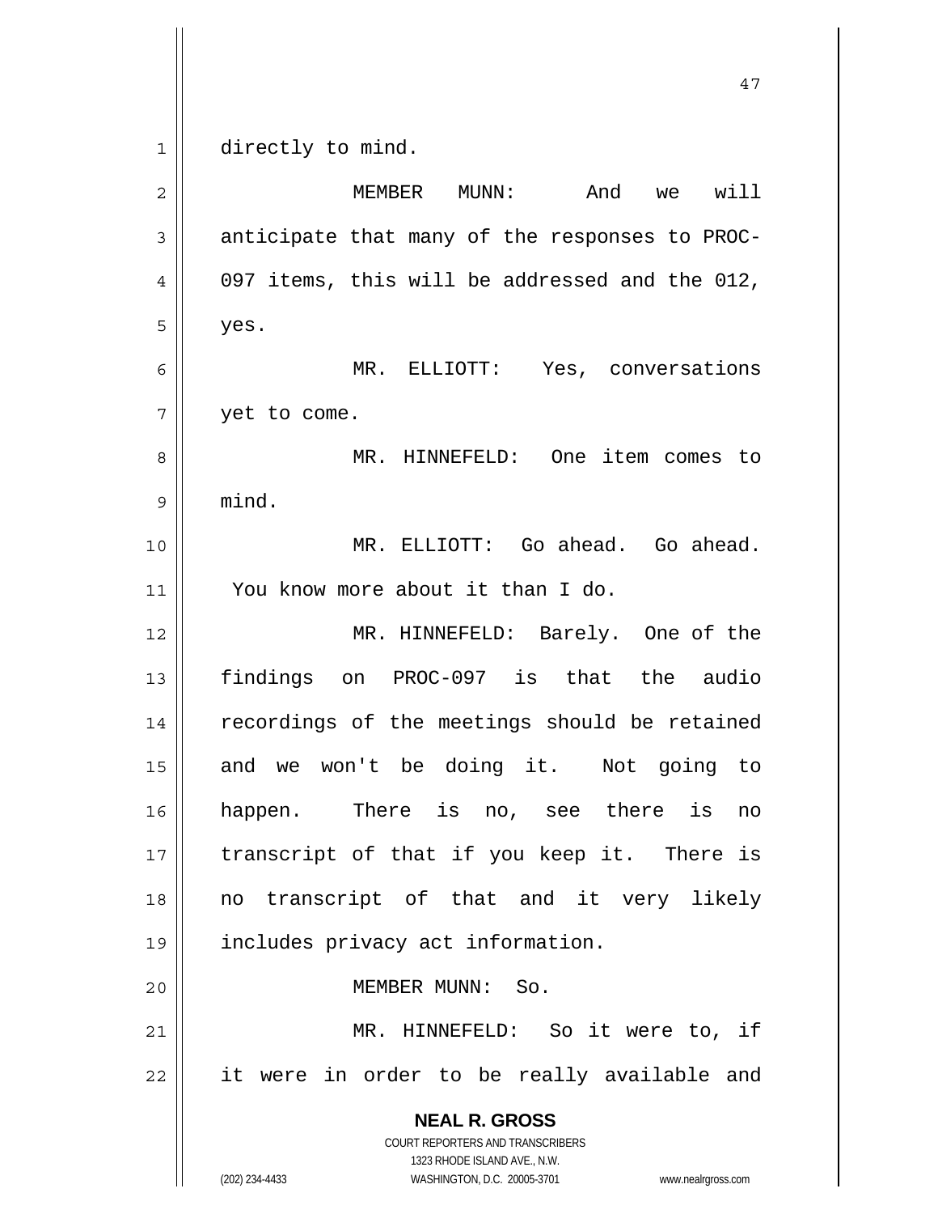directly to mind.

MEMBER MUNN: And we will anticipate that many of the responses to PROC-097 items, this will be addressed and the 012, yes.

MR. ELLIOTT: Yes, conversations yet to come.

MR. HINNEFELD: One item comes to mind.

MR. ELLIOTT: Go ahead. Go ahead. You know more about it than I do.

MR. HINNEFELD: Barely. One of the findings on PROC-097 is that the audio recordings of the meetings should be retained and we won't be doing it. Not going to happen. There is no, see there is no transcript of that if you keep it. There is no transcript of that and it very likely includes privacy act information.

MEMBER MUNN: So.

MR. HINNEFELD: So it were to, if it were in order to be really available and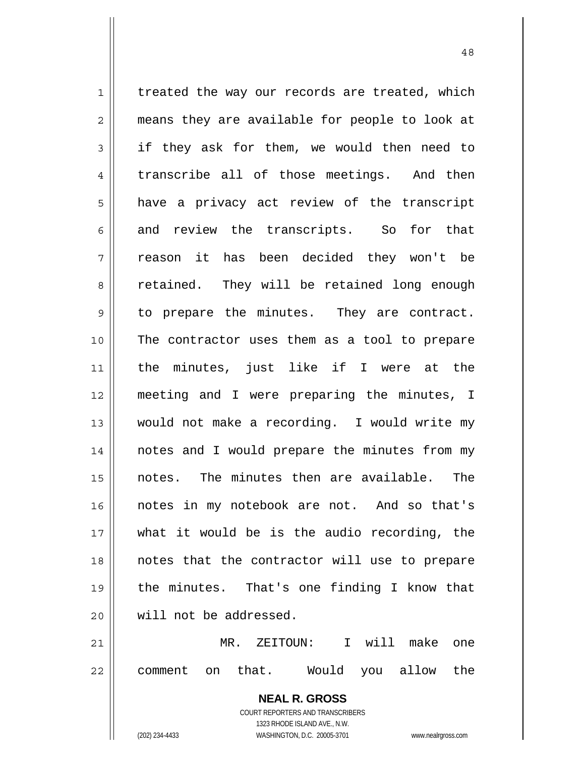treated the way our records are treated, which means they are available for people to look at if they ask for them, we would then need to transcribe all of those meetings. And then have a privacy act review of the transcript and review the transcripts. So for that reason it has been decided they won't be retained. They will be retained long enough to prepare the minutes. They are contract. The contractor uses them as a tool to prepare the minutes, just like if I were at the meeting and I were preparing the minutes, I would not make a recording. I would write my notes and I would prepare the minutes from my notes. The minutes then are available. The notes in my notebook are not. And so that's what it would be is the audio recording, the notes that the contractor will use to prepare the minutes. That's one finding I know that will not be addressed.

MR. ZEITOUN: I will make one comment on that. Would you allow the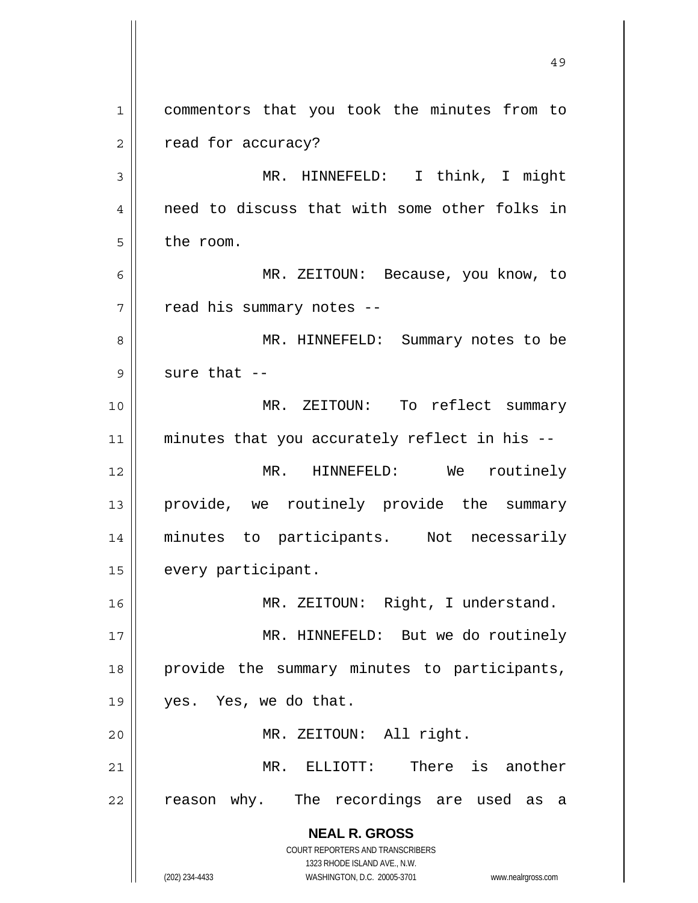commentors that you took the minutes from to read for accuracy?

MR. HINNEFELD: I think, I might need to discuss that with some other folks in the room.

MR. ZEITOUN: Because, you know, to read his summary notes --

MR. HINNEFELD: Summary notes to be sure that --

MR. ZEITOUN: To reflect summary minutes that you accurately reflect in his --

MR. HINNEFELD: We routinely provide, we routinely provide the summary minutes to participants. Not necessarily every participant.

MR. ZEITOUN: Right, I understand.

MR. HINNEFELD: But we do routinely provide the summary minutes to participants, yes. Yes, we do that.

MR. ZEITOUN: All right.

MR. ELLIOTT: There is another reason why. The recordings are used as a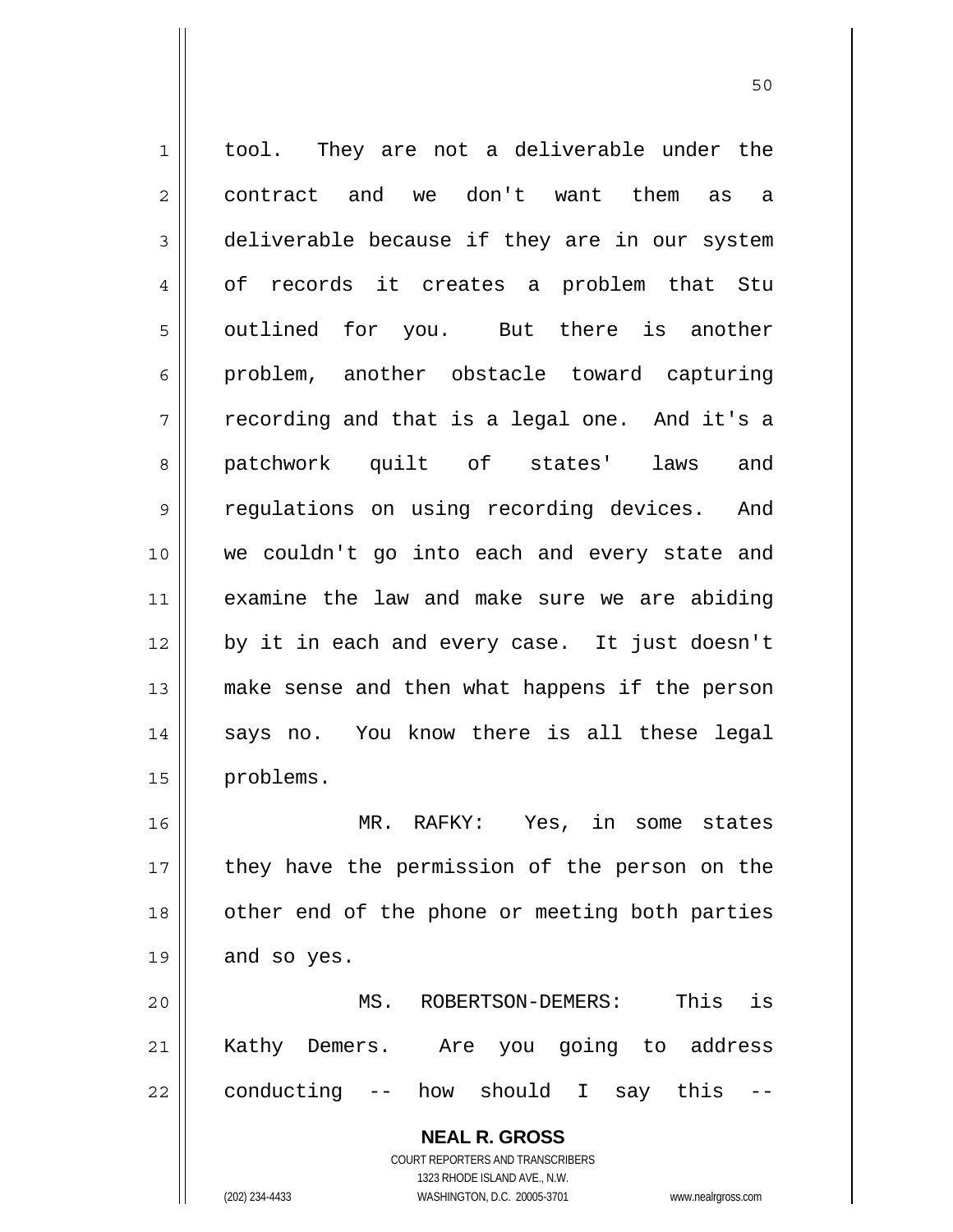tool. They are not a deliverable under the contract and we don't want them as a deliverable because if they are in our system of records it creates a problem that Stu outlined for you. But there is another problem, another obstacle toward capturing recording and that is a legal one. And it's a patchwork quilt of states' laws and regulations on using recording devices. And we couldn't go into each and every state and examine the law and make sure we are abiding by it in each and every case. It just doesn't make sense and then what happens if the person says no. You know there is all these legal problems.

MR. RAFKY: Yes, in some states they have the permission of the person on the other end of the phone or meeting both parties and so yes.

MS. ROBERTSON-DEMERS: This is Kathy Demers. Are you going to address conducting -- how should I say this --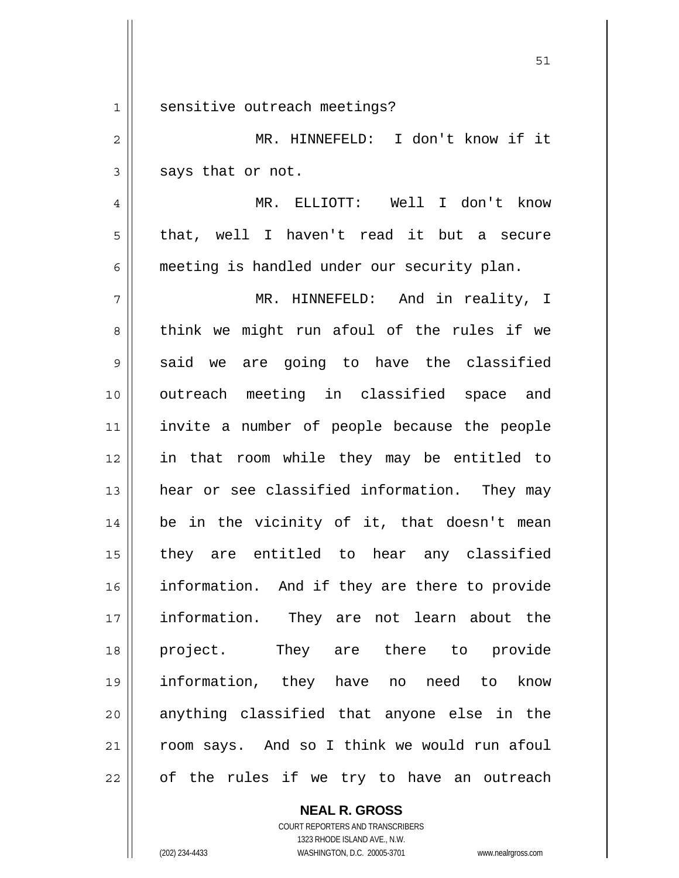sensitive outreach meetings?

MR. HINNEFELD: I don't know if it says that or not.

MR. ELLIOTT: Well I don't know that, well I haven't read it but a secure meeting is handled under our security plan.

MR. HINNEFELD: And in reality, I think we might run afoul of the rules if we said we are going to have the classified outreach meeting in classified space and invite a number of people because the people in that room while they may be entitled to hear or see classified information. They may be in the vicinity of it, that doesn't mean they are entitled to hear any classified information. And if they are there to provide information. They are not learn about the project. They are there to provide information, they have no need to know anything classified that anyone else in the room says. And so I think we would run afoul of the rules if we try to have an outreach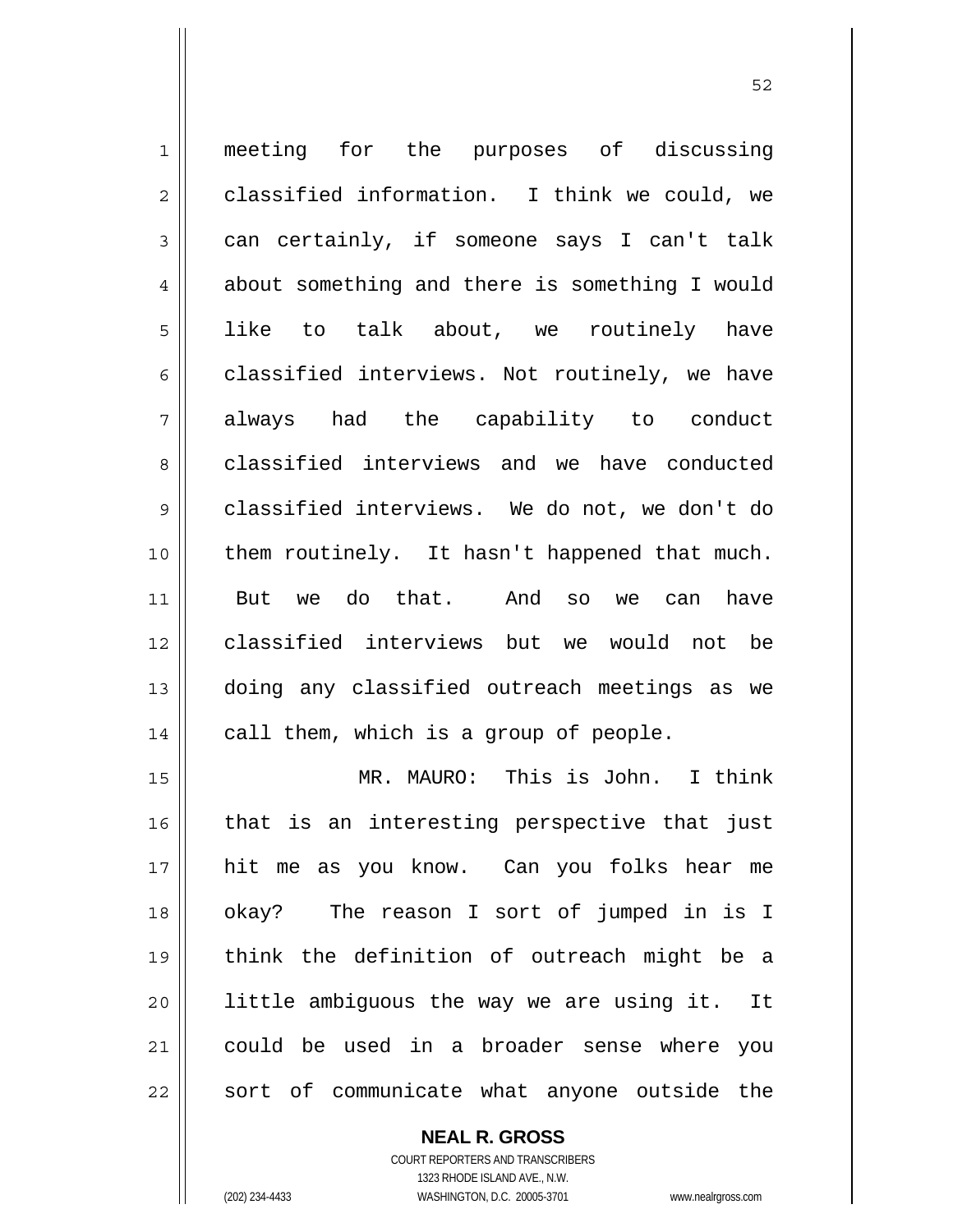meeting for the purposes of discussing classified information. I think we could, we can certainly, if someone says I can't talk about something and there is something I would like to talk about, we routinely have classified interviews. Not routinely, we have always had the capability to conduct classified interviews and we have conducted classified interviews. We do not, we don't do them routinely. It hasn't happened that much. But we do that. And so we can have classified interviews but we would not be doing any classified outreach meetings as we call them, which is a group of people.

MR. MAURO: This is John. I think that is an interesting perspective that just hit me as you know. Can you folks hear me okay? The reason I sort of jumped in is I think the definition of outreach might be a little ambiguous the way we are using it. It could be used in a broader sense where you sort of communicate what anyone outside the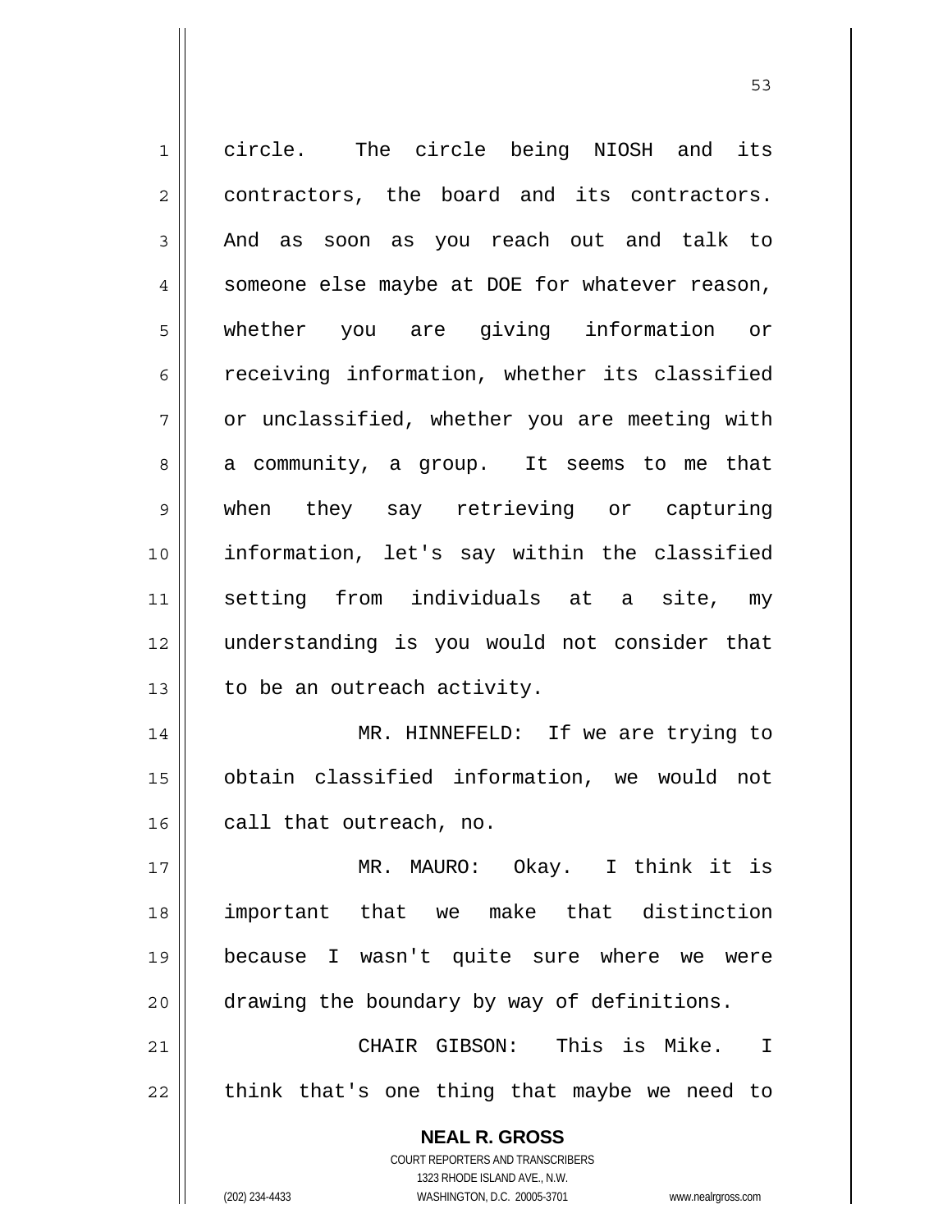circle. The circle being NIOSH and its contractors, the board and its contractors. And as soon as you reach out and talk to someone else maybe at DOE for whatever reason, whether you are giving information or receiving information, whether its classified or unclassified, whether you are meeting with a community, a group. It seems to me that when they say retrieving or capturing information, let's say within the classified setting from individuals at a site, my understanding is you would not consider that to be an outreach activity.

MR. HINNEFELD: If we are trying to obtain classified information, we would not call that outreach, no.

MR. MAURO: Okay. I think it is important that we make that distinction because I wasn't quite sure where we were drawing the boundary by way of definitions.

CHAIR GIBSON: This is Mike. I think that's one thing that maybe we need to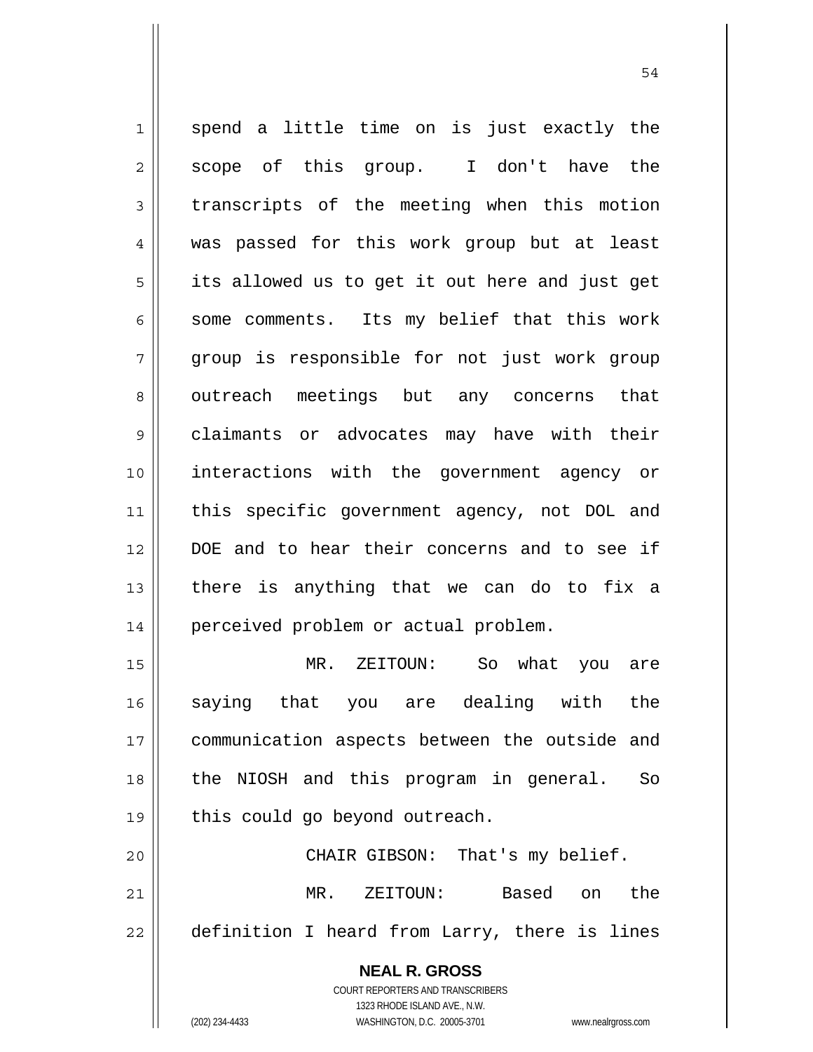spend a little time on is just exactly the scope of this group. I don't have the transcripts of the meeting when this motion was passed for this work group but at least its allowed us to get it out here and just get some comments. Its my belief that this work group is responsible for not just work group outreach meetings but any concerns that claimants or advocates may have with their interactions with the government agency or this specific government agency, not DOL and DOE and to hear their concerns and to see if there is anything that we can do to fix a perceived problem or actual problem.

MR. ZEITOUN: So what you are saying that you are dealing with the communication aspects between the outside and the NIOSH and this program in general. So this could go beyond outreach.

CHAIR GIBSON: That's my belief.

MR. ZEITOUN: Based on the definition I heard from Larry, there is lines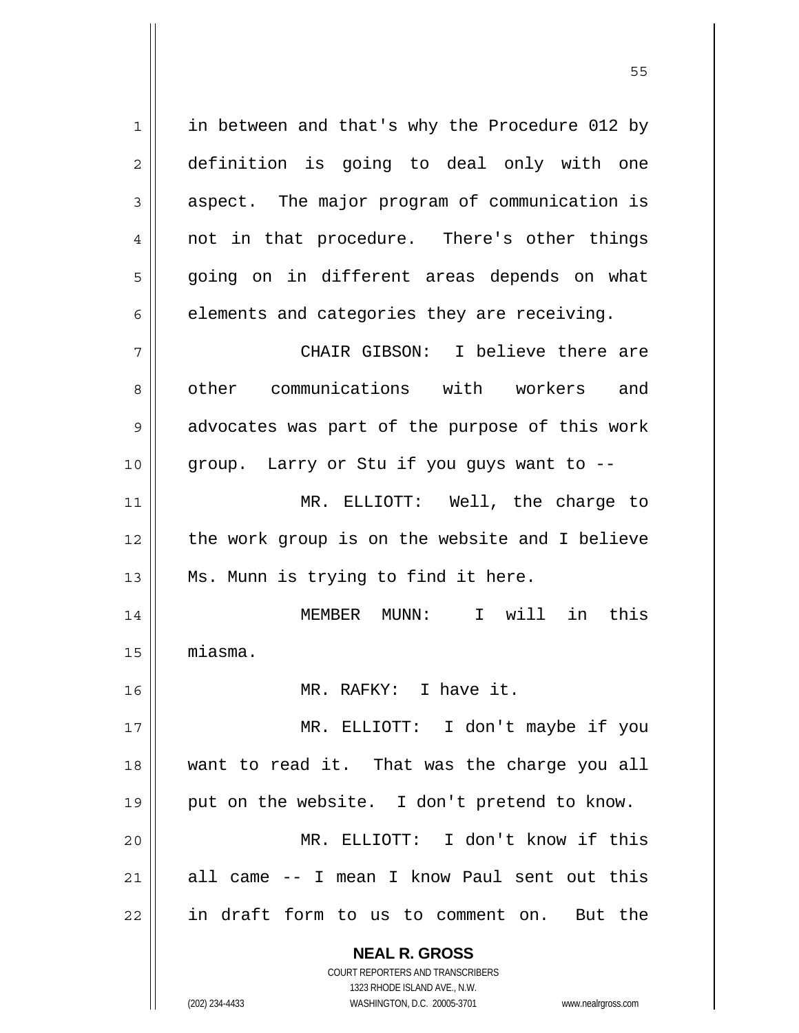in between and that's why the Procedure 012 by definition is going to deal only with one aspect. The major program of communication is not in that procedure. There's other things going on in different areas depends on what elements and categories they are receiving.

CHAIR GIBSON: I believe there are other communications with workers and advocates was part of the purpose of this work group. Larry or Stu if you guys want to --

MR. ELLIOTT: Well, the charge to the work group is on the website and I believe Ms. Munn is trying to find it here.

MEMBER MUNN: I will in this miasma.

MR. RAFKY: I have it.

MR. ELLIOTT: I don't maybe if you want to read it. That was the charge you all put on the website. I don't pretend to know.

MR. ELLIOTT: I don't know if this all came -- I mean I know Paul sent out this in draft form to us to comment on. But the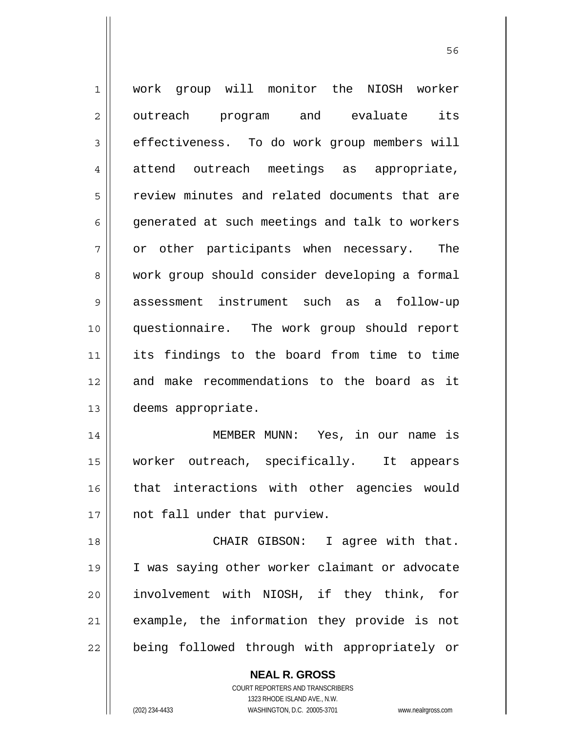work group will monitor the NIOSH worker outreach program and evaluate its effectiveness. To do work group members will attend outreach meetings as appropriate, review minutes and related documents that are generated at such meetings and talk to workers or other participants when necessary. The work group should consider developing a formal assessment instrument such as a follow-up questionnaire. The work group should report its findings to the board from time to time and make recommendations to the board as it deems appropriate.

MEMBER MUNN: Yes, in our name is worker outreach, specifically. It appears that interactions with other agencies would not fall under that purview.

CHAIR GIBSON: I agree with that. I was saying other worker claimant or advocate involvement with NIOSH, if they think, for example, the information they provide is not being followed through with appropriately or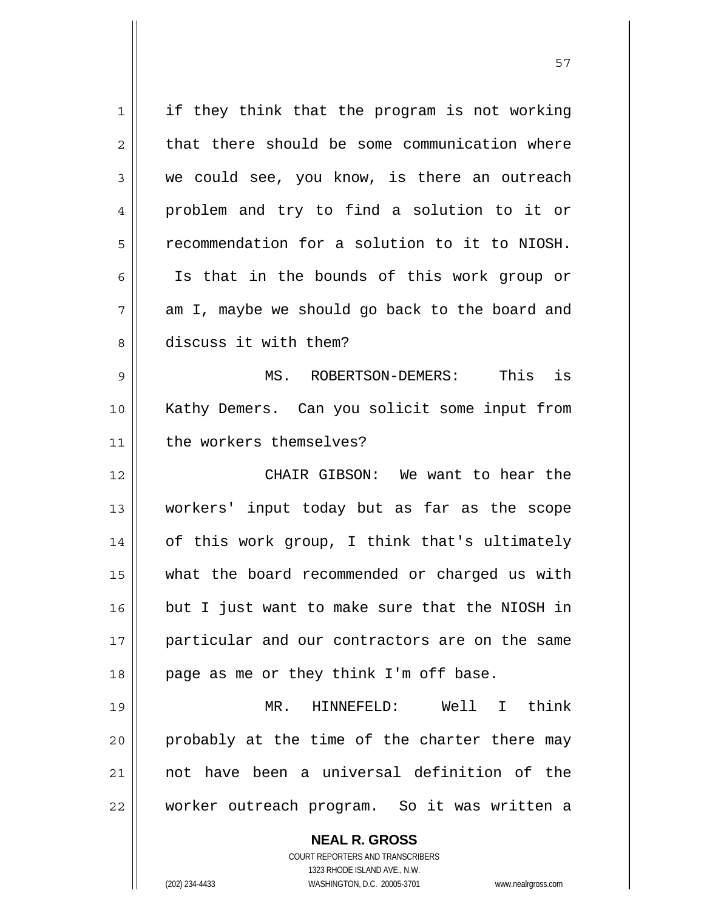if they think that the program is not working that there should be some communication where we could see, you know, is there an outreach problem and try to find a solution to it or recommendation for a solution to it to NIOSH. Is that in the bounds of this work group or am I, maybe we should go back to the board and discuss it with them?

MS. ROBERTSON-DEMERS: This is Kathy Demers. Can you solicit some input from the workers themselves?

CHAIR GIBSON: We want to hear the workers' input today but as far as the scope of this work group, I think that's ultimately what the board recommended or charged us with but I just want to make sure that the NIOSH in particular and our contractors are on the same page as me or they think I'm off base.

MR. HINNEFELD: Well I think probably at the time of the charter there may not have been a universal definition of the worker outreach program. So it was written a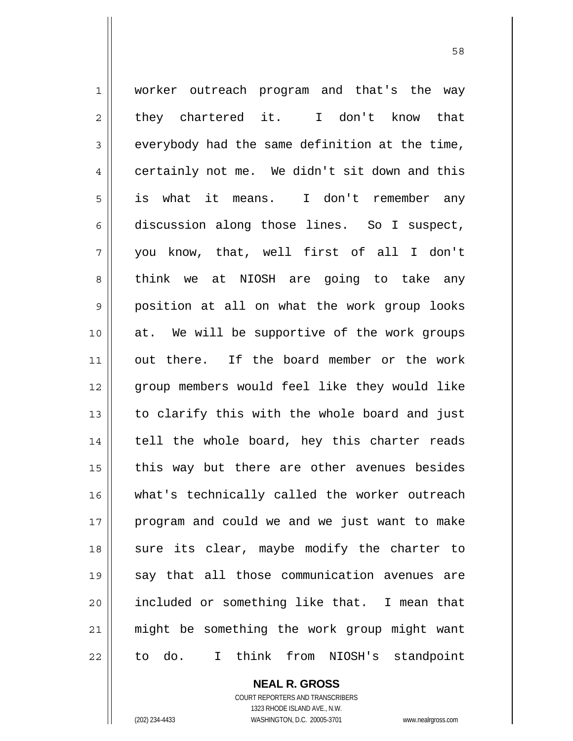worker outreach program and that's the way they chartered it. I don't know that everybody had the same definition at the time, certainly not me. We didn't sit down and this is what it means. I don't remember any discussion along those lines. So I suspect, you know, that, well first of all I don't think we at NIOSH are going to take any position at all on what the work group looks at. We will be supportive of the work groups out there. If the board member or the work group members would feel like they would like to clarify this with the whole board and just tell the whole board, hey this charter reads this way but there are other avenues besides what's technically called the worker outreach program and could we and we just want to make sure its clear, maybe modify the charter to say that all those communication avenues are included or something like that. I mean that might be something the work group might want to do. I think from NIOSH's standpoint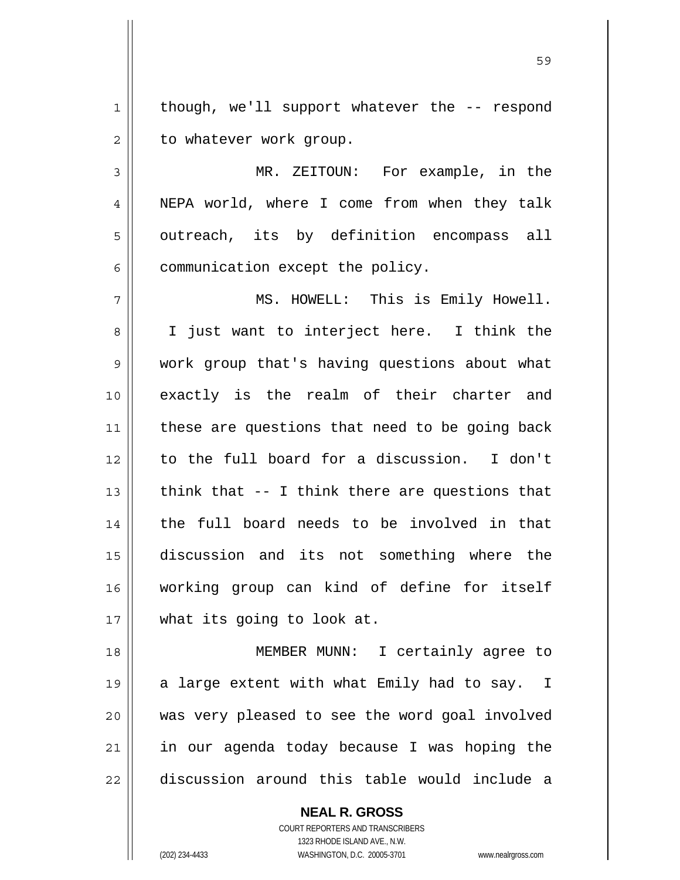though, we'll support whatever the -- respond to whatever work group.

MR. ZEITOUN: For example, in the NEPA world, where I come from when they talk outreach, its by definition encompass all communication except the policy.

MS. HOWELL: This is Emily Howell. I just want to interject here. I think the work group that's having questions about what exactly is the realm of their charter and these are questions that need to be going back to the full board for a discussion. I don't think that -- I think there are questions that the full board needs to be involved in that discussion and its not something where the working group can kind of define for itself what its going to look at.

MEMBER MUNN: I certainly agree to a large extent with what Emily had to say. I was very pleased to see the word goal involved in our agenda today because I was hoping the discussion around this table would include a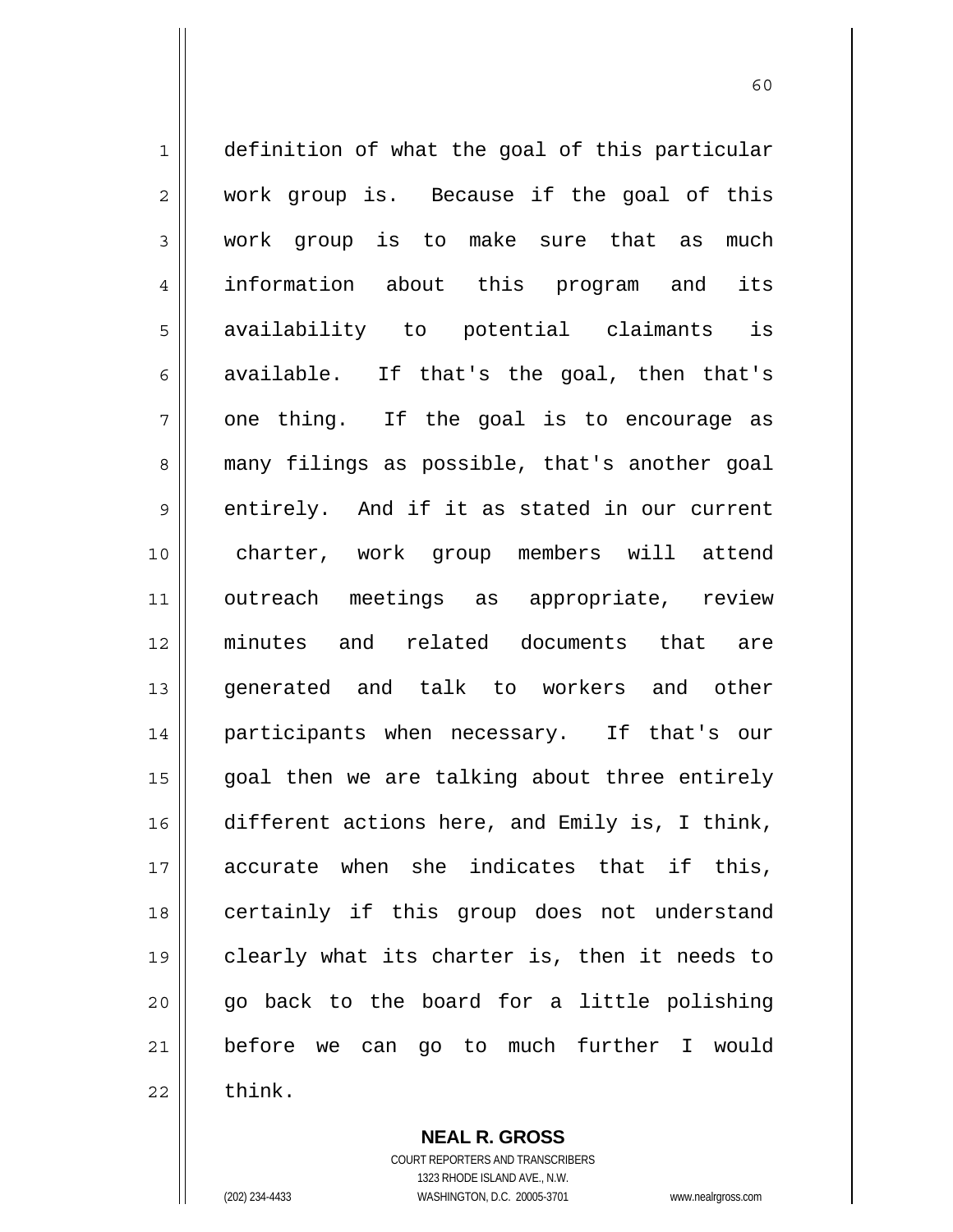definition of what the goal of this particular work group is. Because if the goal of this work group is to make sure that as much information about this program and its availability to potential claimants is available. If that's the goal, then that's one thing. If the goal is to encourage as many filings as possible, that's another goal entirely. And if it as stated in our current charter, work group members will attend outreach meetings as appropriate, review minutes and related documents that are generated and talk to workers and other participants when necessary. If that's our goal then we are talking about three entirely different actions here, and Emily is, I think, accurate when she indicates that if this, certainly if this group does not understand clearly what its charter is, then it needs to go back to the board for a little polishing before we can go to much further I would think.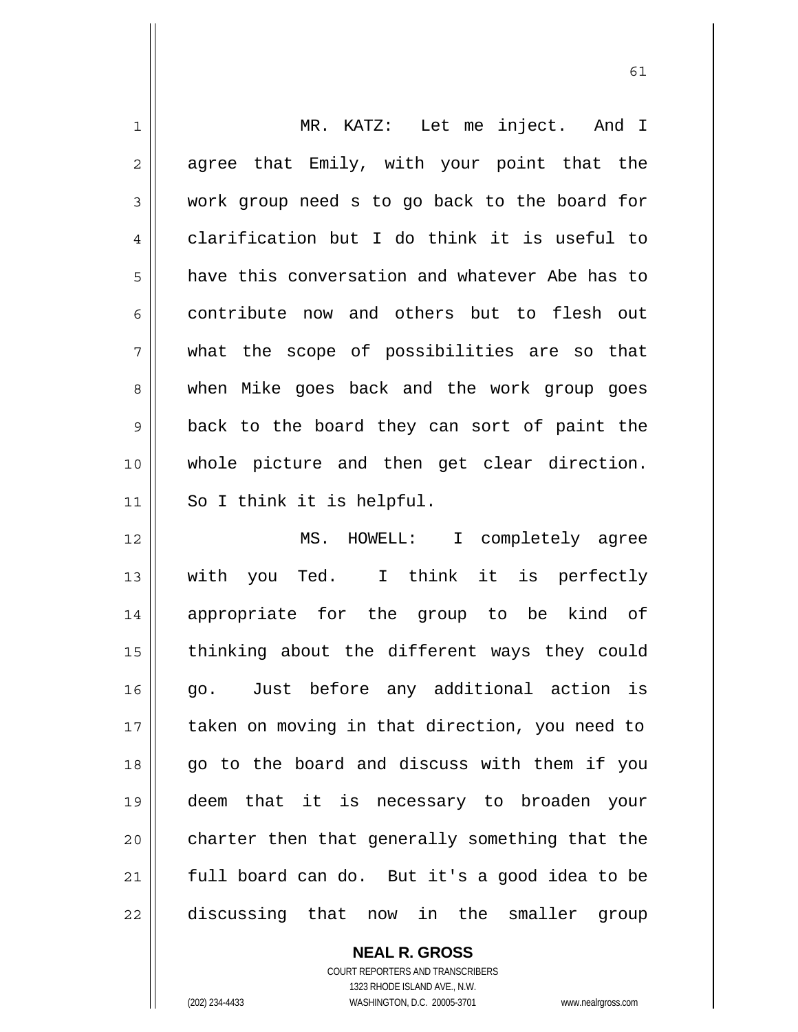MR. KATZ: Let me inject. And I agree that Emily, with your point that the work group need s to go back to the board for clarification but I do think it is useful to have this conversation and whatever Abe has to contribute now and others but to flesh out what the scope of possibilities are so that when Mike goes back and the work group goes back to the board they can sort of paint the whole picture and then get clear direction. So I think it is helpful.

MS. HOWELL: I completely agree with you Ted. I think it is perfectly appropriate for the group to be kind of thinking about the different ways they could go. Just before any additional action is taken on moving in that direction, you need to go to the board and discuss with them if you deem that it is necessary to broaden your charter then that generally something that the full board can do. But it's a good idea to be discussing that now in the smaller group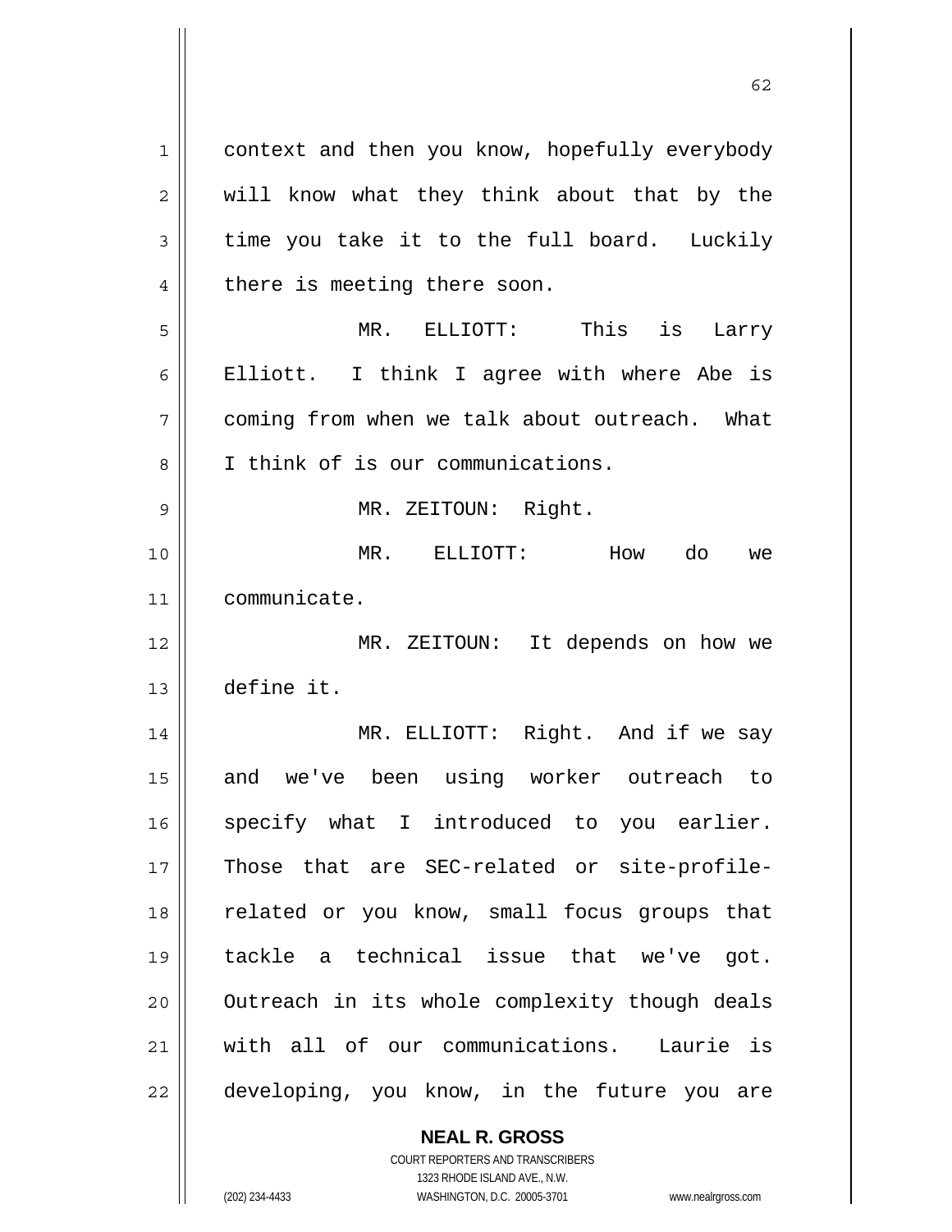context and then you know, hopefully everybody will know what they think about that by the time you take it to the full board. Luckily there is meeting there soon.

MR. ELLIOTT: This is Larry Elliott. I think I agree with where Abe is coming from when we talk about outreach. What I think of is our communications.

MR. ZEITOUN: Right.

MR. ELLIOTT: How do we communicate.

MR. ZEITOUN: It depends on how we define it.

MR. ELLIOTT: Right. And if we say and we've been using worker outreach to specify what I introduced to you earlier. Those that are SEC-related or site-profile-related or you know, small focus groups that tackle a technical issue that we've got. Outreach in its whole complexity though deals with all of our communications. Laurie is developing, you know, in the future you are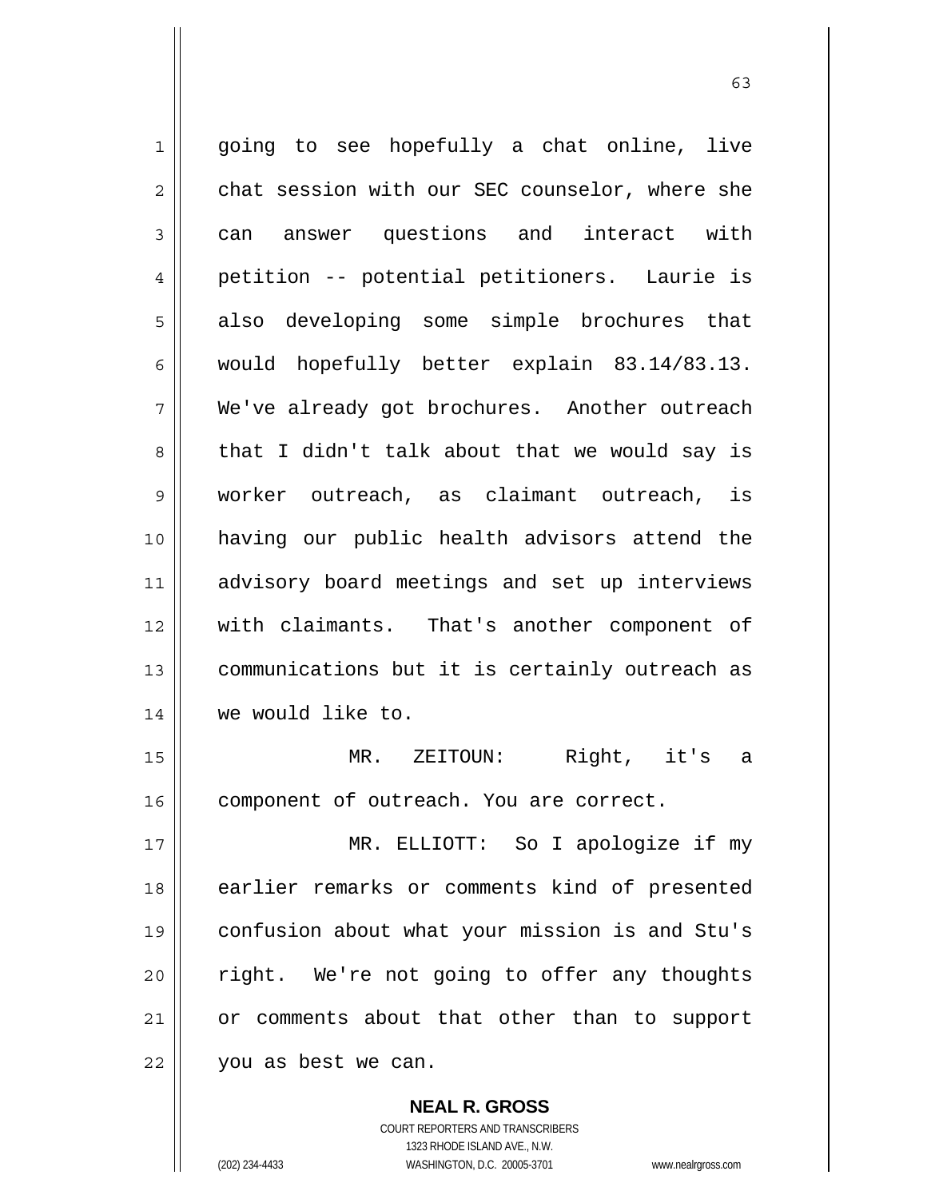going to see hopefully a chat online, live chat session with our SEC counselor, where she can answer questions and interact with petition -- potential petitioners. Laurie is also developing some simple brochures that would hopefully better explain 83.14/83.13. We've already got brochures. Another outreach that I didn't talk about that we would say is worker outreach, as claimant outreach, is having our public health advisors attend the advisory board meetings and set up interviews with claimants. That's another component of communications but it is certainly outreach as we would like to.

MR. ZEITOUN: Right, it's a component of outreach. You are correct.

MR. ELLIOTT: So I apologize if my earlier remarks or comments kind of presented confusion about what your mission is and Stu's right. We're not going to offer any thoughts or comments about that other than to support you as best we can.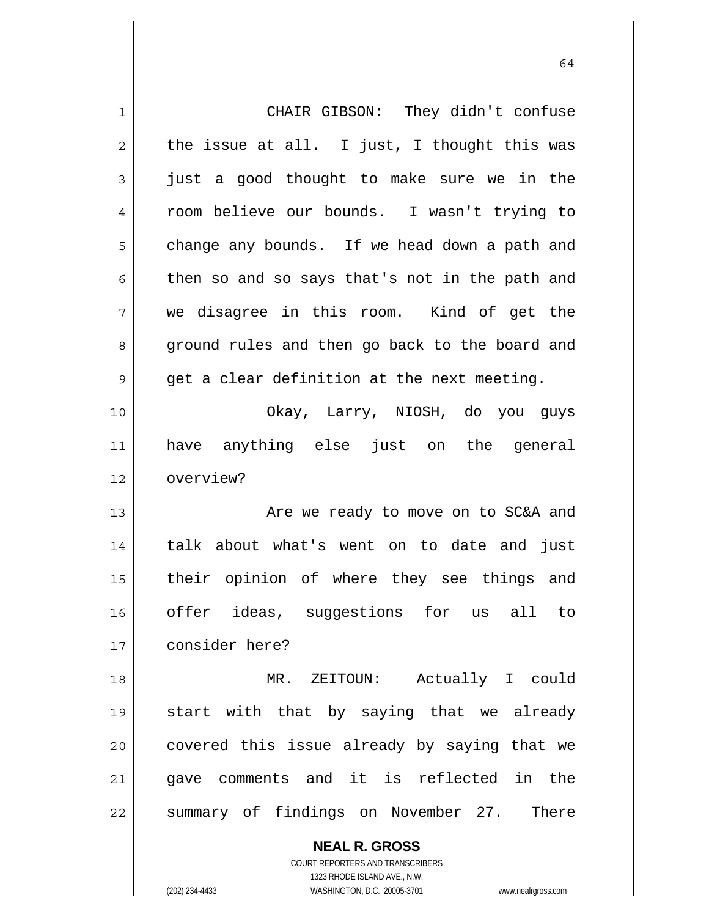CHAIR GIBSON: They didn't confuse the issue at all. I just, I thought this was just a good thought to make sure we in the room believe our bounds. I wasn't trying to change any bounds. If we head down a path and then so and so says that's not in the path and we disagree in this room. Kind of get the ground rules and then go back to the board and get a clear definition at the next meeting.

Okay, Larry, NIOSH, do you guys have anything else just on the general overview?

Are we ready to move on to SC&A and talk about what's went on to date and just their opinion of where they see things and offer ideas, suggestions for us all to consider here?

MR. ZEITOUN: Actually I could start with that by saying that we already covered this issue already by saying that we gave comments and it is reflected in the summary of findings on November 27. There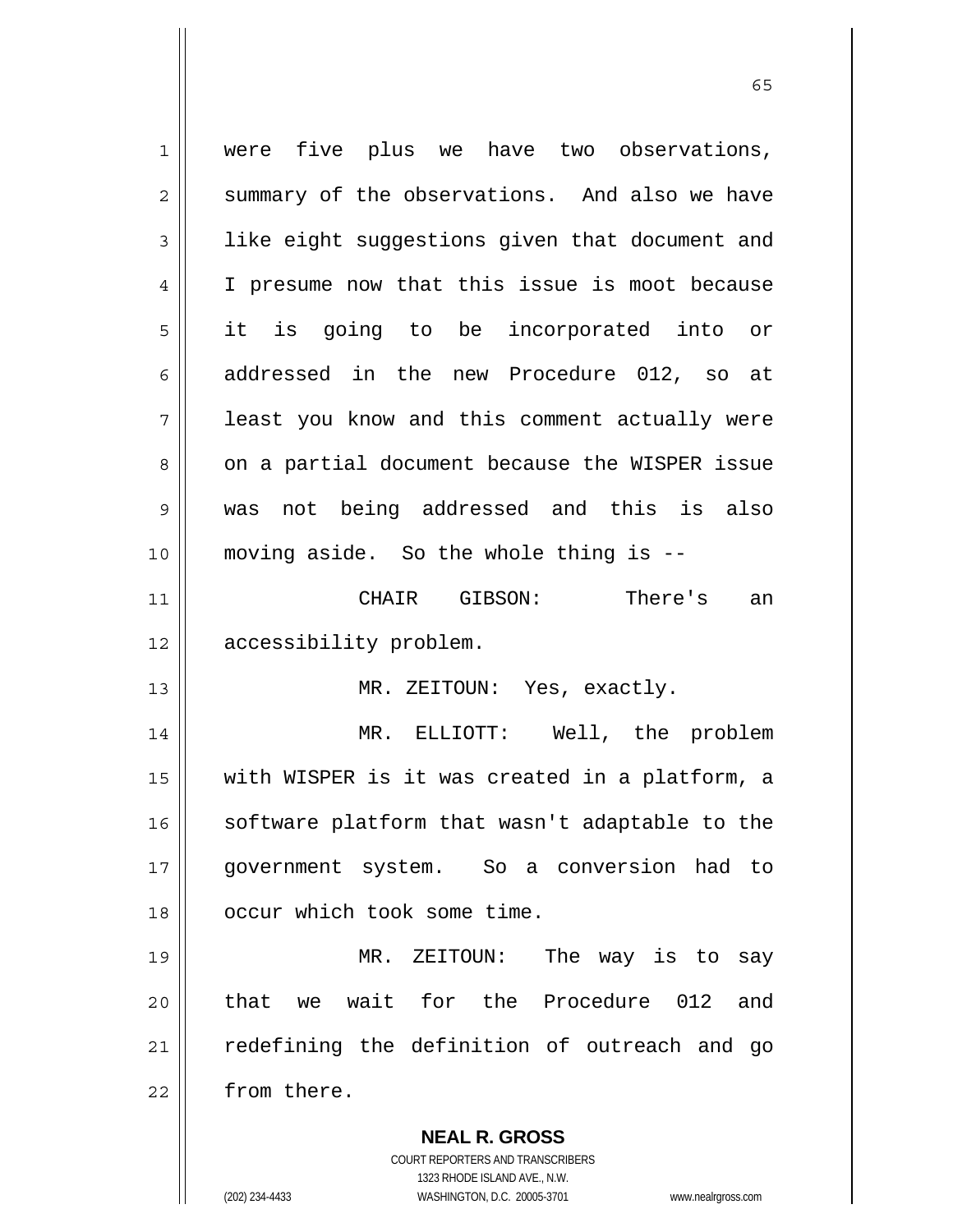were five plus we have two observations, summary of the observations. And also we have like eight suggestions given that document and I presume now that this issue is moot because it is going to be incorporated into or addressed in the new Procedure 012, so at least you know and this comment actually were on a partial document because the WISPER issue was not being addressed and this is also moving aside. So the whole thing is --

CHAIR GIBSON: There's an accessibility problem.

MR. ZEITOUN: Yes, exactly.

MR. ELLIOTT: Well, the problem with WISPER is it was created in a platform, a software platform that wasn't adaptable to the government system. So a conversion had to occur which took some time.

MR. ZEITOUN: The way is to say that we wait for the Procedure 012 and redefining the definition of outreach and go from there.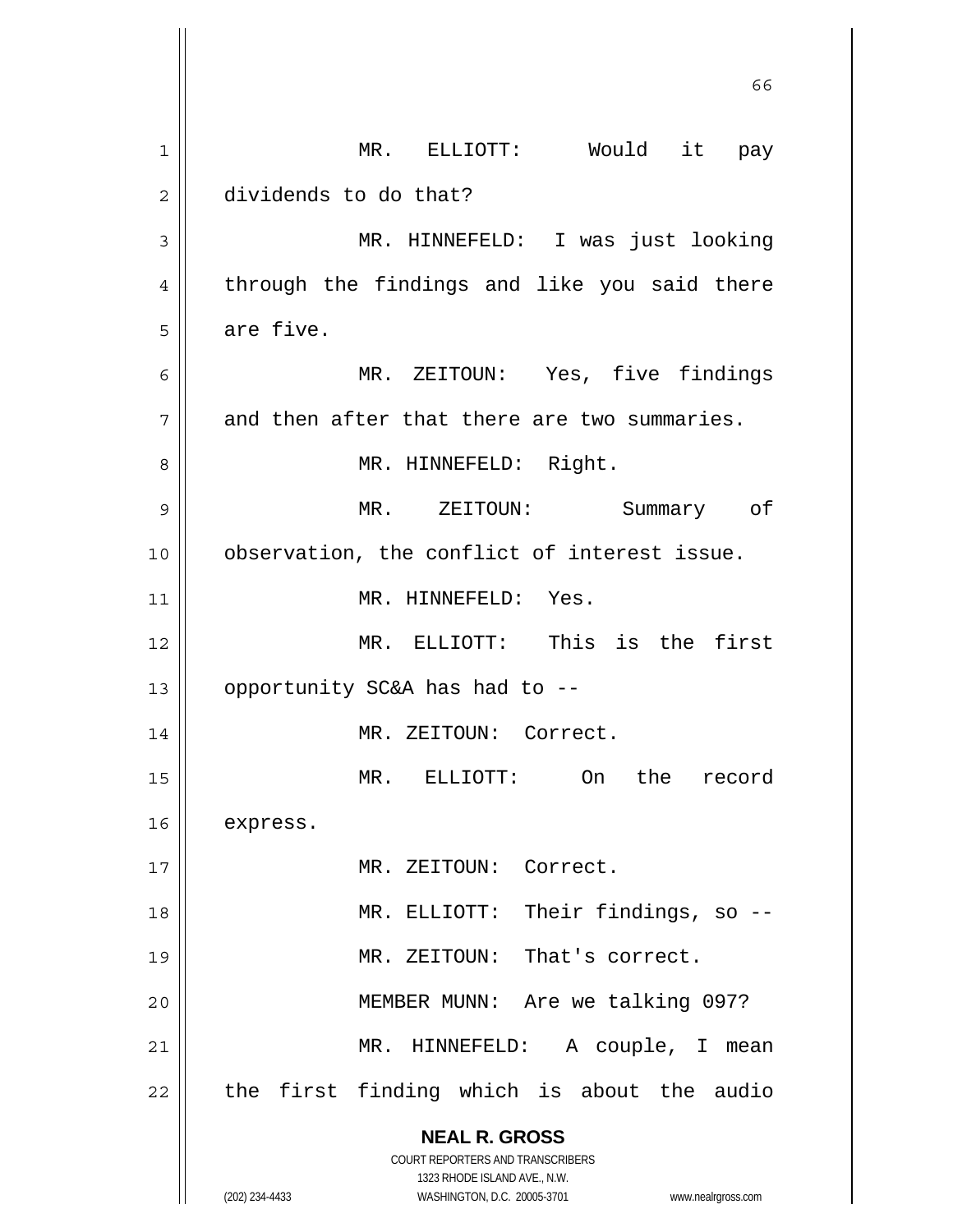MR. ELLIOTT: Would it pay dividends to do that?

MR. HINNEFELD: I was just looking through the findings and like you said there are five.

MR. ZEITOUN: Yes, five findings and then after that there are two summaries.

MR. HINNEFELD: Right.

MR. ZEITOUN: Summary of observation, the conflict of interest issue.

MR. HINNEFELD: Yes.

MR. ELLIOTT: This is the first opportunity SC&A has had to --

MR. ZEITOUN: Correct.

MR. ELLIOTT: On the record express.

MR. ZEITOUN: Correct.

MR. ELLIOTT: Their findings, so --

MR. ZEITOUN: That's correct.

MEMBER MUNN: Are we talking 097?

MR. HINNEFELD: A couple, I mean the first finding which is about the audio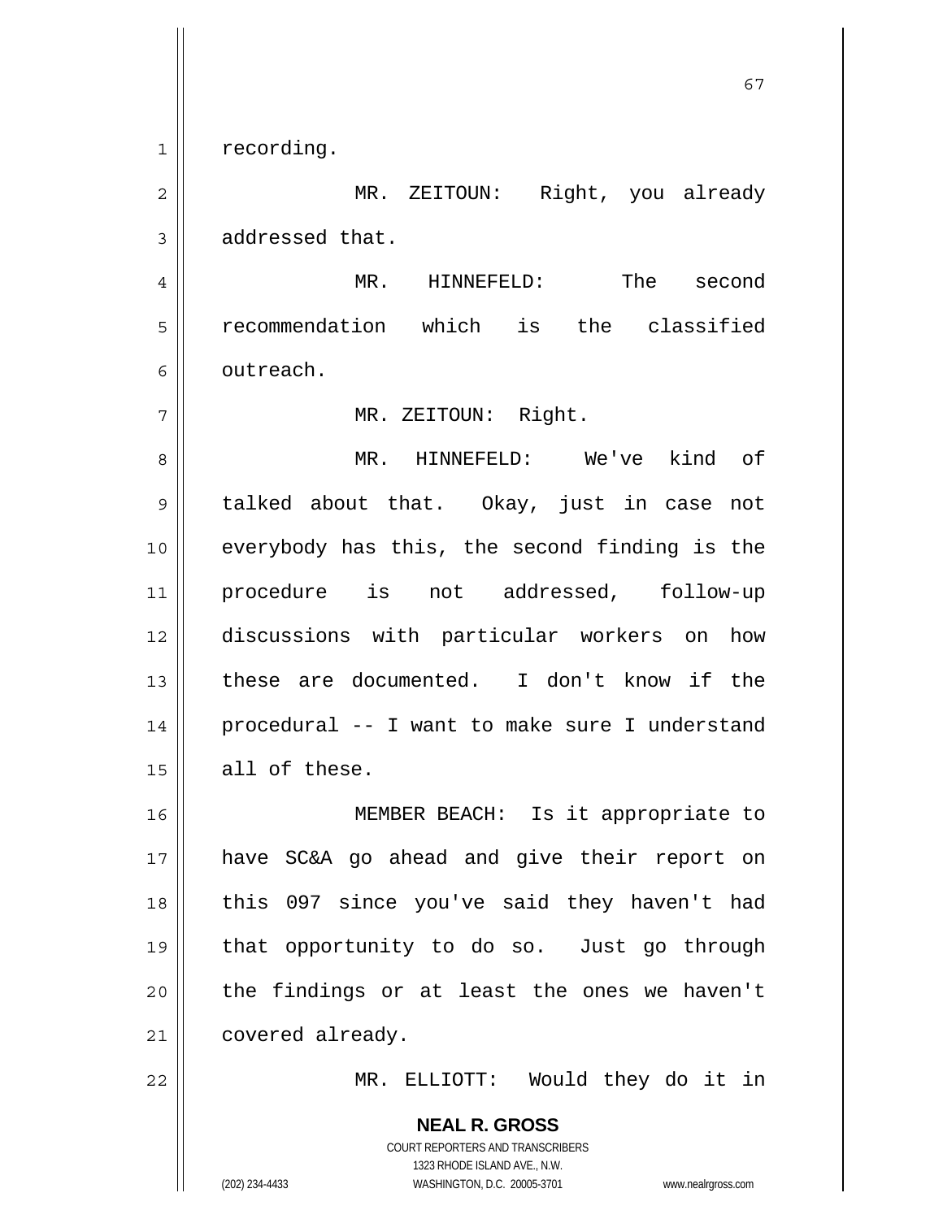recording.

MR. ZEITOUN: Right, you already addressed that.

MR. HINNEFELD: The second recommendation which is the classified outreach.

MR. ZEITOUN: Right.

MR. HINNEFELD: We've kind of talked about that. Okay, just in case not everybody has this, the second finding is the procedure is not addressed, follow-up discussions with particular workers on how these are documented. I don't know if the procedural -- I want to make sure I understand all of these.

MEMBER BEACH: Is it appropriate to have SC&A go ahead and give their report on this 097 since you've said they haven't had that opportunity to do so. Just go through the findings or at least the ones we haven't covered already.

MR. ELLIOTT: Would they do it in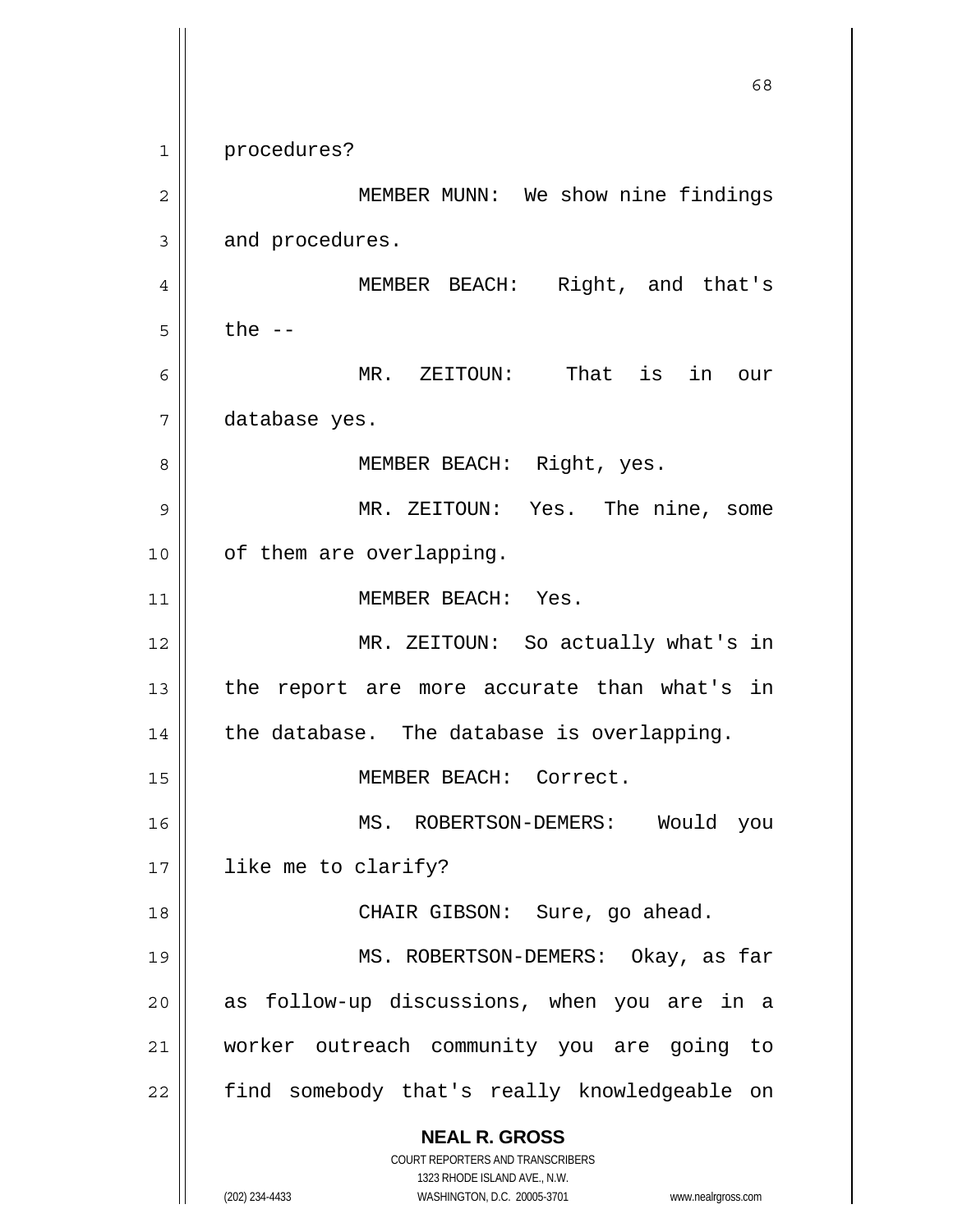procedures?

MEMBER MUNN: We show nine findings and procedures.

MEMBER BEACH: Right, and that's the --

MR. ZEITOUN: That is in our database yes.

MEMBER BEACH: Right, yes.

MR. ZEITOUN: Yes. The nine, some of them are overlapping.

MEMBER BEACH: Yes.

MR. ZEITOUN: So actually what's in the report are more accurate than what's in the database. The database is overlapping.

MEMBER BEACH: Correct.

MS. ROBERTSON-DEMERS: Would you like me to clarify?

CHAIR GIBSON: Sure, go ahead.

MS. ROBERTSON-DEMERS: Okay, as far as follow-up discussions, when you are in a worker outreach community you are going to find somebody that's really knowledgeable on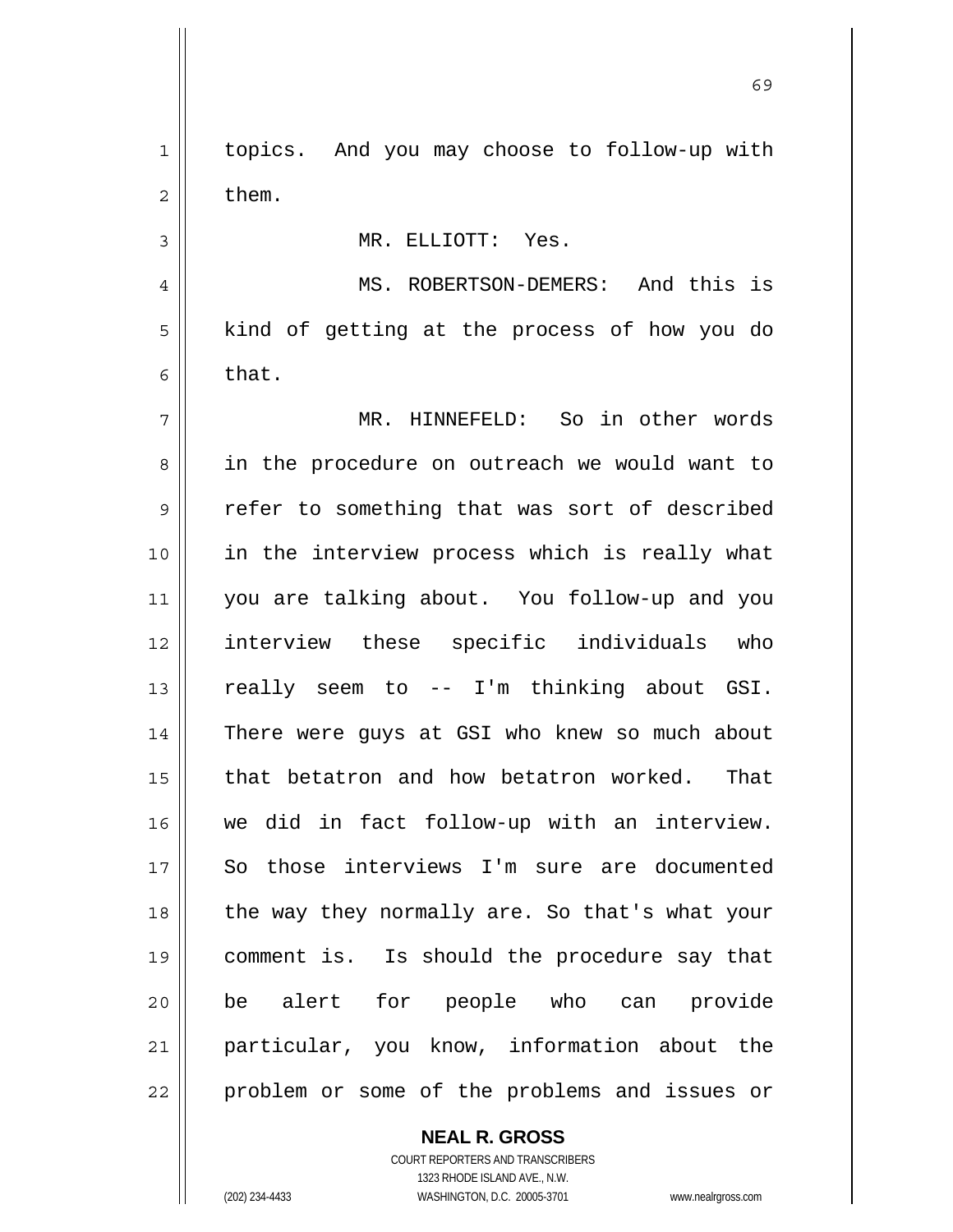topics. And you may choose to follow-up with them.

MR. ELLIOTT: Yes.

MS. ROBERTSON-DEMERS: And this is kind of getting at the process of how you do that.

MR. HINNEFELD: So in other words in the procedure on outreach we would want to refer to something that was sort of described in the interview process which is really what you are talking about. You follow-up and you interview these specific individuals who really seem to -- I'm thinking about GSI. There were guys at GSI who knew so much about that betatron and how betatron worked. That we did in fact follow-up with an interview. So those interviews I'm sure are documented the way they normally are. So that's what your comment is. Is should the procedure say that be alert for people who can provide particular, you know, information about the problem or some of the problems and issues or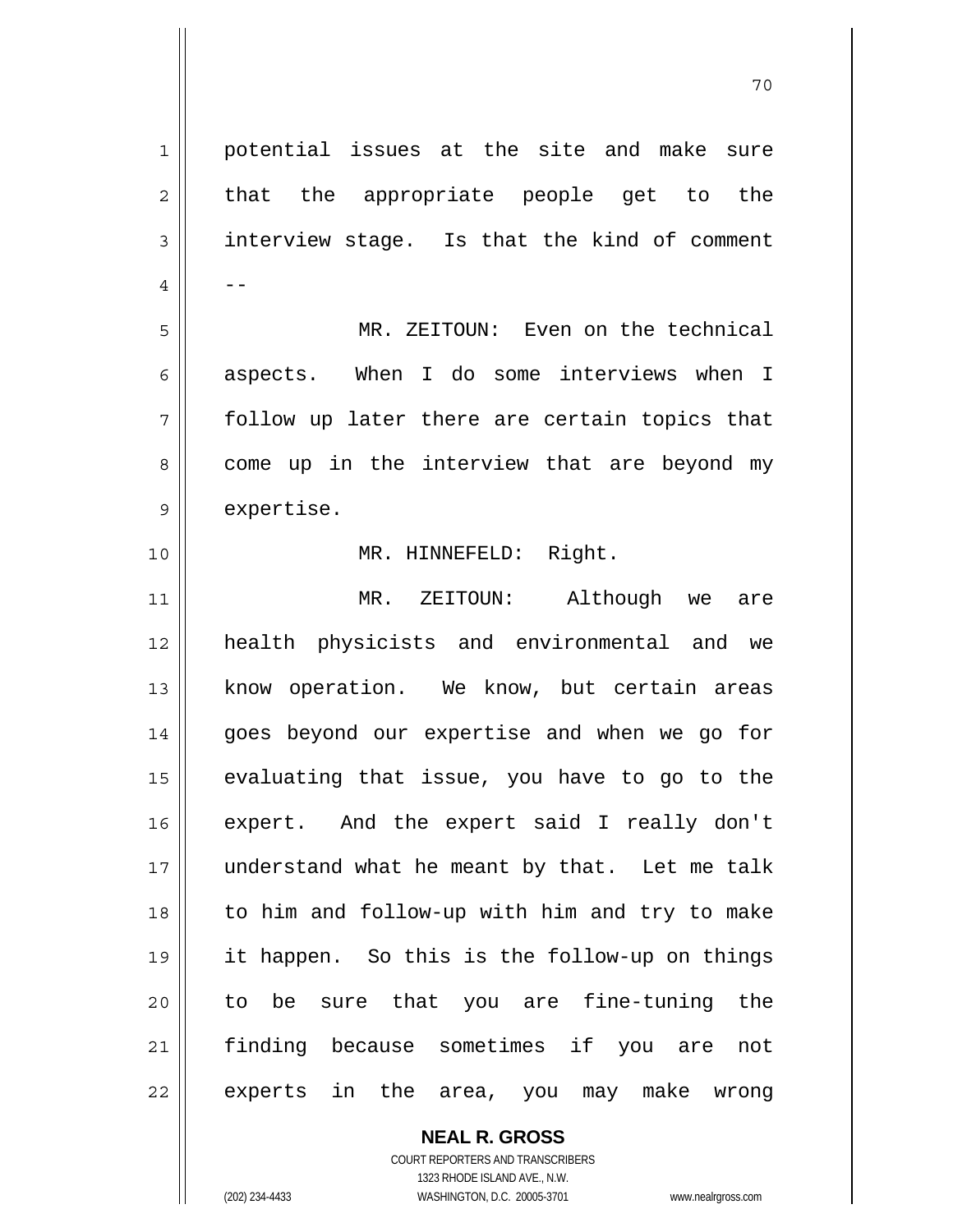potential issues at the site and make sure that the appropriate people get to the interview stage. Is that the kind of comment --

MR. ZEITOUN: Even on the technical aspects. When I do some interviews when I follow up later there are certain topics that come up in the interview that are beyond my expertise.

MR. HINNEFELD: Right.

MR. ZEITOUN: Although we are health physicists and environmental and we know operation. We know, but certain areas goes beyond our expertise and when we go for evaluating that issue, you have to go to the expert. And the expert said I really don't understand what he meant by that. Let me talk to him and follow-up with him and try to make it happen. So this is the follow-up on things to be sure that you are fine-tuning the finding because sometimes if you are not experts in the area, you may make wrong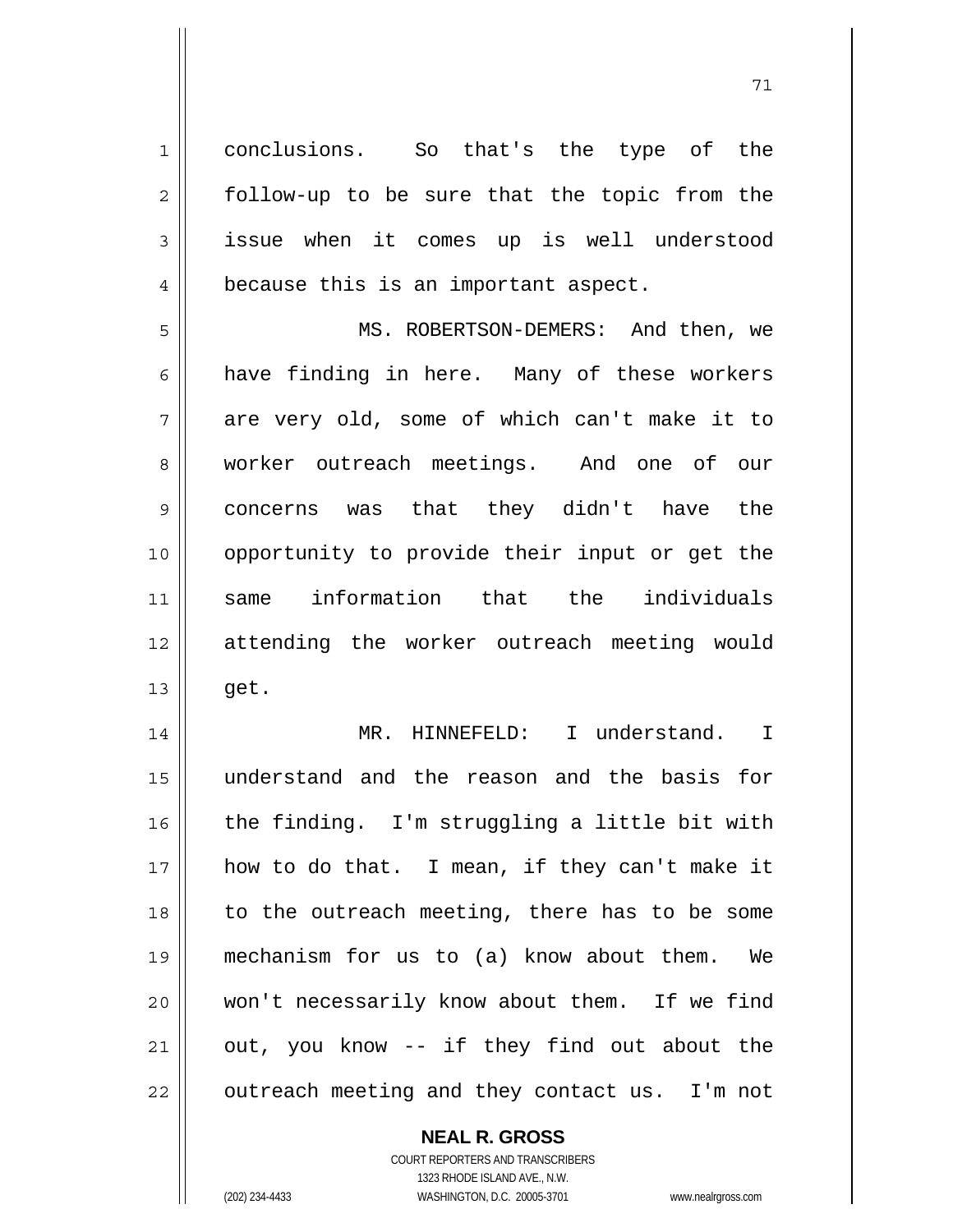conclusions. So that's the type of the follow-up to be sure that the topic from the issue when it comes up is well understood because this is an important aspect.

MS. ROBERTSON-DEMERS: And then, we have finding in here. Many of these workers are very old, some of which can't make it to worker outreach meetings. And one of our concerns was that they didn't have the opportunity to provide their input or get the same information that the individuals attending the worker outreach meeting would get.

MR. HINNEFELD: I understand. I understand and the reason and the basis for the finding. I'm struggling a little bit with how to do that. I mean, if they can't make it to the outreach meeting, there has to be some mechanism for us to (a) know about them. We won't necessarily know about them. If we find out, you know -- if they find out about the outreach meeting and they contact us. I'm not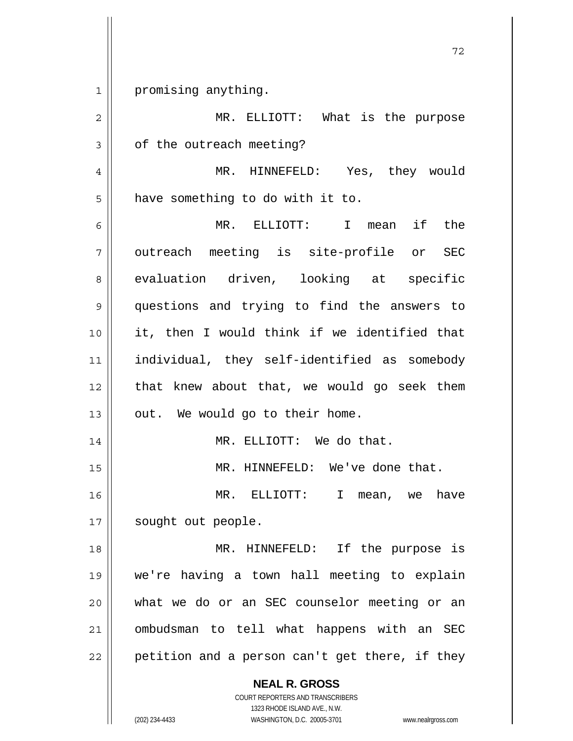promising anything.

MR. ELLIOTT: What is the purpose of the outreach meeting?

MR. HINNEFELD: Yes, they would have something to do with it to.

MR. ELLIOTT: I mean if the outreach meeting is site-profile or SEC evaluation driven, looking at specific questions and trying to find the answers to it, then I would think if we identified that individual, they self-identified as somebody that knew about that, we would go seek them out. We would go to their home.

MR. ELLIOTT: We do that.

MR. HINNEFELD: We've done that.

MR. ELLIOTT: I mean, we have sought out people.

MR. HINNEFELD: If the purpose is we're having a town hall meeting to explain what we do or an SEC counselor meeting or an ombudsman to tell what happens with an SEC petition and a person can't get there, if they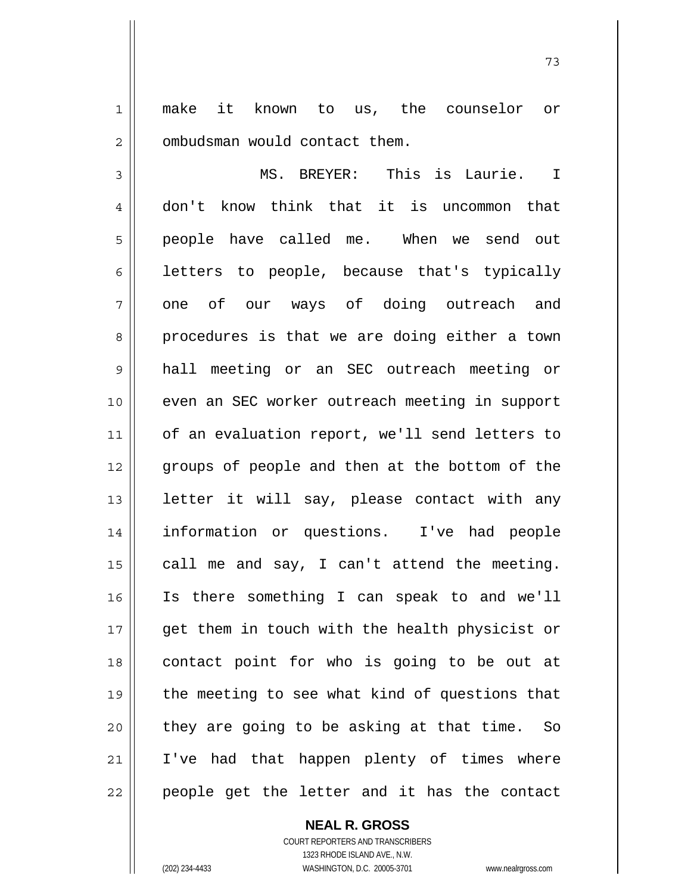make it known to us, the counselor or ombudsman would contact them.

MS. BREYER: This is Laurie. I don't know think that it is uncommon that people have called me. When we send out letters to people, because that's typically one of our ways of doing outreach and procedures is that we are doing either a town hall meeting or an SEC outreach meeting or even an SEC worker outreach meeting in support of an evaluation report, we'll send letters to groups of people and then at the bottom of the letter it will say, please contact with any information or questions. I've had people call me and say, I can't attend the meeting. Is there something I can speak to and we'll get them in touch with the health physicist or contact point for who is going to be out at the meeting to see what kind of questions that they are going to be asking at that time. So I've had that happen plenty of times where people get the letter and it has the contact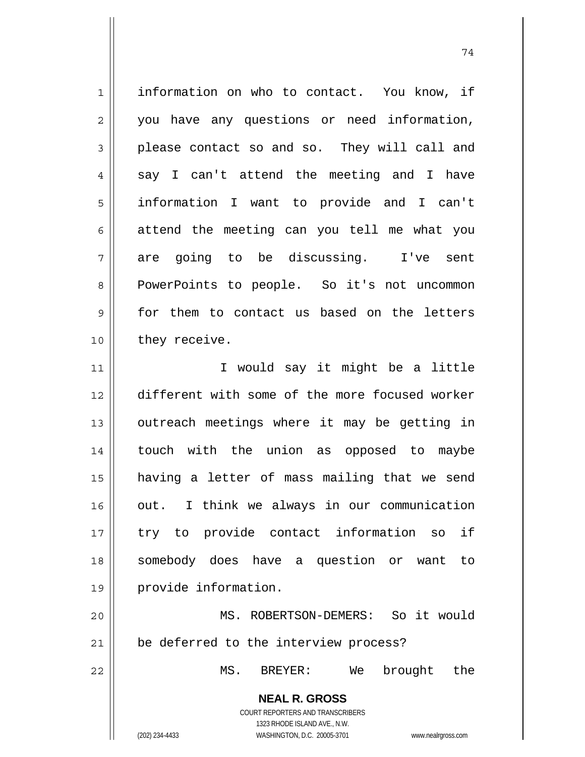information on who to contact. You know, if you have any questions or need information, please contact so and so. They will call and say I can't attend the meeting and I have information I want to provide and I can't attend the meeting can you tell me what you are going to be discussing. I've sent PowerPoints to people. So it's not uncommon for them to contact us based on the letters they receive.

I would say it might be a little different with some of the more focused worker outreach meetings where it may be getting in touch with the union as opposed to maybe having a letter of mass mailing that we send out. I think we always in our communication try to provide contact information so if somebody does have a question or want to provide information.

MS. ROBERTSON-DEMERS: So it would be deferred to the interview process?

MS. BREYER: We brought the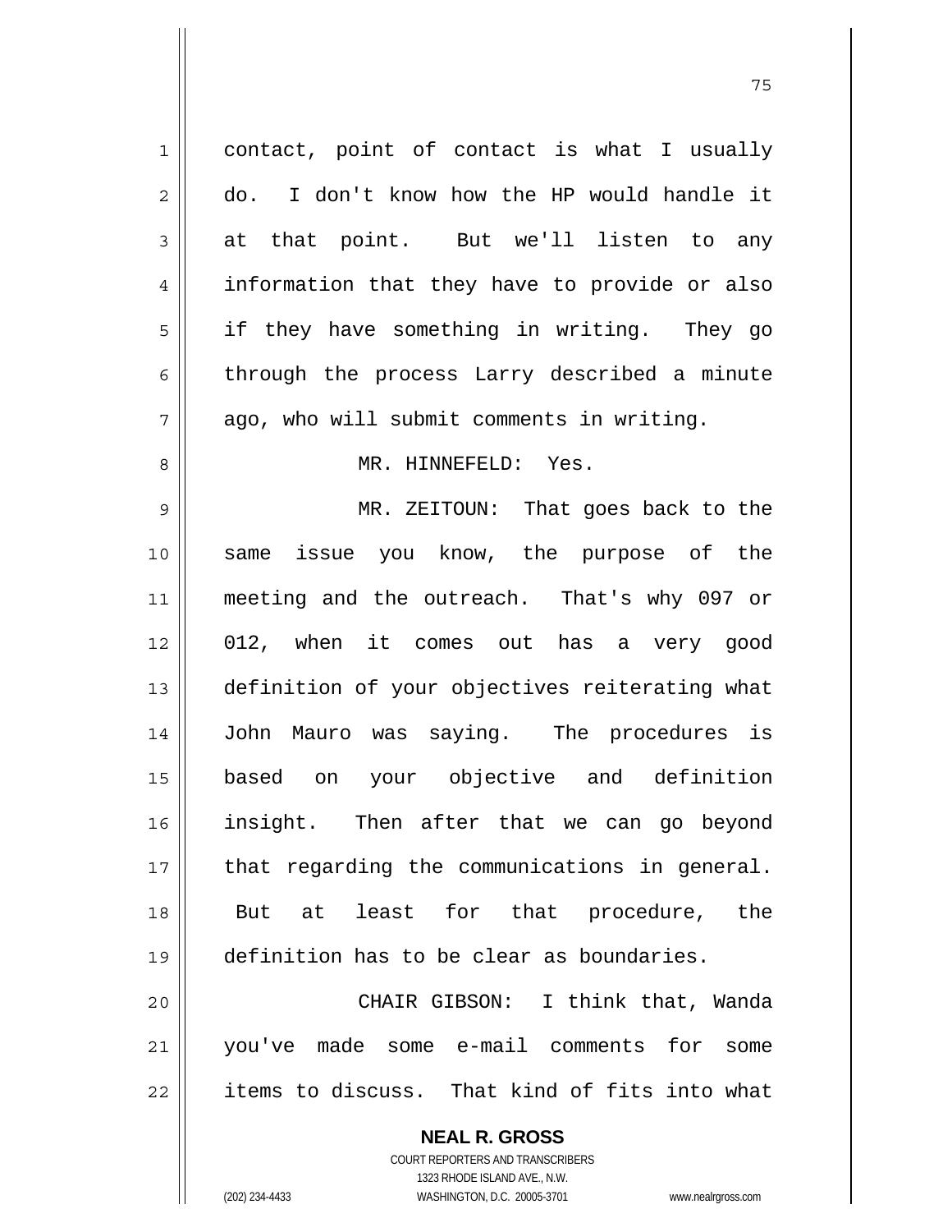contact, point of contact is what I usually do. I don't know how the HP would handle it at that point. But we'll listen to any information that they have to provide or also if they have something in writing. They go through the process Larry described a minute ago, who will submit comments in writing.

MR. HINNEFELD: Yes.

MR. ZEITOUN: That goes back to the same issue you know, the purpose of the meeting and the outreach. That's why 097 or 012, when it comes out has a very good definition of your objectives reiterating what John Mauro was saying. The procedures is based on your objective and definition insight. Then after that we can go beyond that regarding the communications in general. But at least for that procedure, the definition has to be clear as boundaries.

CHAIR GIBSON: I think that, Wanda you've made some e-mail comments for some items to discuss. That kind of fits into what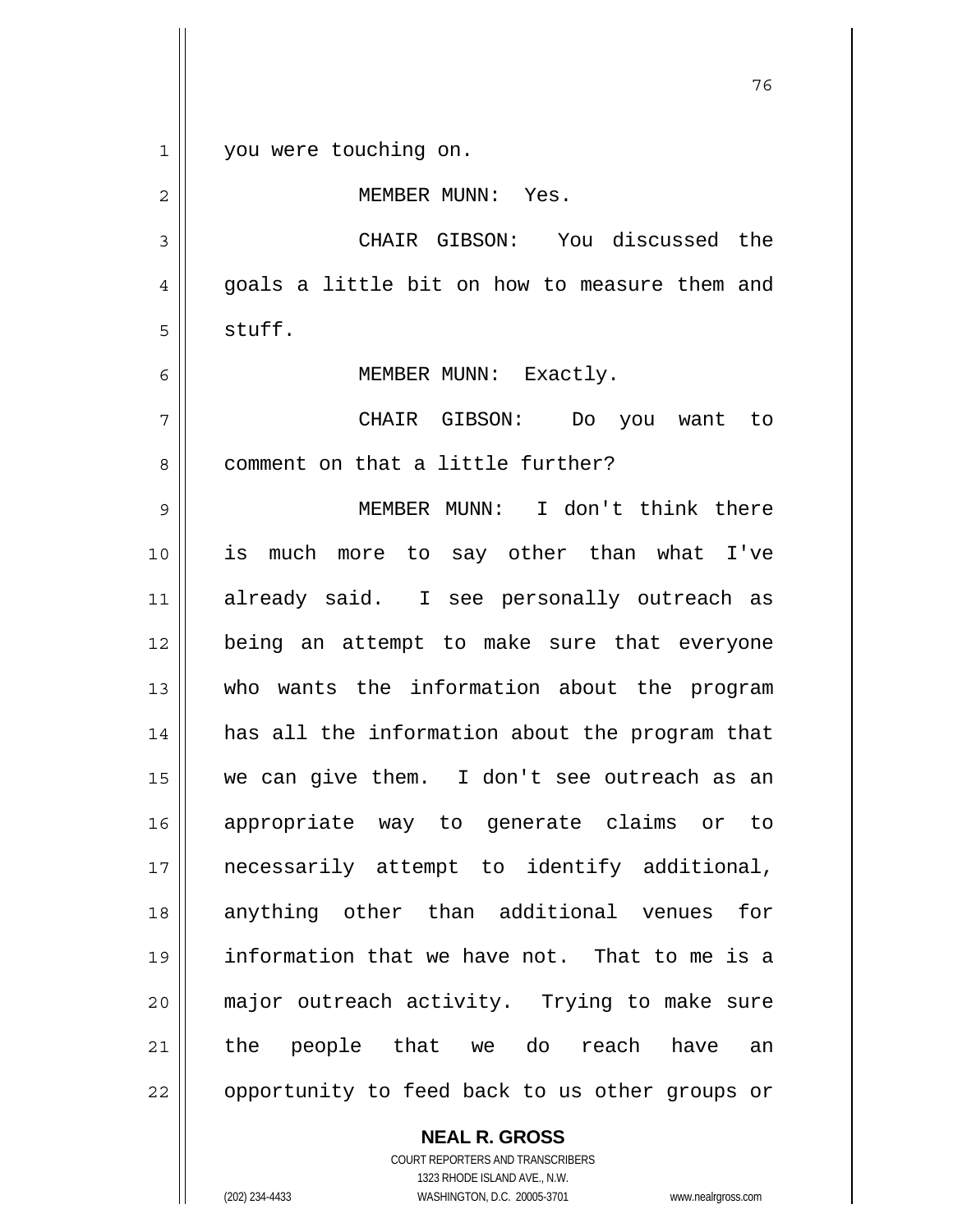you were touching on.

MEMBER MUNN: Yes.

CHAIR GIBSON: You discussed the goals a little bit on how to measure them and stuff.

MEMBER MUNN: Exactly.

CHAIR GIBSON: Do you want to comment on that a little further?

MEMBER MUNN: I don't think there is much more to say other than what I've already said. I see personally outreach as being an attempt to make sure that everyone who wants the information about the program has all the information about the program that we can give them. I don't see outreach as an appropriate way to generate claims or to necessarily attempt to identify additional, anything other than additional venues for information that we have not. That to me is a major outreach activity. Trying to make sure the people that we do reach have an opportunity to feed back to us other groups or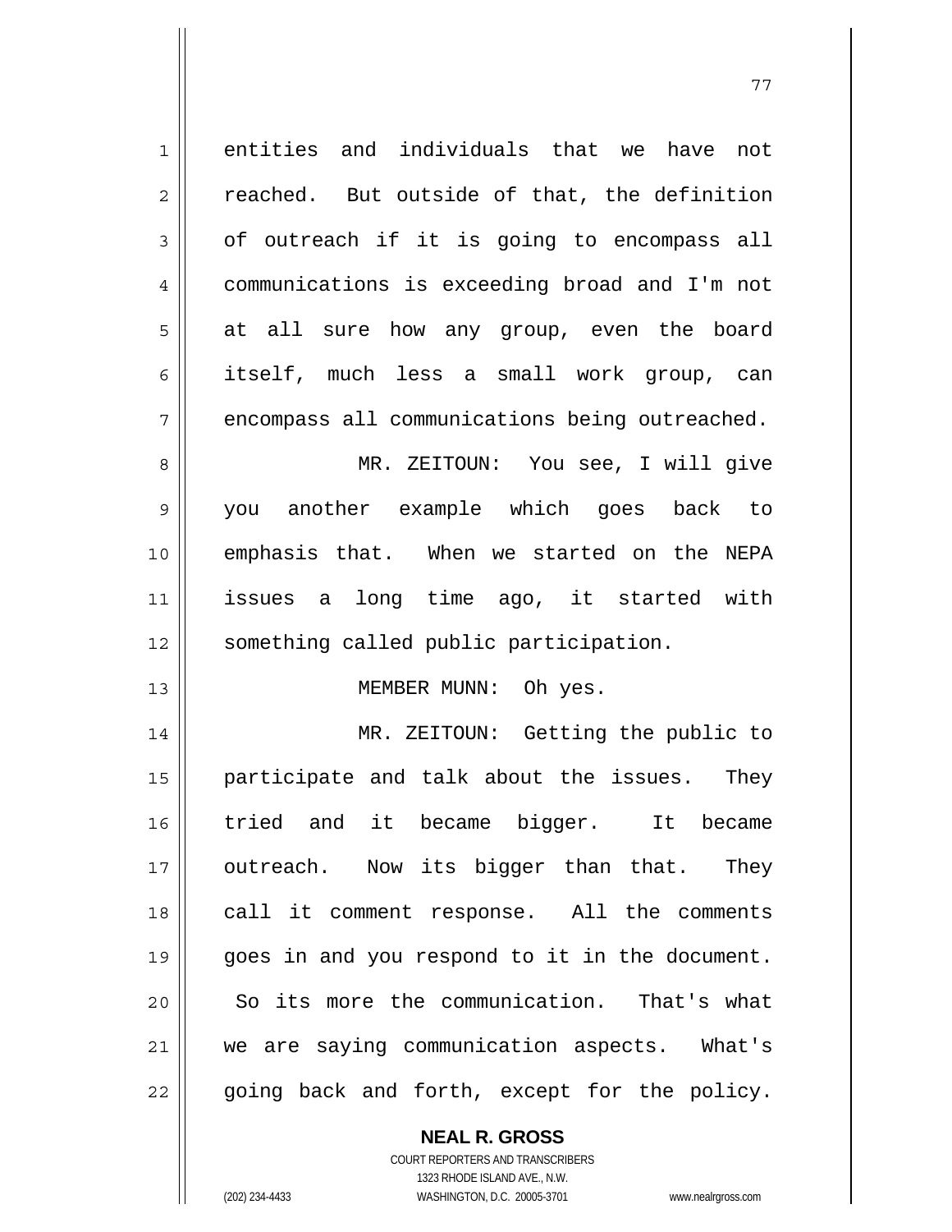entities and individuals that we have not reached. But outside of that, the definition of outreach if it is going to encompass all communications is exceeding broad and I'm not at all sure how any group, even the board itself, much less a small work group, can encompass all communications being outreached.

MR. ZEITOUN: You see, I will give you another example which goes back to emphasis that. When we started on the NEPA issues a long time ago, it started with something called public participation.

MEMBER MUNN: Oh yes.

MR. ZEITOUN: Getting the public to participate and talk about the issues. They tried and it became bigger. It became outreach. Now its bigger than that. They call it comment response. All the comments goes in and you respond to it in the document. So its more the communication. That's what we are saying communication aspects. What's going back and forth, except for the policy.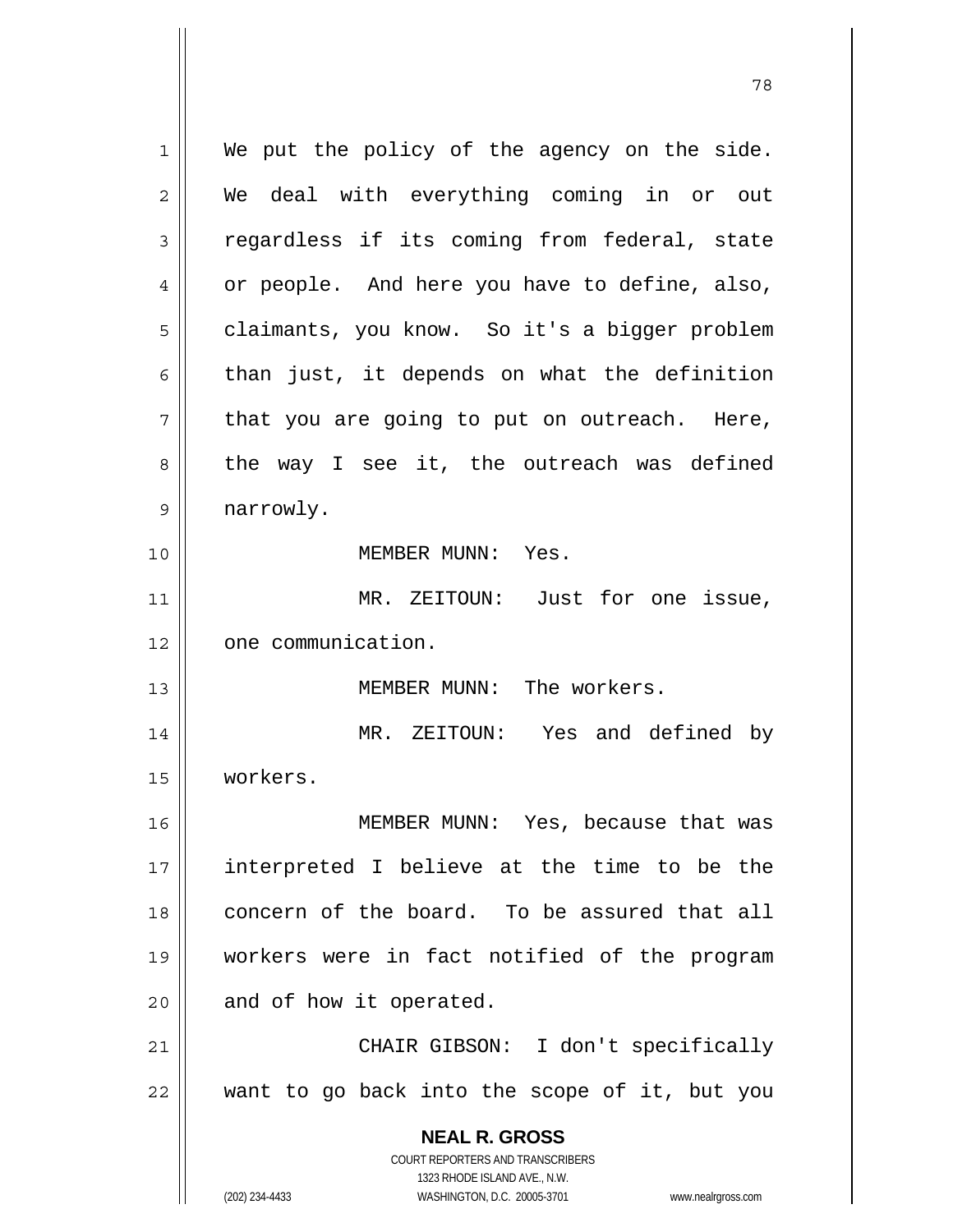We put the policy of the agency on the side. We deal with everything coming in or out regardless if its coming from federal, state or people. And here you have to define, also, claimants, you know. So it's a bigger problem than just, it depends on what the definition that you are going to put on outreach. Here, the way I see it, the outreach was defined narrowly.

MEMBER MUNN: Yes.

MR. ZEITOUN: Just for one issue, one communication.

MEMBER MUNN: The workers.

MR. ZEITOUN: Yes and defined by workers.

MEMBER MUNN: Yes, because that was interpreted I believe at the time to be the concern of the board. To be assured that all workers were in fact notified of the program and of how it operated.

CHAIR GIBSON: I don't specifically want to go back into the scope of it, but you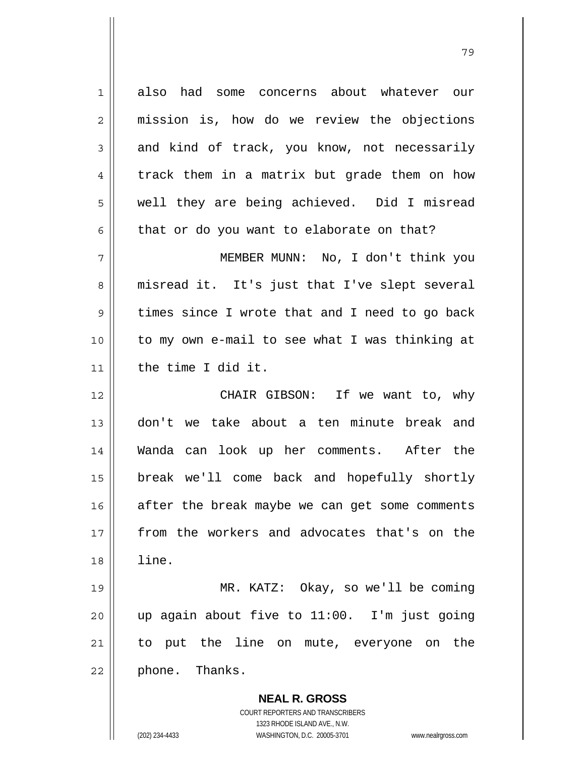also had some concerns about whatever our mission is, how do we review the objections and kind of track, you know, not necessarily track them in a matrix but grade them on how well they are being achieved. Did I misread that or do you want to elaborate on that?

MEMBER MUNN: No, I don't think you misread it. It's just that I've slept several times since I wrote that and I need to go back to my own e-mail to see what I was thinking at the time I did it.

CHAIR GIBSON: If we want to, why don't we take about a ten minute break and Wanda can look up her comments. After the break we'll come back and hopefully shortly after the break maybe we can get some comments from the workers and advocates that's on the line.

MR. KATZ: Okay, so we'll be coming up again about five to 11:00. I'm just going to put the line on mute, everyone on the phone. Thanks.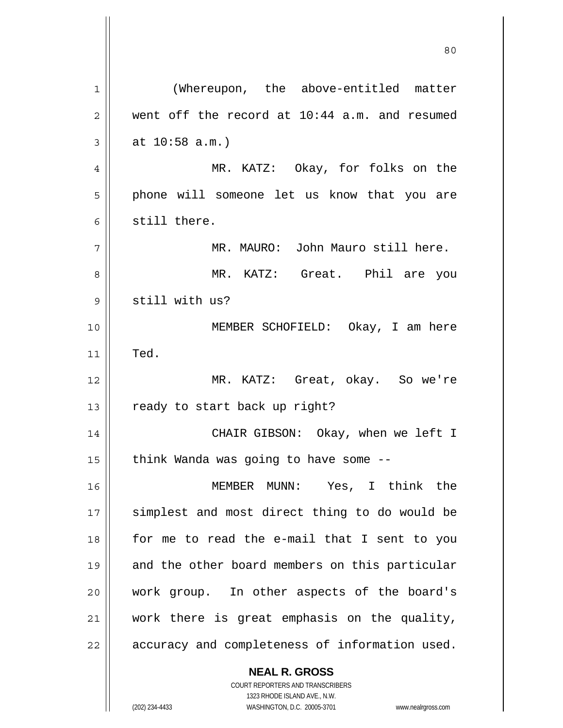(Whereupon, the above-entitled matter went off the record at 10:44 a.m. and resumed at 10:58 a.m.)

MR. KATZ: Okay, for folks on the phone will someone let us know that you are still there.

MR. MAURO: John Mauro still here.

MR. KATZ: Great. Phil are you still with us?

MEMBER SCHOFIELD: Okay, I am here Ted.

MR. KATZ: Great, okay. So we're ready to start back up right?

CHAIR GIBSON: Okay, when we left I think Wanda was going to have some --

MEMBER MUNN: Yes, I think the simplest and most direct thing to do would be for me to read the e-mail that I sent to you and the other board members on this particular work group. In other aspects of the board's work there is great emphasis on the quality, accuracy and completeness of information used.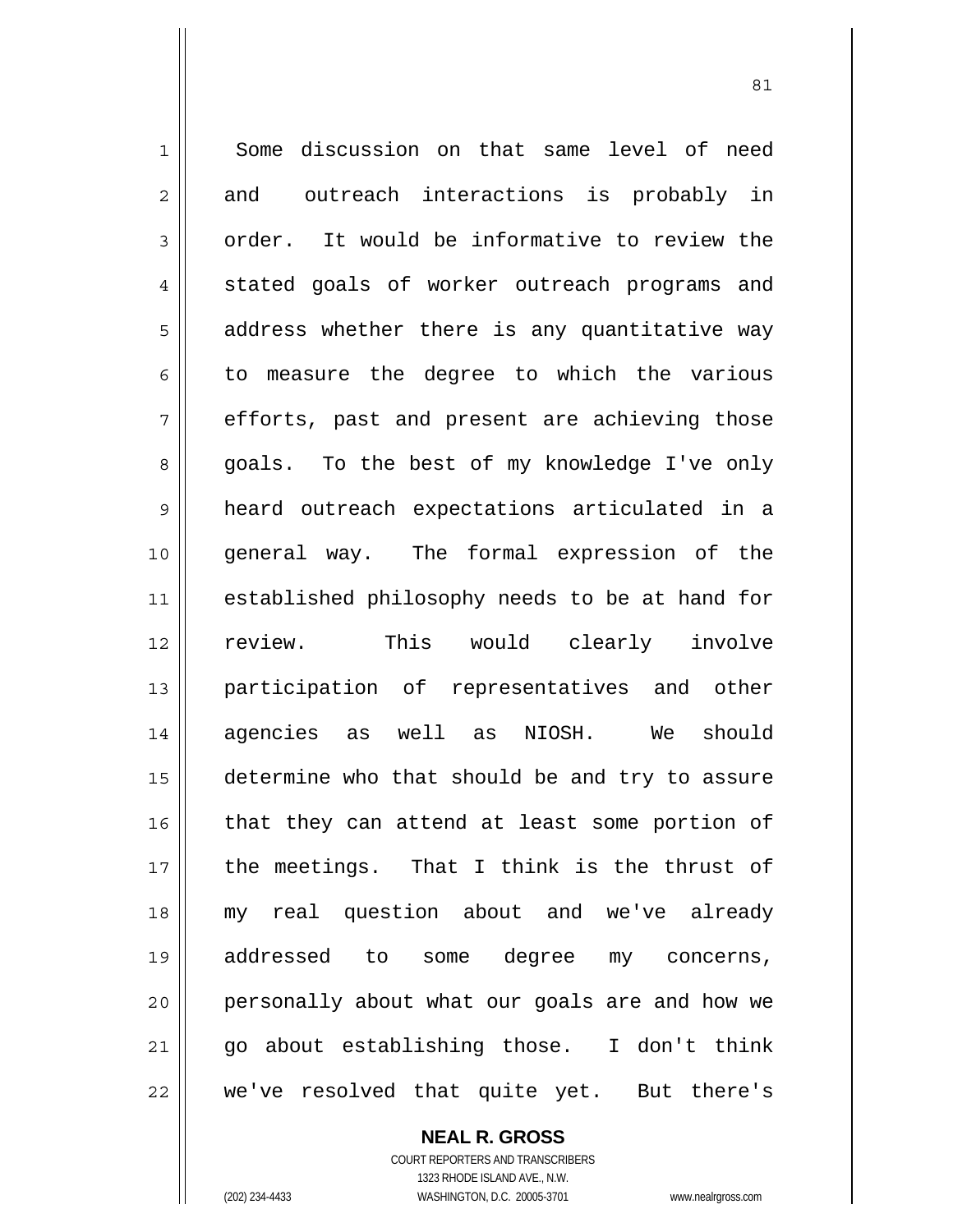Some discussion on that same level of need and outreach interactions is probably in order. It would be informative to review the stated goals of worker outreach programs and address whether there is any quantitative way to measure the degree to which the various efforts, past and present are achieving those goals. To the best of my knowledge I've only heard outreach expectations articulated in a general way. The formal expression of the established philosophy needs to be at hand for review. This would clearly involve participation of representatives and other agencies as well as NIOSH. We should determine who that should be and try to assure that they can attend at least some portion of the meetings. That I think is the thrust of my real question about and we've already addressed to some degree my concerns, personally about what our goals are and how we go about establishing those. I don't think we've resolved that quite yet. But there's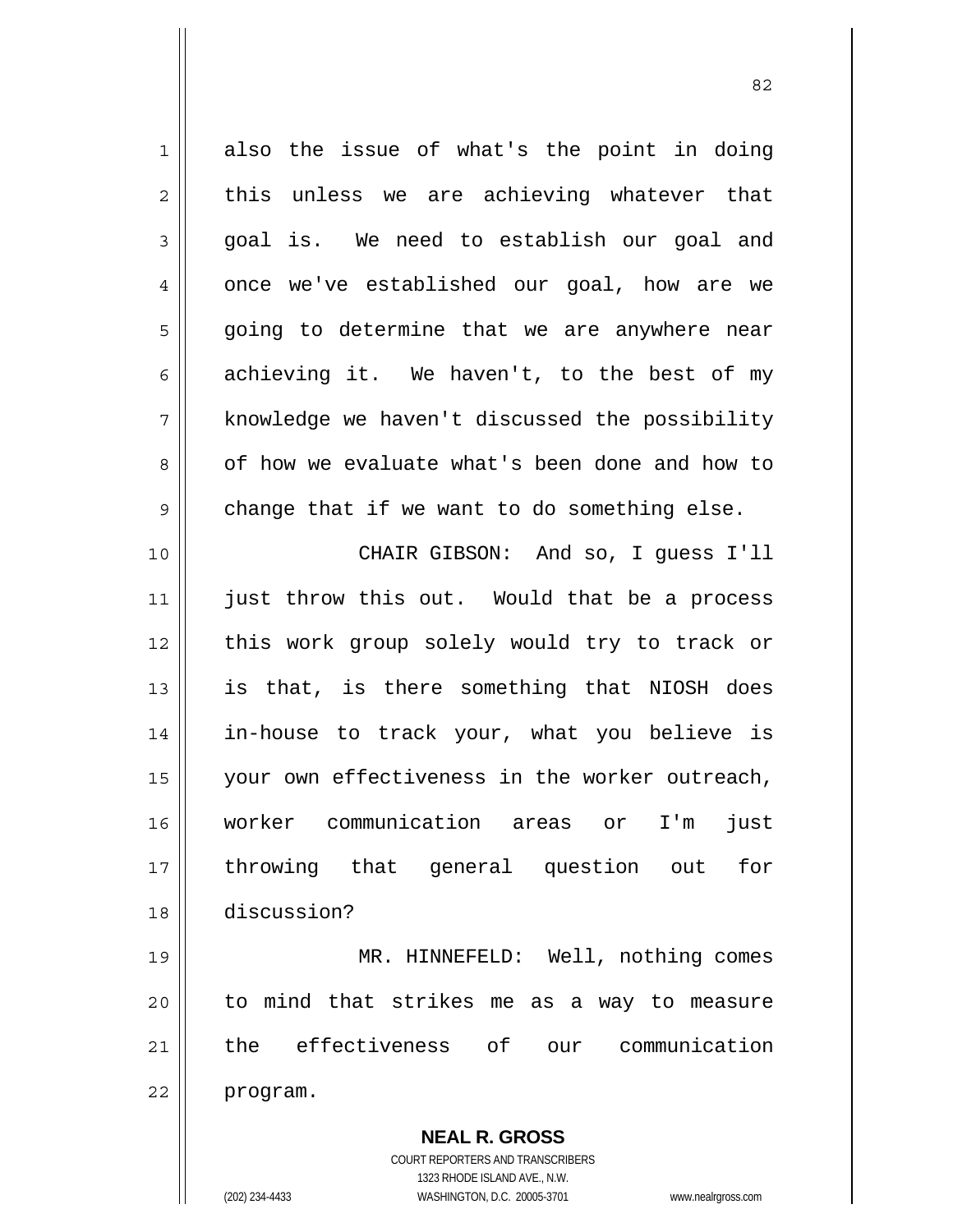also the issue of what's the point in doing this unless we are achieving whatever that goal is. We need to establish our goal and once we've established our goal, how are we going to determine that we are anywhere near achieving it. We haven't, to the best of my knowledge we haven't discussed the possibility of how we evaluate what's been done and how to change that if we want to do something else.

CHAIR GIBSON: And so, I guess I'll just throw this out. Would that be a process this work group solely would try to track or is that, is there something that NIOSH does in-house to track your, what you believe is your own effectiveness in the worker outreach, worker communication areas or I'm just throwing that general question out for discussion?

MR. HINNEFELD: Well, nothing comes to mind that strikes me as a way to measure the effectiveness of our communication program.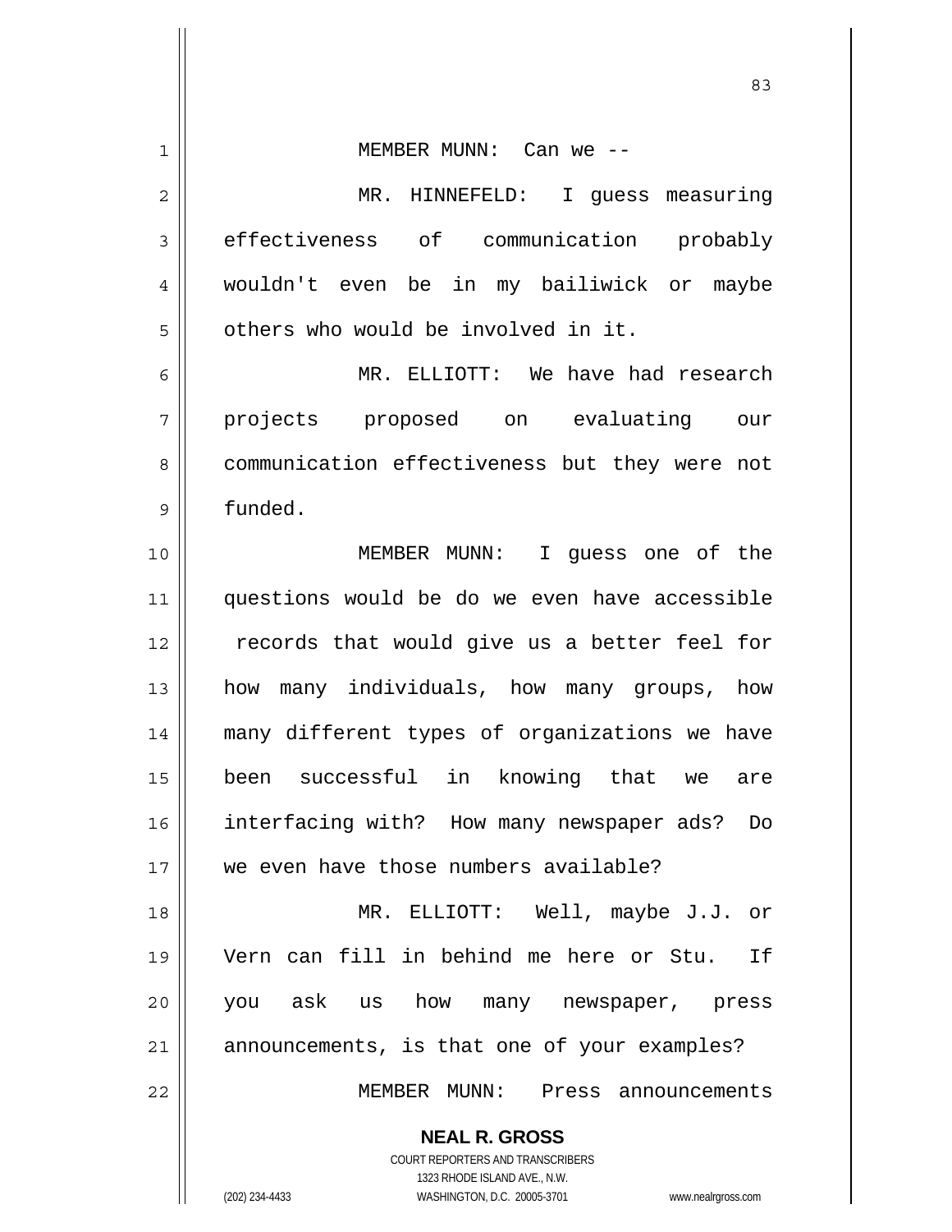MEMBER MUNN: Can we --

MR. HINNEFELD: I guess measuring effectiveness of communication probably wouldn't even be in my bailiwick or maybe others who would be involved in it.

MR. ELLIOTT: We have had research projects proposed on evaluating our communication effectiveness but they were not funded.

MEMBER MUNN: I guess one of the questions would be do we even have accessible records that would give us a better feel for how many individuals, how many groups, how many different types of organizations we have been successful in knowing that we are interfacing with? How many newspaper ads? Do we even have those numbers available?

MR. ELLIOTT: Well, maybe J.J. or Vern can fill in behind me here or Stu. If you ask us how many newspaper, press announcements, is that one of your examples?

MEMBER MUNN: Press announcements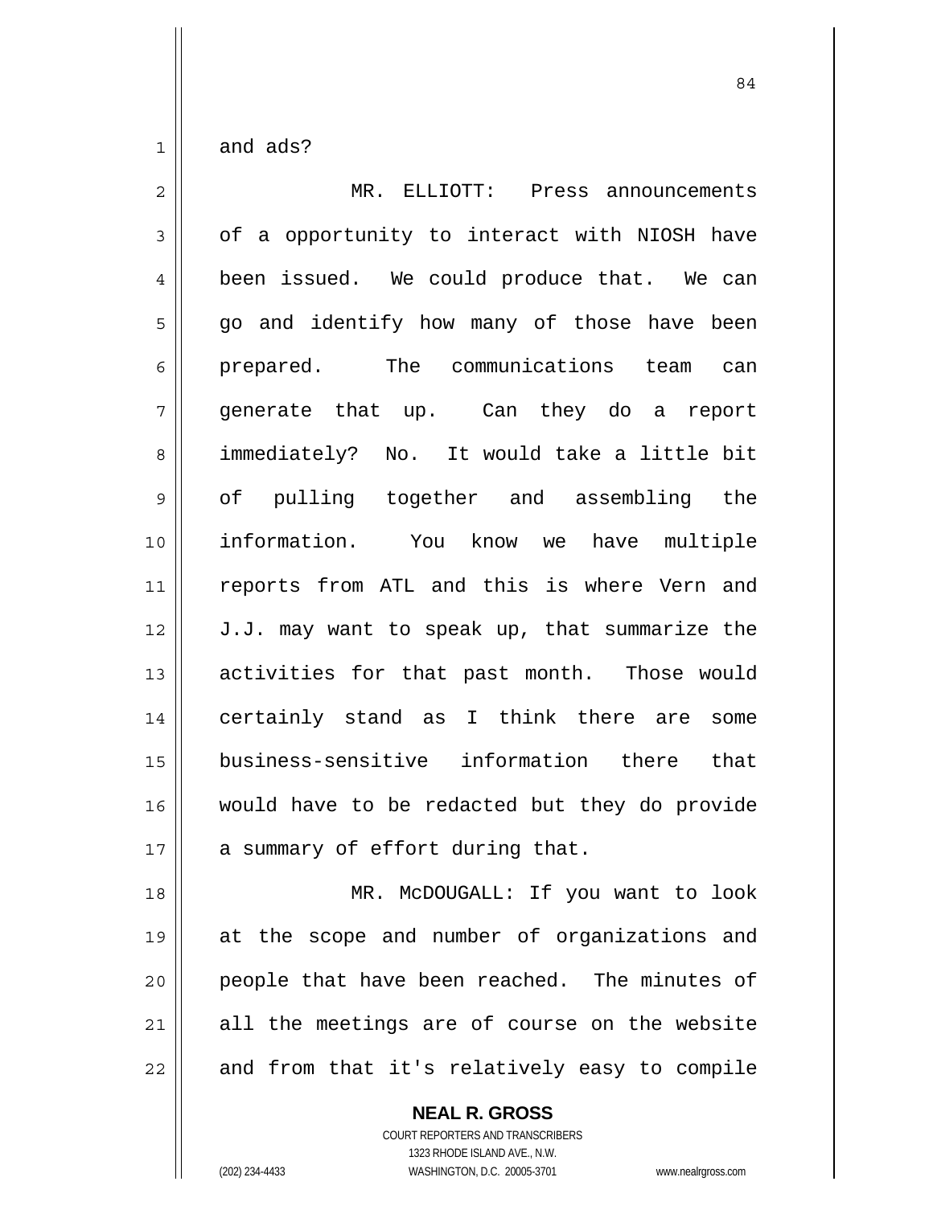and ads?

MR. ELLIOTT: Press announcements of a opportunity to interact with NIOSH have been issued. We could produce that. We can go and identify how many of those have been prepared. The communications team can generate that up. Can they do a report immediately? No. It would take a little bit of pulling together and assembling the information. You know we have multiple reports from ATL and this is where Vern and J.J. may want to speak up, that summarize the activities for that past month. Those would certainly stand as I think there are some business-sensitive information there that would have to be redacted but they do provide a summary of effort during that.

MR. McDOUGALL: If you want to look at the scope and number of organizations and people that have been reached. The minutes of all the meetings are of course on the website and from that it's relatively easy to compile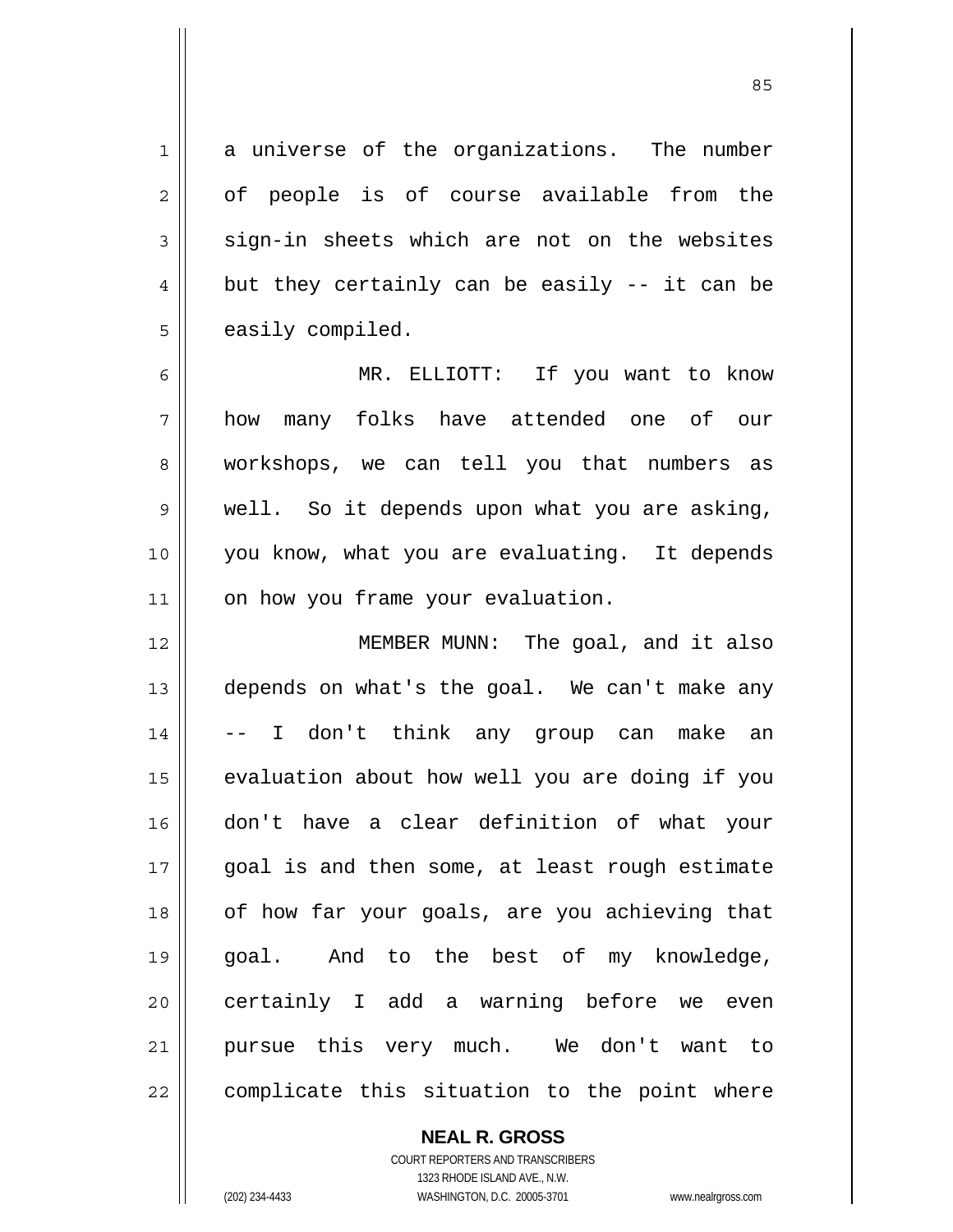a universe of the organizations. The number of people is of course available from the sign-in sheets which are not on the websites but they certainly can be easily -- it can be easily compiled.

MR. ELLIOTT: If you want to know how many folks have attended one of our workshops, we can tell you that numbers as well. So it depends upon what you are asking, you know, what you are evaluating. It depends on how you frame your evaluation.

MEMBER MUNN: The goal, and it also depends on what's the goal. We can't make any -- I don't think any group can make an evaluation about how well you are doing if you don't have a clear definition of what your goal is and then some, at least rough estimate of how far your goals, are you achieving that goal. And to the best of my knowledge, certainly I add a warning before we even pursue this very much. We don't want to complicate this situation to the point where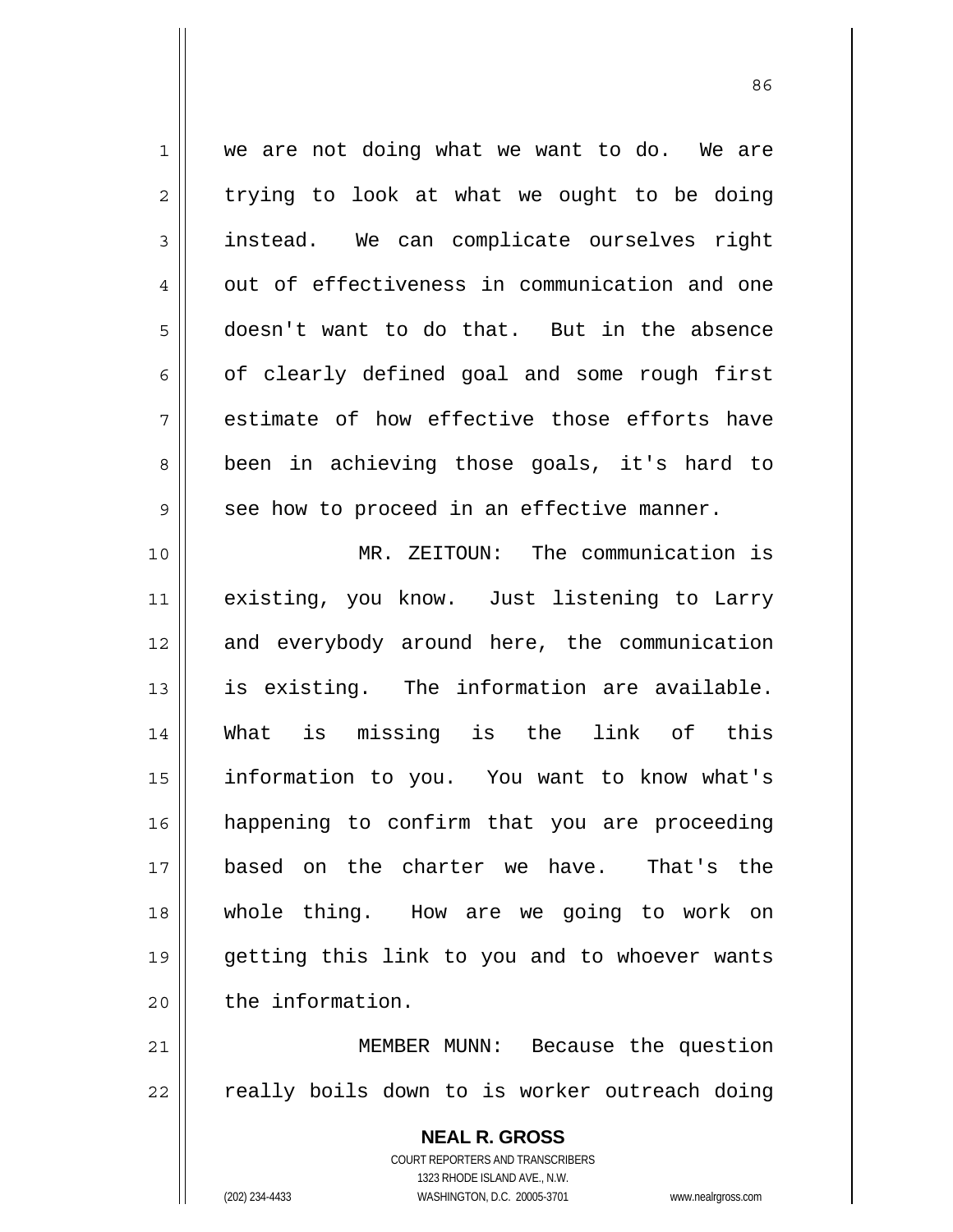we are not doing what we want to do. We are trying to look at what we ought to be doing instead. We can complicate ourselves right out of effectiveness in communication and one doesn't want to do that. But in the absence of clearly defined goal and some rough first estimate of how effective those efforts have been in achieving those goals, it's hard to see how to proceed in an effective manner.

MR. ZEITOUN: The communication is existing, you know. Just listening to Larry and everybody around here, the communication is existing. The information are available. What is missing is the link of this information to you. You want to know what's happening to confirm that you are proceeding based on the charter we have. That's the whole thing. How are we going to work on getting this link to you and to whoever wants the information.

MEMBER MUNN: Because the question really boils down to is worker outreach doing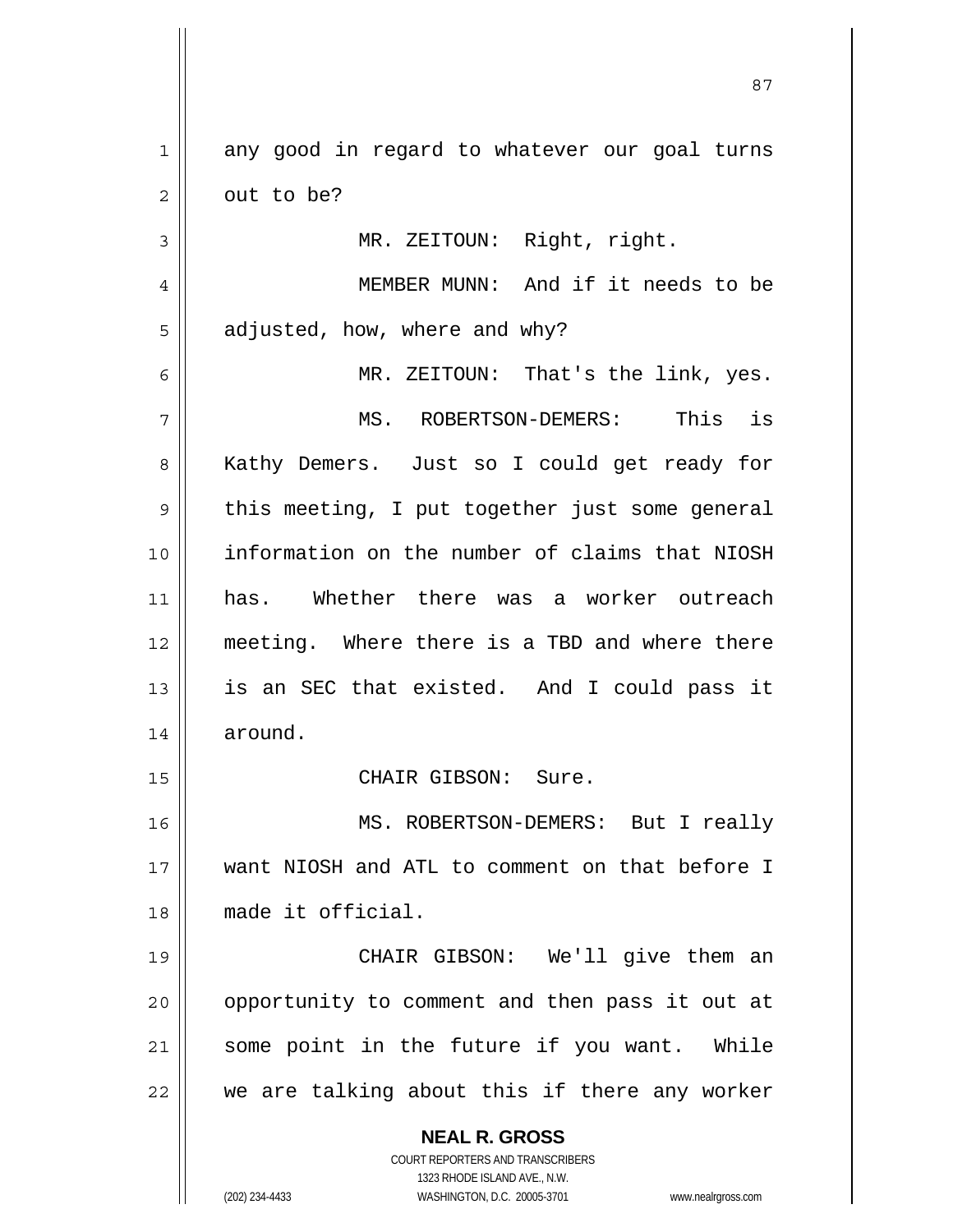any good in regard to whatever our goal turns out to be?

MR. ZEITOUN: Right, right.

MEMBER MUNN: And if it needs to be adjusted, how, where and why?

MR. ZEITOUN: That's the link, yes.

MS. ROBERTSON-DEMERS: This is Kathy Demers. Just so I could get ready for this meeting, I put together just some general information on the number of claims that NIOSH has. Whether there was a worker outreach meeting. Where there is a TBD and where there is an SEC that existed. And I could pass it around.

CHAIR GIBSON: Sure.

MS. ROBERTSON-DEMERS: But I really want NIOSH and ATL to comment on that before I made it official.

CHAIR GIBSON: We'll give them an opportunity to comment and then pass it out at some point in the future if you want. While we are talking about this if there any worker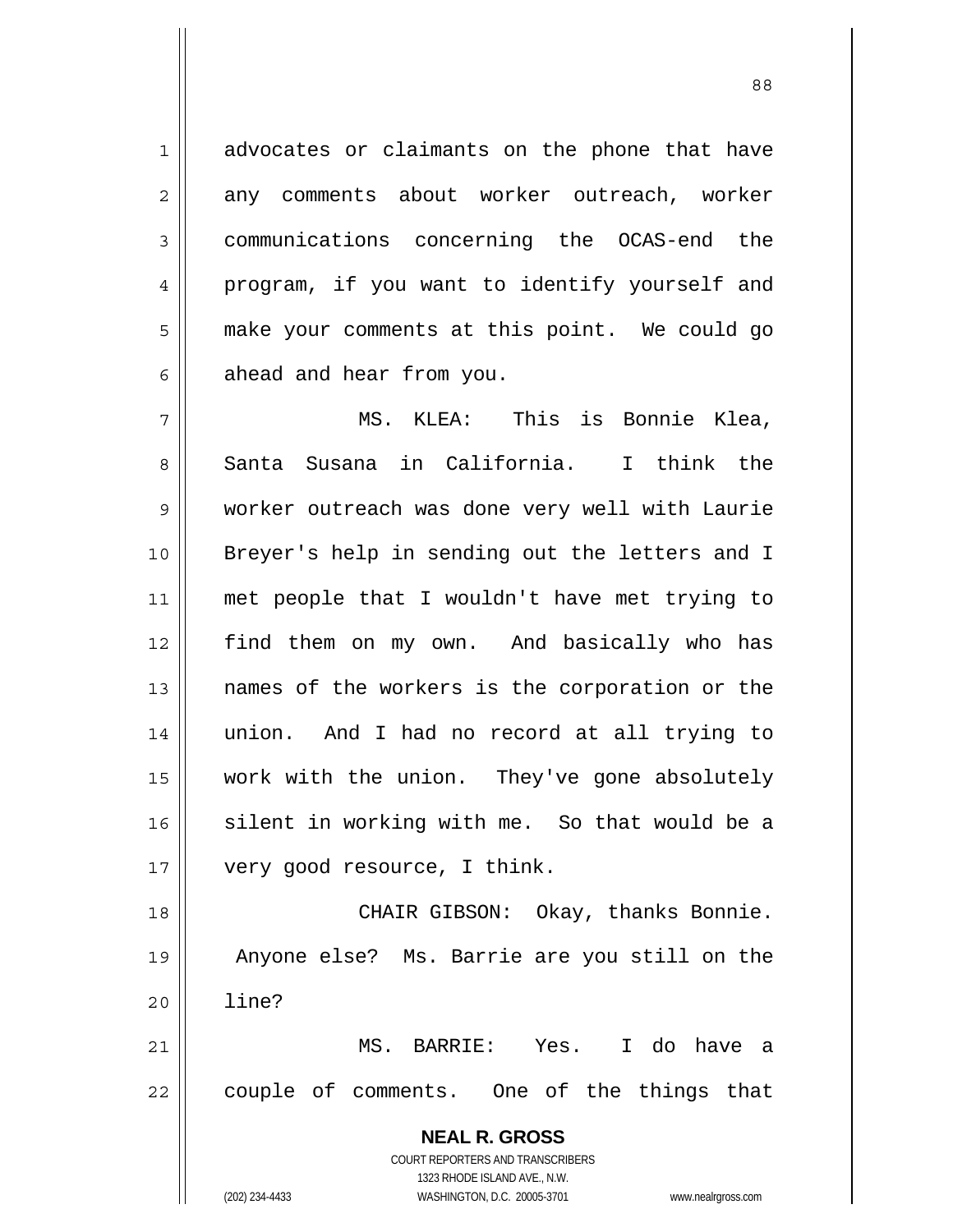advocates or claimants on the phone that have any comments about worker outreach, worker communications concerning the OCAS-end the program, if you want to identify yourself and make your comments at this point. We could go ahead and hear from you.

MS. KLEA: This is Bonnie Klea, Santa Susana in California. I think the worker outreach was done very well with Laurie Breyer's help in sending out the letters and I met people that I wouldn't have met trying to find them on my own. And basically who has names of the workers is the corporation or the union. And I had no record at all trying to work with the union. They've gone absolutely silent in working with me. So that would be a very good resource, I think.

CHAIR GIBSON: Okay, thanks Bonnie. Anyone else? Ms. Barrie are you still on the line?

MS. BARRIE: Yes. I do have a couple of comments. One of the things that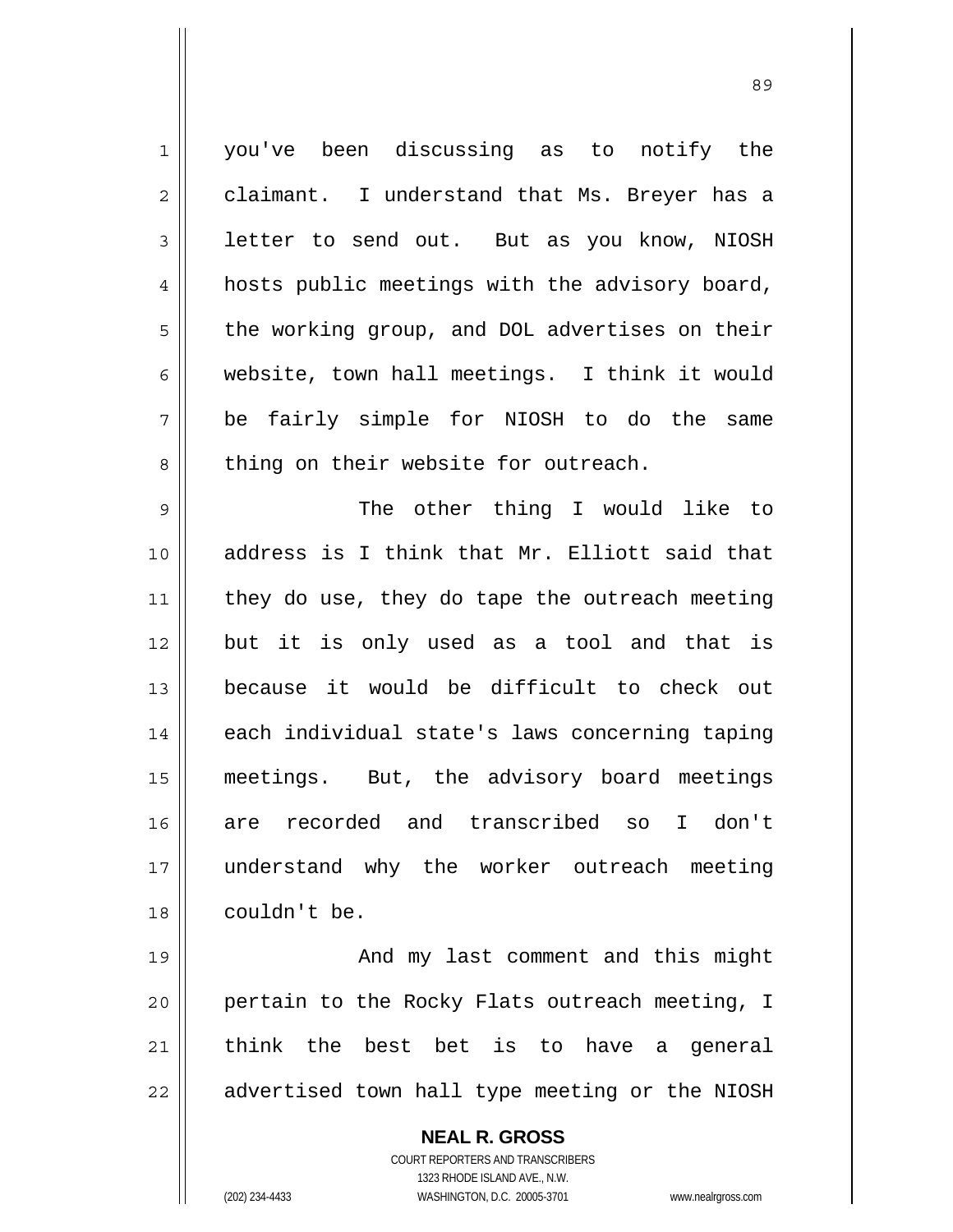you've been discussing as to notify the claimant. I understand that Ms. Breyer has a letter to send out. But as you know, NIOSH hosts public meetings with the advisory board, the working group, and DOL advertises on their website, town hall meetings. I think it would be fairly simple for NIOSH to do the same thing on their website for outreach.

The other thing I would like to address is I think that Mr. Elliott said that they do use, they do tape the outreach meeting but it is only used as a tool and that is because it would be difficult to check out each individual state's laws concerning taping meetings. But, the advisory board meetings are recorded and transcribed so I don't understand why the worker outreach meeting couldn't be.

And my last comment and this might pertain to the Rocky Flats outreach meeting, I think the best bet is to have a general advertised town hall type meeting or the NIOSH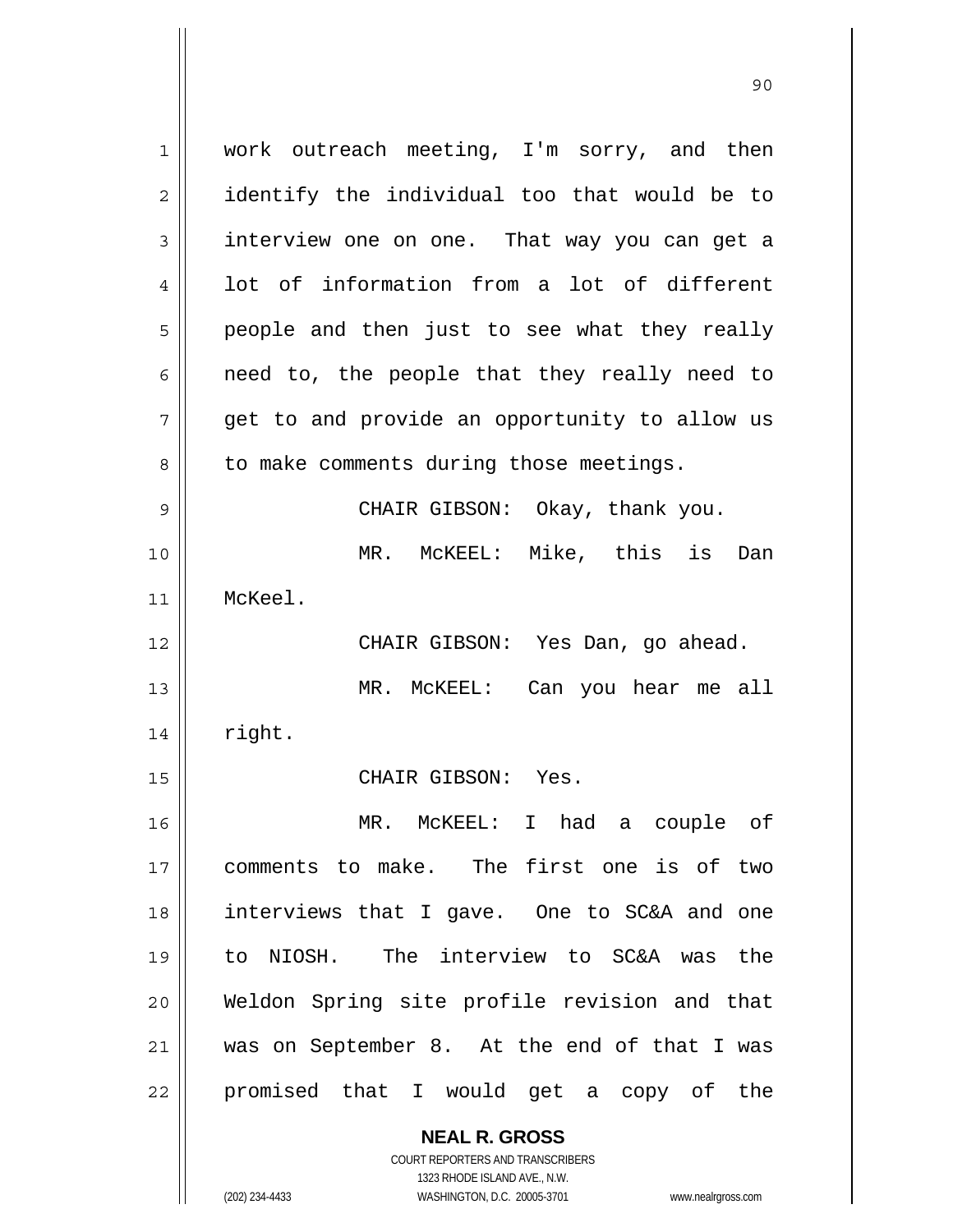work outreach meeting, I'm sorry, and then identify the individual too that would be to interview one on one. That way you can get a lot of information from a lot of different people and then just to see what they really need to, the people that they really need to get to and provide an opportunity to allow us to make comments during those meetings.

CHAIR GIBSON: Okay, thank you.

MR. McKEEL: Mike, this is Dan McKeel.

CHAIR GIBSON: Yes Dan, go ahead.

MR. McKEEL: Can you hear me all right.

CHAIR GIBSON: Yes.

MR. McKEEL: I had a couple of comments to make. The first one is of two interviews that I gave. One to SC&A and one to NIOSH. The interview to SC&A was the Weldon Spring site profile revision and that was on September 8. At the end of that I was promised that I would get a copy of the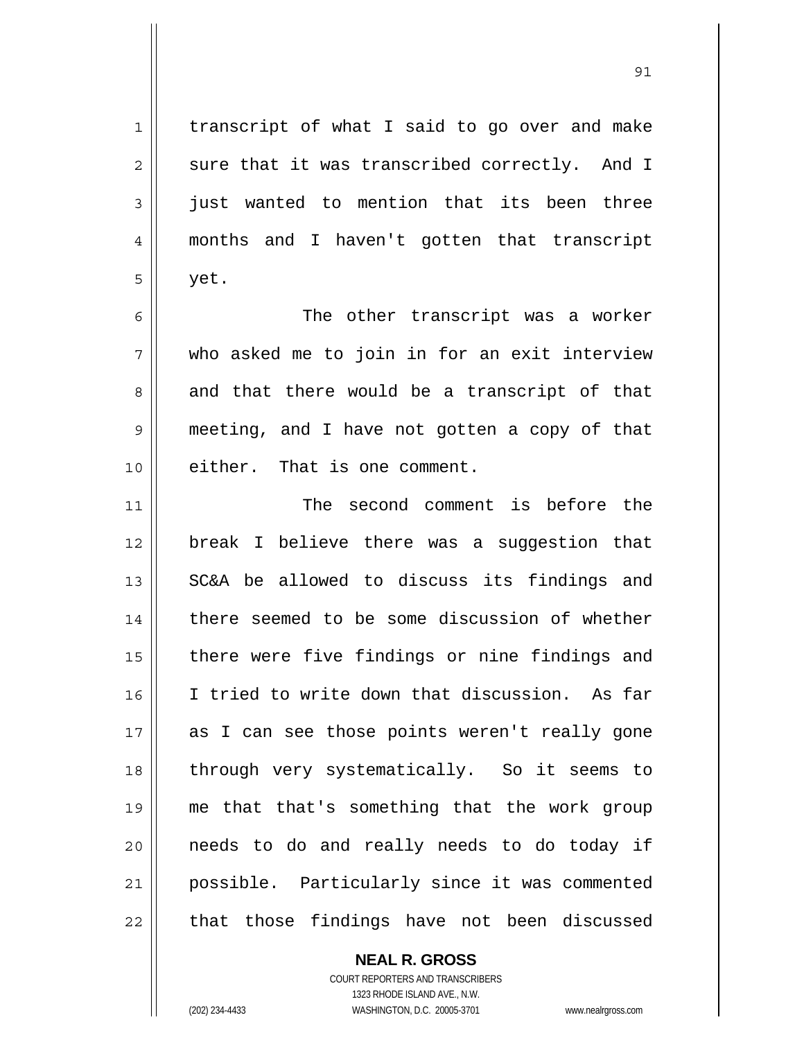transcript of what I said to go over and make sure that it was transcribed correctly. And I just wanted to mention that its been three months and I haven't gotten that transcript yet.

The other transcript was a worker who asked me to join in for an exit interview and that there would be a transcript of that meeting, and I have not gotten a copy of that either. That is one comment.

The second comment is before the break I believe there was a suggestion that SC&A be allowed to discuss its findings and there seemed to be some discussion of whether there were five findings or nine findings and I tried to write down that discussion. As far as I can see those points weren't really gone through very systematically. So it seems to me that that's something that the work group needs to do and really needs to do today if possible. Particularly since it was commented that those findings have not been discussed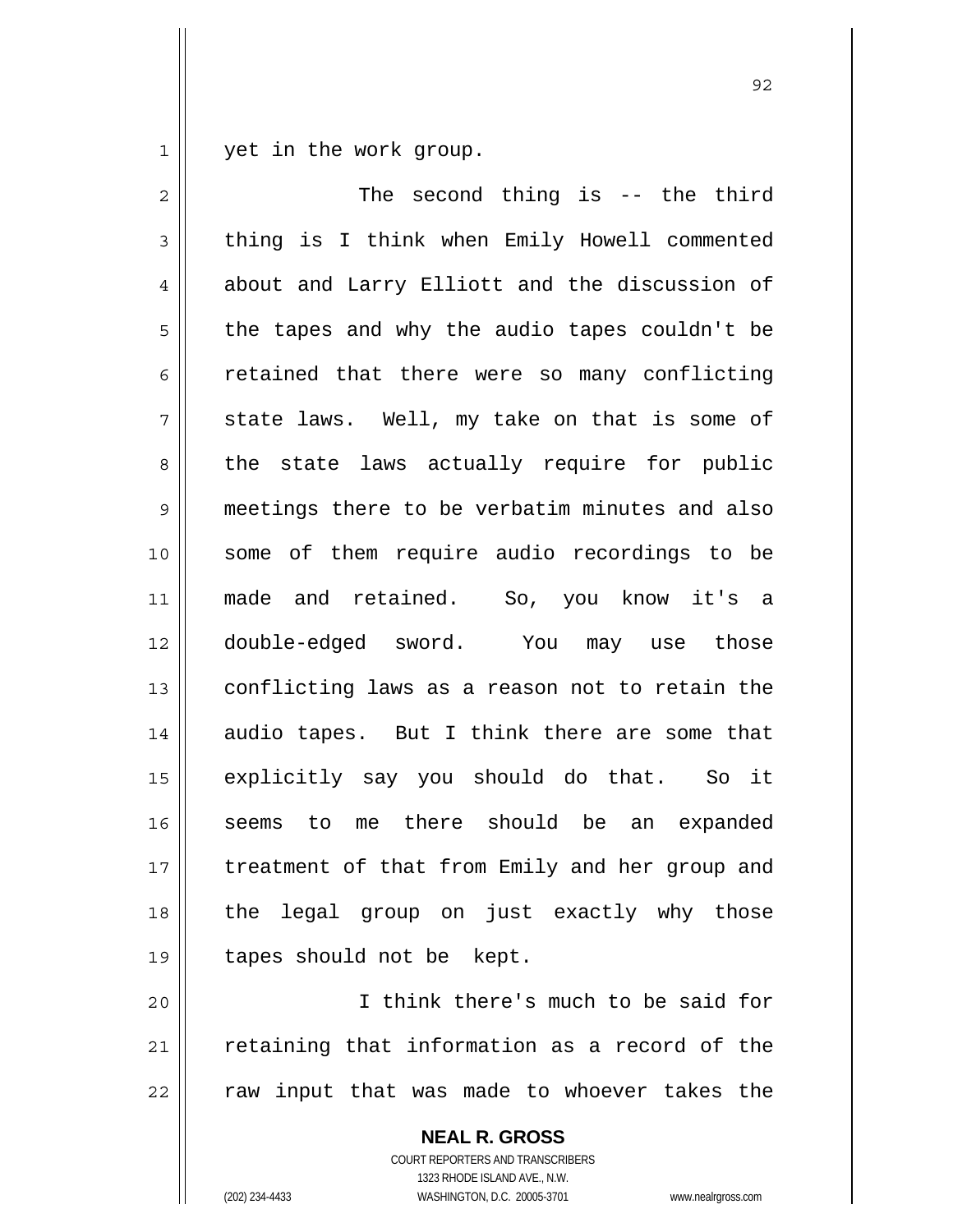yet in the work group.

The second thing is -- the third thing is I think when Emily Howell commented about and Larry Elliott and the discussion of the tapes and why the audio tapes couldn't be retained that there were so many conflicting state laws. Well, my take on that is some of the state laws actually require for public meetings there to be verbatim minutes and also some of them require audio recordings to be made and retained. So, you know it's a double-edged sword. You may use those conflicting laws as a reason not to retain the audio tapes. But I think there are some that explicitly say you should do that. So it seems to me there should be an expanded treatment of that from Emily and her group and the legal group on just exactly why those tapes should not be kept.

I think there's much to be said for retaining that information as a record of the raw input that was made to whoever takes the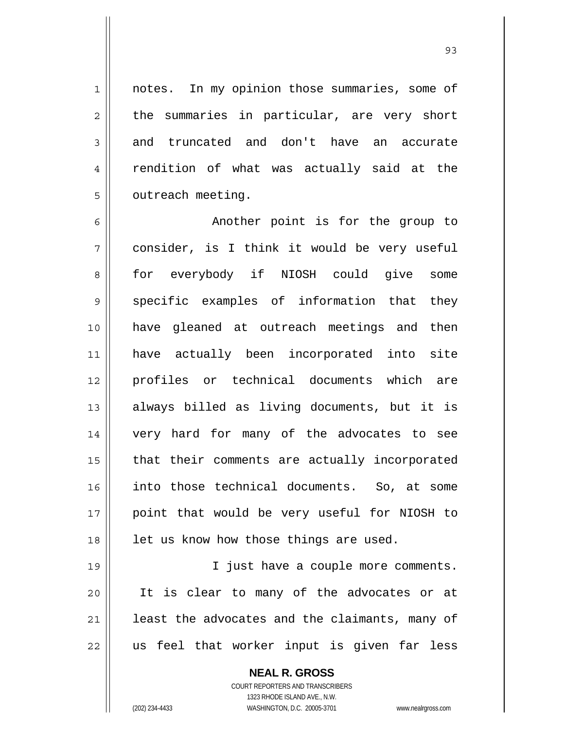notes. In my opinion those summaries, some of the summaries in particular, are very short and truncated and don't have an accurate rendition of what was actually said at the outreach meeting.

Another point is for the group to consider, is I think it would be very useful for everybody if NIOSH could give some specific examples of information that they have gleaned at outreach meetings and then have actually been incorporated into site profiles or technical documents which are always billed as living documents, but it is very hard for many of the advocates to see that their comments are actually incorporated into those technical documents. So, at some point that would be very useful for NIOSH to let us know how those things are used.

I just have a couple more comments. It is clear to many of the advocates or at least the advocates and the claimants, many of us feel that worker input is given far less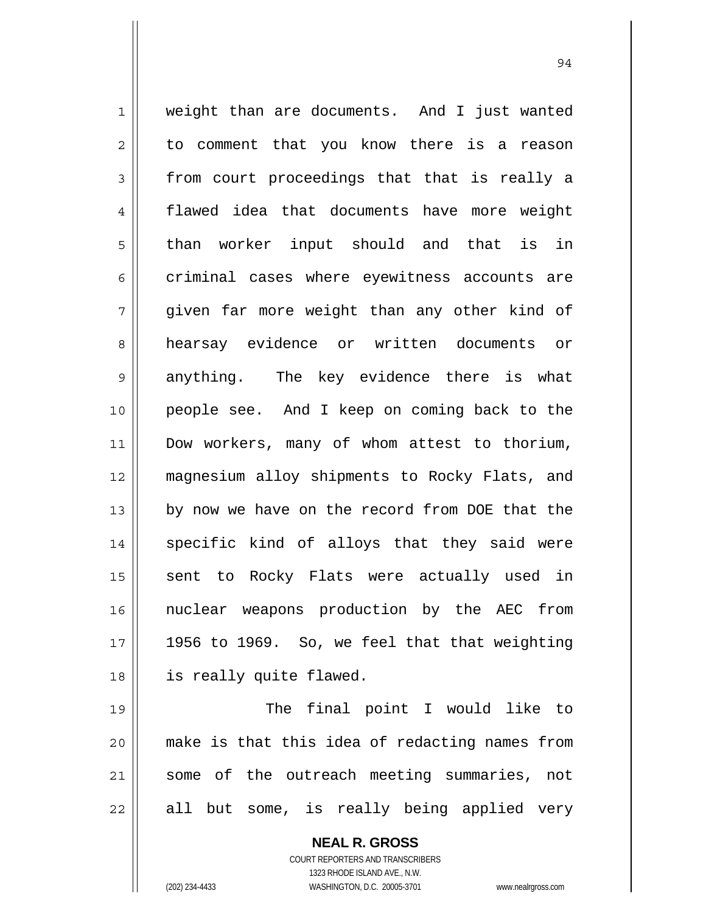weight than are documents. And I just wanted to comment that you know there is a reason from court proceedings that that is really a flawed idea that documents have more weight than worker input should and that is in criminal cases where eyewitness accounts are given far more weight than any other kind of hearsay evidence or written documents or anything. The key evidence there is what people see. And I keep on coming back to the Dow workers, many of whom attest to thorium, magnesium alloy shipments to Rocky Flats, and by now we have on the record from DOE that the specific kind of alloys that they said were sent to Rocky Flats were actually used in nuclear weapons production by the AEC from 1956 to 1969. So, we feel that that weighting is really quite flawed.

The final point I would like to make is that this idea of redacting names from some of the outreach meeting summaries, not all but some, is really being applied very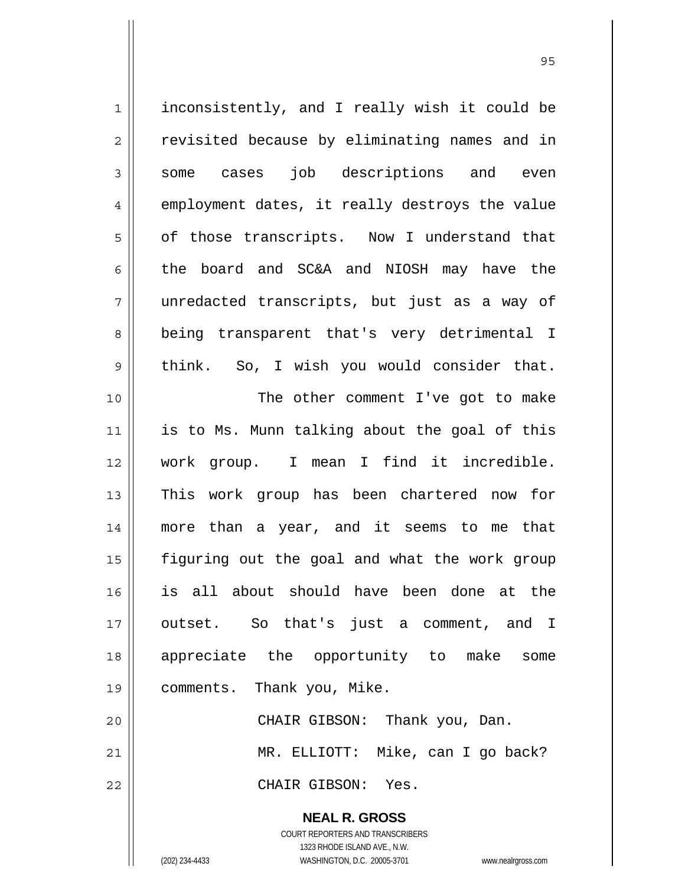inconsistently, and I really wish it could be revisited because by eliminating names and in some cases job descriptions and even employment dates, it really destroys the value of those transcripts. Now I understand that the board and SC&A and NIOSH may have the unredacted transcripts, but just as a way of being transparent that's very detrimental I think. So, I wish you would consider that.

The other comment I've got to make is to Ms. Munn talking about the goal of this work group. I mean I find it incredible. This work group has been chartered now for more than a year, and it seems to me that figuring out the goal and what the work group is all about should have been done at the outset. So that's just a comment, and I appreciate the opportunity to make some comments. Thank you, Mike.

CHAIR GIBSON: Thank you, Dan.

MR. ELLIOTT: Mike, can I go back?

CHAIR GIBSON: Yes.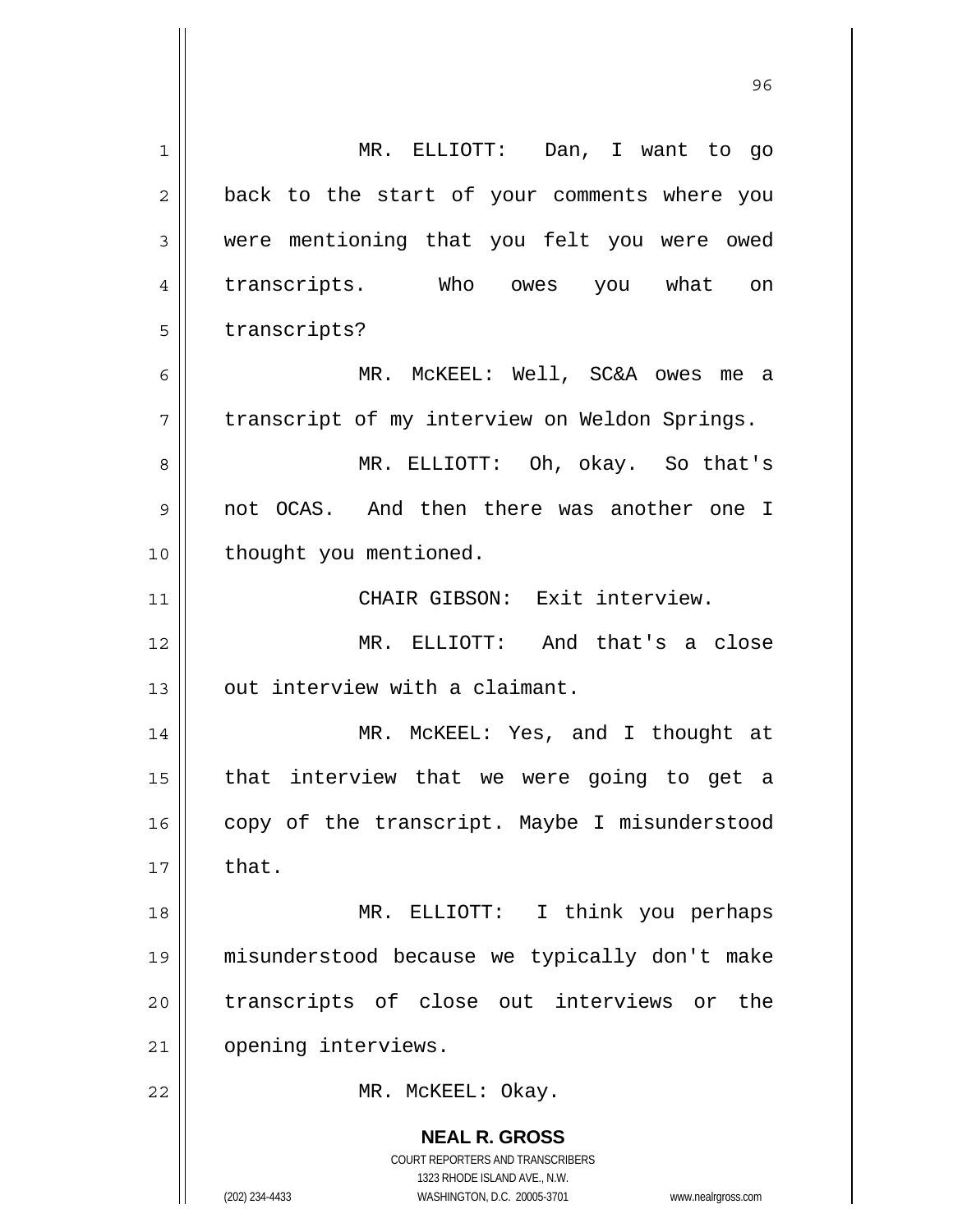MR. ELLIOTT: Dan, I want to go back to the start of your comments where you were mentioning that you felt you were owed transcripts. Who owes you what on transcripts?

MR. McKEEL: Well, SC&A owes me a transcript of my interview on Weldon Springs.

MR. ELLIOTT: Oh, okay. So that's not OCAS. And then there was another one I thought you mentioned.

CHAIR GIBSON: Exit interview.

MR. ELLIOTT: And that's a close out interview with a claimant.

MR. McKEEL: Yes, and I thought at that interview that we were going to get a copy of the transcript. Maybe I misunderstood that.

MR. ELLIOTT: I think you perhaps misunderstood because we typically don't make transcripts of close out interviews or the opening interviews.

MR. McKEEL: Okay.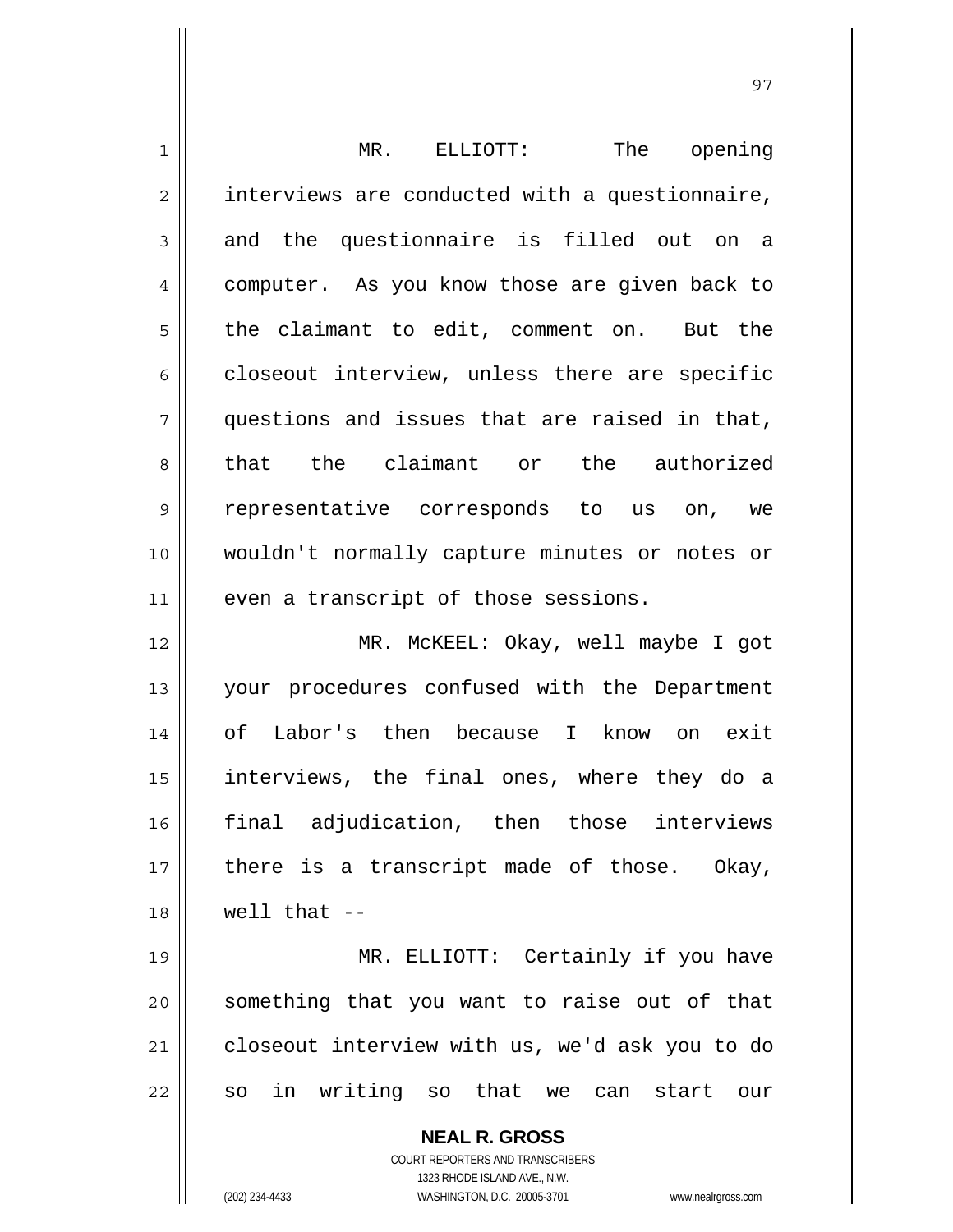MR. ELLIOTT: The opening interviews are conducted with a questionnaire, and the questionnaire is filled out on a computer. As you know those are given back to the claimant to edit, comment on. But the closeout interview, unless there are specific questions and issues that are raised in that, that the claimant or the authorized representative corresponds to us on, we wouldn't normally capture minutes or notes or even a transcript of those sessions.

MR. McKEEL: Okay, well maybe I got your procedures confused with the Department of Labor's then because I know on exit interviews, the final ones, where they do a final adjudication, then those interviews there is a transcript made of those. Okay, well that --

MR. ELLIOTT: Certainly if you have something that you want to raise out of that closeout interview with us, we'd ask you to do so in writing so that we can start our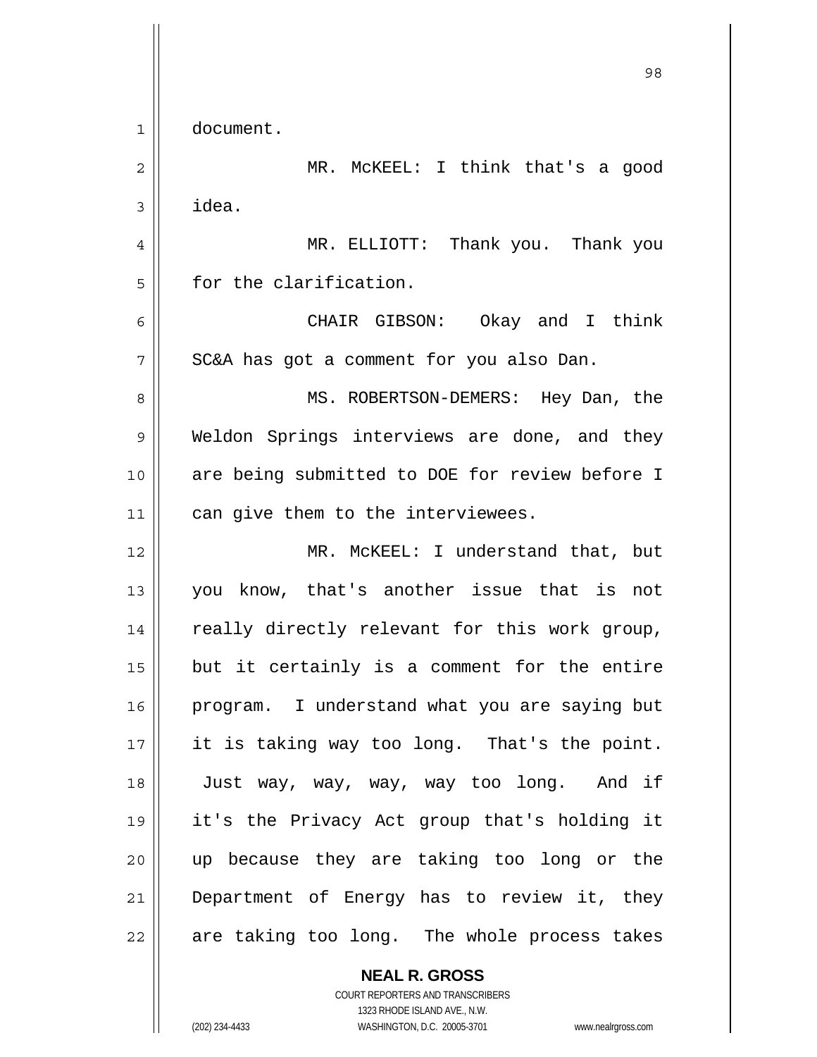document.

MR. McKEEL: I think that's a good idea.

MR. ELLIOTT: Thank you. Thank you for the clarification.

CHAIR GIBSON: Okay and I think SC&A has got a comment for you also Dan.

MS. ROBERTSON-DEMERS: Hey Dan, the Weldon Springs interviews are done, and they are being submitted to DOE for review before I can give them to the interviewees.

MR. McKEEL: I understand that, but you know, that's another issue that is not really directly relevant for this work group, but it certainly is a comment for the entire program. I understand what you are saying but it is taking way too long. That's the point. Just way, way, way, way too long. And if it's the Privacy Act group that's holding it up because they are taking too long or the Department of Energy has to review it, they are taking too long. The whole process takes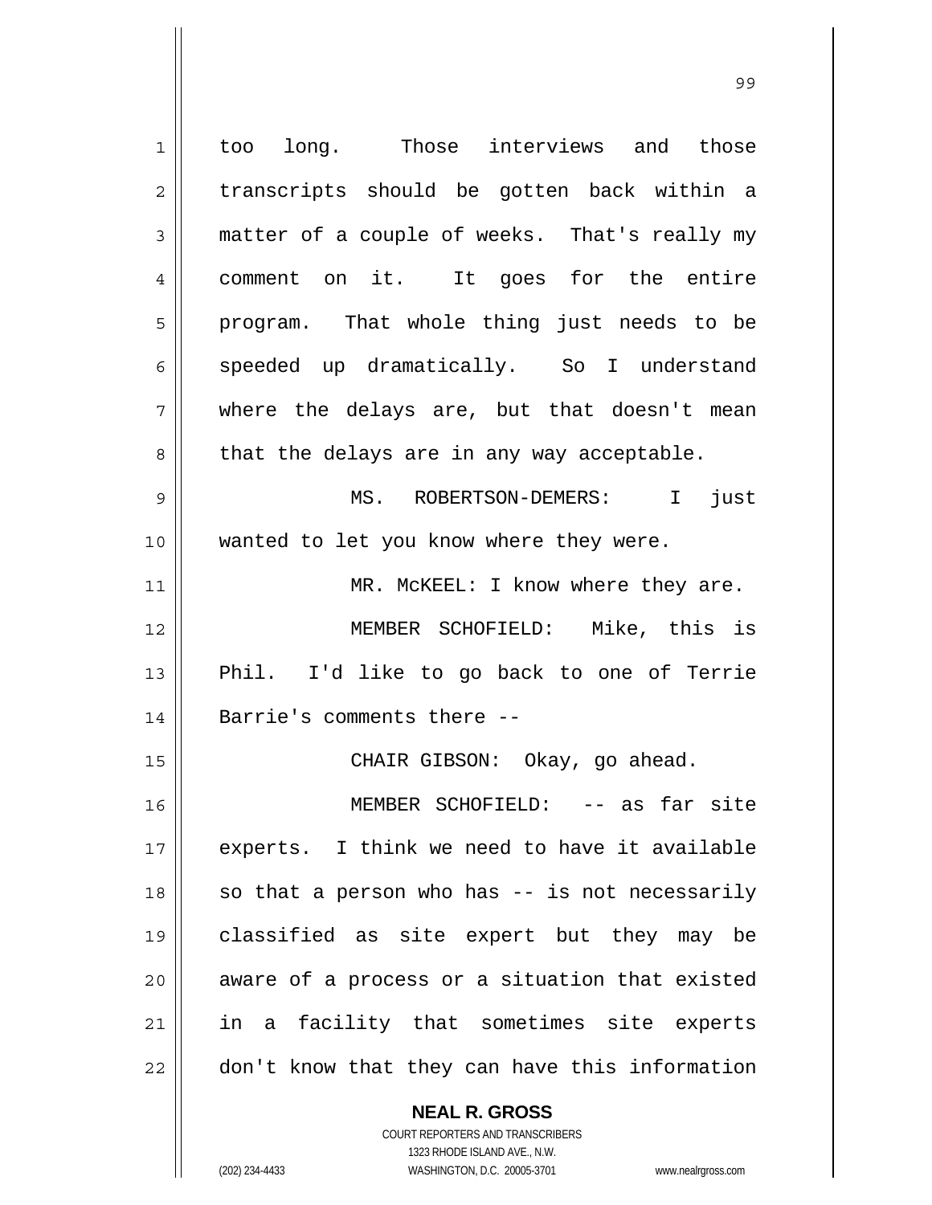too long. Those interviews and those transcripts should be gotten back within a matter of a couple of weeks. That's really my comment on it. It goes for the entire program. That whole thing just needs to be speeded up dramatically. So I understand where the delays are, but that doesn't mean that the delays are in any way acceptable.

MS. ROBERTSON-DEMERS: I just wanted to let you know where they were.

MR. McKEEL: I know where they are.

MEMBER SCHOFIELD: Mike, this is Phil. I'd like to go back to one of Terrie Barrie's comments there --

CHAIR GIBSON: Okay, go ahead.

MEMBER SCHOFIELD: -- as far site experts. I think we need to have it available so that a person who has -- is not necessarily classified as site expert but they may be aware of a process or a situation that existed in a facility that sometimes site experts don't know that they can have this information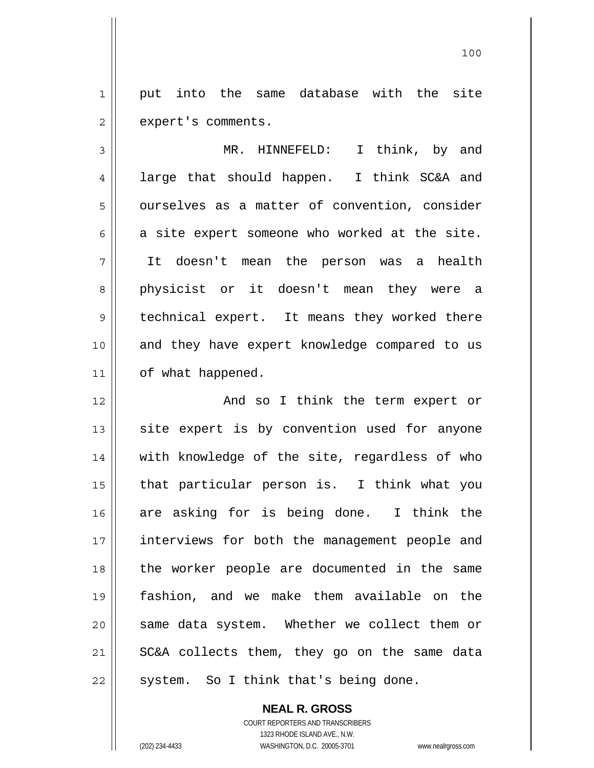put into the same database with the site expert's comments.

MR. HINNEFELD: I think, by and large that should happen. I think SC&A and ourselves as a matter of convention, consider a site expert someone who worked at the site. It doesn't mean the person was a health physicist or it doesn't mean they were a technical expert. It means they worked there and they have expert knowledge compared to us of what happened.

And so I think the term expert or site expert is by convention used for anyone with knowledge of the site, regardless of who that particular person is. I think what you are asking for is being done. I think the interviews for both the management people and the worker people are documented in the same fashion, and we make them available on the same data system. Whether we collect them or SC&A collects them, they go on the same data system. So I think that's being done.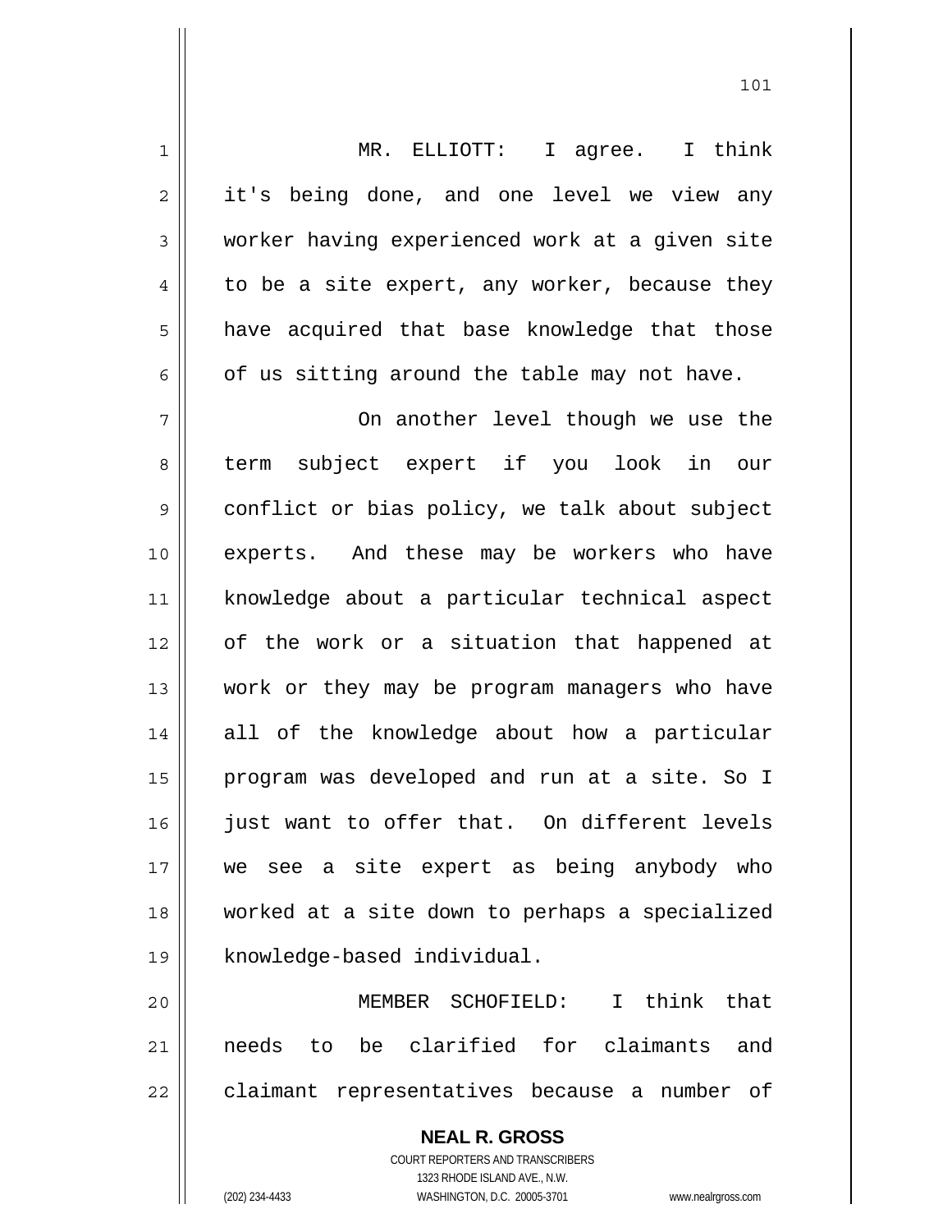MR. ELLIOTT: I agree. I think it's being done, and one level we view any worker having experienced work at a given site to be a site expert, any worker, because they have acquired that base knowledge that those of us sitting around the table may not have.

On another level though we use the term subject expert if you look in our conflict or bias policy, we talk about subject experts. And these may be workers who have knowledge about a particular technical aspect of the work or a situation that happened at work or they may be program managers who have all of the knowledge about how a particular program was developed and run at a site. So I just want to offer that. On different levels we see a site expert as being anybody who worked at a site down to perhaps a specialized knowledge-based individual.

MEMBER SCHOFIELD: I think that needs to be clarified for claimants and claimant representatives because a number of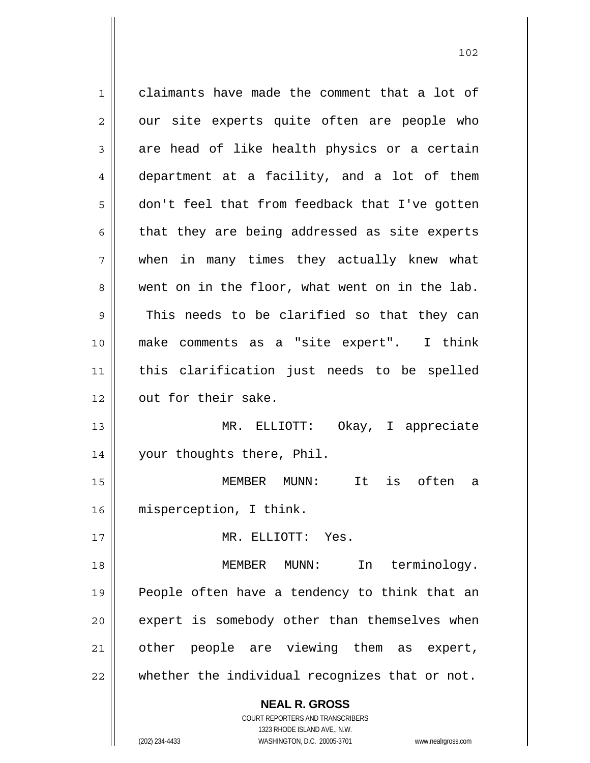claimants have made the comment that a lot of our site experts quite often are people who are head of like health physics or a certain department at a facility, and a lot of them don't feel that from feedback that I've gotten that they are being addressed as site experts when in many times they actually knew what went on in the floor, what went on in the lab. This needs to be clarified so that they can make comments as a "site expert". I think this clarification just needs to be spelled out for their sake.

MR. ELLIOTT: Okay, I appreciate your thoughts there, Phil.

MEMBER MUNN: It is often a misperception, I think.

MR. ELLIOTT: Yes.

MEMBER MUNN: In terminology. People often have a tendency to think that an expert is somebody other than themselves when other people are viewing them as expert, whether the individual recognizes that or not.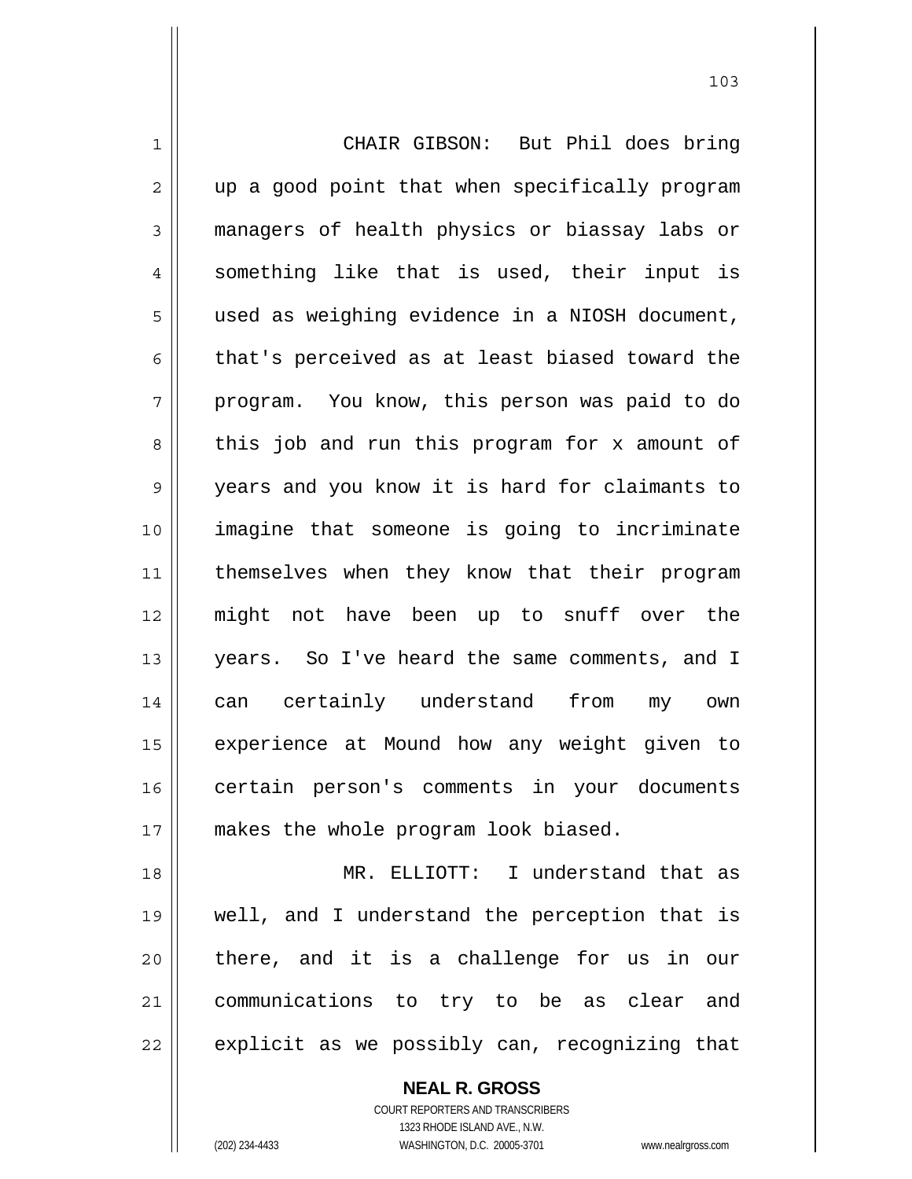CHAIR GIBSON: But Phil does bring up a good point that when specifically program managers of health physics or biassay labs or something like that is used, their input is used as weighing evidence in a NIOSH document, that's perceived as at least biased toward the program. You know, this person was paid to do this job and run this program for x amount of years and you know it is hard for claimants to imagine that someone is going to incriminate themselves when they know that their program might not have been up to snuff over the years. So I've heard the same comments, and I can certainly understand from my own experience at Mound how any weight given to certain person's comments in your documents makes the whole program look biased.

MR. ELLIOTT: I understand that as well, and I understand the perception that is there, and it is a challenge for us in our communications to try to be as clear and explicit as we possibly can, recognizing that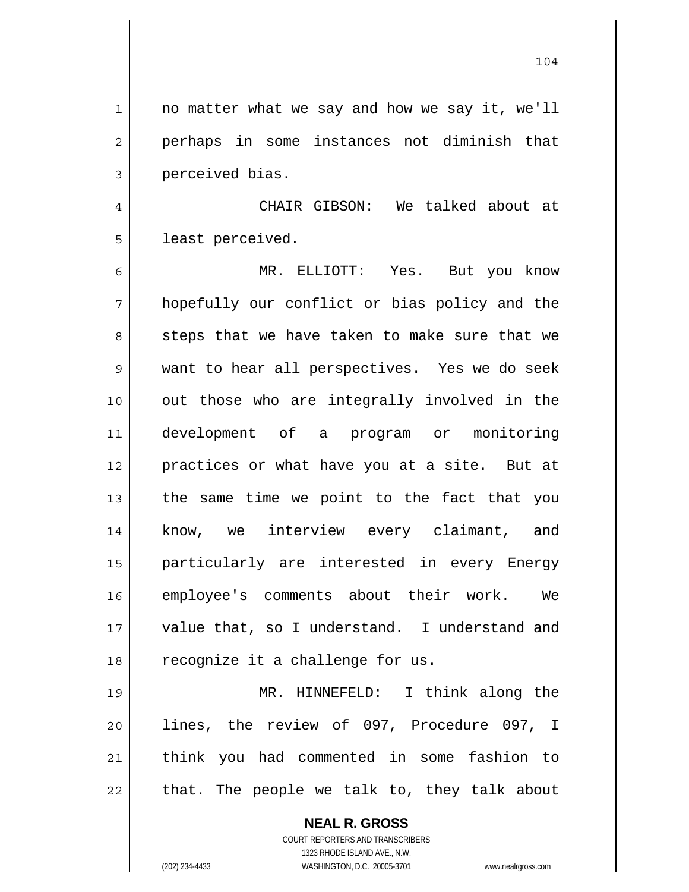no matter what we say and how we say it, we'll perhaps in some instances not diminish that perceived bias.

CHAIR GIBSON: We talked about at least perceived.

MR. ELLIOTT: Yes. But you know hopefully our conflict or bias policy and the steps that we have taken to make sure that we want to hear all perspectives. Yes we do seek out those who are integrally involved in the development of a program or monitoring practices or what have you at a site. But at the same time we point to the fact that you know, we interview every claimant, and particularly are interested in every Energy employee's comments about their work. We value that, so I understand. I understand and recognize it a challenge for us.

MR. HINNEFELD: I think along the lines, the review of 097, Procedure 097, I think you had commented in some fashion to that. The people we talk to, they talk about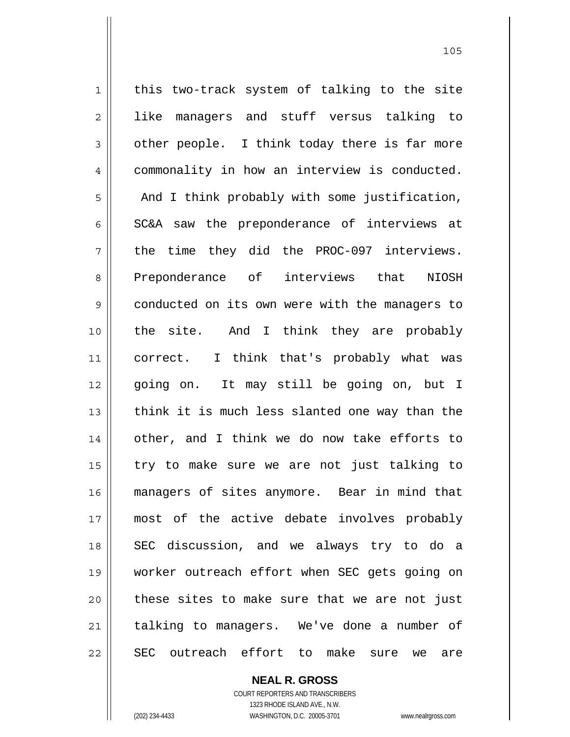this two-track system of talking to the site like managers and stuff versus talking to other people. I think today there is far more commonality in how an interview is conducted. And I think probably with some justification, SC&A saw the preponderance of interviews at the time they did the PROC-097 interviews. Preponderance of interviews that NIOSH conducted on its own were with the managers to the site. And I think they are probably correct. I think that's probably what was going on. It may still be going on, but I think it is much less slanted one way than the other, and I think we do now take efforts to try to make sure we are not just talking to managers of sites anymore. Bear in mind that most of the active debate involves probably SEC discussion, and we always try to do a worker outreach effort when SEC gets going on these sites to make sure that we are not just talking to managers. We've done a number of SEC outreach effort to make sure we are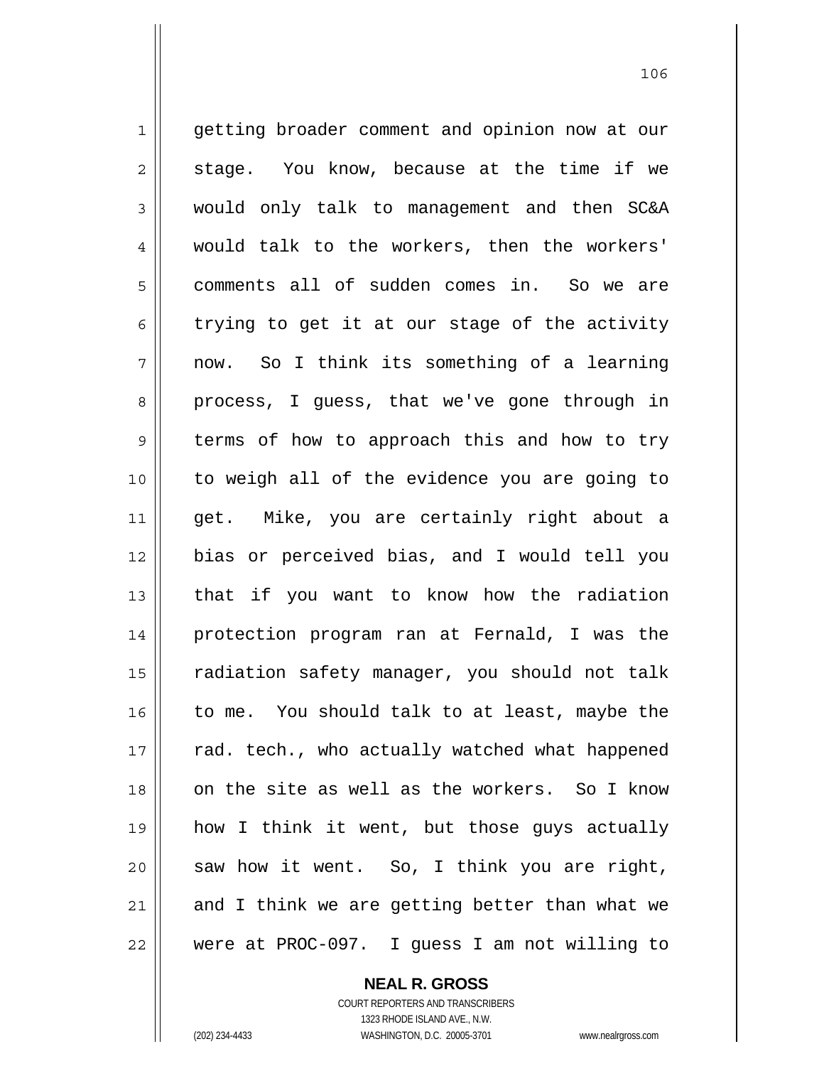getting broader comment and opinion now at our stage. You know, because at the time if we would only talk to management and then SC&A would talk to the workers, then the workers' comments all of sudden comes in. So we are trying to get it at our stage of the activity now. So I think its something of a learning process, I guess, that we've gone through in terms of how to approach this and how to try to weigh all of the evidence you are going to get. Mike, you are certainly right about a bias or perceived bias, and I would tell you that if you want to know how the radiation protection program ran at Fernald, I was the radiation safety manager, you should not talk to me. You should talk to at least, maybe the rad. tech., who actually watched what happened on the site as well as the workers. So I know how I think it went, but those guys actually saw how it went. So, I think you are right, and I think we are getting better than what we were at PROC-097. I guess I am not willing to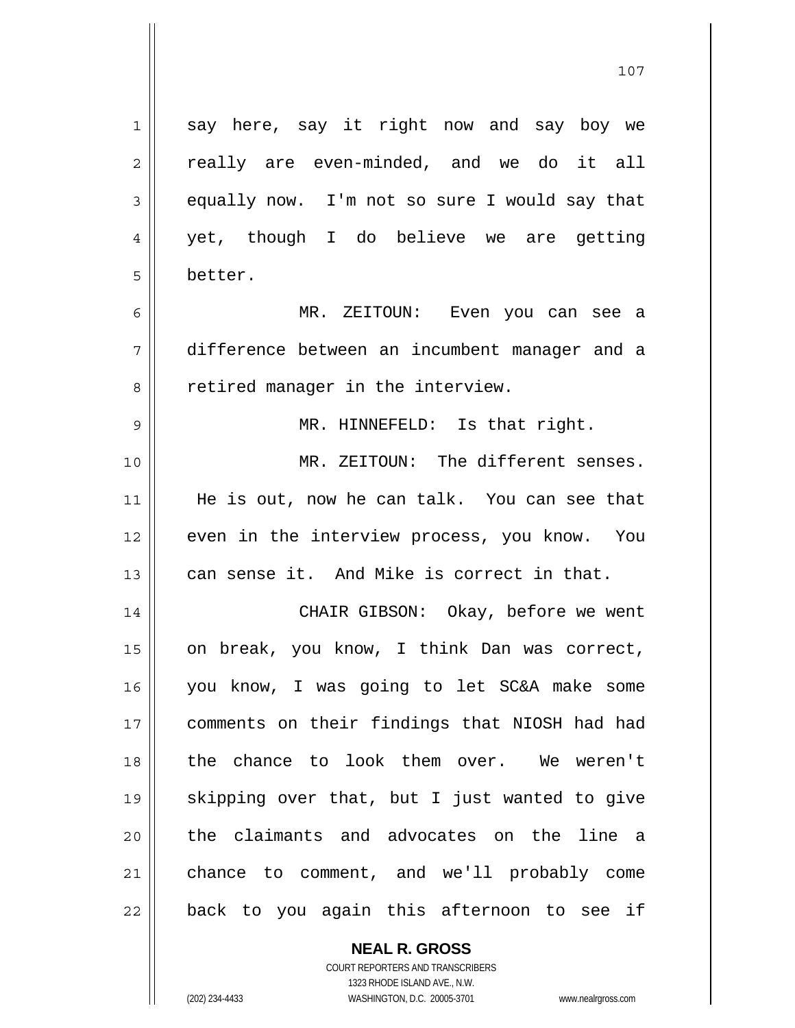say here, say it right now and say boy we really are even-minded, and we do it all equally now. I'm not so sure I would say that yet, though I do believe we are getting better.

MR. ZEITOUN: Even you can see a difference between an incumbent manager and a retired manager in the interview.

MR. HINNEFELD: Is that right.

MR. ZEITOUN: The different senses. He is out, now he can talk. You can see that even in the interview process, you know. You can sense it. And Mike is correct in that.

CHAIR GIBSON: Okay, before we went on break, you know, I think Dan was correct, you know, I was going to let SC&A make some comments on their findings that NIOSH had had the chance to look them over. We weren't skipping over that, but I just wanted to give the claimants and advocates on the line a chance to comment, and we'll probably come back to you again this afternoon to see if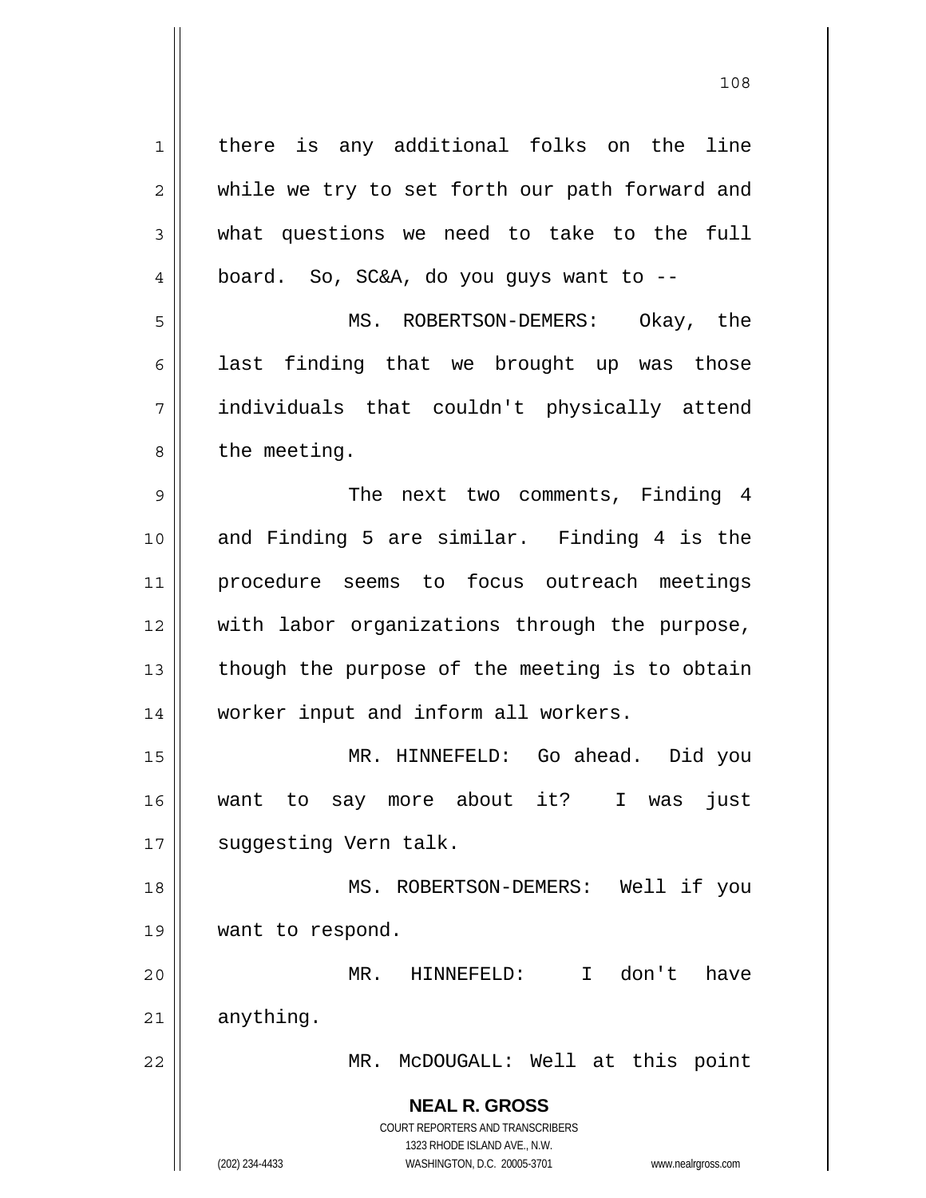there is any additional folks on the line while we try to set forth our path forward and what questions we need to take to the full board. So, SC&A, do you guys want to --

MS. ROBERTSON-DEMERS: Okay, the last finding that we brought up was those individuals that couldn't physically attend the meeting.

The next two comments, Finding 4 and Finding 5 are similar. Finding 4 is the procedure seems to focus outreach meetings with labor organizations through the purpose, though the purpose of the meeting is to obtain worker input and inform all workers.

MR. HINNEFELD: Go ahead. Did you want to say more about it? I was just suggesting Vern talk.

MS. ROBERTSON-DEMERS: Well if you want to respond.

MR. HINNEFELD: I don't have anything.

MR. McDOUGALL: Well at this point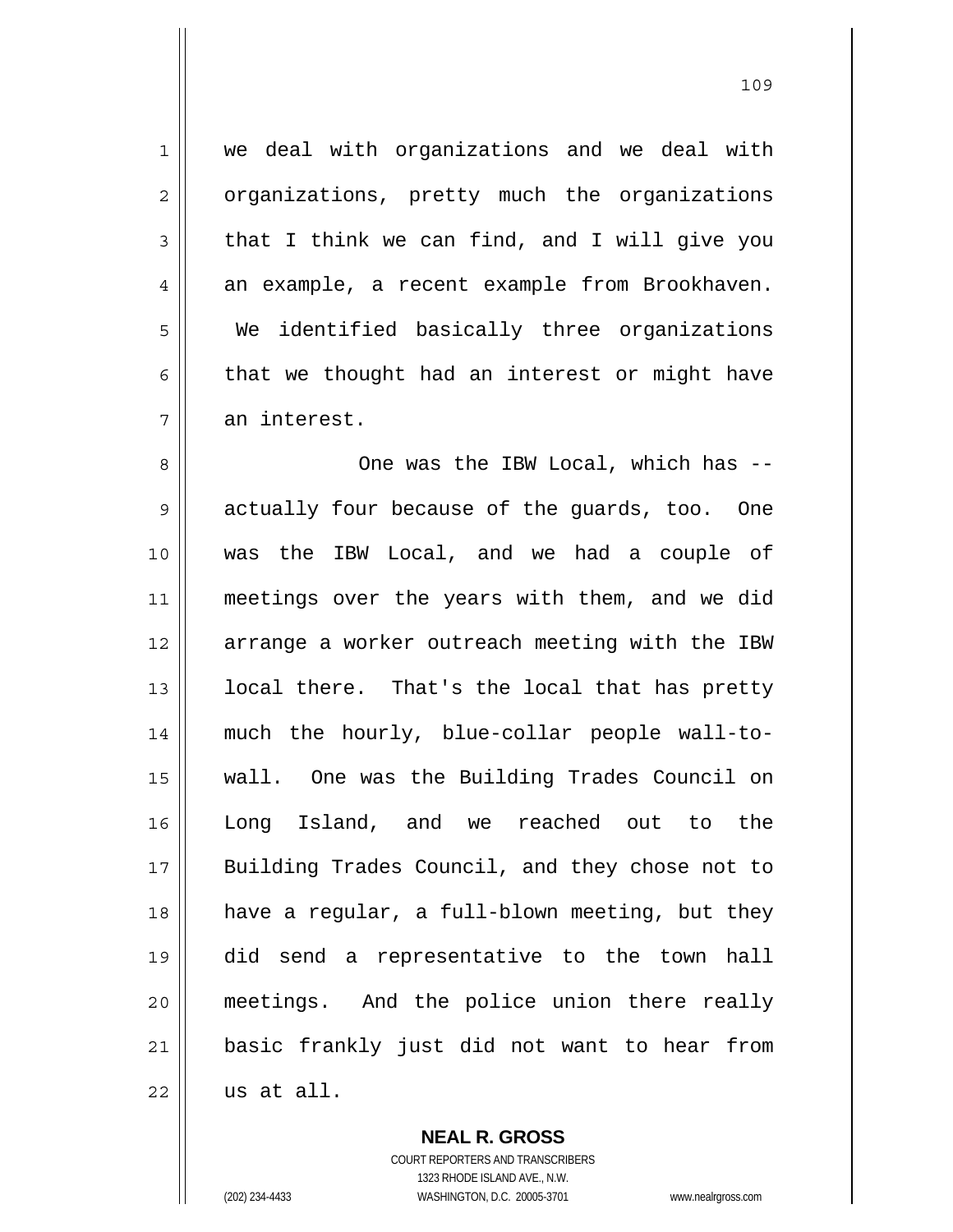we deal with organizations and we deal with organizations, pretty much the organizations that I think we can find, and I will give you an example, a recent example from Brookhaven. We identified basically three organizations that we thought had an interest or might have an interest.

One was the IBW Local, which has -- actually four because of the guards, too. One was the IBW Local, and we had a couple of meetings over the years with them, and we did arrange a worker outreach meeting with the IBW local there. That's the local that has pretty much the hourly, blue-collar people wall-to-wall. One was the Building Trades Council on Long Island, and we reached out to the Building Trades Council, and they chose not to have a regular, a full-blown meeting, but they did send a representative to the town hall meetings. And the police union there really basic frankly just did not want to hear from us at all.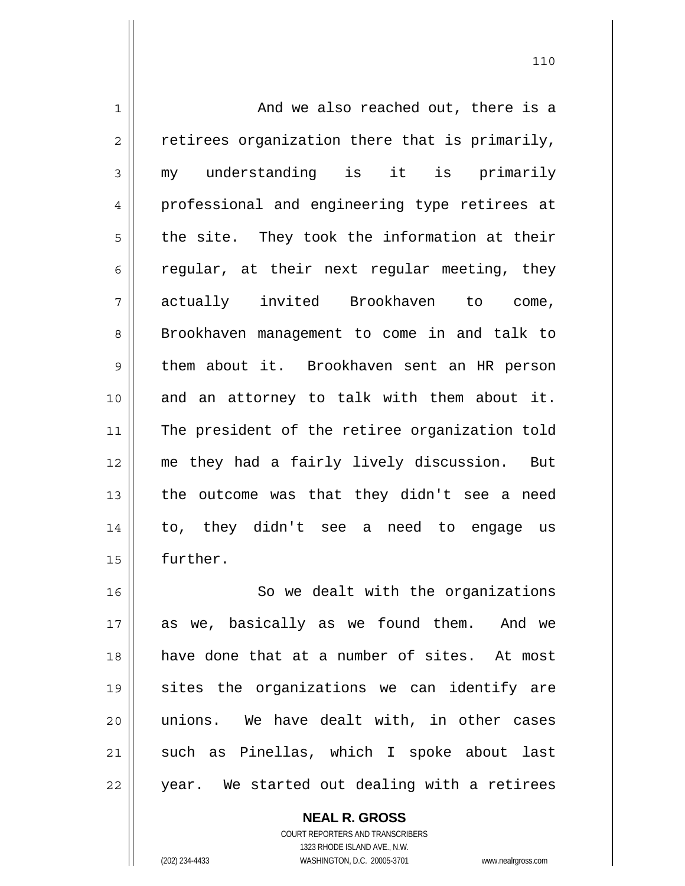And we also reached out, there is a retirees organization there that is primarily, my understanding is it is primarily professional and engineering type retirees at the site. They took the information at their regular, at their next regular meeting, they actually invited Brookhaven to come, Brookhaven management to come in and talk to them about it. Brookhaven sent an HR person and an attorney to talk with them about it. The president of the retiree organization told me they had a fairly lively discussion. But the outcome was that they didn't see a need to, they didn't see a need to engage us further.

So we dealt with the organizations as we, basically as we found them. And we have done that at a number of sites. At most sites the organizations we can identify are unions. We have dealt with, in other cases such as Pinellas, which I spoke about last year. We started out dealing with a retirees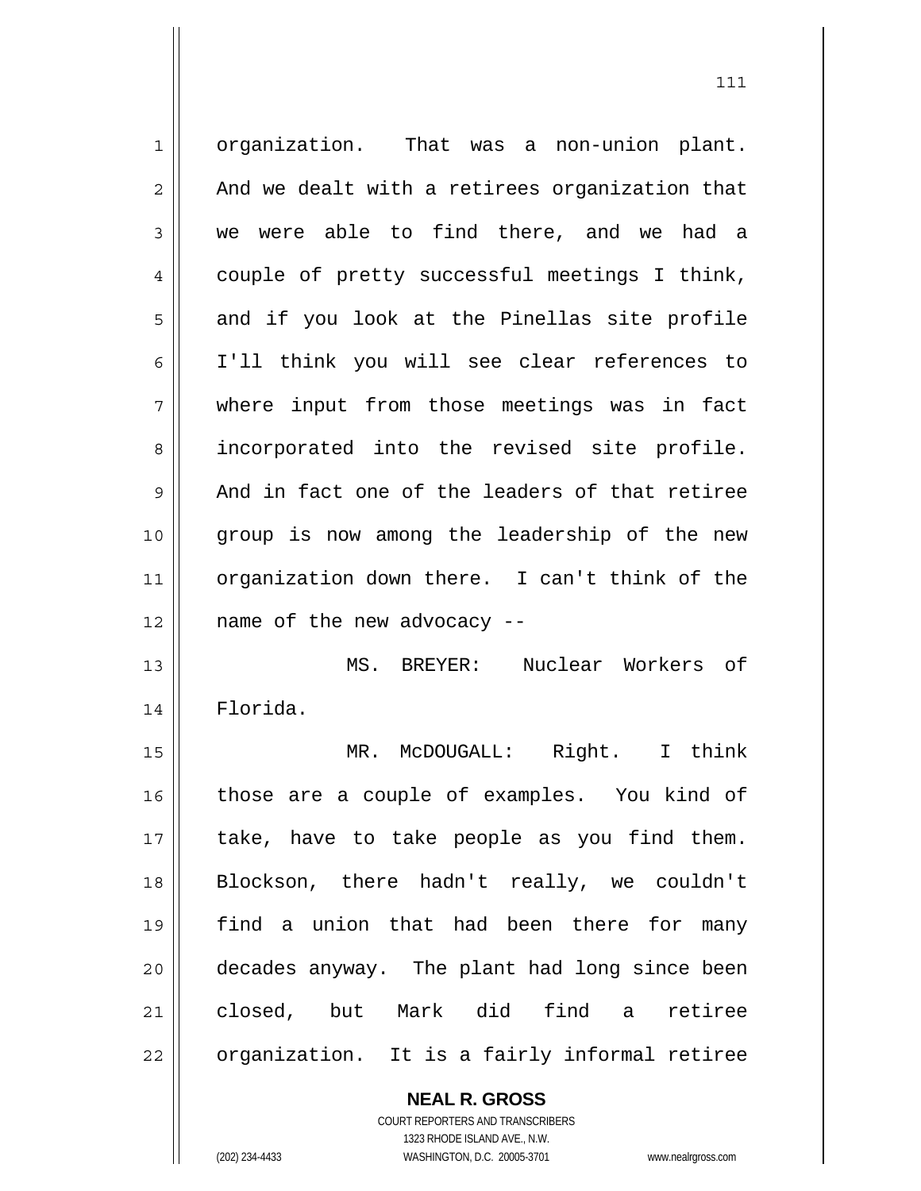organization. That was a non-union plant. And we dealt with a retirees organization that we were able to find there, and we had a couple of pretty successful meetings I think, and if you look at the Pinellas site profile I'll think you will see clear references to where input from those meetings was in fact incorporated into the revised site profile. And in fact one of the leaders of that retiree group is now among the leadership of the new organization down there. I can't think of the name of the new advocacy --

MS. BREYER: Nuclear Workers of Florida.

MR. McDOUGALL: Right. I think those are a couple of examples. You kind of take, have to take people as you find them. Blockson, there hadn't really, we couldn't find a union that had been there for many decades anyway. The plant had long since been closed, but Mark did find a retiree organization. It is a fairly informal retiree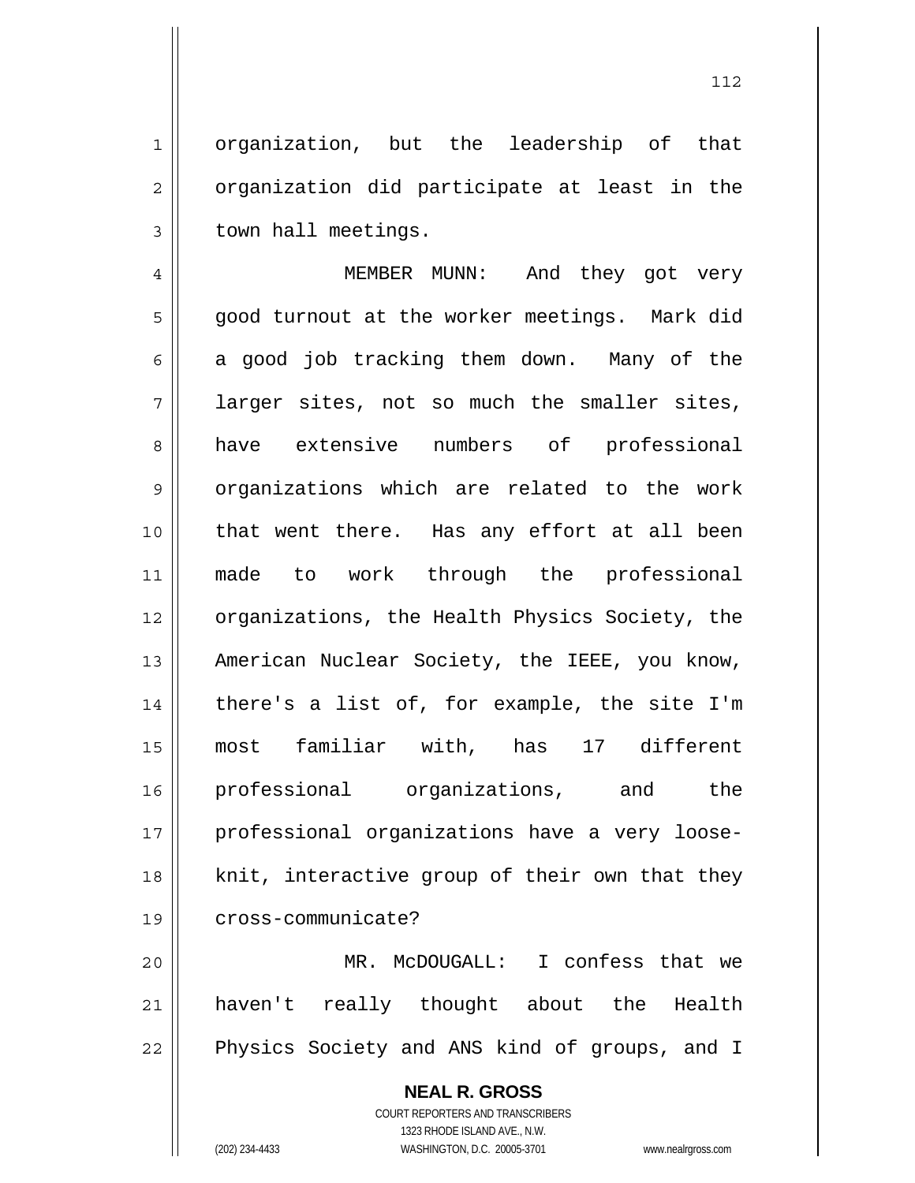organization, but the leadership of that organization did participate at least in the town hall meetings.

MEMBER MUNN: And they got very good turnout at the worker meetings. Mark did a good job tracking them down. Many of the larger sites, not so much the smaller sites, have extensive numbers of professional organizations which are related to the work that went there. Has any effort at all been made to work through the professional organizations, the Health Physics Society, the American Nuclear Society, the IEEE, you know, there's a list of, for example, the site I'm most familiar with, has 17 different professional organizations, and the professional organizations have a very loose-knit, interactive group of their own that they cross-communicate?

MR. McDOUGALL: I confess that we haven't really thought about the Health Physics Society and ANS kind of groups, and I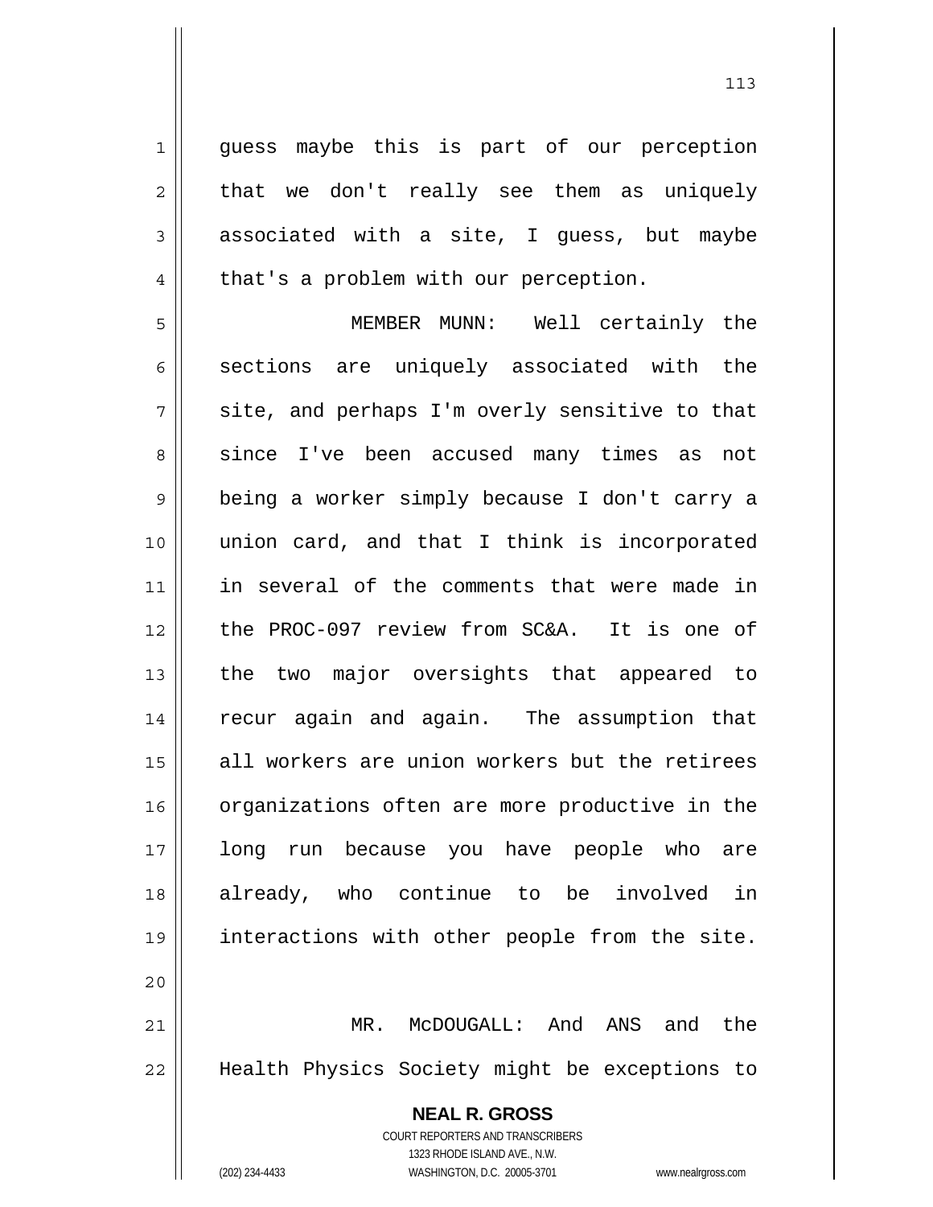guess maybe this is part of our perception that we don't really see them as uniquely associated with a site, I guess, but maybe that's a problem with our perception.

MEMBER MUNN: Well certainly the sections are uniquely associated with the site, and perhaps I'm overly sensitive to that since I've been accused many times as not being a worker simply because I don't carry a union card, and that I think is incorporated in several of the comments that were made in the PROC-097 review from SC&A. It is one of the two major oversights that appeared to recur again and again. The assumption that all workers are union workers but the retirees organizations often are more productive in the long run because you have people who are already, who continue to be involved in interactions with other people from the site.

MR. McDOUGALL: And ANS and the Health Physics Society might be exceptions to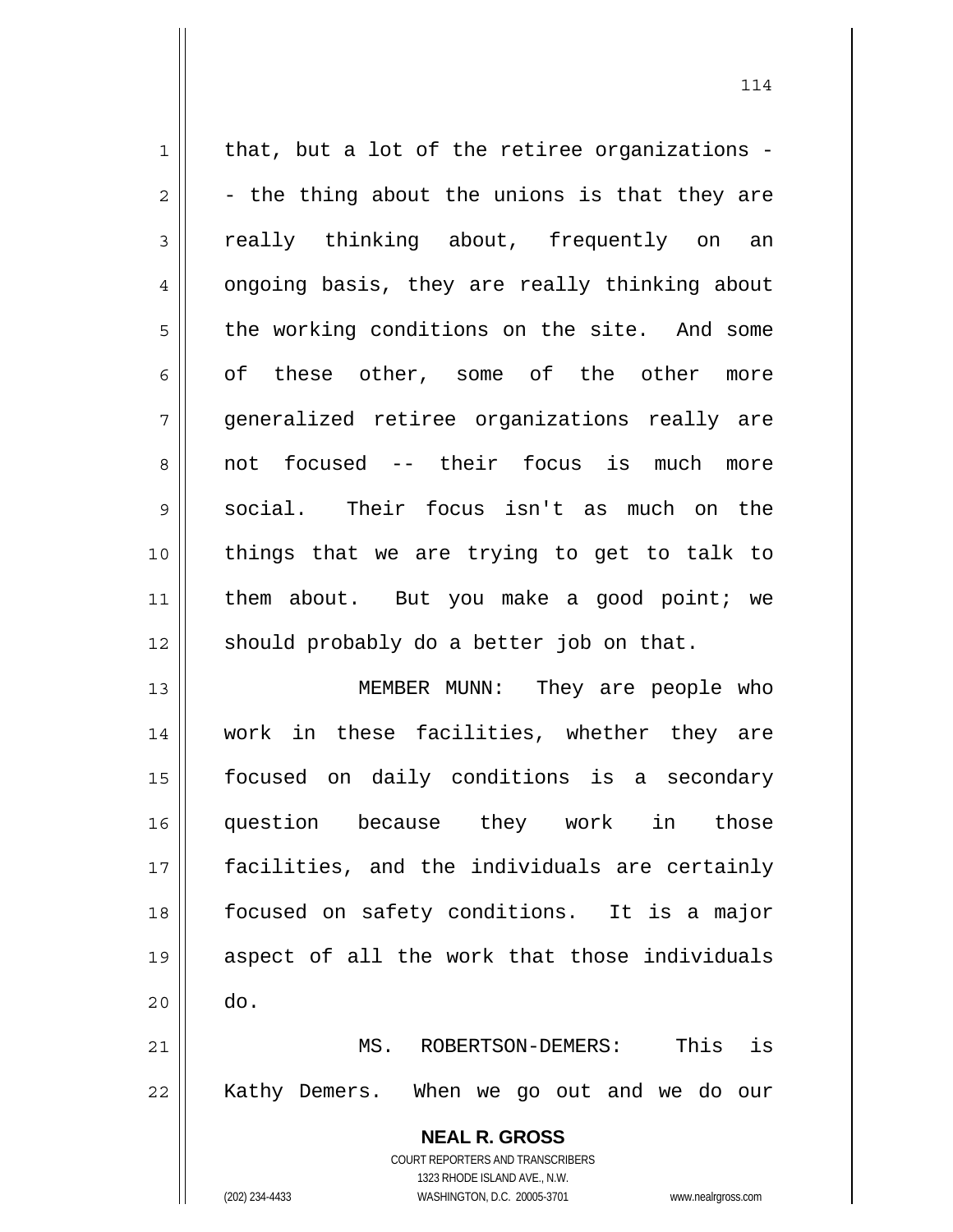that, but a lot of the retiree organizations -- the thing about the unions is that they are really thinking about, frequently on an ongoing basis, they are really thinking about the working conditions on the site. And some of these other, some of the other more generalized retiree organizations really are not focused -- their focus is much more social. Their focus isn't as much on the things that we are trying to get to talk to them about. But you make a good point; we should probably do a better job on that.

MEMBER MUNN: They are people who work in these facilities, whether they are focused on daily conditions is a secondary question because they work in those facilities, and the individuals are certainly focused on safety conditions. It is a major aspect of all the work that those individuals do.

MS. ROBERTSON-DEMERS: This is Kathy Demers. When we go out and we do our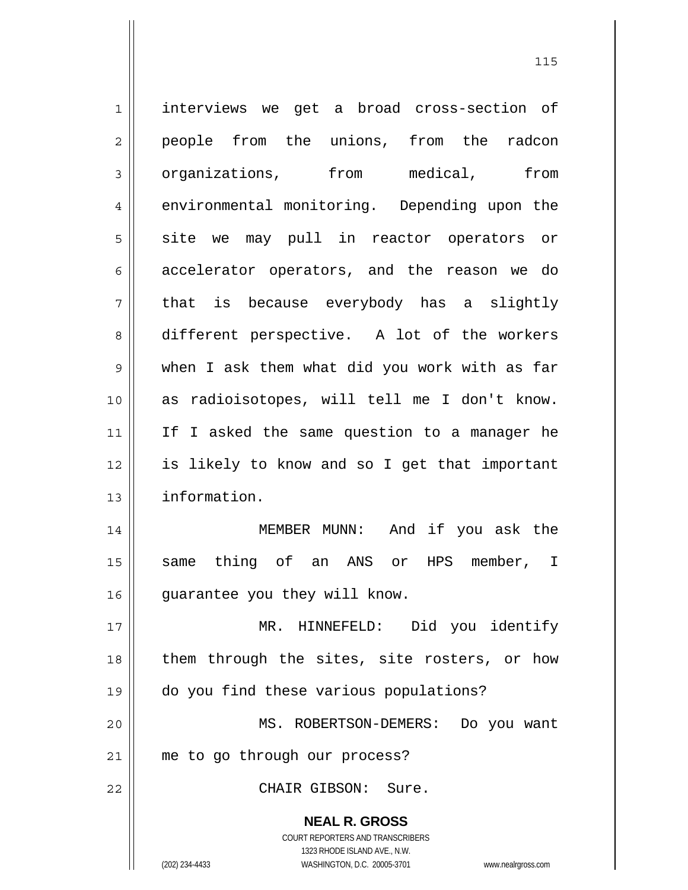interviews we get a broad cross-section of people from the unions, from the radcon organizations, from medical, from environmental monitoring. Depending upon the site we may pull in reactor operators or accelerator operators, and the reason we do that is because everybody has a slightly different perspective. A lot of the workers when I ask them what did you work with as far as radioisotopes, will tell me I don't know. If I asked the same question to a manager he is likely to know and so I get that important information.

MEMBER MUNN: And if you ask the same thing of an ANS or HPS member, I guarantee you they will know.

MR. HINNEFELD: Did you identify them through the sites, site rosters, or how do you find these various populations?

MS. ROBERTSON-DEMERS: Do you want me to go through our process?

CHAIR GIBSON: Sure.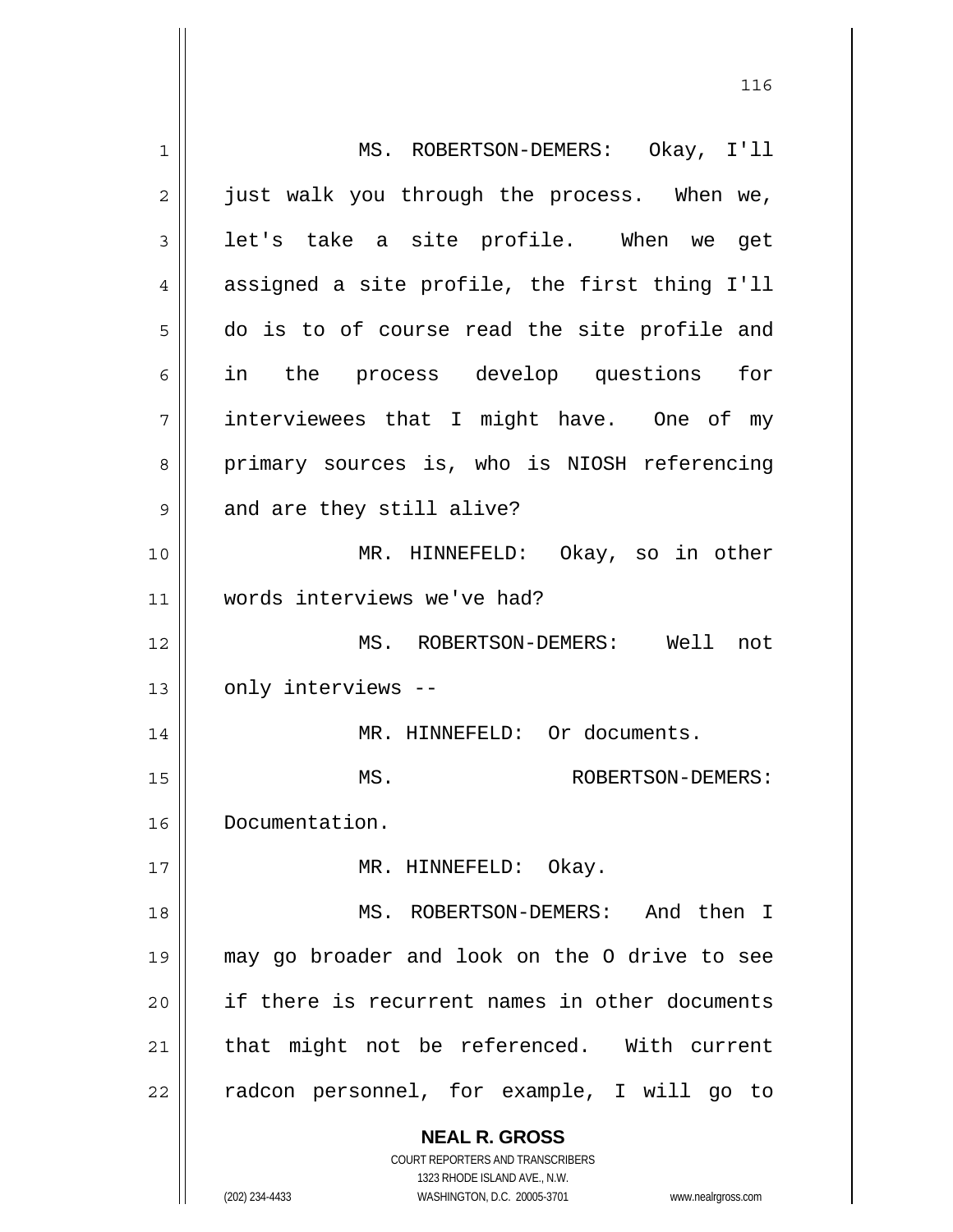MS. ROBERTSON-DEMERS: Okay, I'll just walk you through the process. When we, let's take a site profile. When we get assigned a site profile, the first thing I'll do is to of course read the site profile and in the process develop questions for interviewees that I might have. One of my primary sources is, who is NIOSH referencing and are they still alive?

MR. HINNEFELD: Okay, so in other words interviews we've had?

MS. ROBERTSON-DEMERS: Well not only interviews --

MR. HINNEFELD: Or documents.

MS. ROBERTSON-DEMERS: Documentation.

MR. HINNEFELD: Okay.

MS. ROBERTSON-DEMERS: And then I may go broader and look on the O drive to see if there is recurrent names in other documents that might not be referenced. With current radcon personnel, for example, I will go to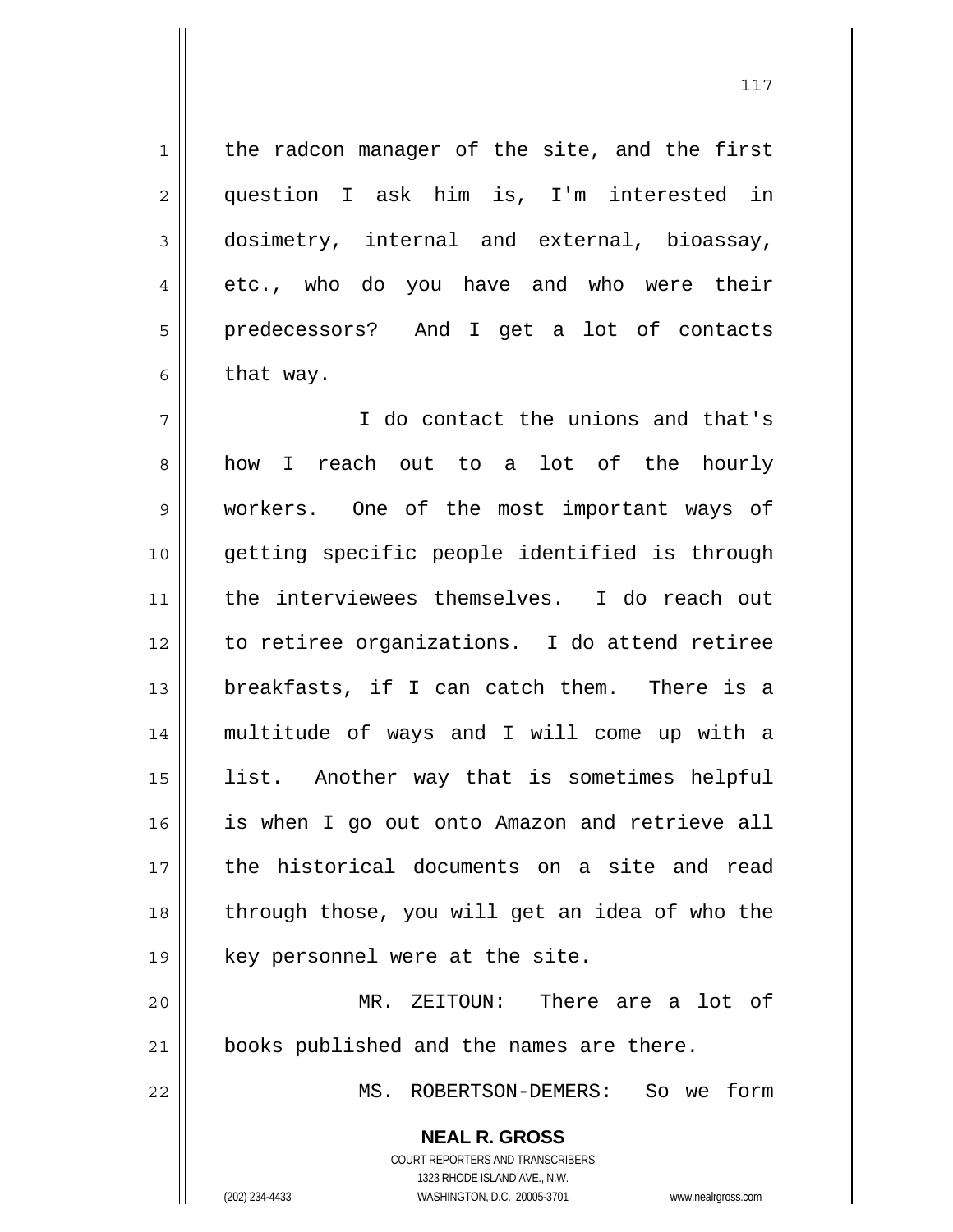the radcon manager of the site, and the first question I ask him is, I'm interested in dosimetry, internal and external, bioassay, etc., who do you have and who were their predecessors? And I get a lot of contacts that way.

I do contact the unions and that's how I reach out to a lot of the hourly workers. One of the most important ways of getting specific people identified is through the interviewees themselves. I do reach out to retiree organizations. I do attend retiree breakfasts, if I can catch them. There is a multitude of ways and I will come up with a list. Another way that is sometimes helpful is when I go out onto Amazon and retrieve all the historical documents on a site and read through those, you will get an idea of who the key personnel were at the site.

MR. ZEITOUN: There are a lot of books published and the names are there.

MS. ROBERTSON-DEMERS: So we form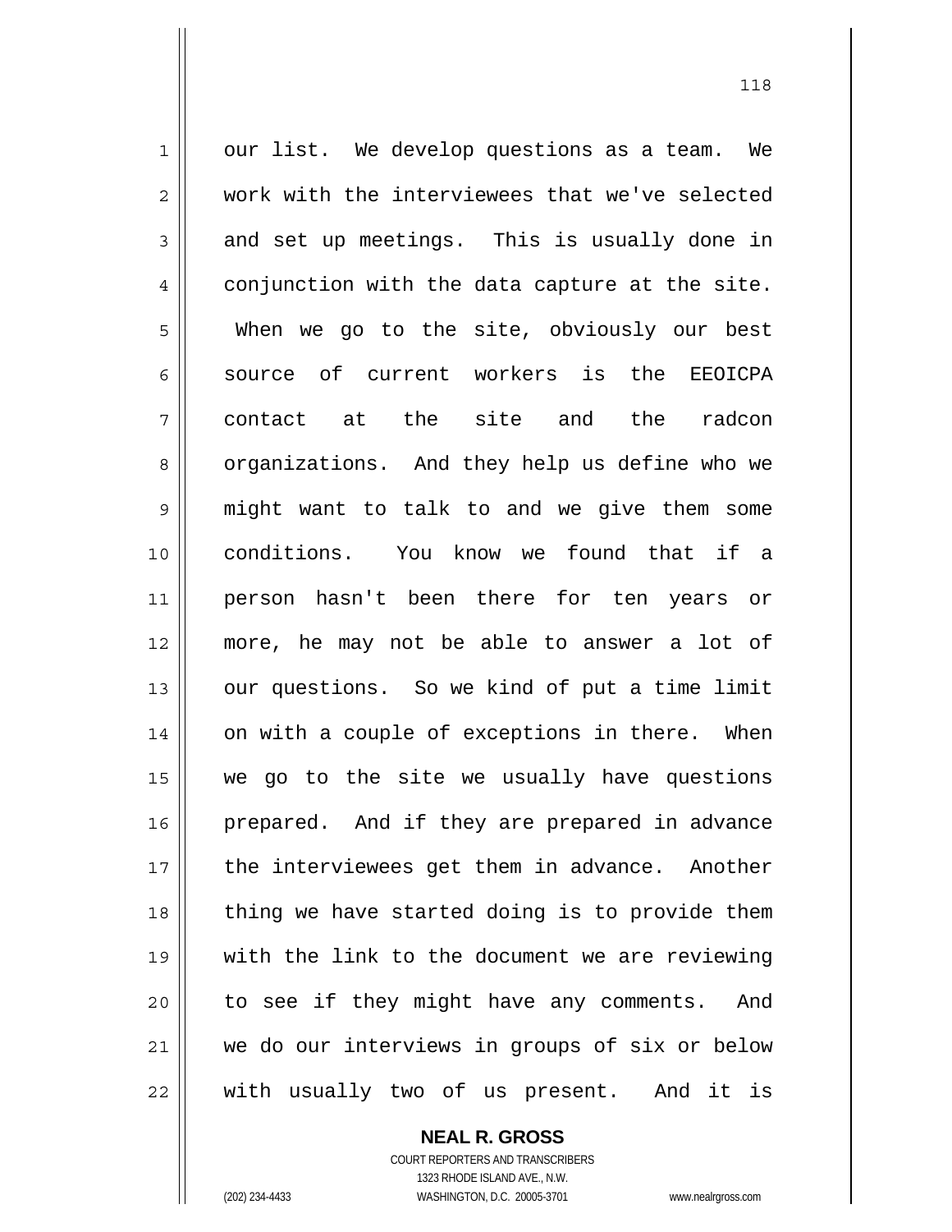our list. We develop questions as a team. We work with the interviewees that we've selected and set up meetings. This is usually done in conjunction with the data capture at the site. When we go to the site, obviously our best source of current workers is the EEOICPA contact at the site and the radcon organizations. And they help us define who we might want to talk to and we give them some conditions. You know we found that if a person hasn't been there for ten years or more, he may not be able to answer a lot of our questions. So we kind of put a time limit on with a couple of exceptions in there. When we go to the site we usually have questions prepared. And if they are prepared in advance the interviewees get them in advance. Another thing we have started doing is to provide them with the link to the document we are reviewing to see if they might have any comments. And we do our interviews in groups of six or below with usually two of us present. And it is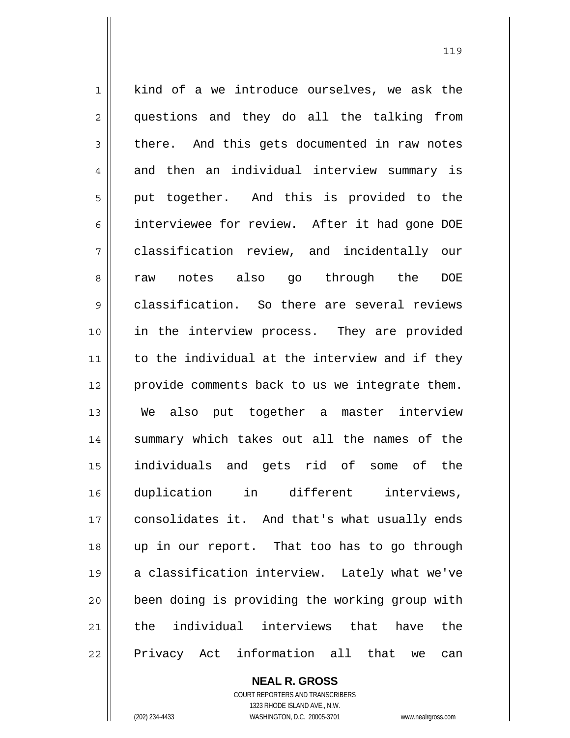kind of a we introduce ourselves, we ask the questions and they do all the talking from there. And this gets documented in raw notes and then an individual interview summary is put together. And this is provided to the interviewee for review. After it had gone DOE classification review, and incidentally our raw notes also go through the DOE classification. So there are several reviews in the interview process. They are provided to the individual at the interview and if they provide comments back to us we integrate them. We also put together a master interview summary which takes out all the names of the individuals and gets rid of some of the duplication in different interviews, consolidates it. And that's what usually ends up in our report. That too has to go through a classification interview. Lately what we've been doing is providing the working group with the individual interviews that have the Privacy Act information all that we can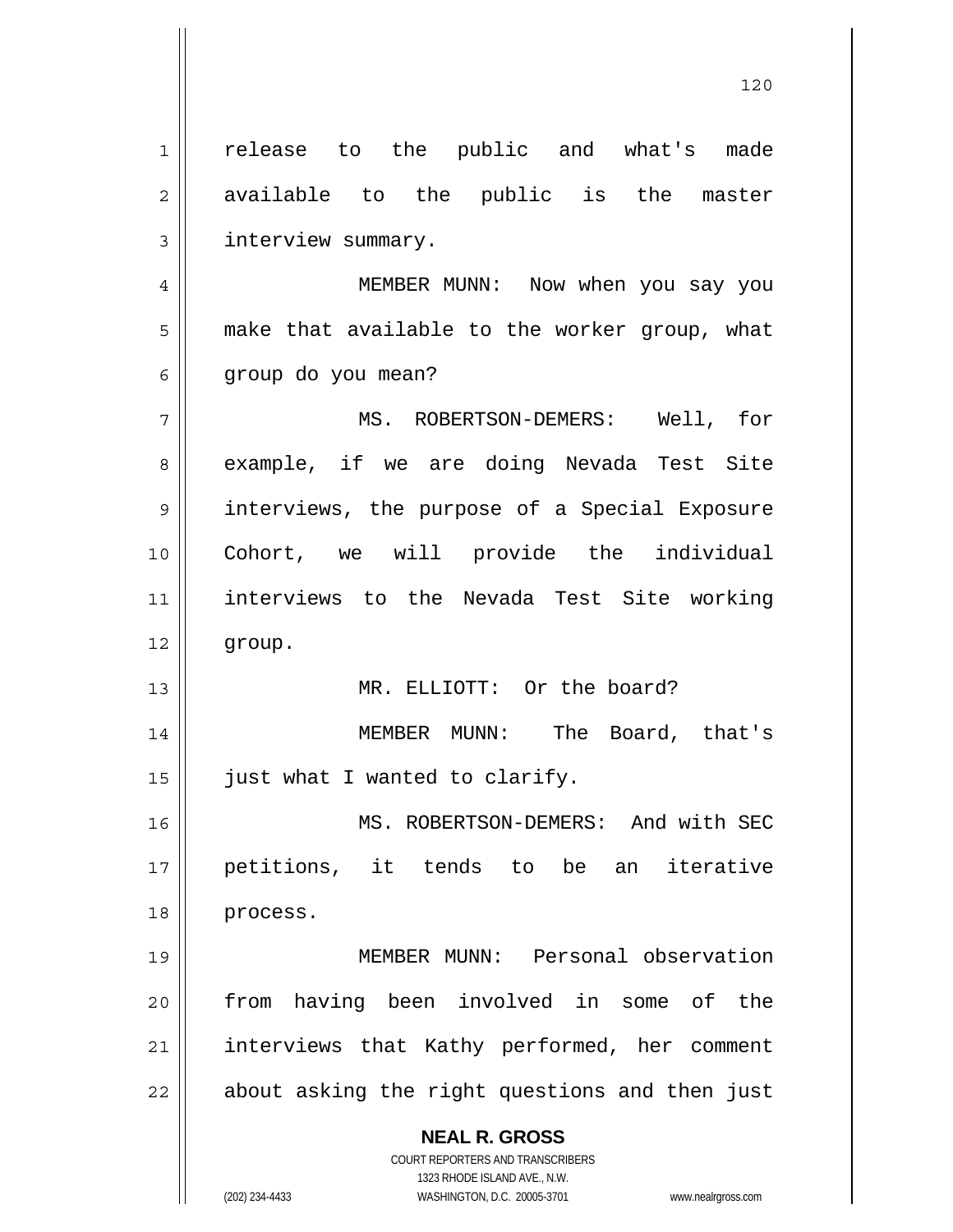release to the public and what's made available to the public is the master interview summary.

MEMBER MUNN: Now when you say you make that available to the worker group, what group do you mean?

MS. ROBERTSON-DEMERS: Well, for example, if we are doing Nevada Test Site interviews, the purpose of a Special Exposure Cohort, we will provide the individual interviews to the Nevada Test Site working group.

MR. ELLIOTT: Or the board?

MEMBER MUNN: The Board, that's just what I wanted to clarify.

MS. ROBERTSON-DEMERS: And with SEC petitions, it tends to be an iterative process.

MEMBER MUNN: Personal observation from having been involved in some of the interviews that Kathy performed, her comment about asking the right questions and then just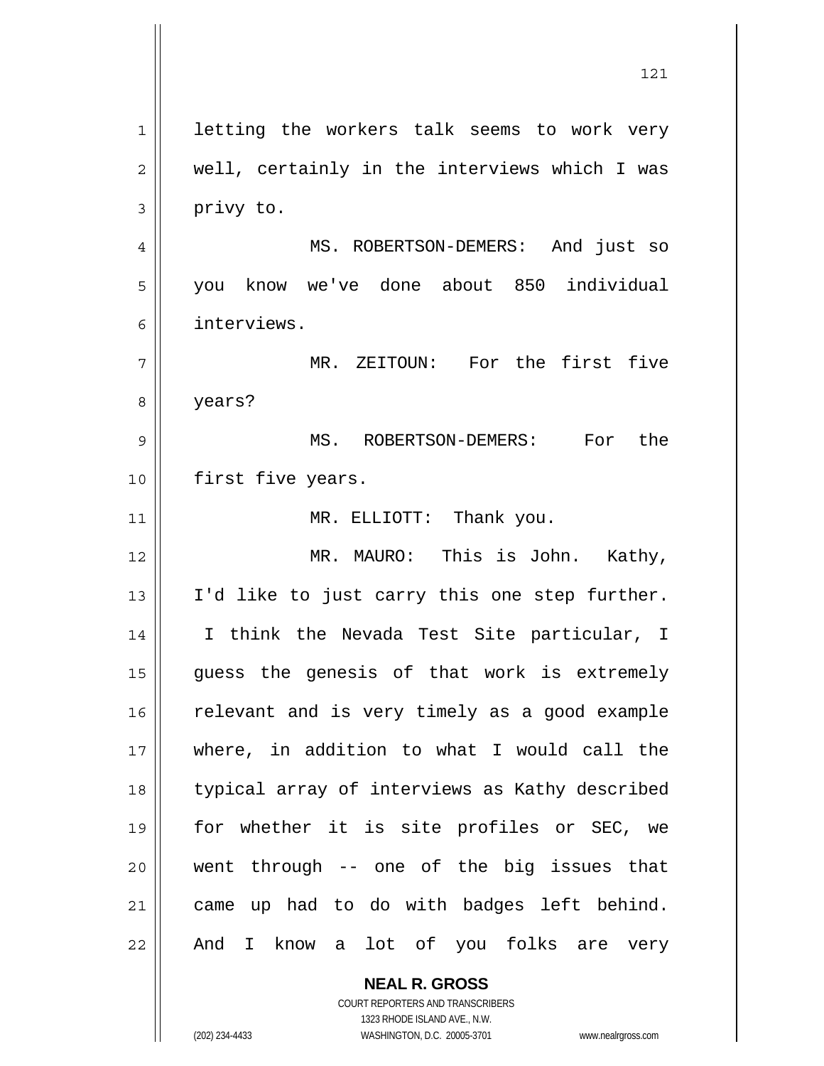letting the workers talk seems to work very well, certainly in the interviews which I was privy to.

MS. ROBERTSON-DEMERS: And just so you know we've done about 850 individual interviews.

MR. ZEITOUN: For the first five years?

MS. ROBERTSON-DEMERS: For the first five years.

MR. ELLIOTT: Thank you.

MR. MAURO: This is John. Kathy, I'd like to just carry this one step further. I think the Nevada Test Site particular, I guess the genesis of that work is extremely relevant and is very timely as a good example where, in addition to what I would call the typical array of interviews as Kathy described for whether it is site profiles or SEC, we went through -- one of the big issues that came up had to do with badges left behind. And I know a lot of you folks are very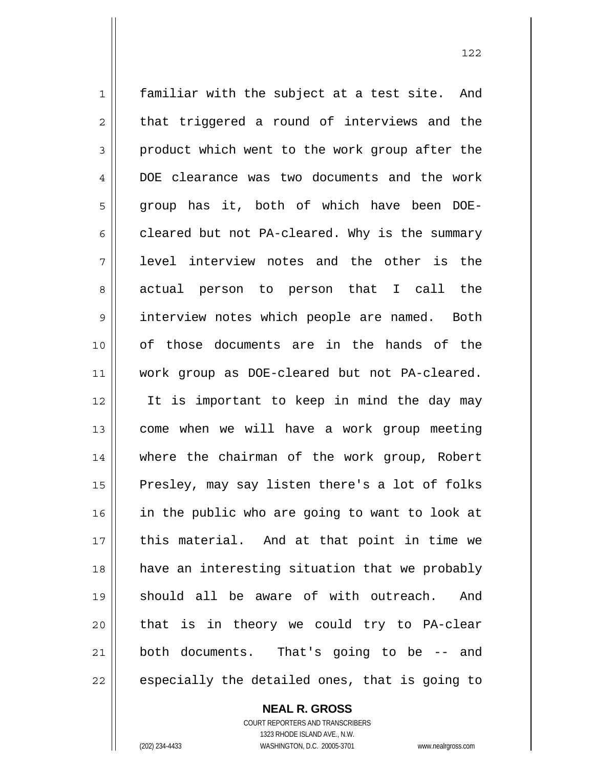familiar with the subject at a test site. And that triggered a round of interviews and the product which went to the work group after the DOE clearance was two documents and the work group has it, both of which have been DOE-cleared but not PA-cleared. Why is the summary level interview notes and the other is the actual person to person that I call the interview notes which people are named. Both of those documents are in the hands of the work group as DOE-cleared but not PA-cleared. It is important to keep in mind the day may come when we will have a work group meeting where the chairman of the work group, Robert Presley, may say listen there's a lot of folks in the public who are going to want to look at this material. And at that point in time we have an interesting situation that we probably should all be aware of with outreach. And that is in theory we could try to PA-clear both documents. That's going to be -- and especially the detailed ones, that is going to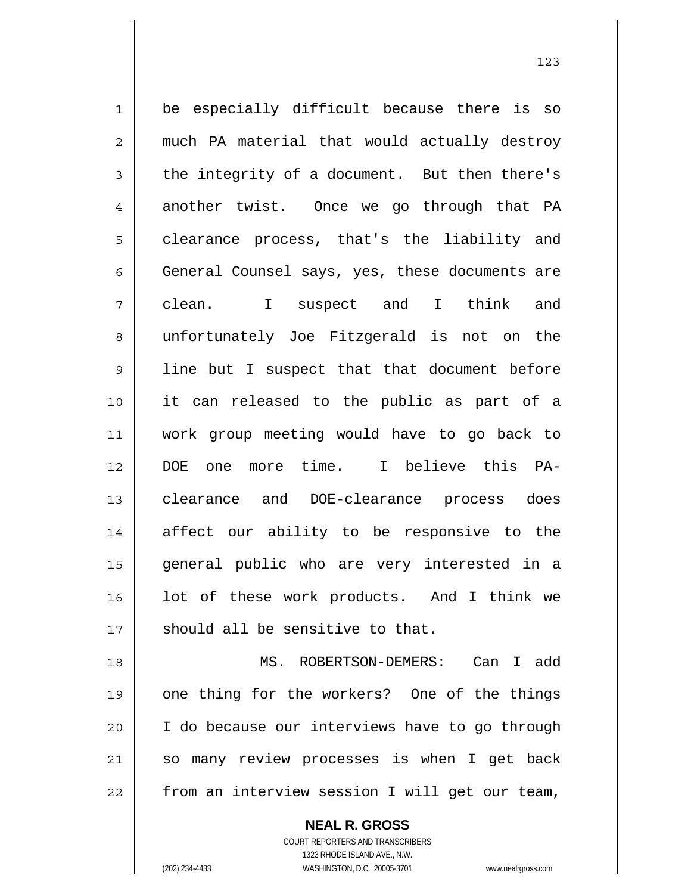be especially difficult because there is so much PA material that would actually destroy the integrity of a document. But then there's another twist. Once we go through that PA clearance process, that's the liability and General Counsel says, yes, these documents are clean. I suspect and I think and unfortunately Joe Fitzgerald is not on the line but I suspect that that document before it can released to the public as part of a work group meeting would have to go back to DOE one more time. I believe this PA-clearance and DOE-clearance process does affect our ability to be responsive to the general public who are very interested in a lot of these work products. And I think we should all be sensitive to that.

MS. ROBERTSON-DEMERS: Can I add one thing for the workers? One of the things I do because our interviews have to go through so many review processes is when I get back from an interview session I will get our team,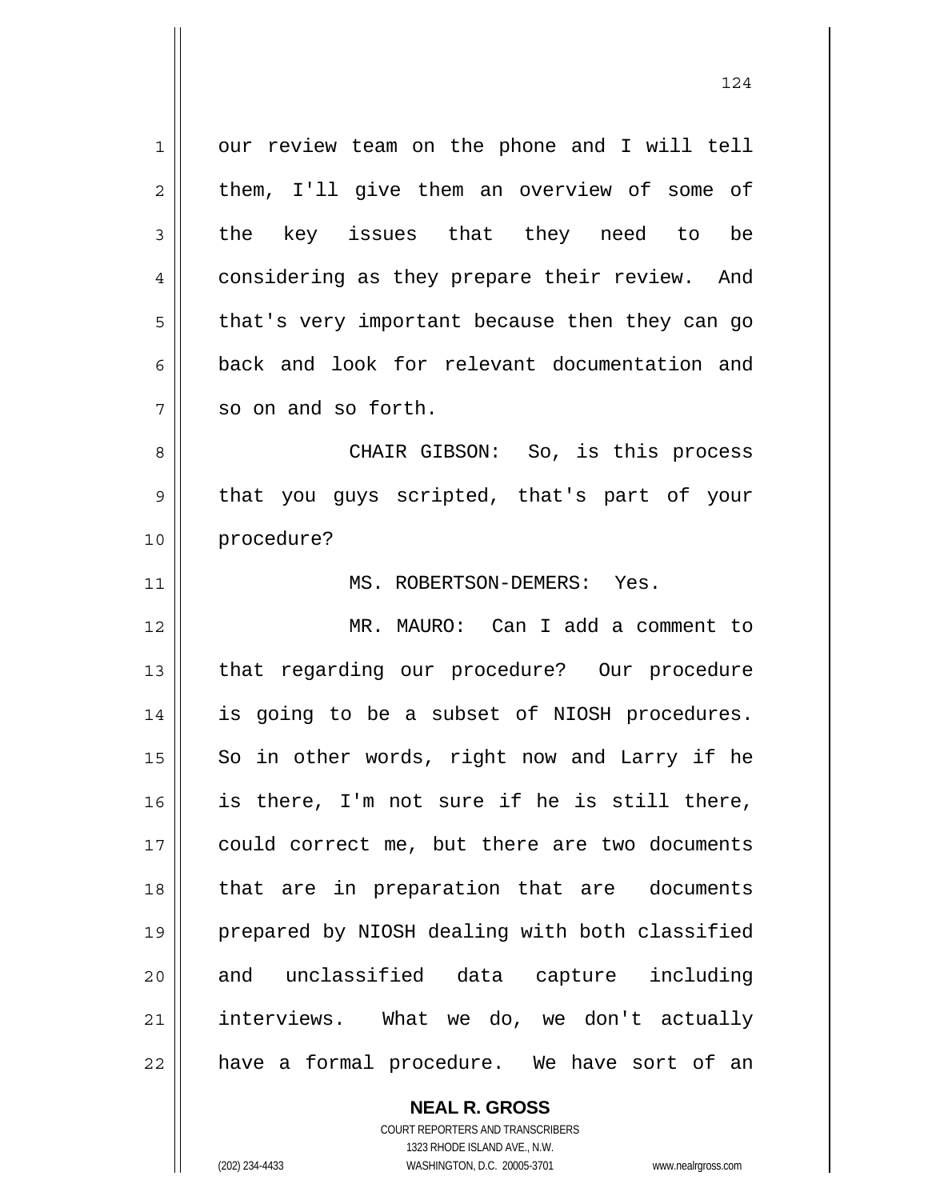our review team on the phone and I will tell them, I'll give them an overview of some of the key issues that they need to be considering as they prepare their review. And that's very important because then they can go back and look for relevant documentation and so on and so forth.

CHAIR GIBSON: So, is this process that you guys scripted, that's part of your procedure?

MS. ROBERTSON-DEMERS: Yes.

MR. MAURO: Can I add a comment to that regarding our procedure? Our procedure is going to be a subset of NIOSH procedures. So in other words, right now and Larry if he is there, I'm not sure if he is still there, could correct me, but there are two documents that are in preparation that are documents prepared by NIOSH dealing with both classified and unclassified data capture including interviews. What we do, we don't actually have a formal procedure. We have sort of an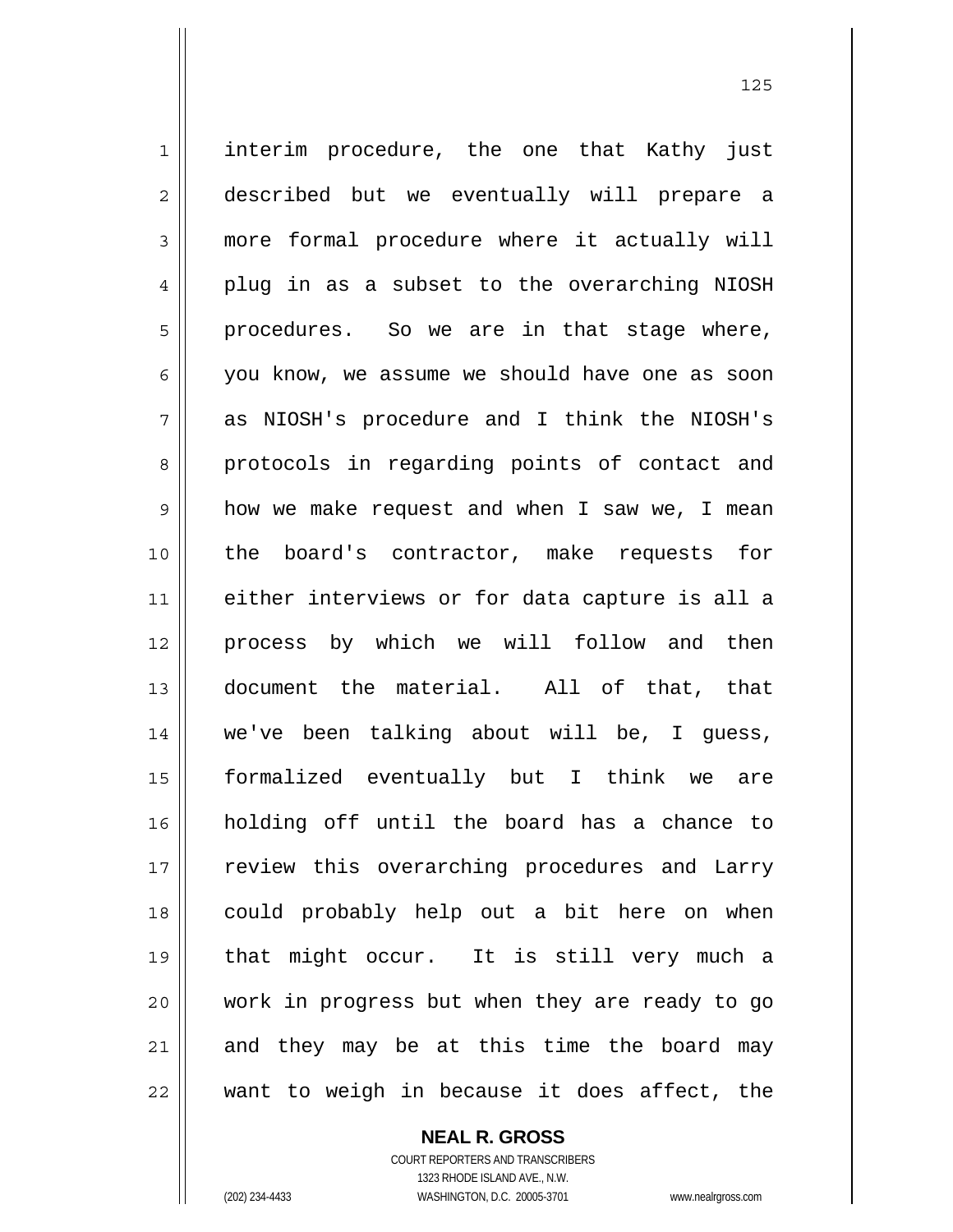interim procedure, the one that Kathy just described but we eventually will prepare a more formal procedure where it actually will plug in as a subset to the overarching NIOSH procedures. So we are in that stage where, you know, we assume we should have one as soon as NIOSH's procedure and I think the NIOSH's protocols in regarding points of contact and how we make request and when I saw we, I mean the board's contractor, make requests for either interviews or for data capture is all a process by which we will follow and then document the material. All of that, that we've been talking about will be, I guess, formalized eventually but I think we are holding off until the board has a chance to review this overarching procedures and Larry could probably help out a bit here on when that might occur. It is still very much a work in progress but when they are ready to go and they may be at this time the board may want to weigh in because it does affect, the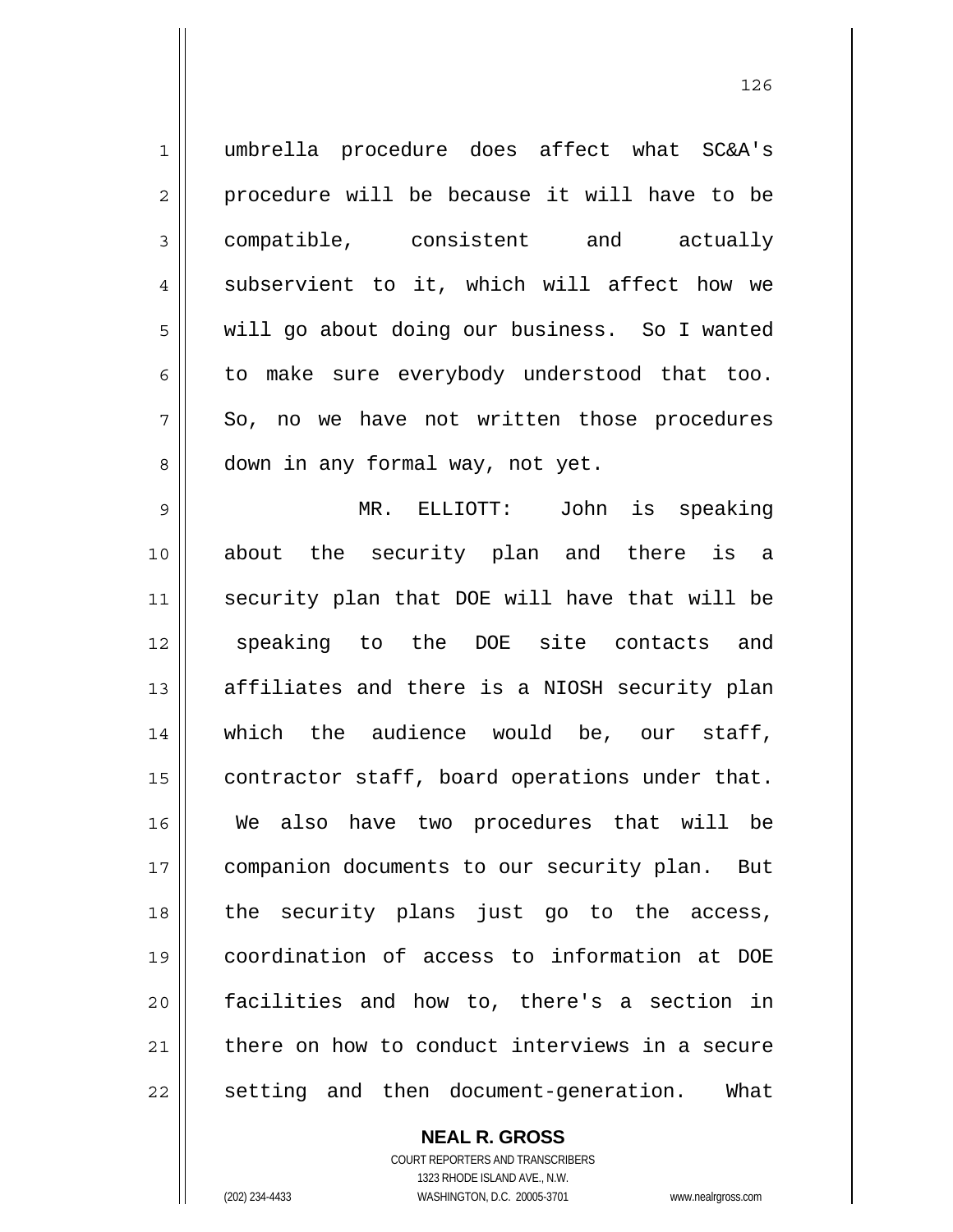umbrella procedure does affect what SC&A's procedure will be because it will have to be compatible, consistent and actually subservient to it, which will affect how we will go about doing our business. So I wanted to make sure everybody understood that too. So, no we have not written those procedures down in any formal way, not yet.

MR. ELLIOTT: John is speaking about the security plan and there is a security plan that DOE will have that will be speaking to the DOE site contacts and affiliates and there is a NIOSH security plan which the audience would be, our staff, contractor staff, board operations under that. We also have two procedures that will be companion documents to our security plan. But the security plans just go to the access, coordination of access to information at DOE facilities and how to, there's a section in there on how to conduct interviews in a secure setting and then document-generation. What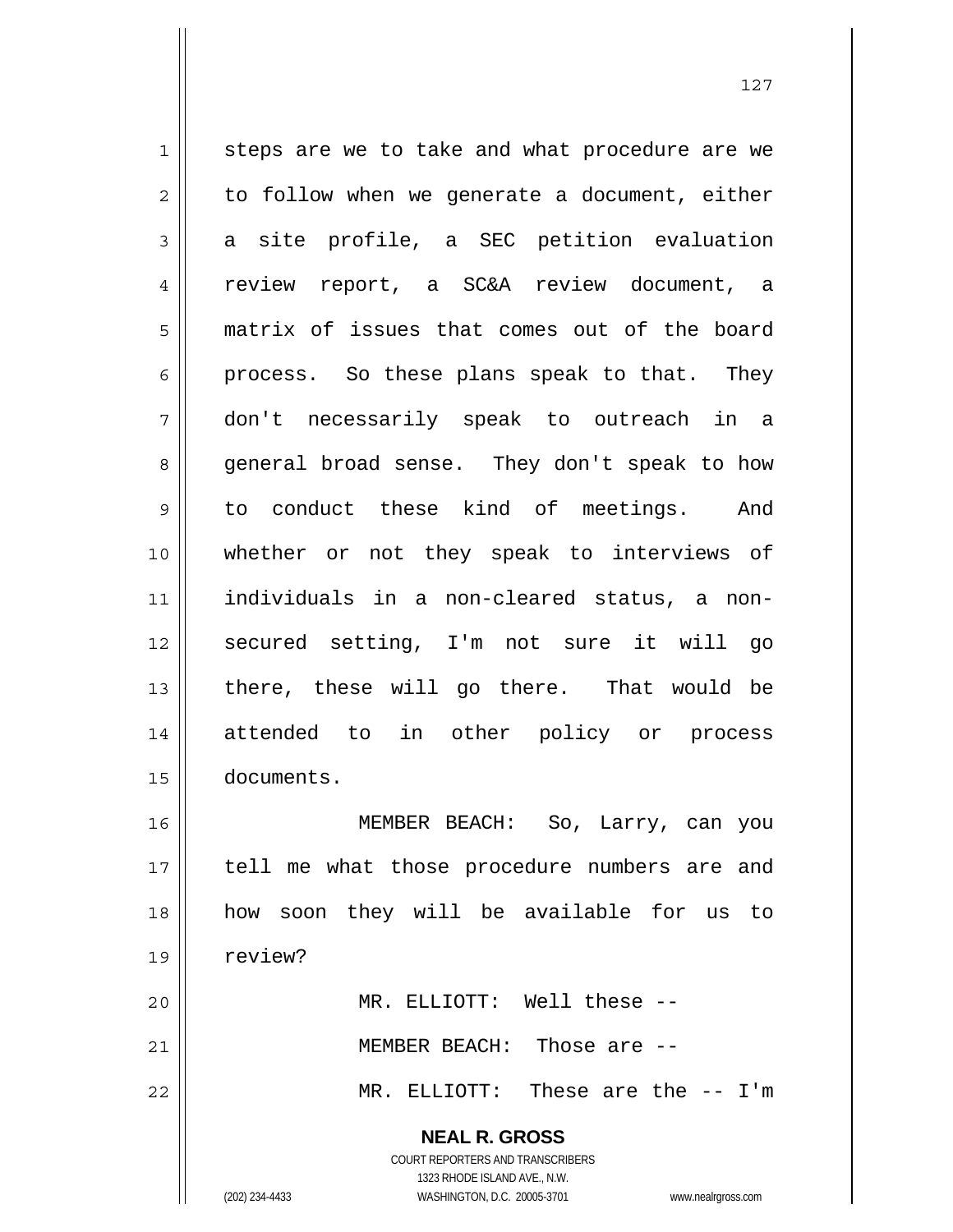steps are we to take and what procedure are we to follow when we generate a document, either a site profile, a SEC petition evaluation review report, a SC&A review document, a matrix of issues that comes out of the board process. So these plans speak to that. They don't necessarily speak to outreach in a general broad sense. They don't speak to how to conduct these kind of meetings. And whether or not they speak to interviews of individuals in a non-cleared status, a non-secured setting, I'm not sure it will go there, these will go there. That would be attended to in other policy or process documents.

MEMBER BEACH: So, Larry, can you tell me what those procedure numbers are and how soon they will be available for us to review?

MR. ELLIOTT: Well these --

MEMBER BEACH: Those are --

MR. ELLIOTT: These are the -- I'm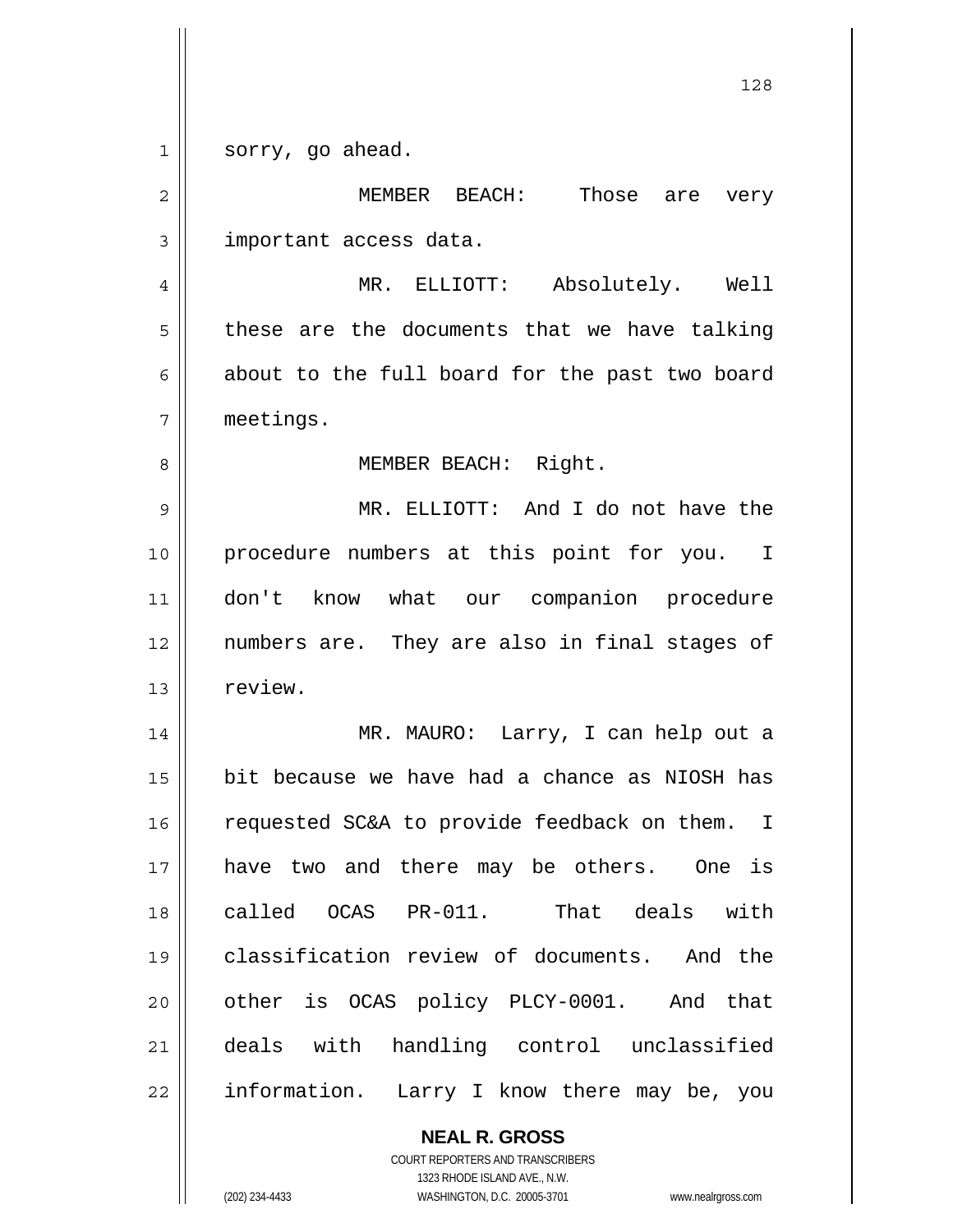sorry, go ahead.

MEMBER BEACH: Those are very important access data.

MR. ELLIOTT: Absolutely. Well these are the documents that we have talking about to the full board for the past two board meetings.

MEMBER BEACH: Right.

MR. ELLIOTT: And I do not have the procedure numbers at this point for you. I don't know what our companion procedure numbers are. They are also in final stages of review.

MR. MAURO: Larry, I can help out a bit because we have had a chance as NIOSH has requested SC&A to provide feedback on them. I have two and there may be others. One is called OCAS PR-011. That deals with classification review of documents. And the other is OCAS policy PLCY-0001. And that deals with handling control unclassified information. Larry I know there may be, you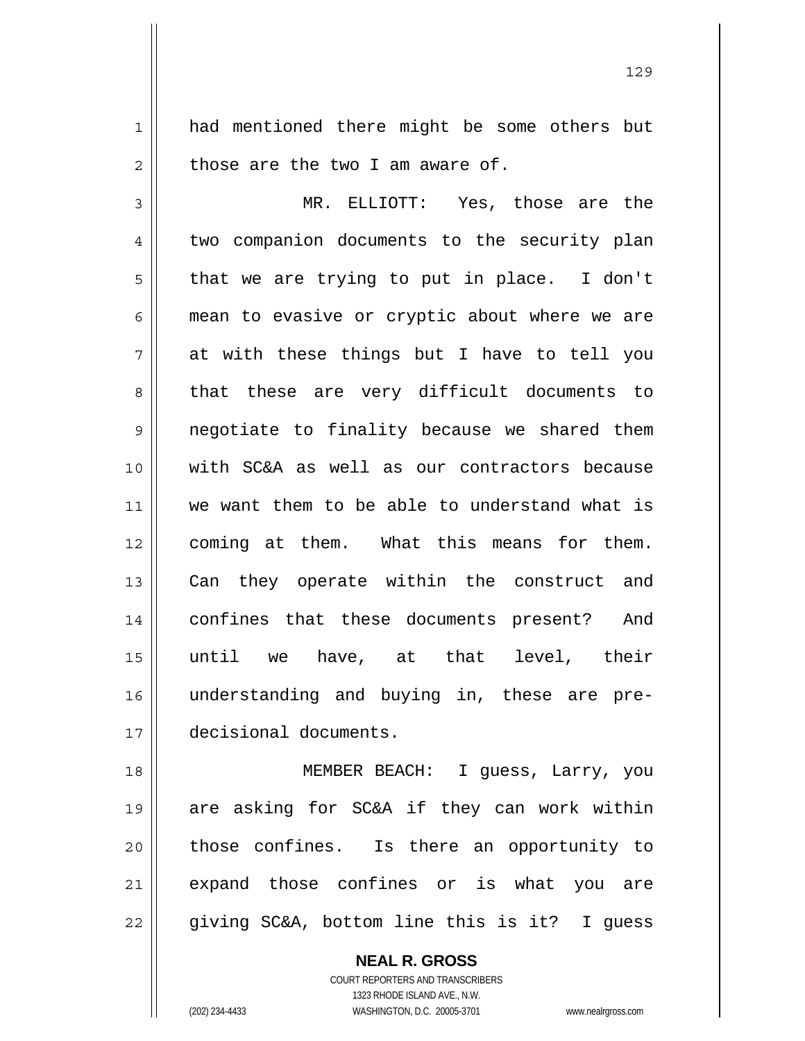had mentioned there might be some others but those are the two I am aware of.

MR. ELLIOTT: Yes, those are the two companion documents to the security plan that we are trying to put in place. I don't mean to evasive or cryptic about where we are at with these things but I have to tell you that these are very difficult documents to negotiate to finality because we shared them with SC&A as well as our contractors because we want them to be able to understand what is coming at them. What this means for them. Can they operate within the construct and confines that these documents present? And until we have, at that level, their understanding and buying in, these are pre-decisional documents.

MEMBER BEACH: I guess, Larry, you are asking for SC&A if they can work within those confines. Is there an opportunity to expand those confines or is what you are giving SC&A, bottom line this is it? I guess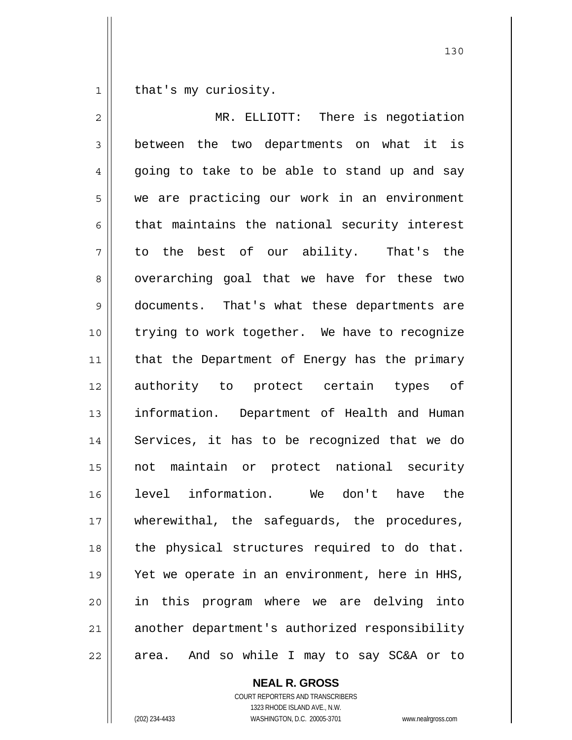that's my curiosity.

MR. ELLIOTT: There is negotiation between the two departments on what it is going to take to be able to stand up and say we are practicing our work in an environment that maintains the national security interest to the best of our ability. That's the overarching goal that we have for these two documents. That's what these departments are trying to work together. We have to recognize that the Department of Energy has the primary authority to protect certain types of information. Department of Health and Human Services, it has to be recognized that we do not maintain or protect national security level information. We don't have the wherewithal, the safeguards, the procedures, the physical structures required to do that. Yet we operate in an environment, here in HHS, in this program where we are delving into another department's authorized responsibility area. And so while I may to say SC&A or to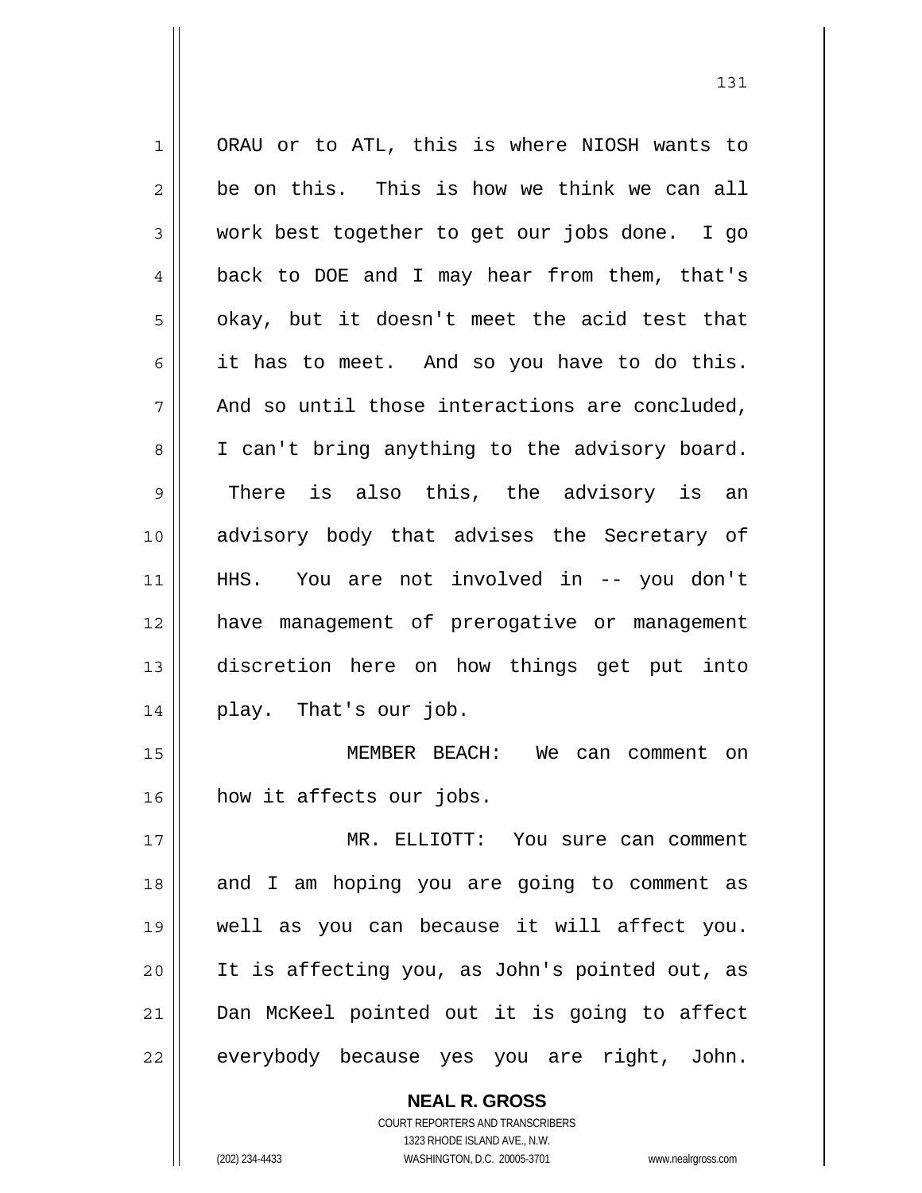ORAU or to ATL, this is where NIOSH wants to be on this. This is how we think we can all work best together to get our jobs done. I go back to DOE and I may hear from them, that's okay, but it doesn't meet the acid test that it has to meet. And so you have to do this. And so until those interactions are concluded, I can't bring anything to the advisory board. There is also this, the advisory is an advisory body that advises the Secretary of HHS. You are not involved in -- you don't have management of prerogative or management discretion here on how things get put into play. That's our job.

MEMBER BEACH: We can comment on how it affects our jobs.

MR. ELLIOTT: You sure can comment and I am hoping you are going to comment as well as you can because it will affect you. It is affecting you, as John's pointed out, as Dan McKeel pointed out it is going to affect everybody because yes you are right, John.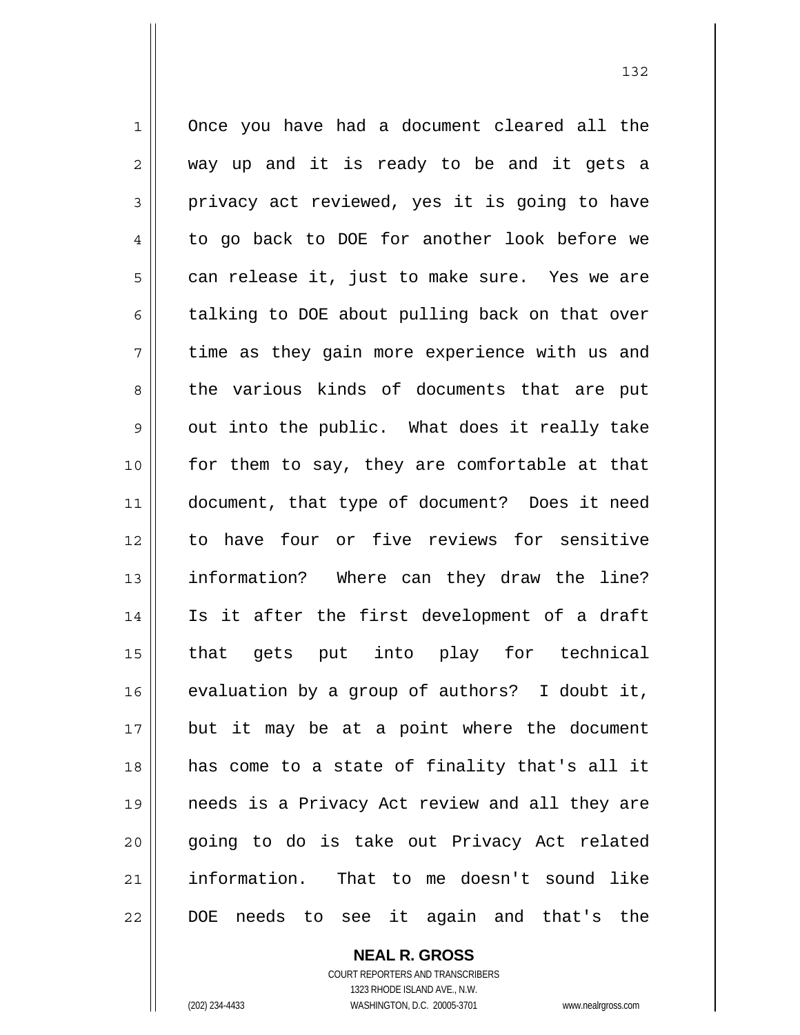Once you have had a document cleared all the way up and it is ready to be and it gets a privacy act reviewed, yes it is going to have to go back to DOE for another look before we can release it, just to make sure. Yes we are talking to DOE about pulling back on that over time as they gain more experience with us and the various kinds of documents that are put out into the public. What does it really take for them to say, they are comfortable at that document, that type of document? Does it need to have four or five reviews for sensitive information? Where can they draw the line? Is it after the first development of a draft that gets put into play for technical evaluation by a group of authors? I doubt it, but it may be at a point where the document has come to a state of finality that's all it needs is a Privacy Act review and all they are going to do is take out Privacy Act related information. That to me doesn't sound like DOE needs to see it again and that's the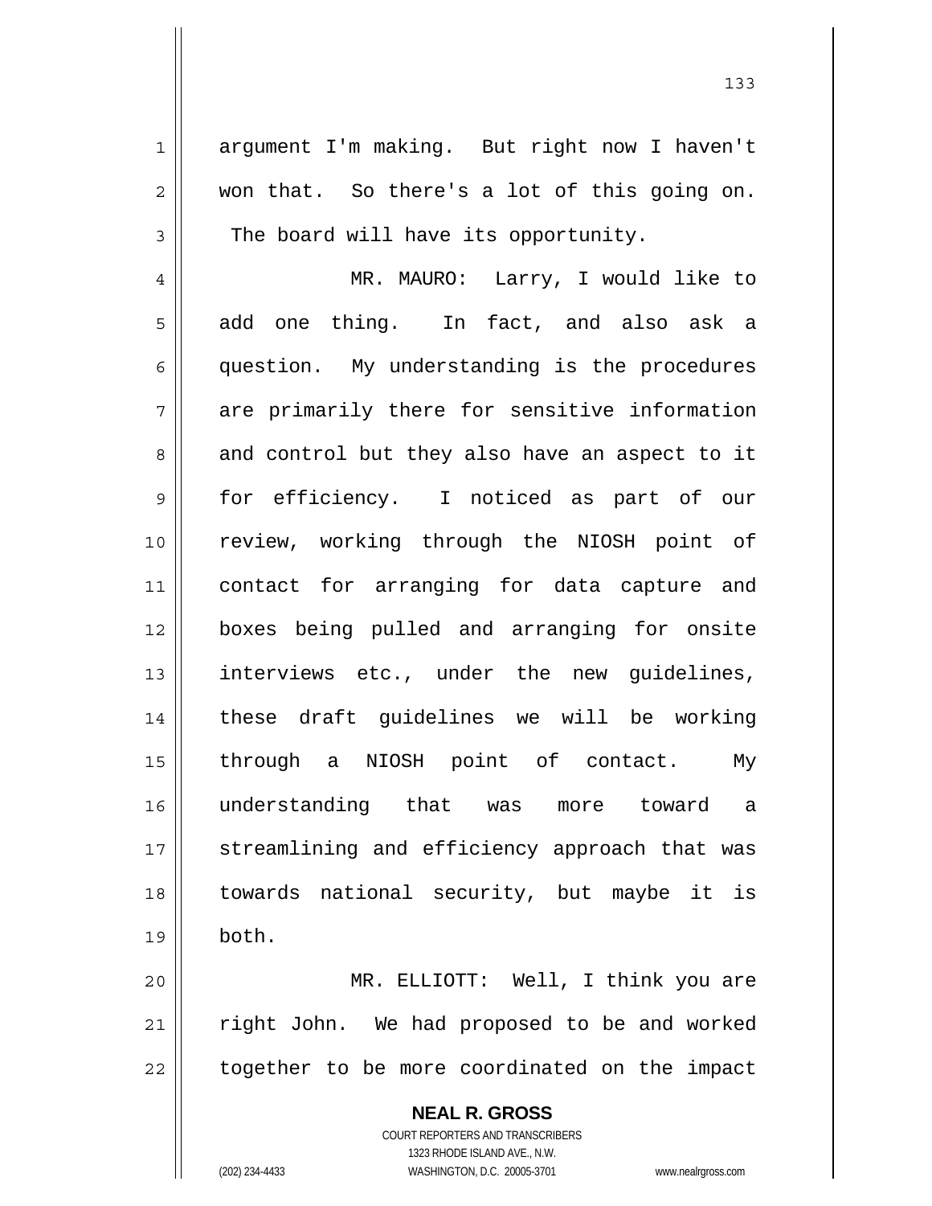argument I'm making. But right now I haven't won that. So there's a lot of this going on. The board will have its opportunity.

MR. MAURO: Larry, I would like to add one thing. In fact, and also ask a question. My understanding is the procedures are primarily there for sensitive information and control but they also have an aspect to it for efficiency. I noticed as part of our review, working through the NIOSH point of contact for arranging for data capture and boxes being pulled and arranging for onsite interviews etc., under the new guidelines, these draft guidelines we will be working through a NIOSH point of contact. My understanding that was more toward a streamlining and efficiency approach that was towards national security, but maybe it is both.

MR. ELLIOTT: Well, I think you are right John. We had proposed to be and worked together to be more coordinated on the impact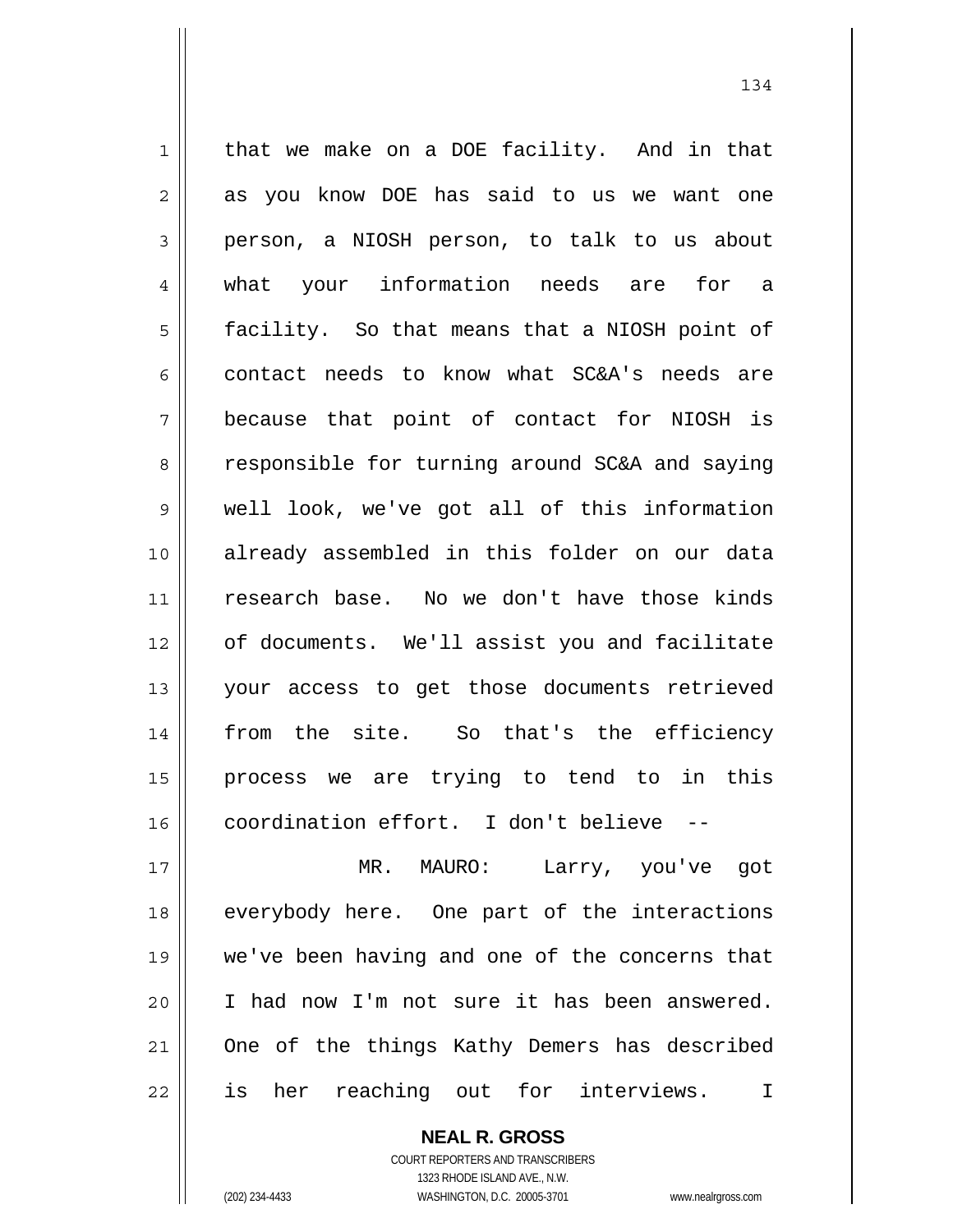that we make on a DOE facility. And in that as you know DOE has said to us we want one person, a NIOSH person, to talk to us about what your information needs are for a facility. So that means that a NIOSH point of contact needs to know what SC&A's needs are because that point of contact for NIOSH is responsible for turning around SC&A and saying well look, we've got all of this information already assembled in this folder on our data research base. No we don't have those kinds of documents. We'll assist you and facilitate your access to get those documents retrieved from the site. So that's the efficiency process we are trying to tend to in this coordination effort. I don't believe --

MR. MAURO: Larry, you've got everybody here. One part of the interactions we've been having and one of the concerns that I had now I'm not sure it has been answered. One of the things Kathy Demers has described is her reaching out for interviews. I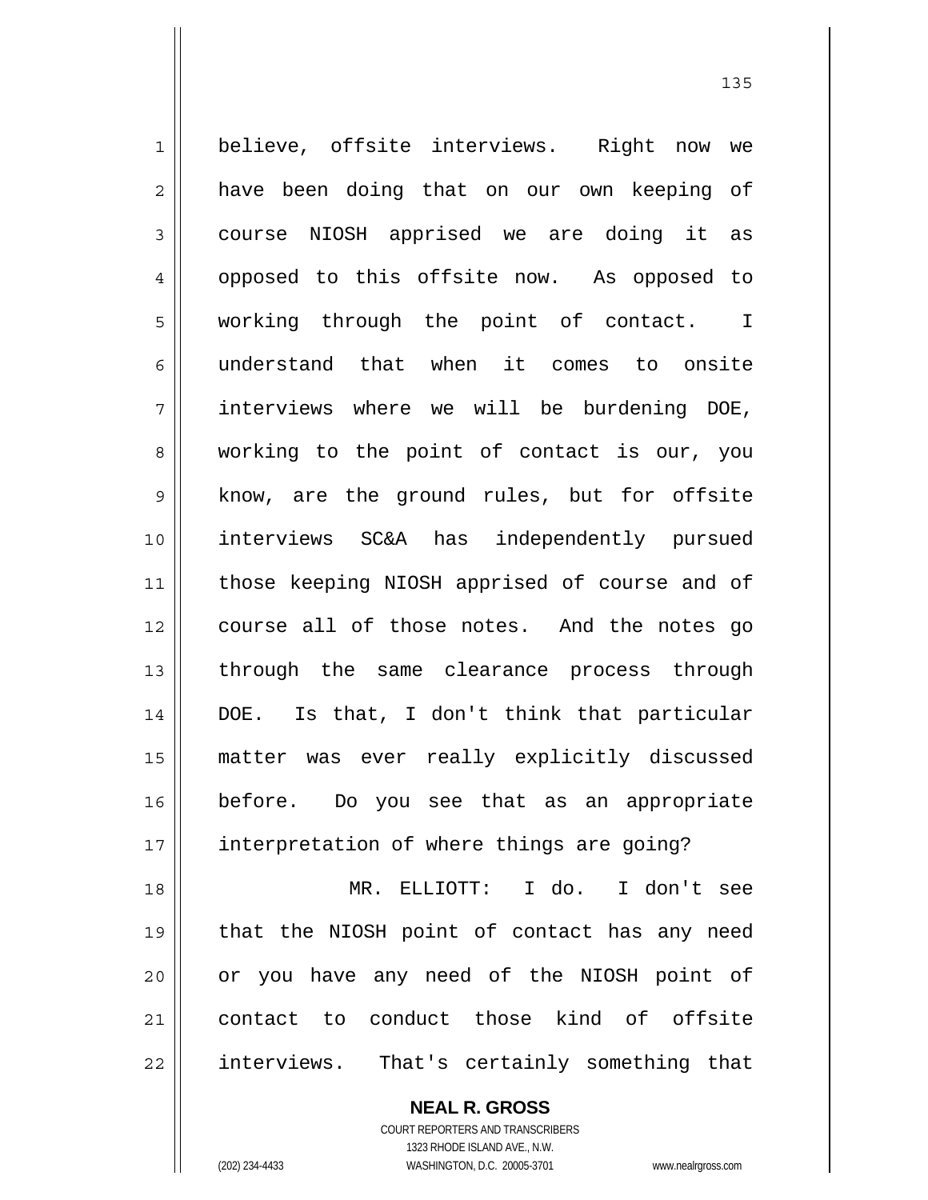believe, offsite interviews. Right now we have been doing that on our own keeping of course NIOSH apprised we are doing it as opposed to this offsite now. As opposed to working through the point of contact. I understand that when it comes to onsite interviews where we will be burdening DOE, working to the point of contact is our, you know, are the ground rules, but for offsite interviews SC&A has independently pursued those keeping NIOSH apprised of course and of course all of those notes. And the notes go through the same clearance process through DOE. Is that, I don't think that particular matter was ever really explicitly discussed before. Do you see that as an appropriate interpretation of where things are going?

MR. ELLIOTT: I do. I don't see that the NIOSH point of contact has any need or you have any need of the NIOSH point of contact to conduct those kind of offsite interviews. That's certainly something that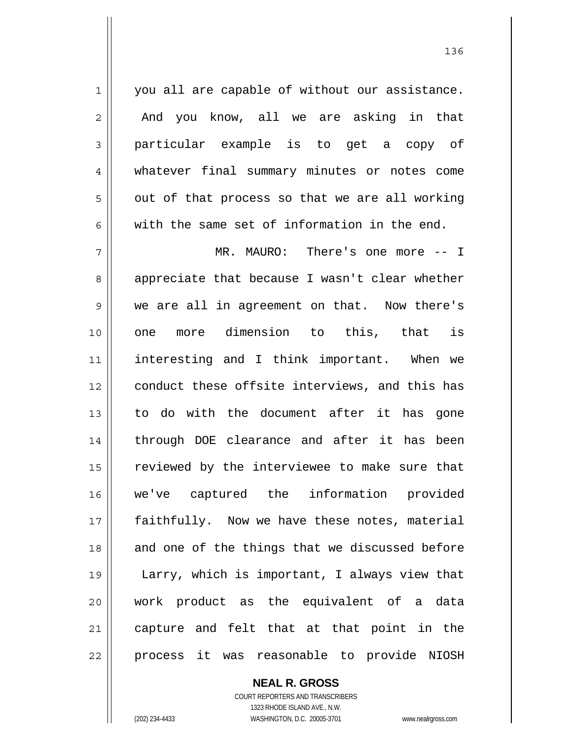you all are capable of without our assistance. And you know, all we are asking in that particular example is to get a copy of whatever final summary minutes or notes come out of that process so that we are all working with the same set of information in the end.

MR. MAURO: There's one more -- I appreciate that because I wasn't clear whether we are all in agreement on that. Now there's one more dimension to this, that is interesting and I think important. When we conduct these offsite interviews, and this has to do with the document after it has gone through DOE clearance and after it has been reviewed by the interviewee to make sure that we've captured the information provided faithfully. Now we have these notes, material and one of the things that we discussed before Larry, which is important, I always view that work product as the equivalent of a data capture and felt that at that point in the process it was reasonable to provide NIOSH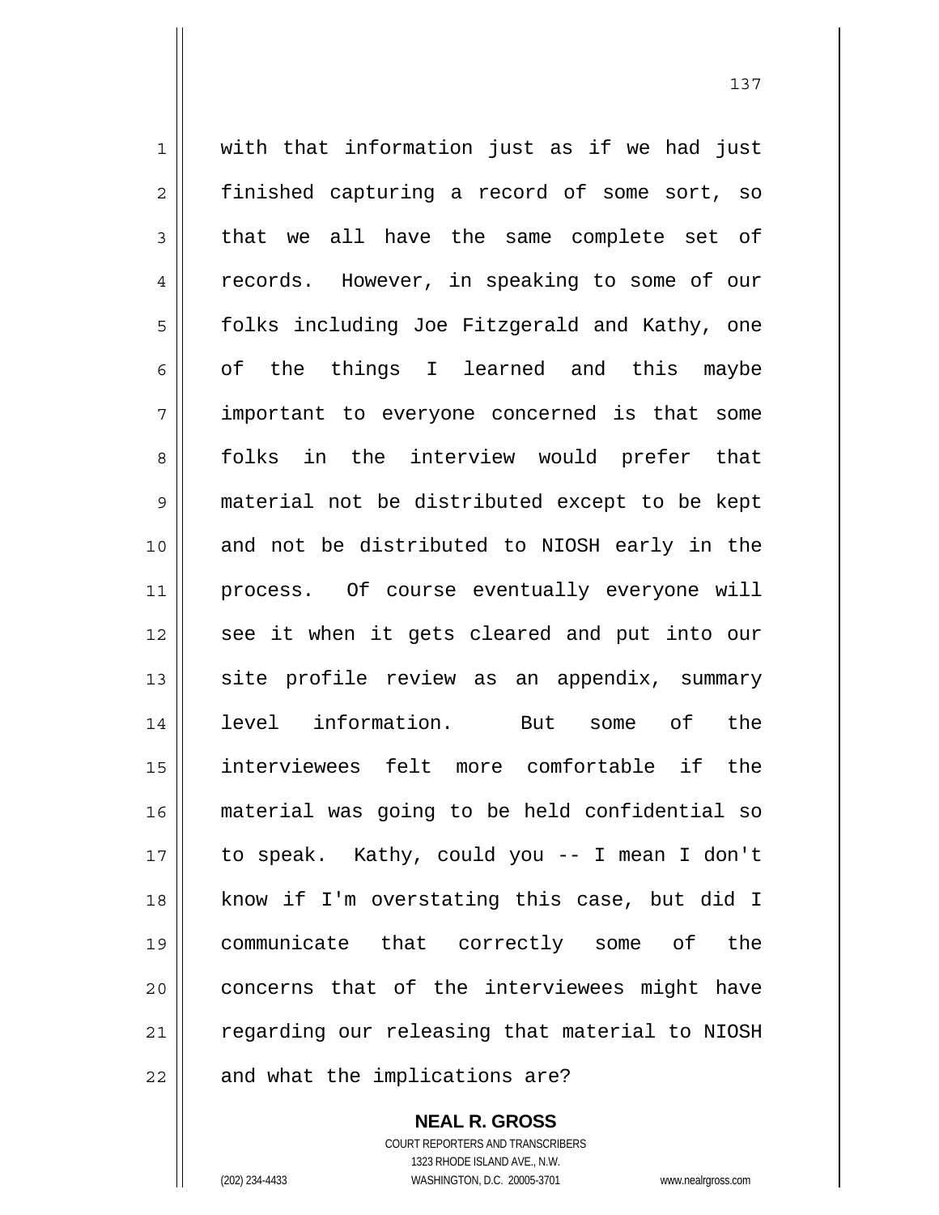with that information just as if we had just finished capturing a record of some sort, so that we all have the same complete set of records. However, in speaking to some of our folks including Joe Fitzgerald and Kathy, one of the things I learned and this maybe important to everyone concerned is that some folks in the interview would prefer that material not be distributed except to be kept and not be distributed to NIOSH early in the process. Of course eventually everyone will see it when it gets cleared and put into our site profile review as an appendix, summary level information. But some of the interviewees felt more comfortable if the material was going to be held confidential so to speak. Kathy, could you -- I mean I don't know if I'm overstating this case, but did I communicate that correctly some of the concerns that of the interviewees might have regarding our releasing that material to NIOSH and what the implications are?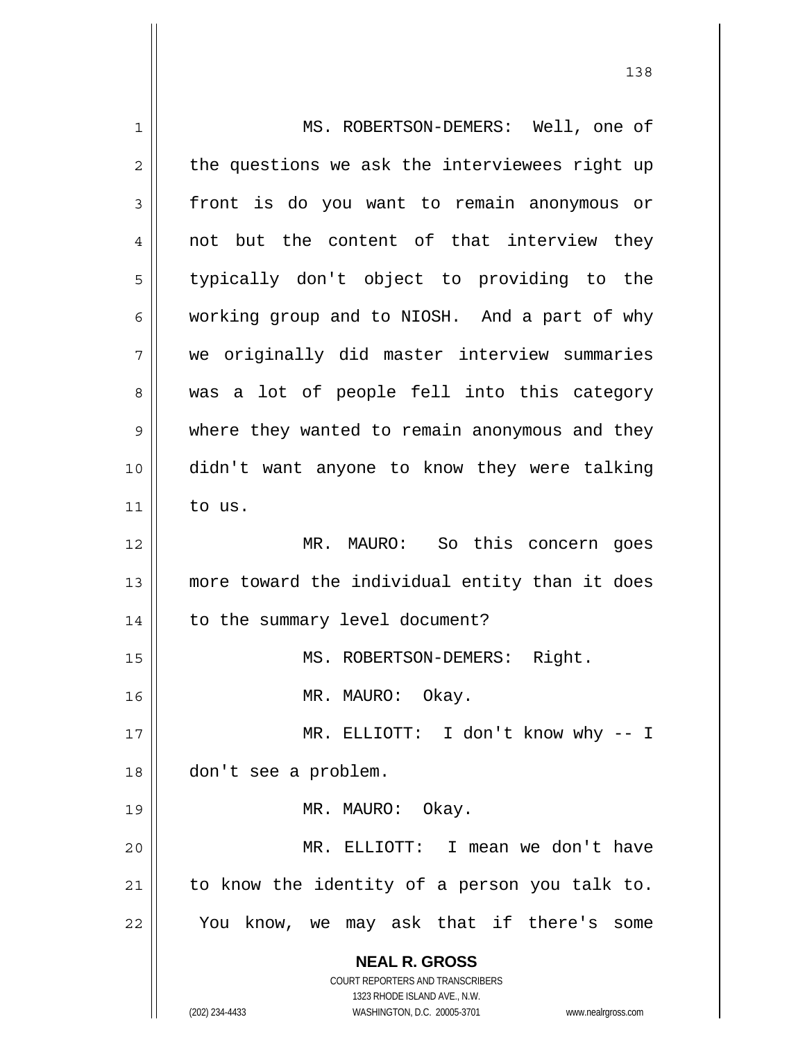MS. ROBERTSON-DEMERS: Well, one of the questions we ask the interviewees right up front is do you want to remain anonymous or not but the content of that interview they typically don't object to providing to the working group and to NIOSH. And a part of why we originally did master interview summaries was a lot of people fell into this category where they wanted to remain anonymous and they didn't want anyone to know they were talking to us.

MR. MAURO: So this concern goes more toward the individual entity than it does to the summary level document?

MS. ROBERTSON-DEMERS: Right.

MR. MAURO: Okay.

MR. ELLIOTT: I don't know why -- I don't see a problem.

MR. MAURO: Okay.

MR. ELLIOTT: I mean we don't have to know the identity of a person you talk to. You know, we may ask that if there's some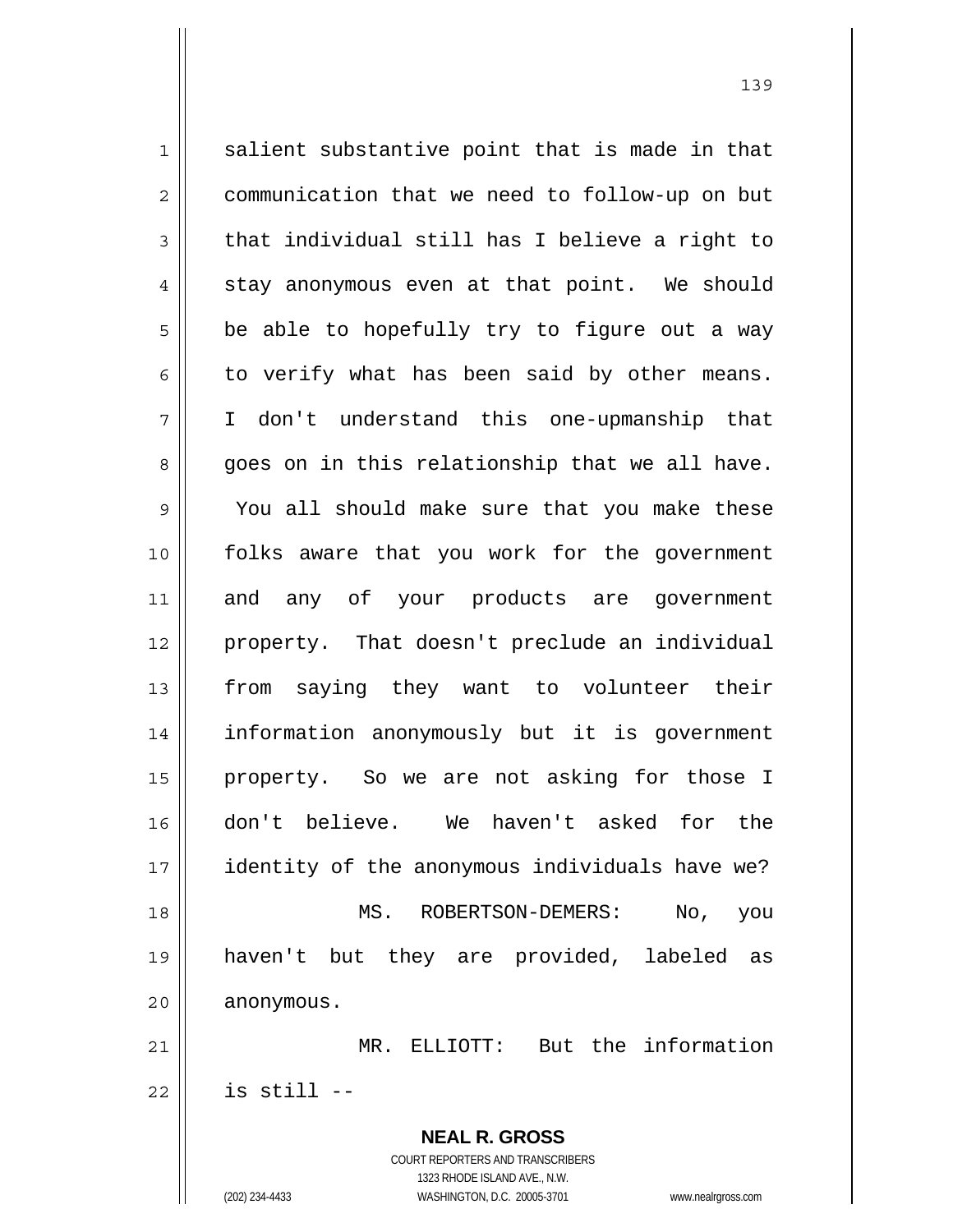salient substantive point that is made in that communication that we need to follow-up on but that individual still has I believe a right to stay anonymous even at that point. We should be able to hopefully try to figure out a way to verify what has been said by other means. I don't understand this one-upmanship that goes on in this relationship that we all have. You all should make sure that you make these folks aware that you work for the government and any of your products are government property. That doesn't preclude an individual from saying they want to volunteer their information anonymously but it is government property. So we are not asking for those I don't believe. We haven't asked for the identity of the anonymous individuals have we?

MS. ROBERTSON-DEMERS: No, you haven't but they are provided, labeled as anonymous.

MR. ELLIOTT: But the information is still --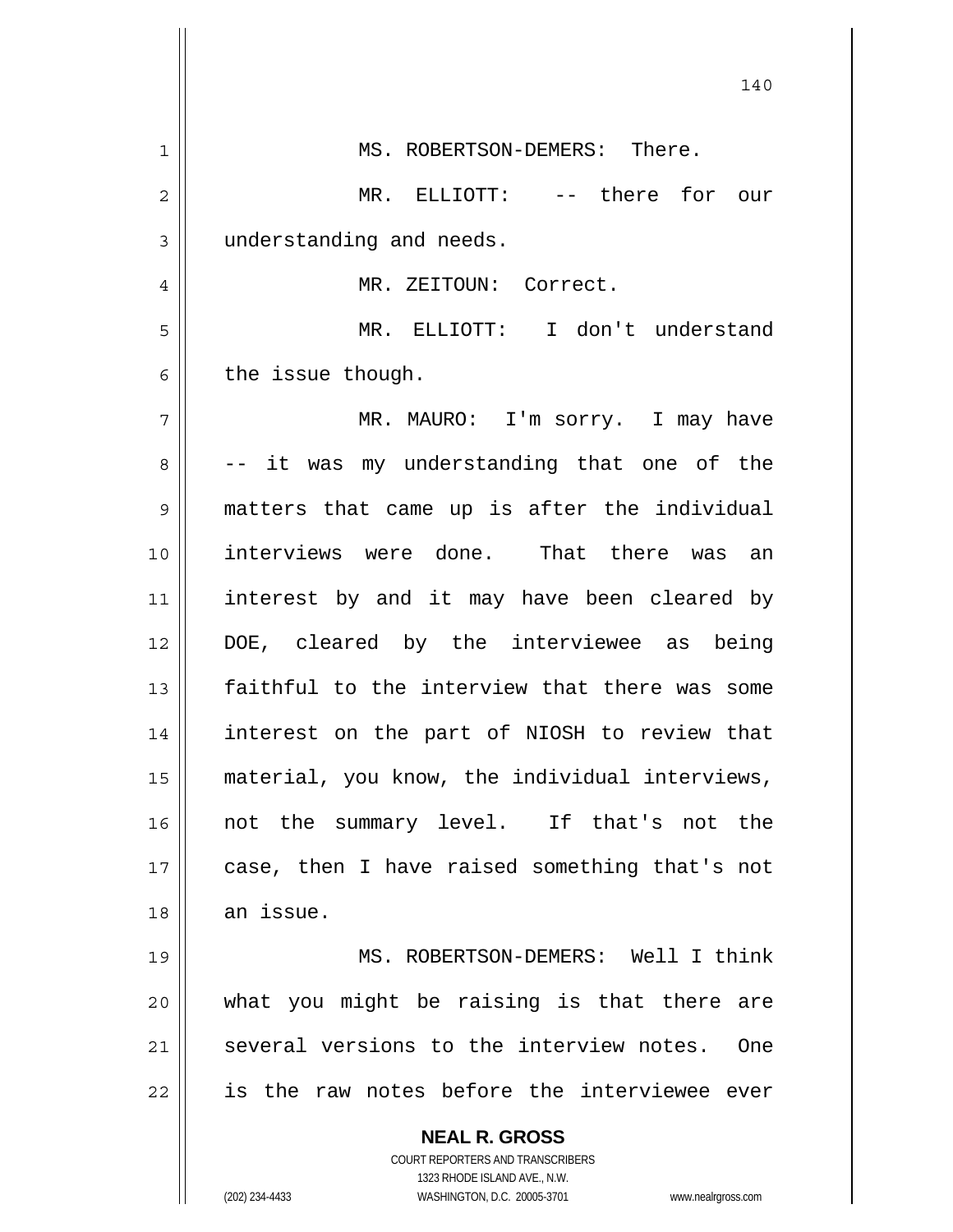MS. ROBERTSON-DEMERS: There.

MR. ELLIOTT: -- there for our understanding and needs.

MR. ZEITOUN: Correct.

MR. ELLIOTT: I don't understand the issue though.

MR. MAURO: I'm sorry. I may have -- it was my understanding that one of the matters that came up is after the individual interviews were done. That there was an interest by and it may have been cleared by DOE, cleared by the interviewee as being faithful to the interview that there was some interest on the part of NIOSH to review that material, you know, the individual interviews, not the summary level. If that's not the case, then I have raised something that's not an issue.

MS. ROBERTSON-DEMERS: Well I think what you might be raising is that there are several versions to the interview notes. One is the raw notes before the interviewee ever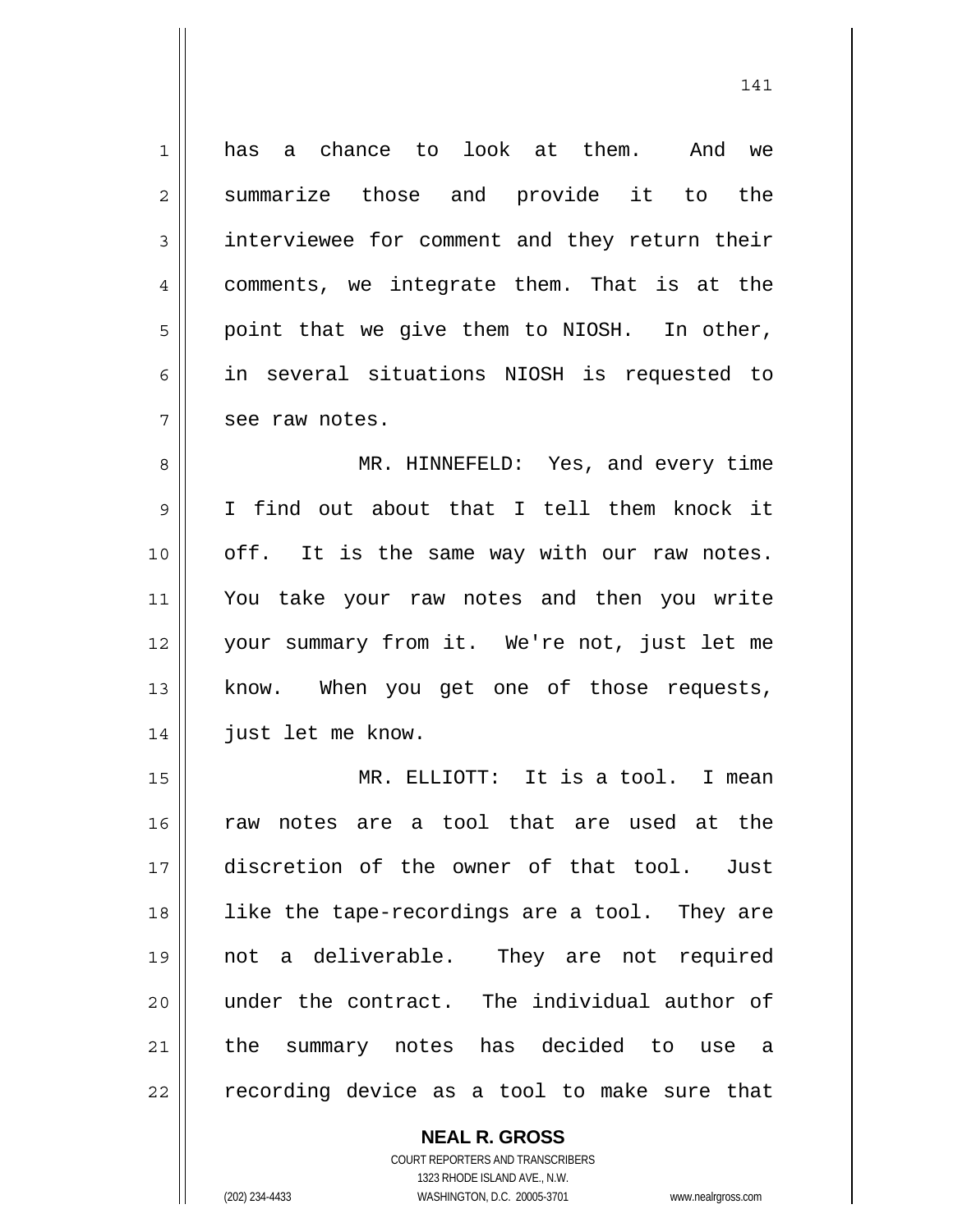has a chance to look at them. And we summarize those and provide it to the interviewee for comment and they return their comments, we integrate them. That is at the point that we give them to NIOSH. In other, in several situations NIOSH is requested to see raw notes.

MR. HINNEFELD: Yes, and every time I find out about that I tell them knock it off. It is the same way with our raw notes. You take your raw notes and then you write your summary from it. We're not, just let me know. When you get one of those requests, just let me know.

MR. ELLIOTT: It is a tool. I mean raw notes are a tool that are used at the discretion of the owner of that tool. Just like the tape-recordings are a tool. They are not a deliverable. They are not required under the contract. The individual author of the summary notes has decided to use a recording device as a tool to make sure that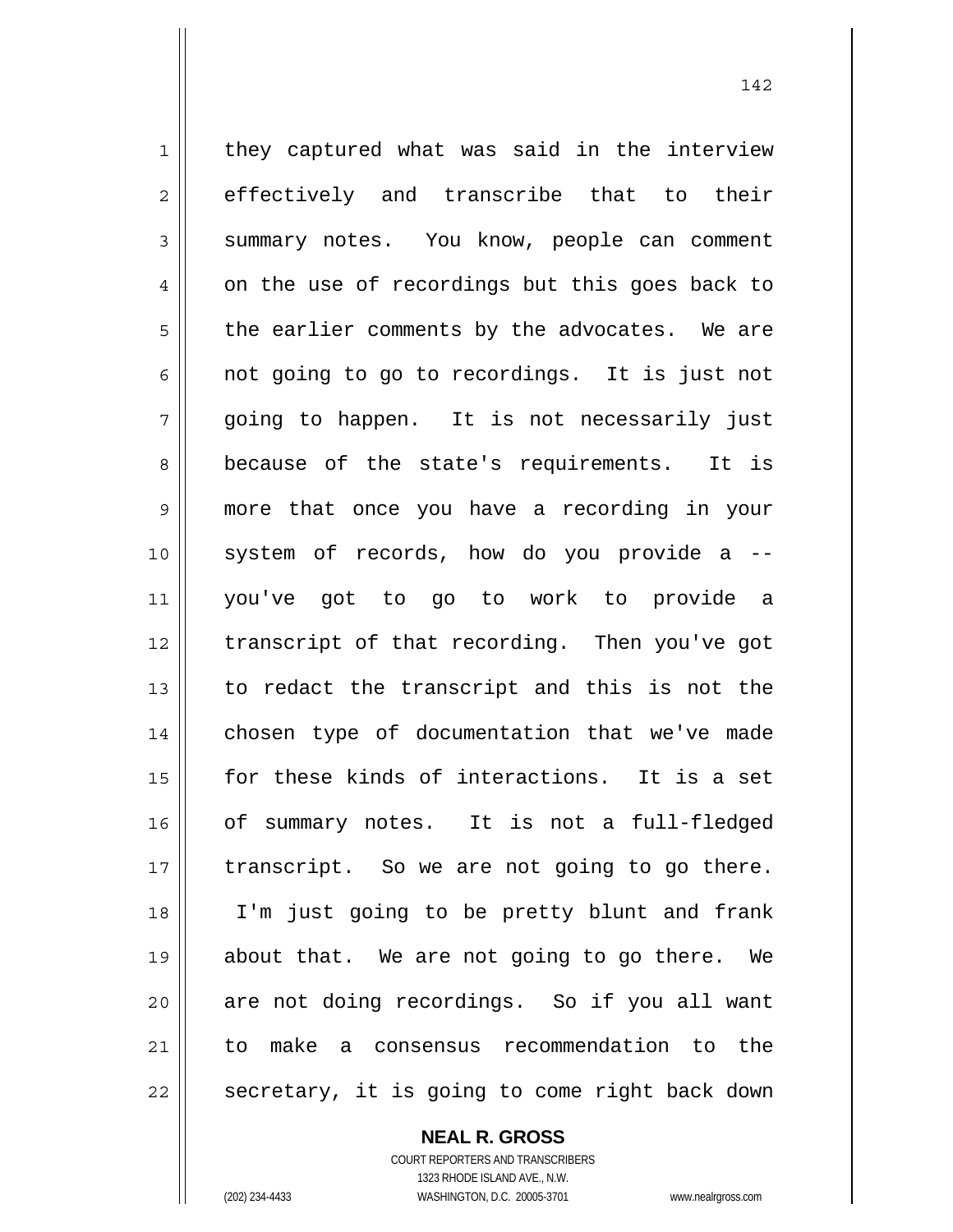they captured what was said in the interview effectively and transcribe that to their summary notes. You know, people can comment on the use of recordings but this goes back to the earlier comments by the advocates. We are not going to go to recordings. It is just not going to happen. It is not necessarily just because of the state's requirements. It is more that once you have a recording in your system of records, how do you provide a -- you've got to go to work to provide a transcript of that recording. Then you've got to redact the transcript and this is not the chosen type of documentation that we've made for these kinds of interactions. It is a set of summary notes. It is not a full-fledged transcript. So we are not going to go there. I'm just going to be pretty blunt and frank about that. We are not going to go there. We are not doing recordings. So if you all want to make a consensus recommendation to the secretary, it is going to come right back down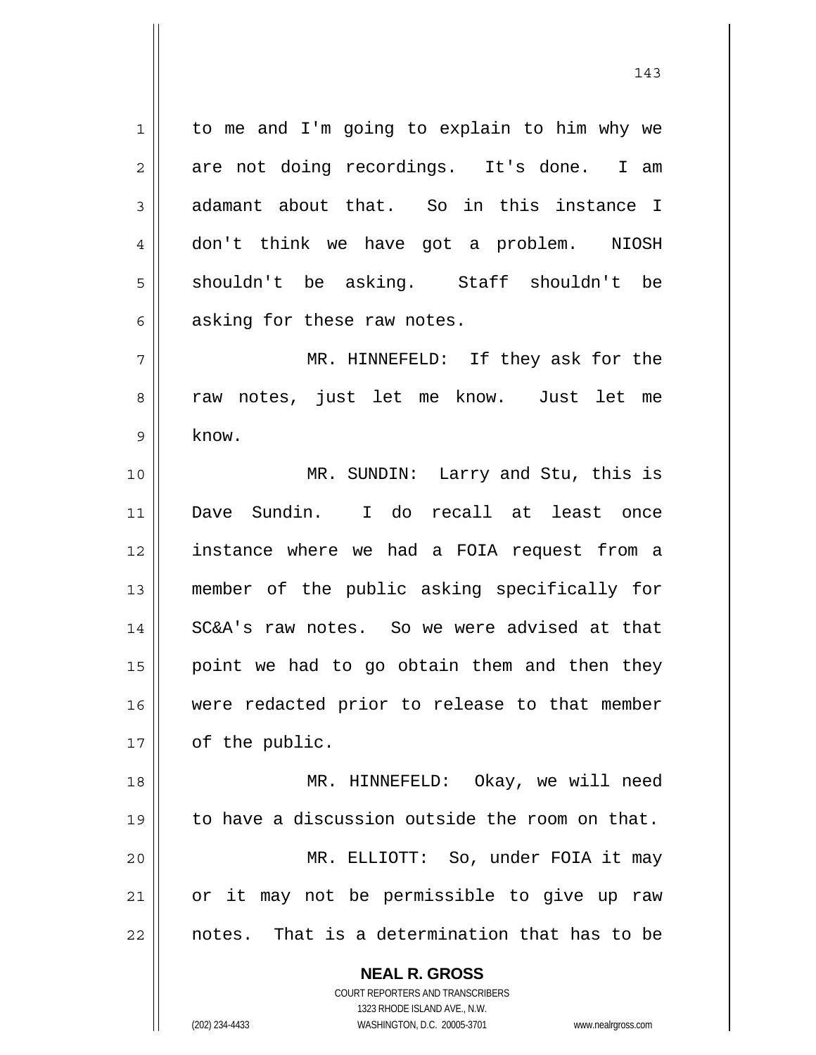to me and I'm going to explain to him why we are not doing recordings. It's done. I am adamant about that. So in this instance I don't think we have got a problem. NIOSH shouldn't be asking. Staff shouldn't be asking for these raw notes.

MR. HINNEFELD: If they ask for the raw notes, just let me know. Just let me know.

MR. SUNDIN: Larry and Stu, this is Dave Sundin. I do recall at least once instance where we had a FOIA request from a member of the public asking specifically for SC&A's raw notes. So we were advised at that point we had to go obtain them and then they were redacted prior to release to that member of the public.

MR. HINNEFELD: Okay, we will need to have a discussion outside the room on that.

MR. ELLIOTT: So, under FOIA it may or it may not be permissible to give up raw notes. That is a determination that has to be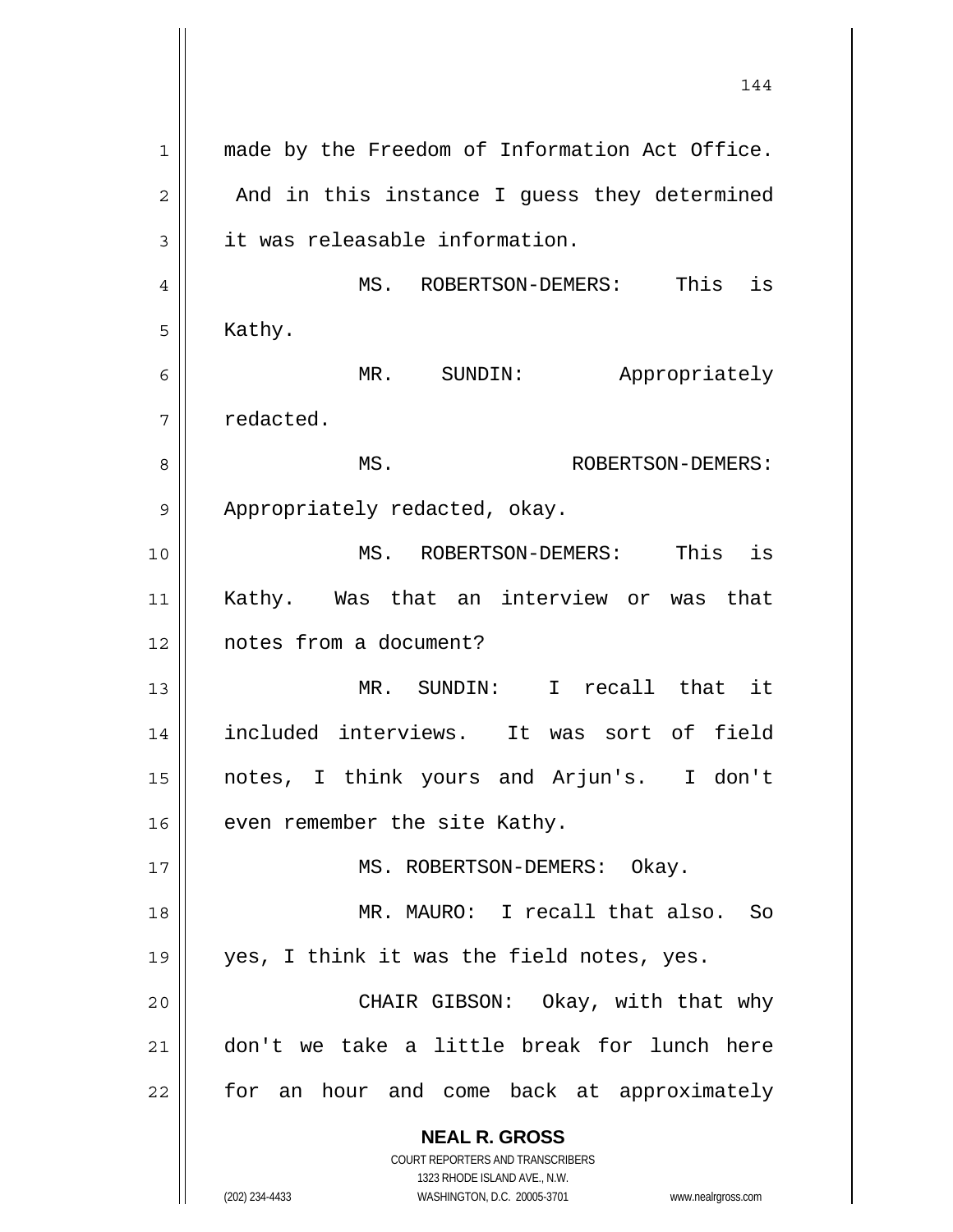made by the Freedom of Information Act Office. And in this instance I guess they determined it was releasable information.

MS. ROBERTSON-DEMERS: This is Kathy.

MR. SUNDIN: Appropriately redacted.

MS. ROBERTSON-DEMERS: Appropriately redacted, okay.

MS. ROBERTSON-DEMERS: This is Kathy. Was that an interview or was that notes from a document?

MR. SUNDIN: I recall that it included interviews. It was sort of field notes, I think yours and Arjun's. I don't even remember the site Kathy.

MS. ROBERTSON-DEMERS: Okay.

MR. MAURO: I recall that also. So yes, I think it was the field notes, yes.

CHAIR GIBSON: Okay, with that why don't we take a little break for lunch here for an hour and come back at approximately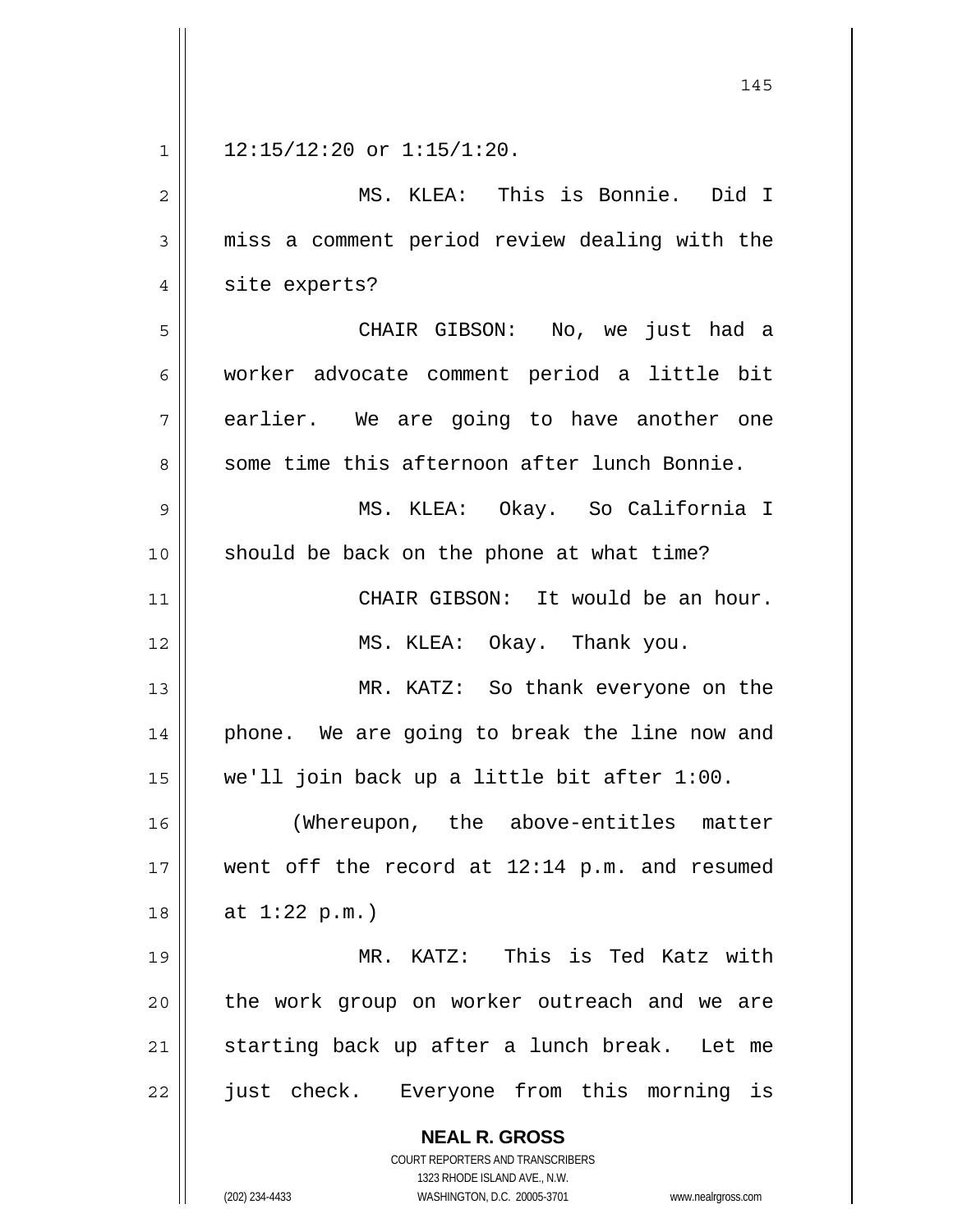12:15/12:20 or 1:15/1:20.

MS. KLEA: This is Bonnie. Did I miss a comment period review dealing with the site experts?

CHAIR GIBSON: No, we just had a worker advocate comment period a little bit earlier. We are going to have another one some time this afternoon after lunch Bonnie.

MS. KLEA: Okay. So California I should be back on the phone at what time?

CHAIR GIBSON: It would be an hour.

MS. KLEA: Okay. Thank you.

MR. KATZ: So thank everyone on the phone. We are going to break the line now and we'll join back up a little bit after 1:00.

(Whereupon, the above-entitles matter went off the record at 12:14 p.m. and resumed at 1:22 p.m.)

MR. KATZ: This is Ted Katz with the work group on worker outreach and we are starting back up after a lunch break. Let me just check. Everyone from this morning is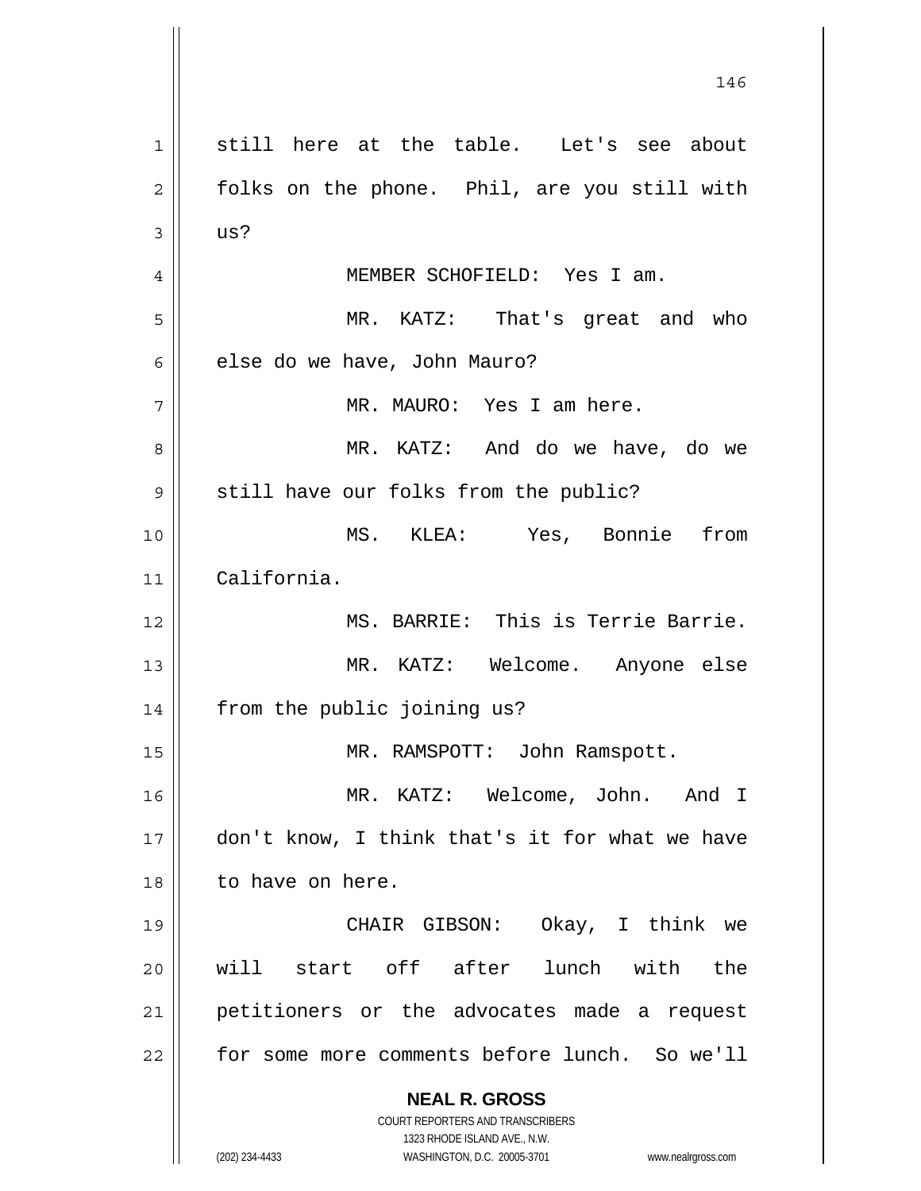still here at the table. Let's see about folks on the phone. Phil, are you still with us?

MEMBER SCHOFIELD: Yes I am.

MR. KATZ: That's great and who else do we have, John Mauro?

MR. MAURO: Yes I am here.

MR. KATZ: And do we have, do we still have our folks from the public?

MS. KLEA: Yes, Bonnie from California.

MS. BARRIE: This is Terrie Barrie.

MR. KATZ: Welcome. Anyone else from the public joining us?

MR. RAMSPOTT: John Ramspott.

MR. KATZ: Welcome, John. And I don't know, I think that's it for what we have to have on here.

CHAIR GIBSON: Okay, I think we will start off after lunch with the petitioners or the advocates made a request for some more comments before lunch. So we'll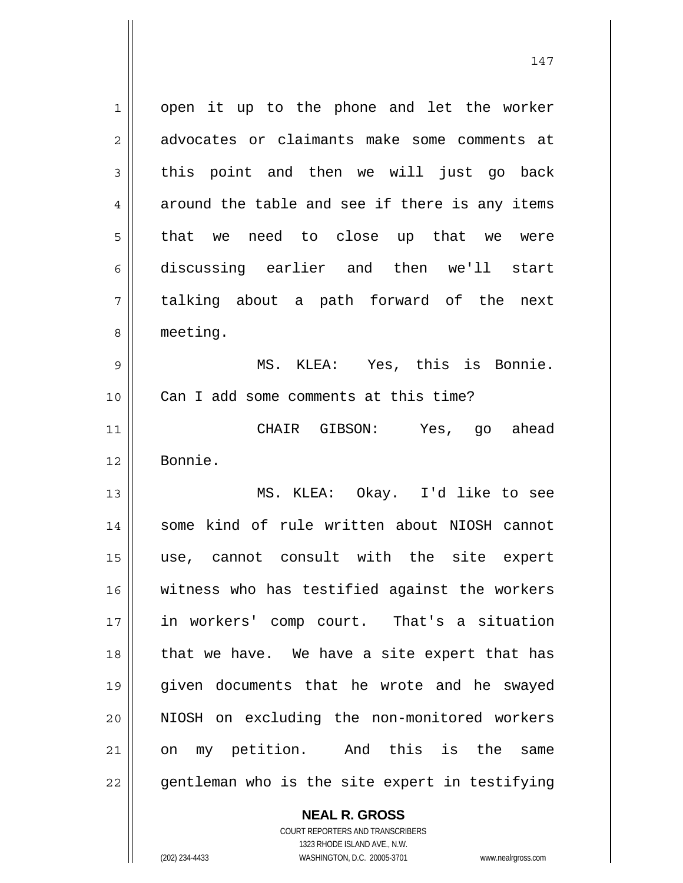open it up to the phone and let the worker advocates or claimants make some comments at this point and then we will just go back around the table and see if there is any items that we need to close up that we were discussing earlier and then we'll start talking about a path forward of the next meeting.

MS. KLEA: Yes, this is Bonnie. Can I add some comments at this time?

CHAIR GIBSON: Yes, go ahead Bonnie.

MS. KLEA: Okay. I'd like to see some kind of rule written about NIOSH cannot use, cannot consult with the site expert witness who has testified against the workers in workers' comp court. That's a situation that we have. We have a site expert that has given documents that he wrote and he swayed NIOSH on excluding the non-monitored workers on my petition. And this is the same gentleman who is the site expert in testifying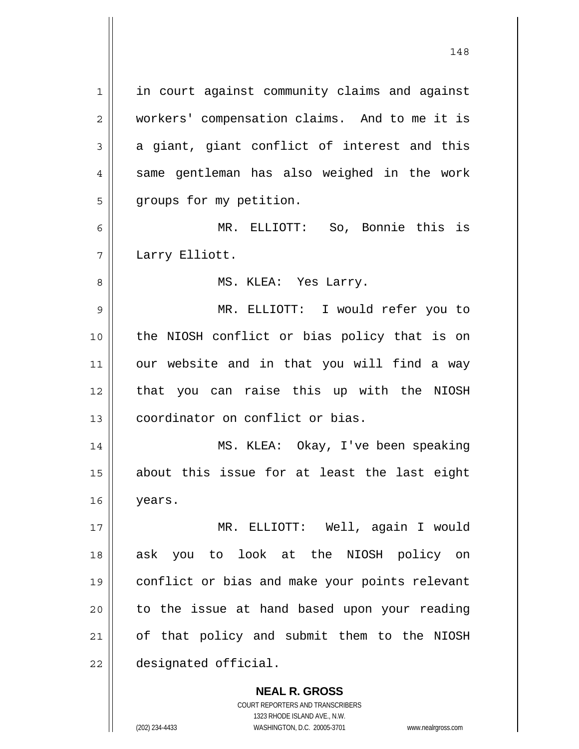in court against community claims and against workers' compensation claims. And to me it is a giant, giant conflict of interest and this same gentleman has also weighed in the work groups for my petition.

MR. ELLIOTT: So, Bonnie this is Larry Elliott.

MS. KLEA: Yes Larry.

MR. ELLIOTT: I would refer you to the NIOSH conflict or bias policy that is on our website and in that you will find a way that you can raise this up with the NIOSH coordinator on conflict or bias.

MS. KLEA: Okay, I've been speaking about this issue for at least the last eight years.

MR. ELLIOTT: Well, again I would ask you to look at the NIOSH policy on conflict or bias and make your points relevant to the issue at hand based upon your reading of that policy and submit them to the NIOSH designated official.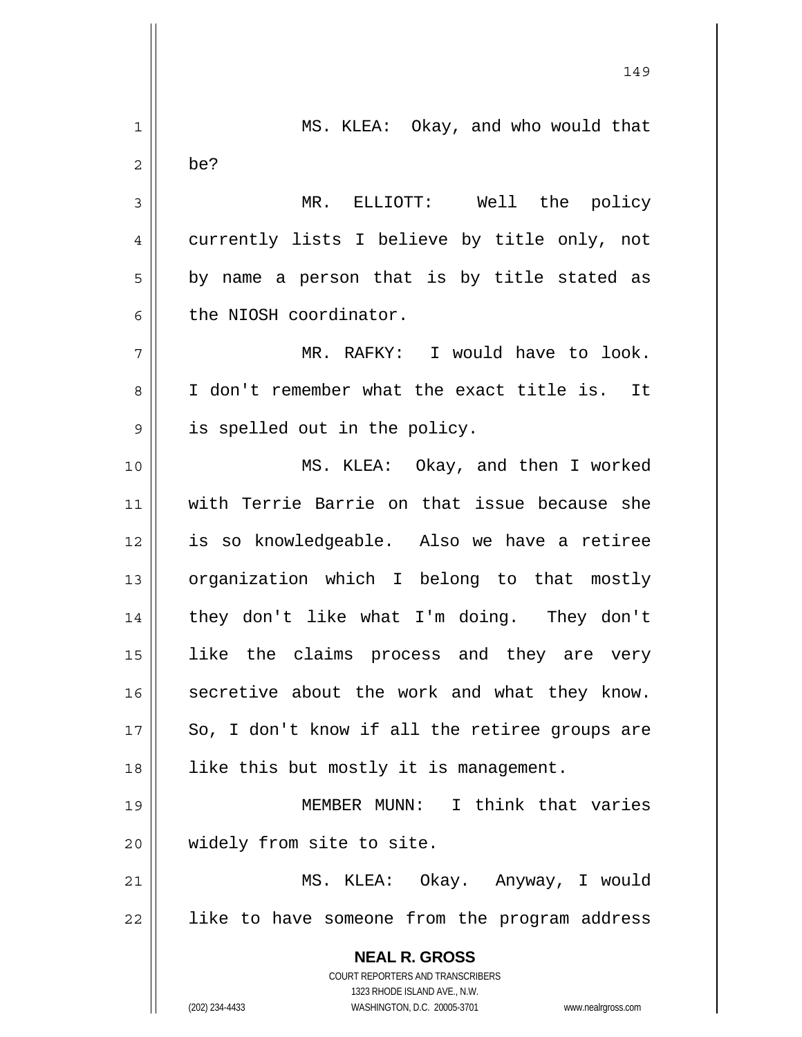MS. KLEA: Okay, and who would that be?

MR. ELLIOTT: Well the policy currently lists I believe by title only, not by name a person that is by title stated as the NIOSH coordinator.

MR. RAFKY: I would have to look. I don't remember what the exact title is. It is spelled out in the policy.

MS. KLEA: Okay, and then I worked with Terrie Barrie on that issue because she is so knowledgeable. Also we have a retiree organization which I belong to that mostly they don't like what I'm doing. They don't like the claims process and they are very secretive about the work and what they know. So, I don't know if all the retiree groups are like this but mostly it is management.

MEMBER MUNN: I think that varies widely from site to site.

MS. KLEA: Okay. Anyway, I would like to have someone from the program address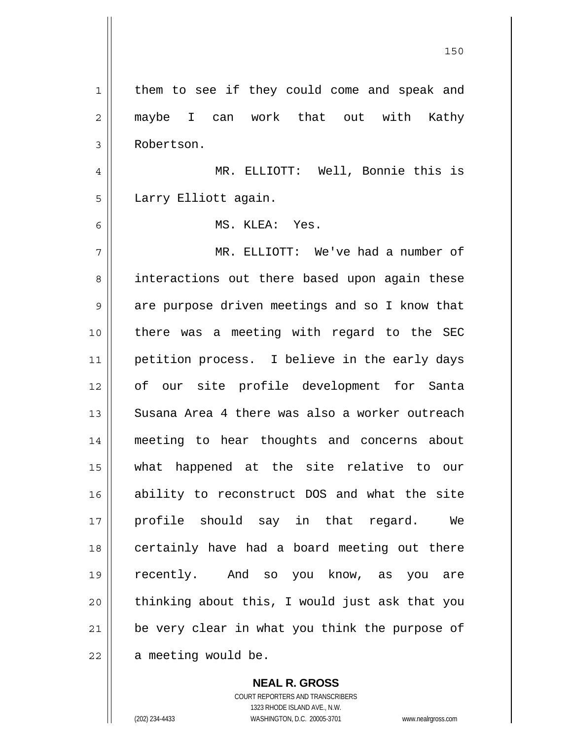them to see if they could come and speak and maybe I can work that out with Kathy Robertson.

MR. ELLIOTT: Well, Bonnie this is Larry Elliott again.

MS. KLEA: Yes.

MR. ELLIOTT: We've had a number of interactions out there based upon again these are purpose driven meetings and so I know that there was a meeting with regard to the SEC petition process. I believe in the early days of our site profile development for Santa Susana Area 4 there was also a worker outreach meeting to hear thoughts and concerns about what happened at the site relative to our ability to reconstruct DOS and what the site profile should say in that regard. We certainly have had a board meeting out there recently. And so you know, as you are thinking about this, I would just ask that you be very clear in what you think the purpose of a meeting would be.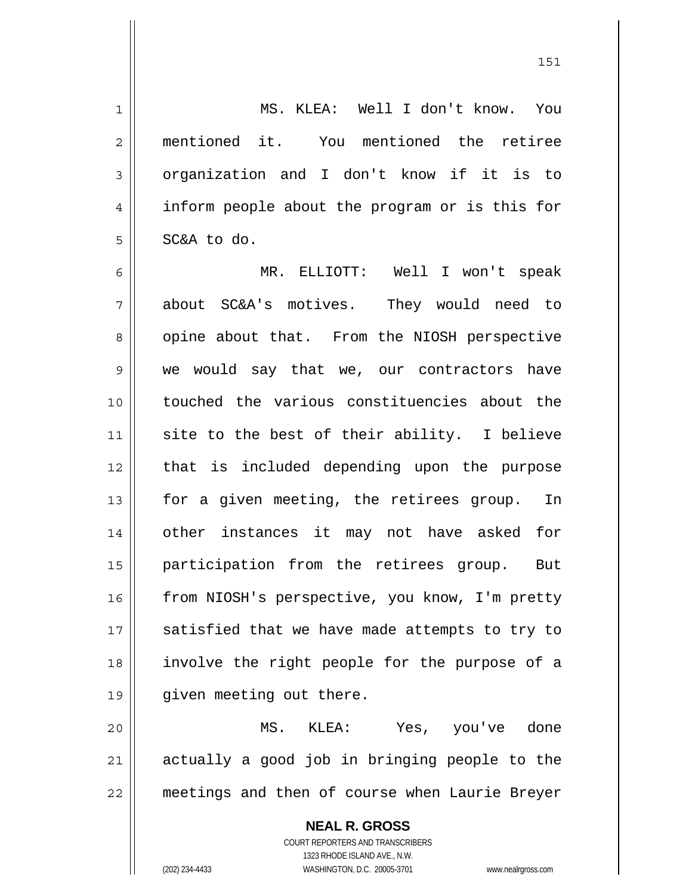MS. KLEA: Well I don't know. You mentioned it. You mentioned the retiree organization and I don't know if it is to inform people about the program or is this for SC&A to do.

MR. ELLIOTT: Well I won't speak about SC&A's motives. They would need to opine about that. From the NIOSH perspective we would say that we, our contractors have touched the various constituencies about the site to the best of their ability. I believe that is included depending upon the purpose for a given meeting, the retirees group. In other instances it may not have asked for participation from the retirees group. But from NIOSH's perspective, you know, I'm pretty satisfied that we have made attempts to try to involve the right people for the purpose of a given meeting out there.

MS. KLEA: Yes, you've done actually a good job in bringing people to the meetings and then of course when Laurie Breyer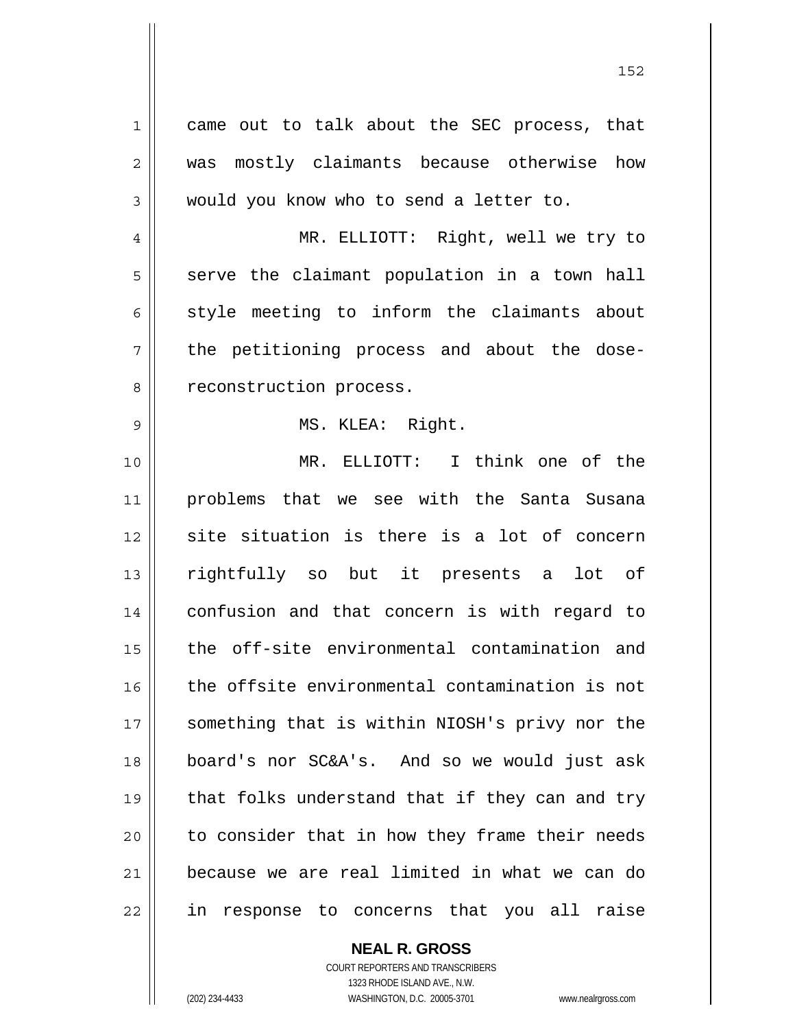came out to talk about the SEC process, that was mostly claimants because otherwise how would you know who to send a letter to.

MR. ELLIOTT: Right, well we try to serve the claimant population in a town hall style meeting to inform the claimants about the petitioning process and about the dose-reconstruction process.

MS. KLEA: Right.

MR. ELLIOTT: I think one of the problems that we see with the Santa Susana site situation is there is a lot of concern rightfully so but it presents a lot of confusion and that concern is with regard to the off-site environmental contamination and the offsite environmental contamination is not something that is within NIOSH's privy nor the board's nor SC&A's. And so we would just ask that folks understand that if they can and try to consider that in how they frame their needs because we are real limited in what we can do in response to concerns that you all raise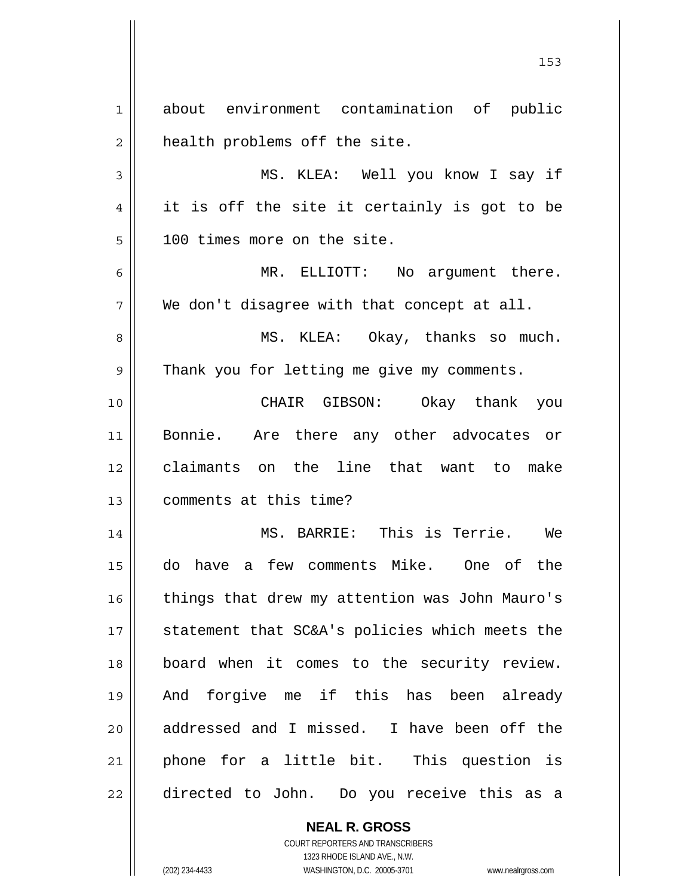about environment contamination of public health problems off the site.

MS. KLEA: Well you know I say if it is off the site it certainly is got to be 100 times more on the site.

MR. ELLIOTT: No argument there. We don't disagree with that concept at all.

MS. KLEA: Okay, thanks so much. Thank you for letting me give my comments.

CHAIR GIBSON: Okay thank you Bonnie. Are there any other advocates or claimants on the line that want to make comments at this time?

MS. BARRIE: This is Terrie. We do have a few comments Mike. One of the things that drew my attention was John Mauro's statement that SC&A's policies which meets the board when it comes to the security review. And forgive me if this has been already addressed and I missed. I have been off the phone for a little bit. This question is directed to John. Do you receive this as a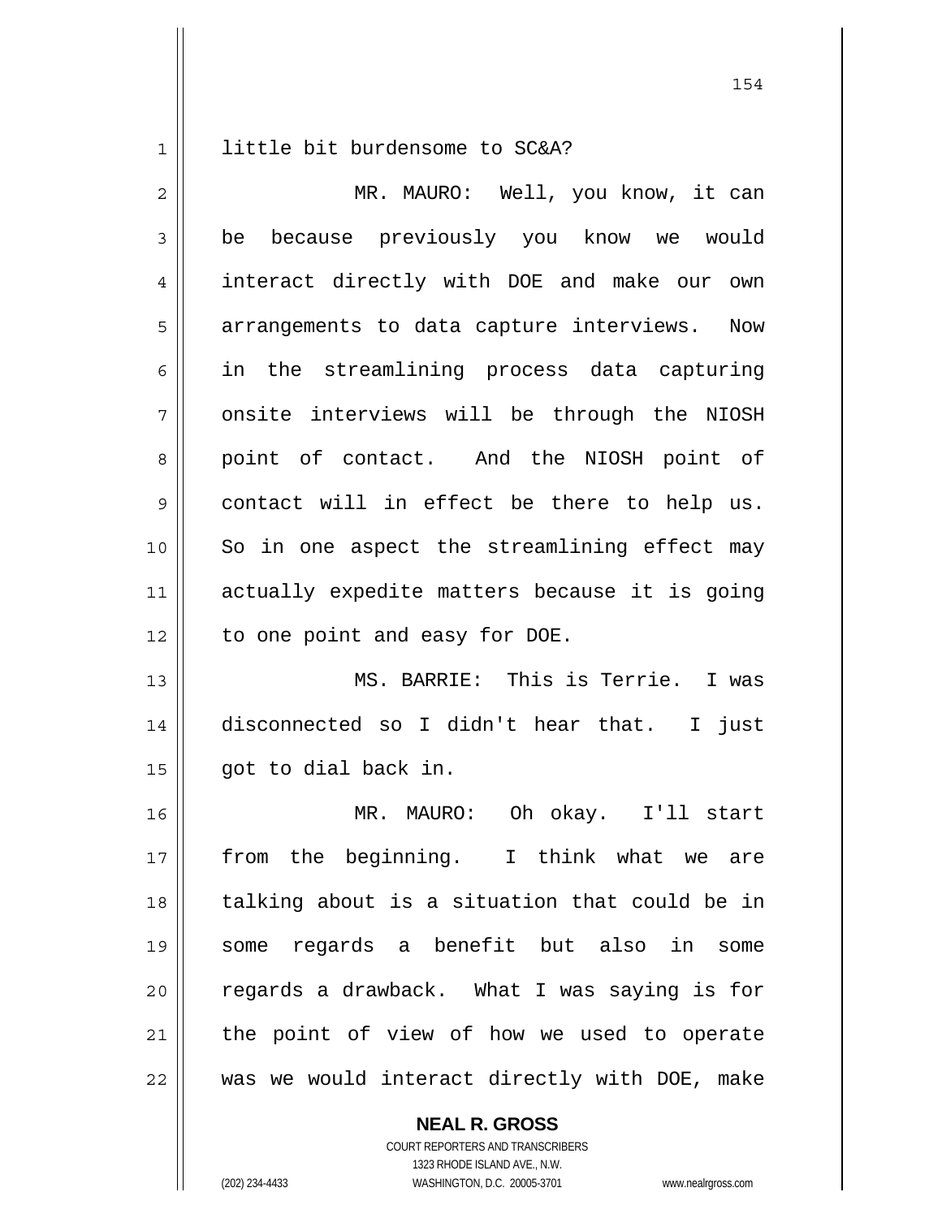little bit burdensome to SC&A?

MR. MAURO: Well, you know, it can be because previously you know we would interact directly with DOE and make our own arrangements to data capture interviews. Now in the streamlining process data capturing onsite interviews will be through the NIOSH point of contact. And the NIOSH point of contact will in effect be there to help us. So in one aspect the streamlining effect may actually expedite matters because it is going to one point and easy for DOE.

MS. BARRIE: This is Terrie. I was disconnected so I didn't hear that. I just got to dial back in.

MR. MAURO: Oh okay. I'll start from the beginning. I think what we are talking about is a situation that could be in some regards a benefit but also in some regards a drawback. What I was saying is for the point of view of how we used to operate was we would interact directly with DOE, make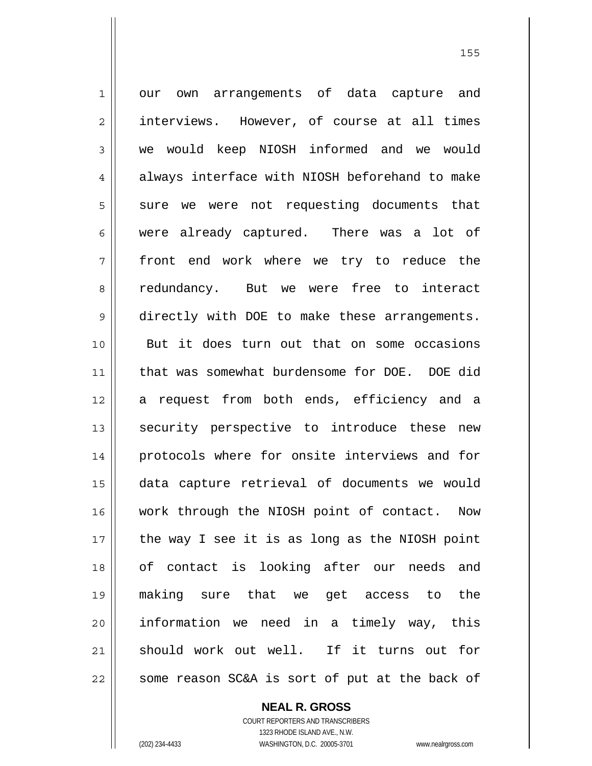our own arrangements of data capture and interviews. However, of course at all times we would keep NIOSH informed and we would always interface with NIOSH beforehand to make sure we were not requesting documents that were already captured. There was a lot of front end work where we try to reduce the redundancy. But we were free to interact directly with DOE to make these arrangements. But it does turn out that on some occasions that was somewhat burdensome for DOE. DOE did a request from both ends, efficiency and a security perspective to introduce these new protocols where for onsite interviews and for data capture retrieval of documents we would work through the NIOSH point of contact. Now the way I see it is as long as the NIOSH point of contact is looking after our needs and making sure that we get access to the information we need in a timely way, this should work out well. If it turns out for some reason SC&A is sort of put at the back of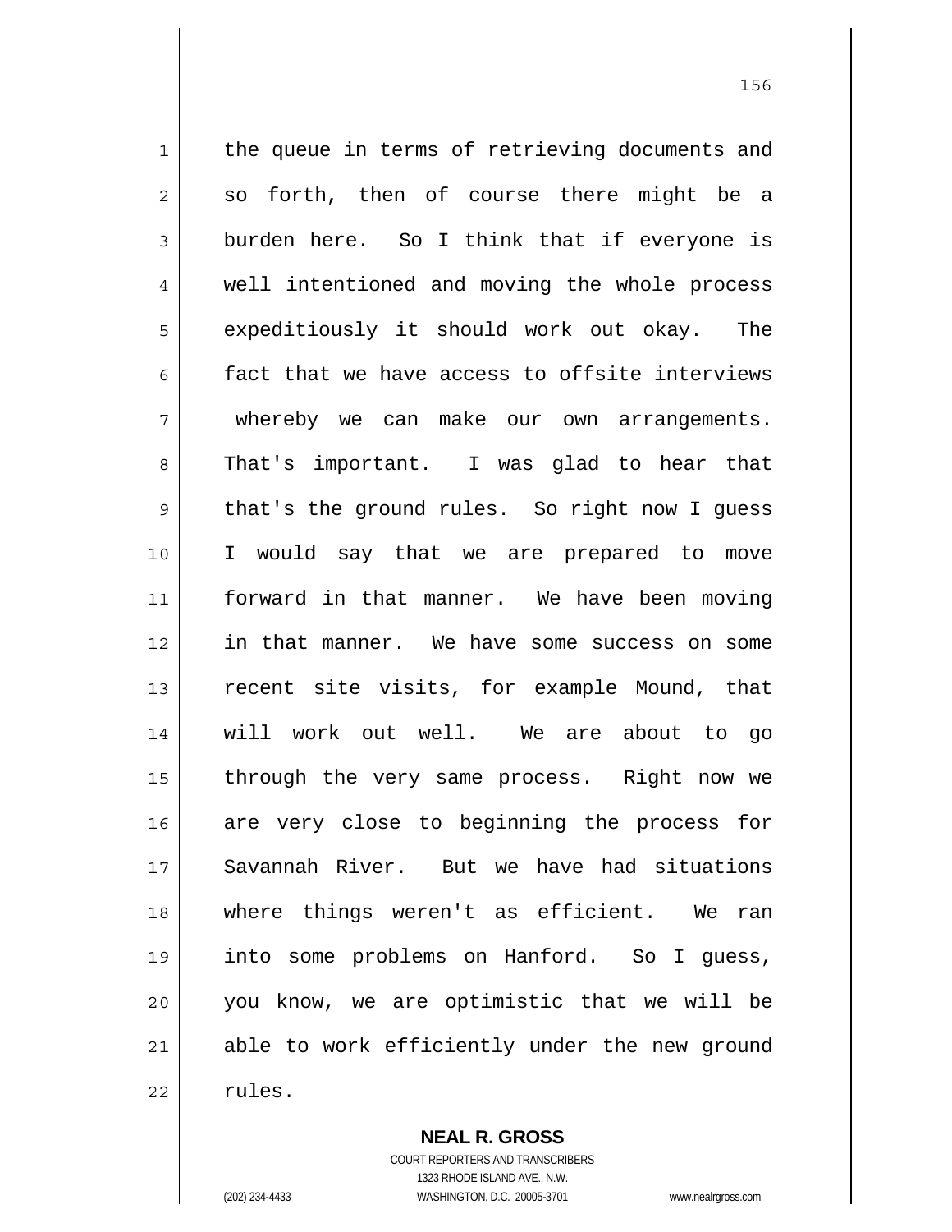the queue in terms of retrieving documents and so forth, then of course there might be a burden here. So I think that if everyone is well intentioned and moving the whole process expeditiously it should work out okay. The fact that we have access to offsite interviews whereby we can make our own arrangements. That's important. I was glad to hear that that's the ground rules. So right now I guess I would say that we are prepared to move forward in that manner. We have been moving in that manner. We have some success on some recent site visits, for example Mound, that will work out well. We are about to go through the very same process. Right now we are very close to beginning the process for Savannah River. But we have had situations where things weren't as efficient. We ran into some problems on Hanford. So I guess, you know, we are optimistic that we will be able to work efficiently under the new ground rules.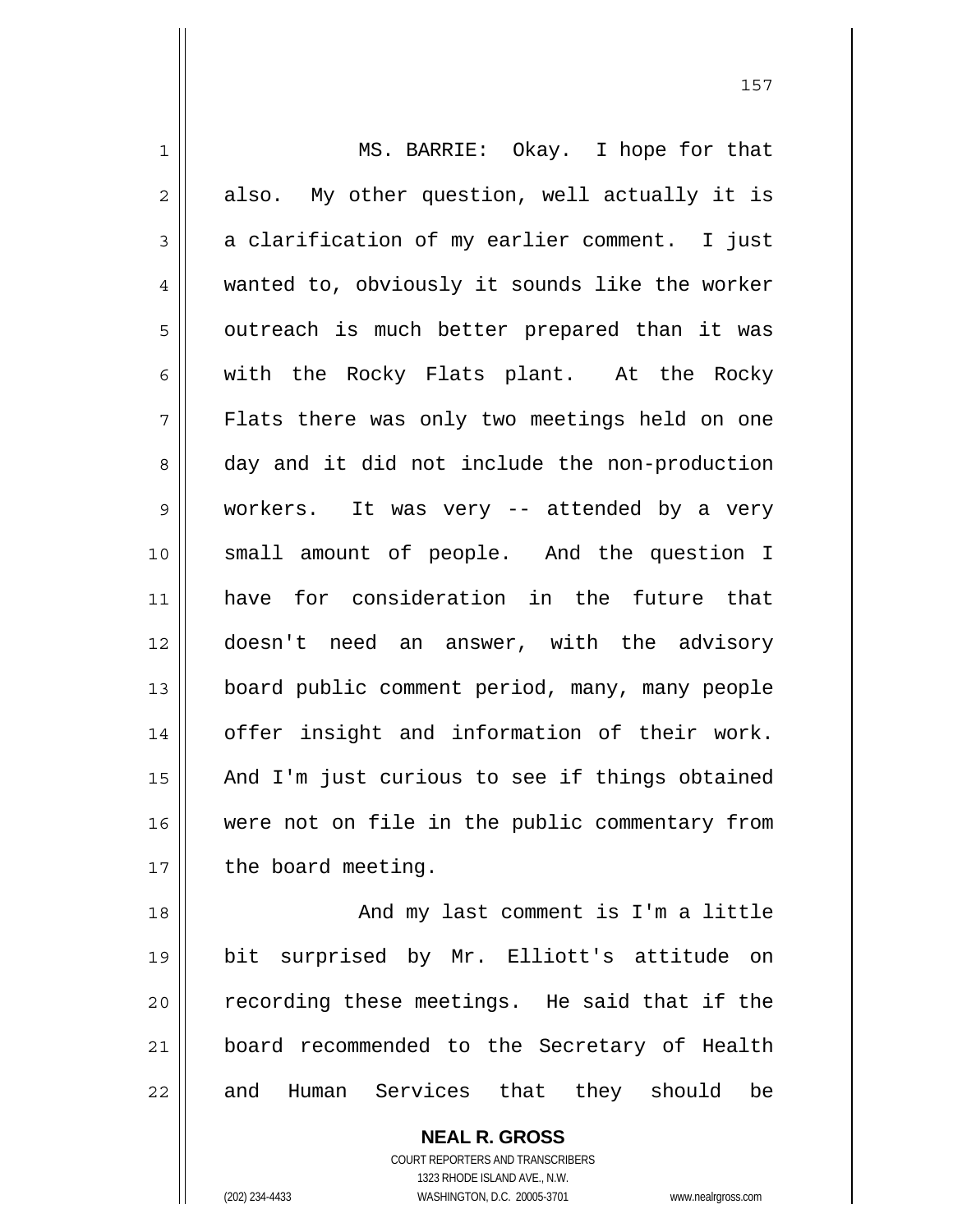MS. BARRIE: Okay. I hope for that also. My other question, well actually it is a clarification of my earlier comment. I just wanted to, obviously it sounds like the worker outreach is much better prepared than it was with the Rocky Flats plant. At the Rocky Flats there was only two meetings held on one day and it did not include the non-production workers. It was very -- attended by a very small amount of people. And the question I have for consideration in the future that doesn't need an answer, with the advisory board public comment period, many, many people offer insight and information of their work. And I'm just curious to see if things obtained were not on file in the public commentary from the board meeting.

And my last comment is I'm a little bit surprised by Mr. Elliott's attitude on recording these meetings. He said that if the board recommended to the Secretary of Health and Human Services that they should be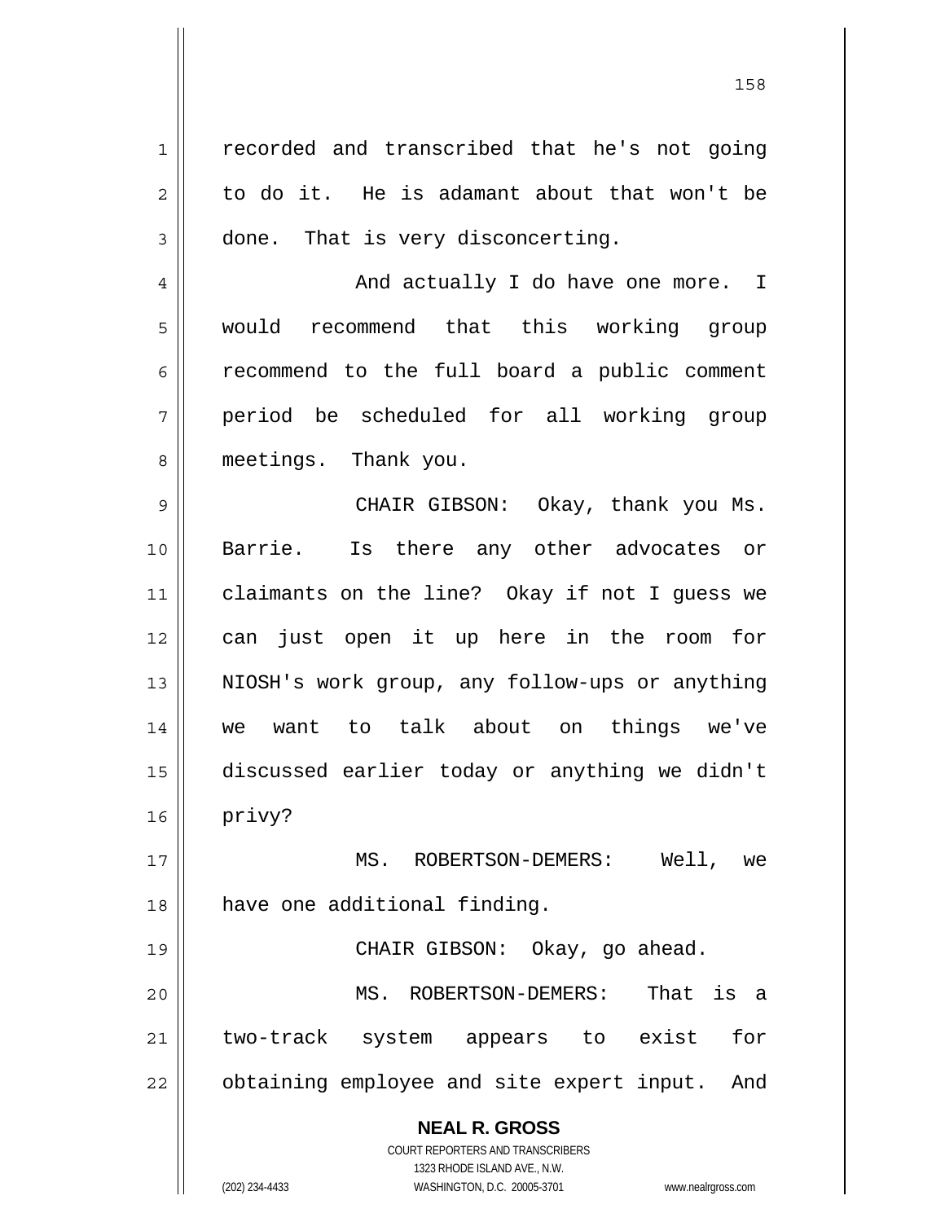recorded and transcribed that he's not going to do it. He is adamant about that won't be done. That is very disconcerting.

And actually I do have one more. I would recommend that this working group recommend to the full board a public comment period be scheduled for all working group meetings. Thank you.

CHAIR GIBSON: Okay, thank you Ms. Barrie. Is there any other advocates or claimants on the line? Okay if not I guess we can just open it up here in the room for NIOSH's work group, any follow-ups or anything we want to talk about on things we've discussed earlier today or anything we didn't privy?

MS. ROBERTSON-DEMERS: Well, we have one additional finding.

CHAIR GIBSON: Okay, go ahead.

MS. ROBERTSON-DEMERS: That is a two-track system appears to exist for obtaining employee and site expert input. And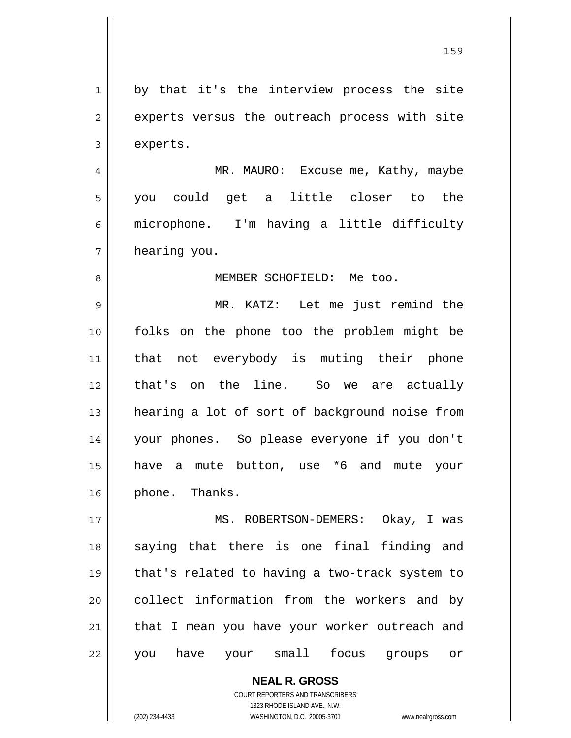by that it's the interview process the site experts versus the outreach process with site experts.

MR. MAURO: Excuse me, Kathy, maybe you could get a little closer to the microphone. I'm having a little difficulty hearing you.

MEMBER SCHOFIELD: Me too.

MR. KATZ: Let me just remind the folks on the phone too the problem might be that not everybody is muting their phone that's on the line. So we are actually hearing a lot of sort of background noise from your phones. So please everyone if you don't have a mute button, use *6 and mute your phone. Thanks.

MS. ROBERTSON-DEMERS: Okay, I was saying that there is one final finding and that's related to having a two-track system to collect information from the workers and by that I mean you have your worker outreach and you have your small focus groups or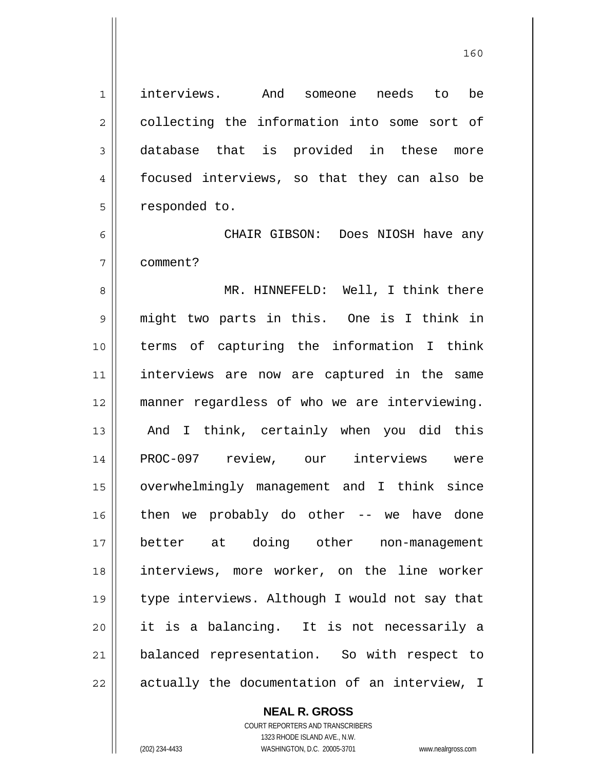interviews. And someone needs to be collecting the information into some sort of database that is provided in these more focused interviews, so that they can also be responded to.

CHAIR GIBSON: Does NIOSH have any comment?

MR. HINNEFELD: Well, I think there might two parts in this. One is I think in terms of capturing the information I think interviews are now are captured in the same manner regardless of who we are interviewing. And I think, certainly when you did this PROC-097 review, our interviews were overwhelmingly management and I think since then we probably do other -- we have done better at doing other non-management interviews, more worker, on the line worker type interviews. Although I would not say that it is a balancing. It is not necessarily a balanced representation. So with respect to actually the documentation of an interview, I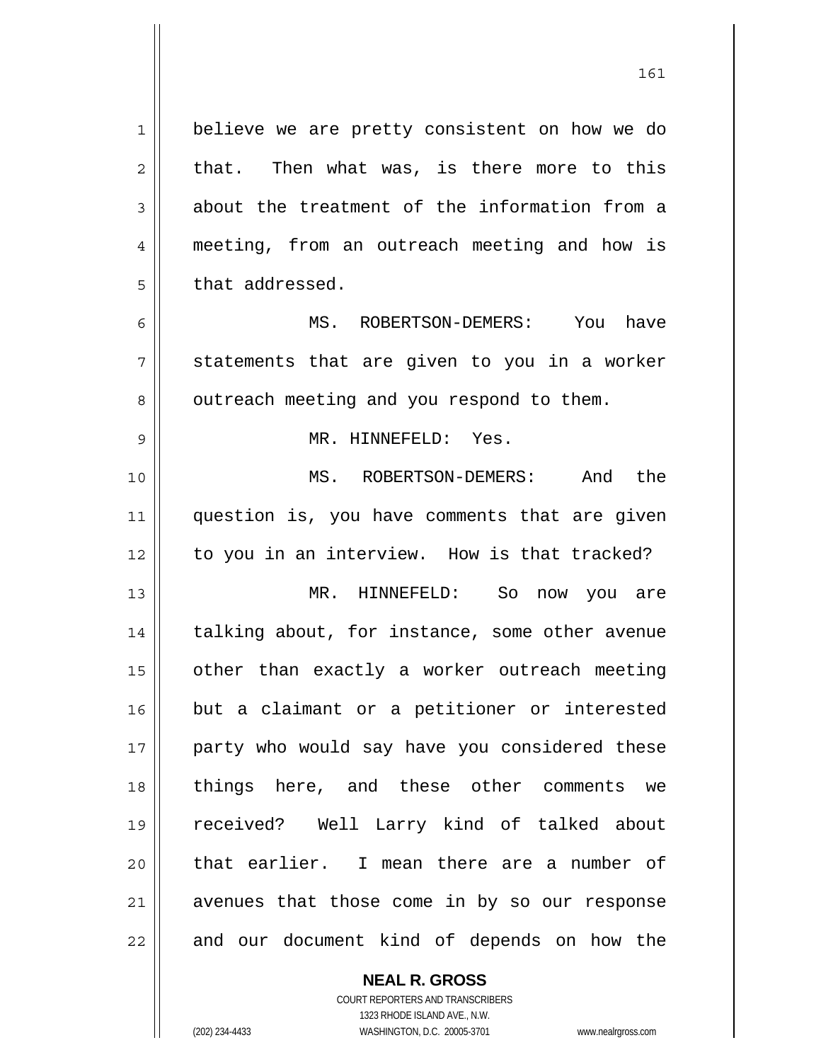believe we are pretty consistent on how we do that. Then what was, is there more to this about the treatment of the information from a meeting, from an outreach meeting and how is that addressed.

MS. ROBERTSON-DEMERS: You have statements that are given to you in a worker outreach meeting and you respond to them.

MR. HINNEFELD: Yes.

MS. ROBERTSON-DEMERS: And the question is, you have comments that are given to you in an interview. How is that tracked?

MR. HINNEFELD: So now you are talking about, for instance, some other avenue other than exactly a worker outreach meeting but a claimant or a petitioner or interested party who would say have you considered these things here, and these other comments we received? Well Larry kind of talked about that earlier. I mean there are a number of avenues that those come in by so our response and our document kind of depends on how the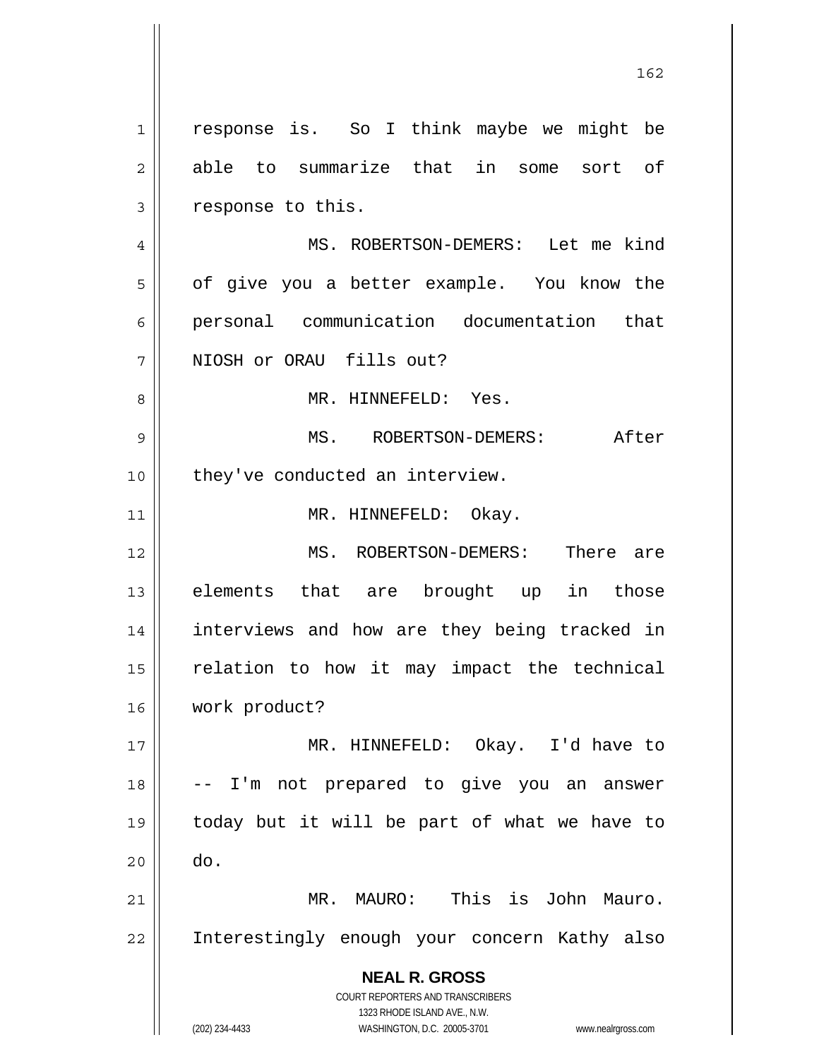response is. So I think maybe we might be able to summarize that in some sort of response to this.

MS. ROBERTSON-DEMERS: Let me kind of give you a better example. You know the personal communication documentation that NIOSH or ORAU fills out?

MR. HINNEFELD: Yes.

MS. ROBERTSON-DEMERS: After they've conducted an interview.

MR. HINNEFELD: Okay.

MS. ROBERTSON-DEMERS: There are elements that are brought up in those interviews and how are they being tracked in relation to how it may impact the technical work product?

MR. HINNEFELD: Okay. I'd have to -- I'm not prepared to give you an answer today but it will be part of what we have to do.

MR. MAURO: This is John Mauro. Interestingly enough your concern Kathy also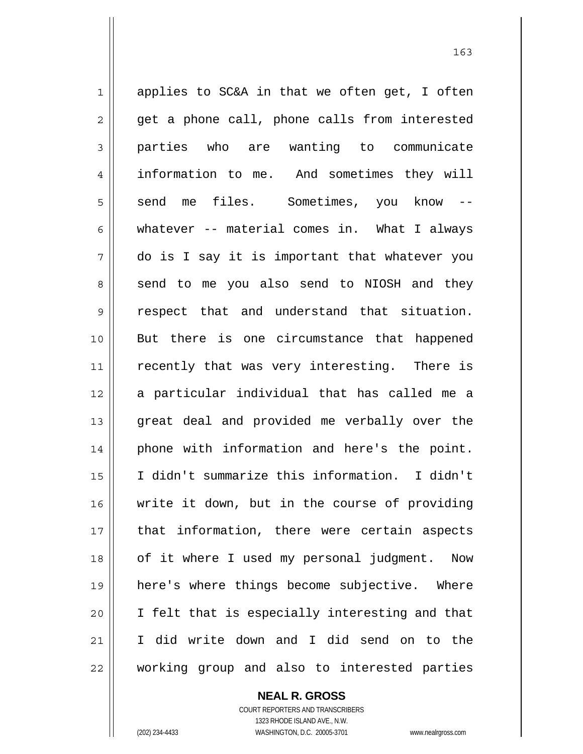applies to SC&A in that we often get, I often get a phone call, phone calls from interested parties who are wanting to communicate information to me. And sometimes they will send me files. Sometimes, you know -- whatever -- material comes in. What I always do is I say it is important that whatever you send to me you also send to NIOSH and they respect that and understand that situation. But there is one circumstance that happened recently that was very interesting. There is a particular individual that has called me a great deal and provided me verbally over the phone with information and here's the point. I didn't summarize this information. I didn't write it down, but in the course of providing that information, there were certain aspects of it where I used my personal judgment. Now here's where things become subjective. Where I felt that is especially interesting and that I did write down and I did send on to the working group and also to interested parties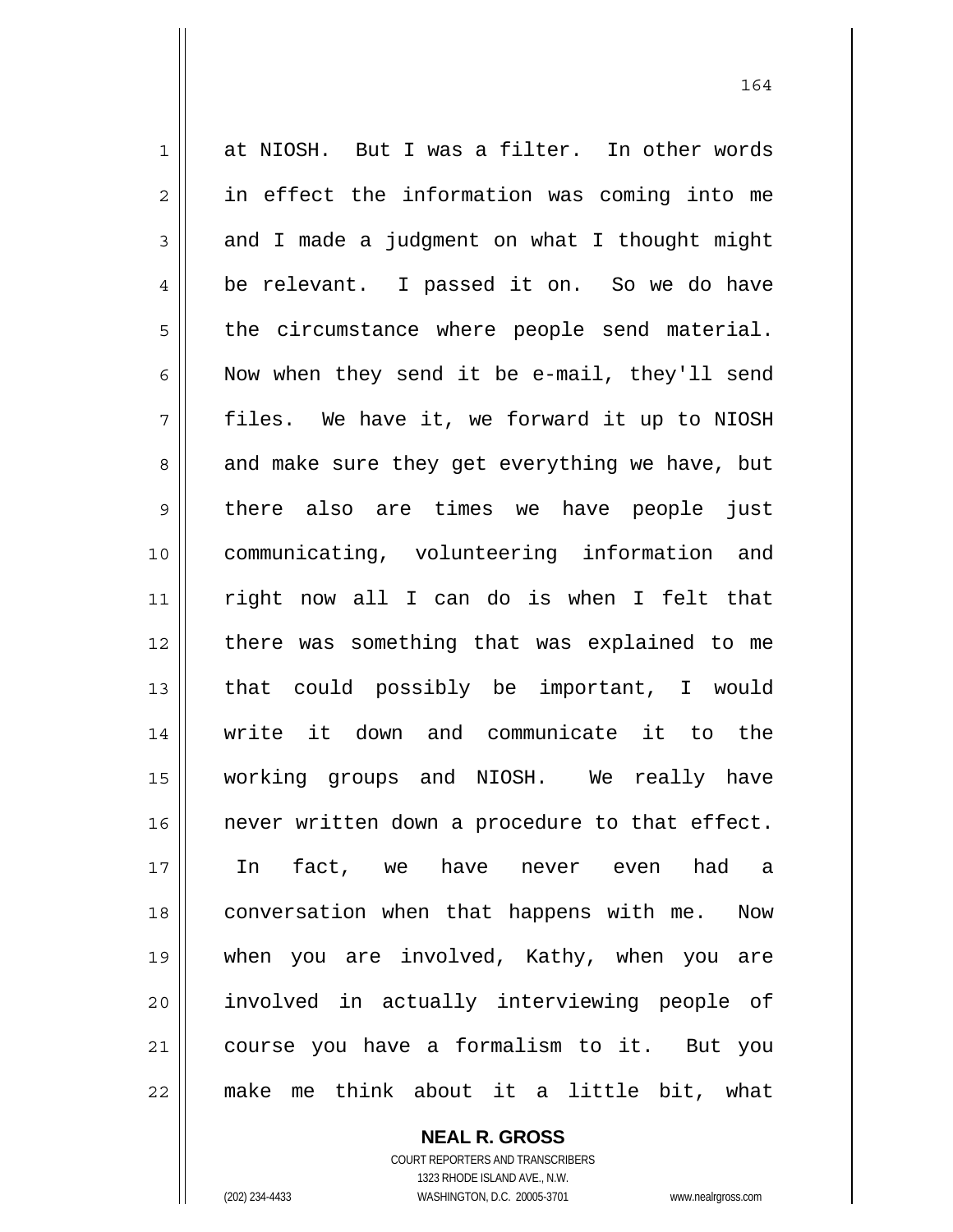at NIOSH. But I was a filter. In other words in effect the information was coming into me and I made a judgment on what I thought might be relevant. I passed it on. So we do have the circumstance where people send material. Now when they send it be e-mail, they'll send files. We have it, we forward it up to NIOSH and make sure they get everything we have, but there also are times we have people just communicating, volunteering information and right now all I can do is when I felt that there was something that was explained to me that could possibly be important, I would write it down and communicate it to the working groups and NIOSH. We really have never written down a procedure to that effect. In fact, we have never even had a conversation when that happens with me. Now when you are involved, Kathy, when you are involved in actually interviewing people of course you have a formalism to it. But you make me think about it a little bit, what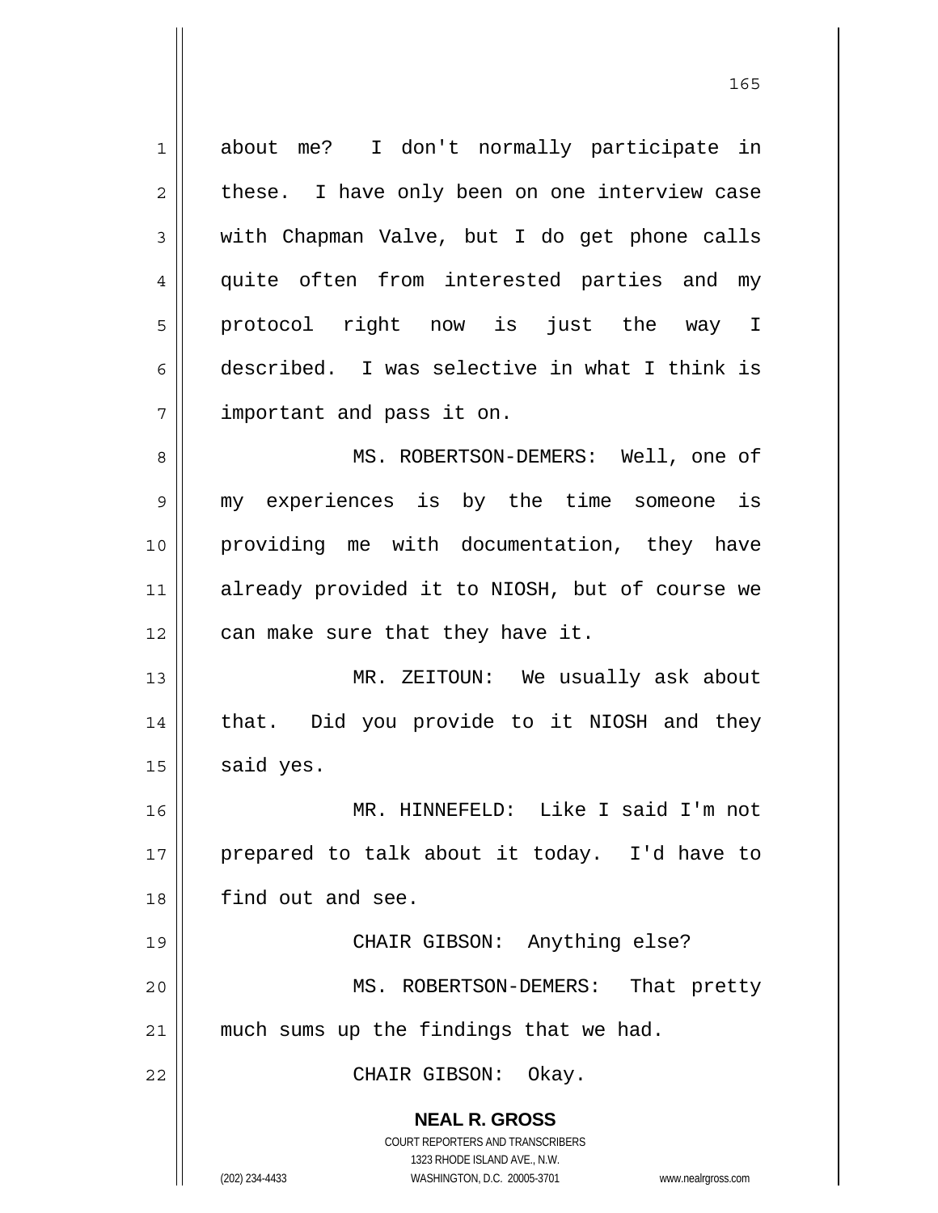about me? I don't normally participate in these. I have only been on one interview case with Chapman Valve, but I do get phone calls quite often from interested parties and my protocol right now is just the way I described. I was selective in what I think is important and pass it on.

MS. ROBERTSON-DEMERS: Well, one of my experiences is by the time someone is providing me with documentation, they have already provided it to NIOSH, but of course we can make sure that they have it.

MR. ZEITOUN: We usually ask about that. Did you provide to it NIOSH and they said yes.

MR. HINNEFELD: Like I said I'm not prepared to talk about it today. I'd have to find out and see.

CHAIR GIBSON: Anything else?

MS. ROBERTSON-DEMERS: That pretty much sums up the findings that we had.

CHAIR GIBSON: Okay.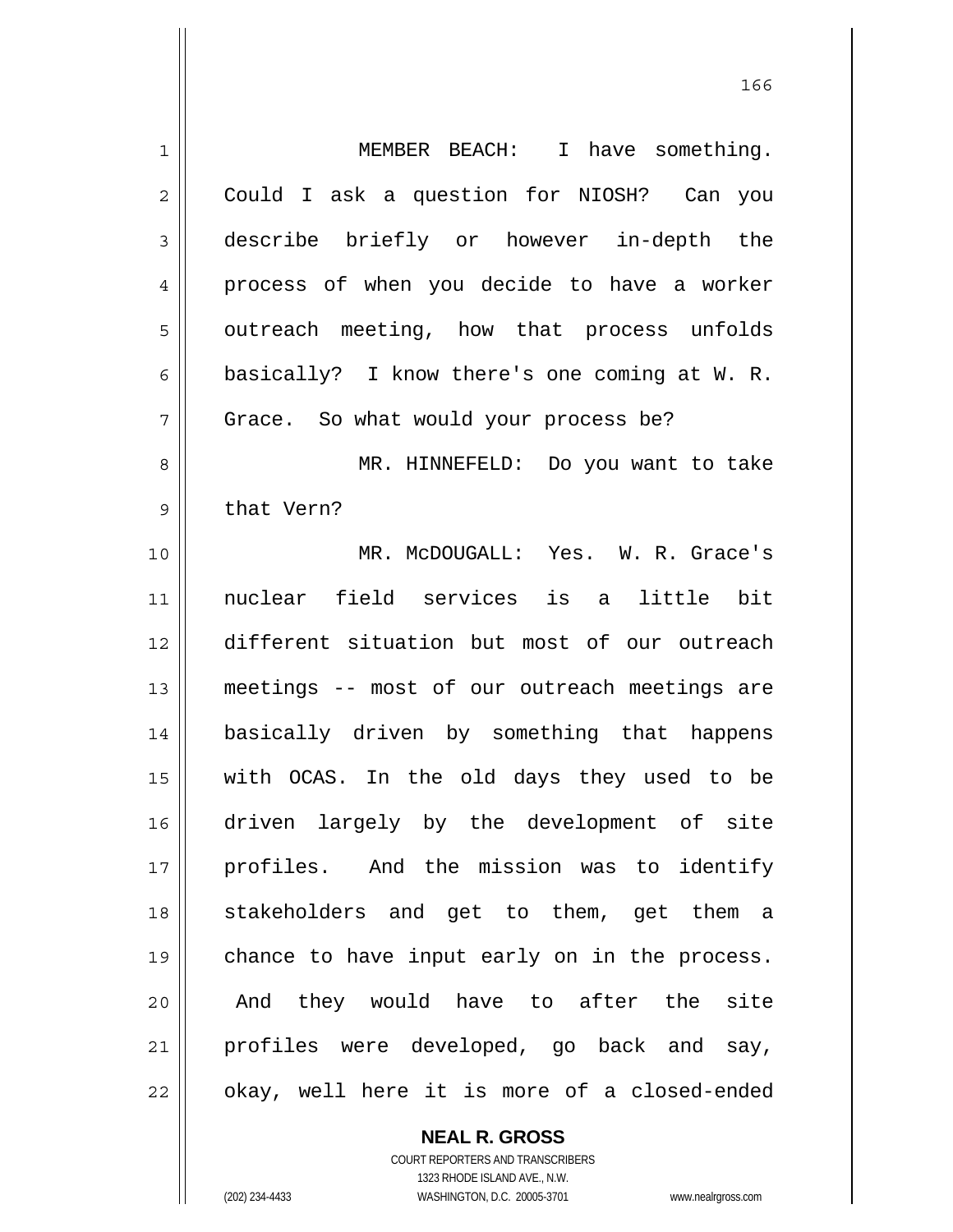MEMBER BEACH: I have something. Could I ask a question for NIOSH? Can you describe briefly or however in-depth the process of when you decide to have a worker outreach meeting, how that process unfolds basically? I know there's one coming at W. R. Grace. So what would your process be?

MR. HINNEFELD: Do you want to take that Vern?

MR. McDOUGALL: Yes. W. R. Grace's nuclear field services is a little bit different situation but most of our outreach meetings -- most of our outreach meetings are basically driven by something that happens with OCAS. In the old days they used to be driven largely by the development of site profiles. And the mission was to identify stakeholders and get to them, get them a chance to have input early on in the process. And they would have to after the site profiles were developed, go back and say, okay, well here it is more of a closed-ended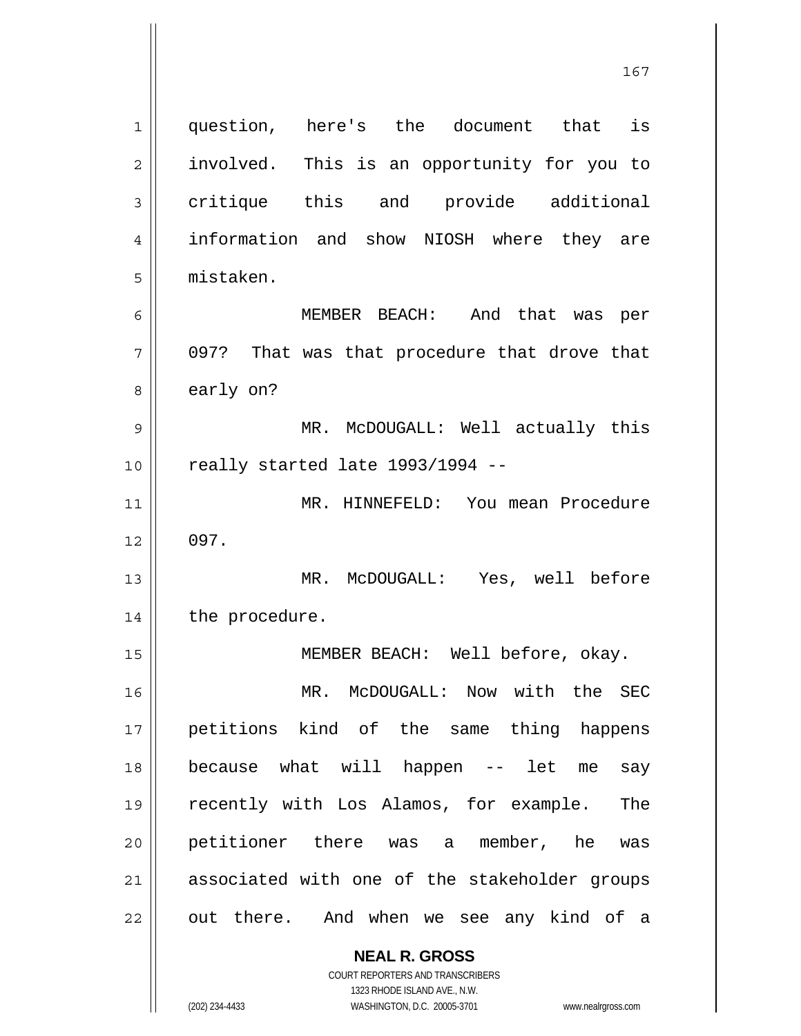question, here's the document that is involved. This is an opportunity for you to critique this and provide additional information and show NIOSH where they are mistaken.

MEMBER BEACH: And that was per 097? That was that procedure that drove that early on?

MR. McDOUGALL: Well actually this really started late 1993/1994 --

MR. HINNEFELD: You mean Procedure 097.

MR. McDOUGALL: Yes, well before the procedure.

MEMBER BEACH: Well before, okay.

MR. McDOUGALL: Now with the SEC petitions kind of the same thing happens because what will happen -- let me say recently with Los Alamos, for example. The petitioner there was a member, he was associated with one of the stakeholder groups out there. And when we see any kind of a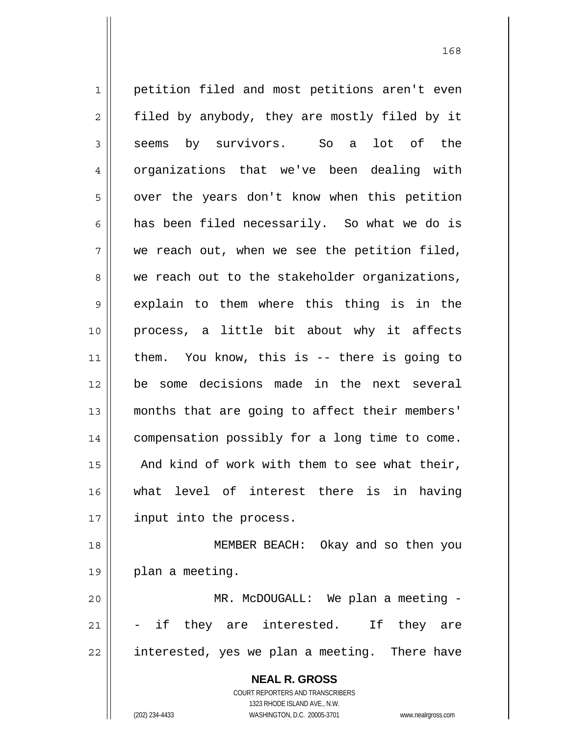petition filed and most petitions aren't even filed by anybody, they are mostly filed by it seems by survivors. So a lot of the organizations that we've been dealing with over the years don't know when this petition has been filed necessarily. So what we do is we reach out, when we see the petition filed, we reach out to the stakeholder organizations, explain to them where this thing is in the process, a little bit about why it affects them. You know, this is -- there is going to be some decisions made in the next several months that are going to affect their members' compensation possibly for a long time to come. And kind of work with them to see what their, what level of interest there is in having input into the process.

MEMBER BEACH: Okay and so then you plan a meeting.

MR. McDOUGALL: We plan a meeting -- if they are interested. If they are interested, yes we plan a meeting. There have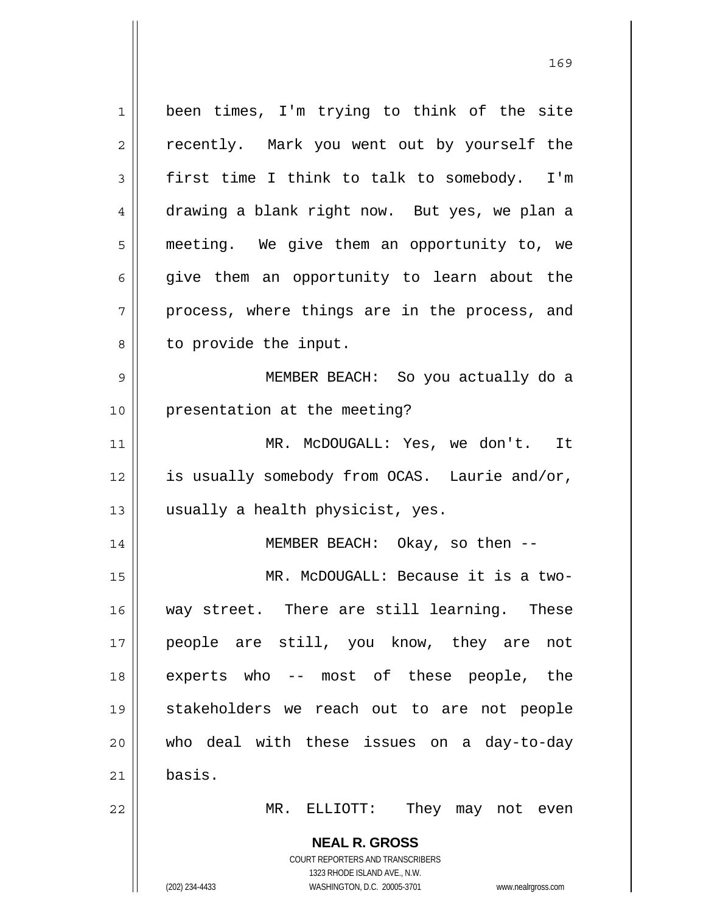been times, I'm trying to think of the site recently. Mark you went out by yourself the first time I think to talk to somebody. I'm drawing a blank right now. But yes, we plan a meeting. We give them an opportunity to, we give them an opportunity to learn about the process, where things are in the process, and to provide the input.

MEMBER BEACH: So you actually do a presentation at the meeting?

MR. McDOUGALL: Yes, we don't. It is usually somebody from OCAS. Laurie and/or, usually a health physicist, yes.

MEMBER BEACH: Okay, so then --

MR. McDOUGALL: Because it is a two-way street. There are still learning. These people are still, you know, they are not experts who -- most of these people, the stakeholders we reach out to are not people who deal with these issues on a day-to-day basis.

MR. ELLIOTT: They may not even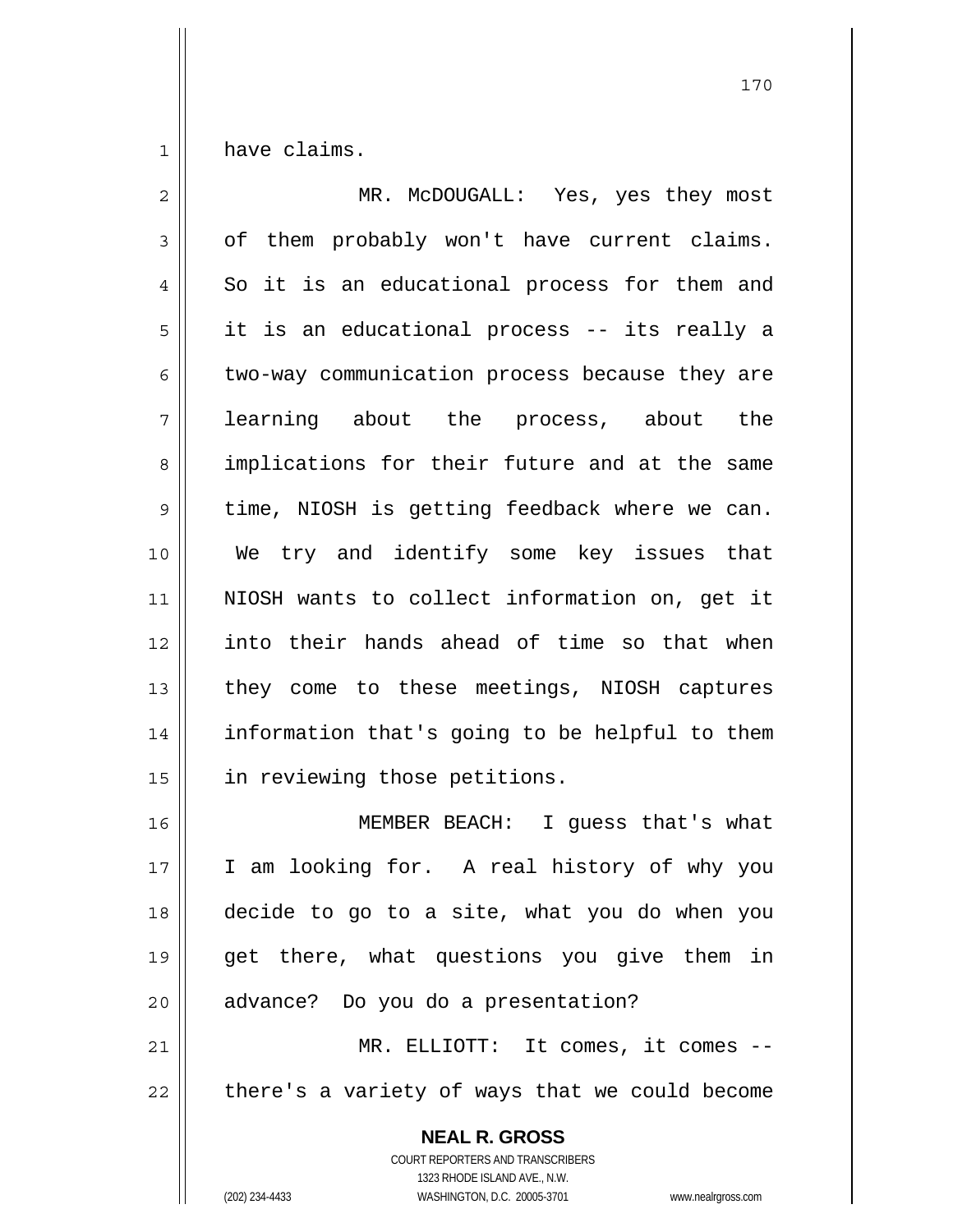have claims.

MR. McDOUGALL: Yes, yes they most of them probably won't have current claims. So it is an educational process for them and it is an educational process -- its really a two-way communication process because they are learning about the process, about the implications for their future and at the same time, NIOSH is getting feedback where we can. We try and identify some key issues that NIOSH wants to collect information on, get it into their hands ahead of time so that when they come to these meetings, NIOSH captures information that's going to be helpful to them in reviewing those petitions.

MEMBER BEACH: I guess that's what I am looking for. A real history of why you decide to go to a site, what you do when you get there, what questions you give them in advance? Do you do a presentation?

MR. ELLIOTT: It comes, it comes -- there's a variety of ways that we could become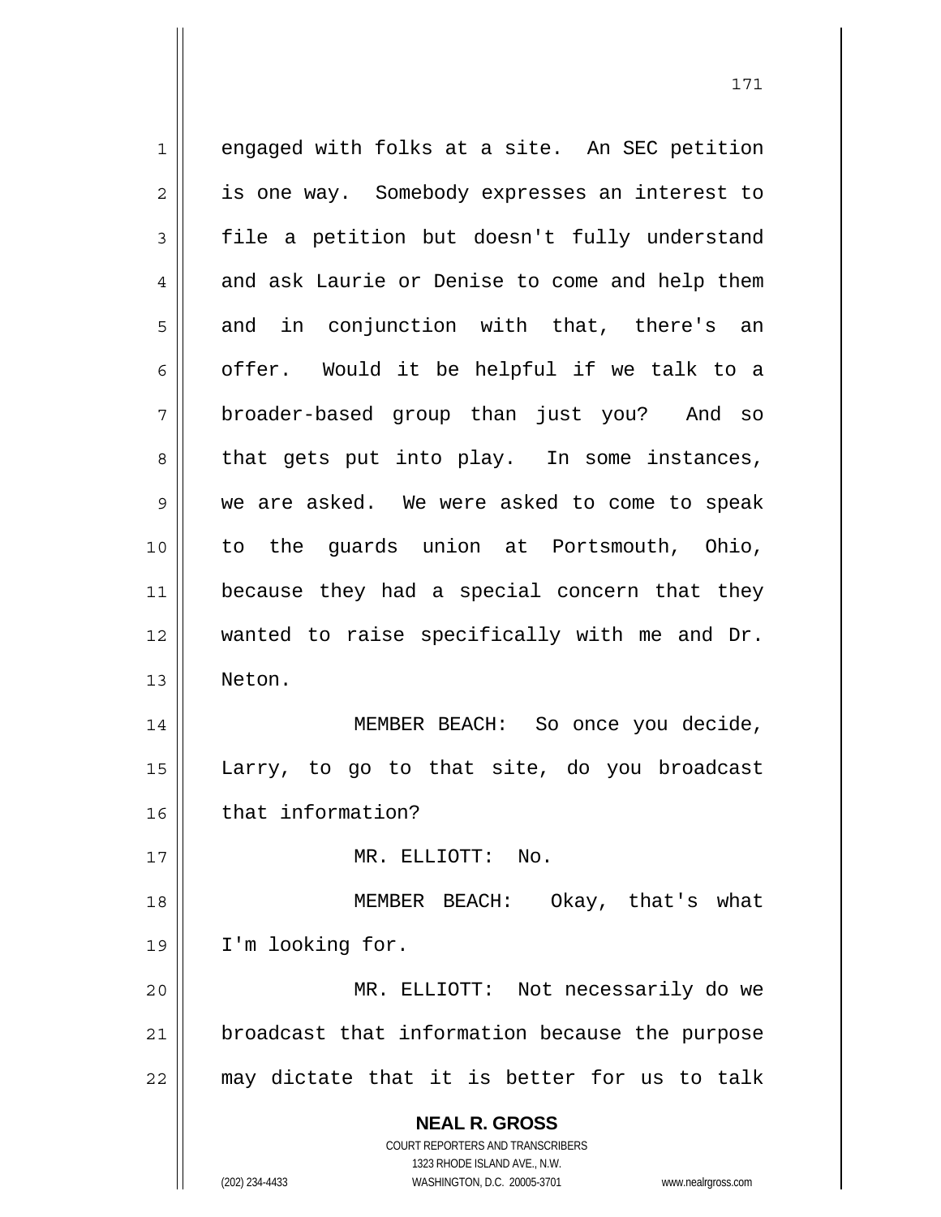engaged with folks at a site. An SEC petition is one way. Somebody expresses an interest to file a petition but doesn't fully understand and ask Laurie or Denise to come and help them and in conjunction with that, there's an offer. Would it be helpful if we talk to a broader-based group than just you? And so that gets put into play. In some instances, we are asked. We were asked to come to speak to the guards union at Portsmouth, Ohio, because they had a special concern that they wanted to raise specifically with me and Dr. Neton.

MEMBER BEACH: So once you decide, Larry, to go to that site, do you broadcast that information?

MR. ELLIOTT: No.

MEMBER BEACH: Okay, that's what I'm looking for.

MR. ELLIOTT: Not necessarily do we broadcast that information because the purpose may dictate that it is better for us to talk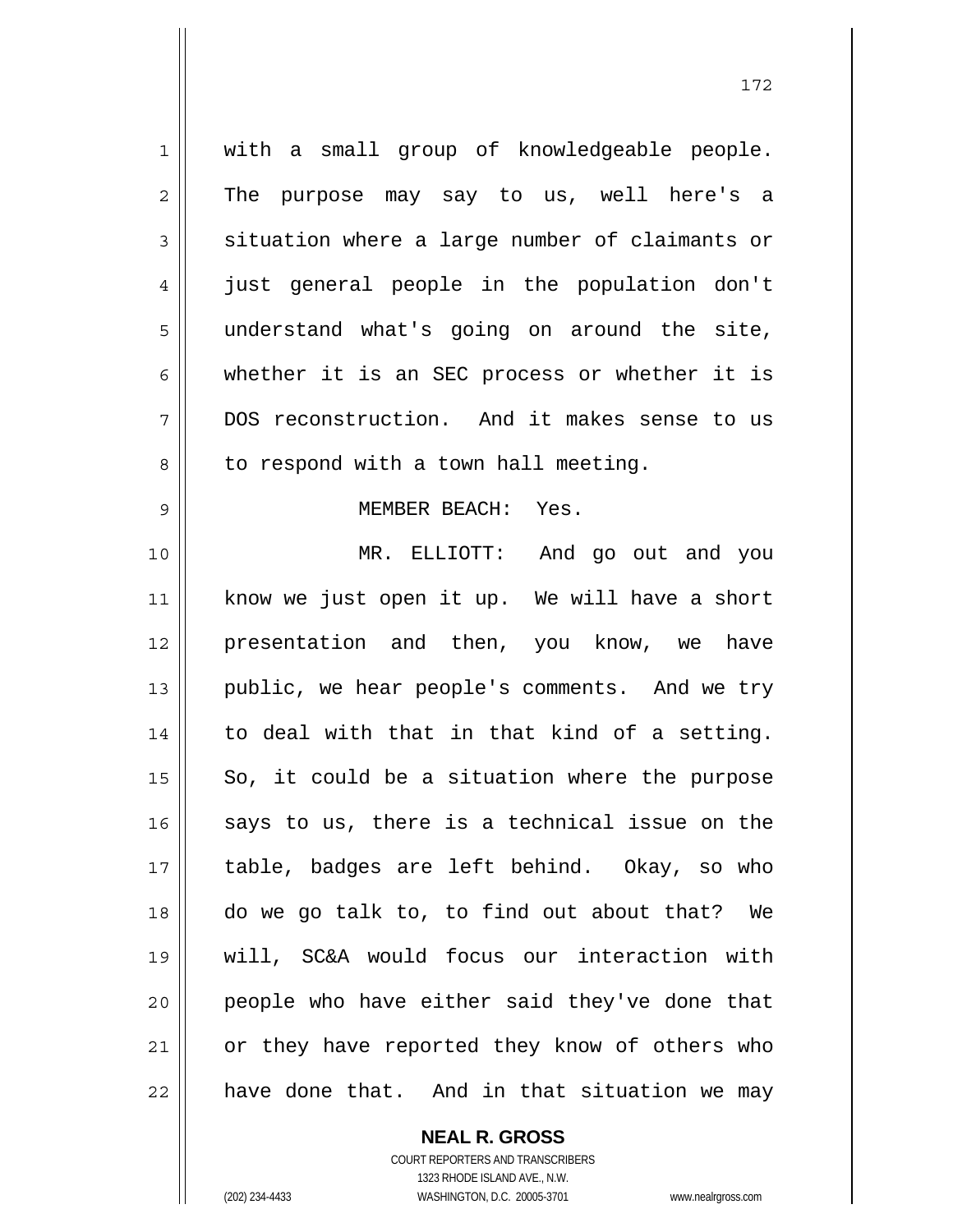with a small group of knowledgeable people. The purpose may say to us, well here's a situation where a large number of claimants or just general people in the population don't understand what's going on around the site, whether it is an SEC process or whether it is DOS reconstruction. And it makes sense to us to respond with a town hall meeting.

MEMBER BEACH: Yes.

MR. ELLIOTT: And go out and you know we just open it up. We will have a short presentation and then, you know, we have public, we hear people's comments. And we try to deal with that in that kind of a setting. So, it could be a situation where the purpose says to us, there is a technical issue on the table, badges are left behind. Okay, so who do we go talk to, to find out about that? We will, SC&A would focus our interaction with people who have either said they've done that or they have reported they know of others who have done that. And in that situation we may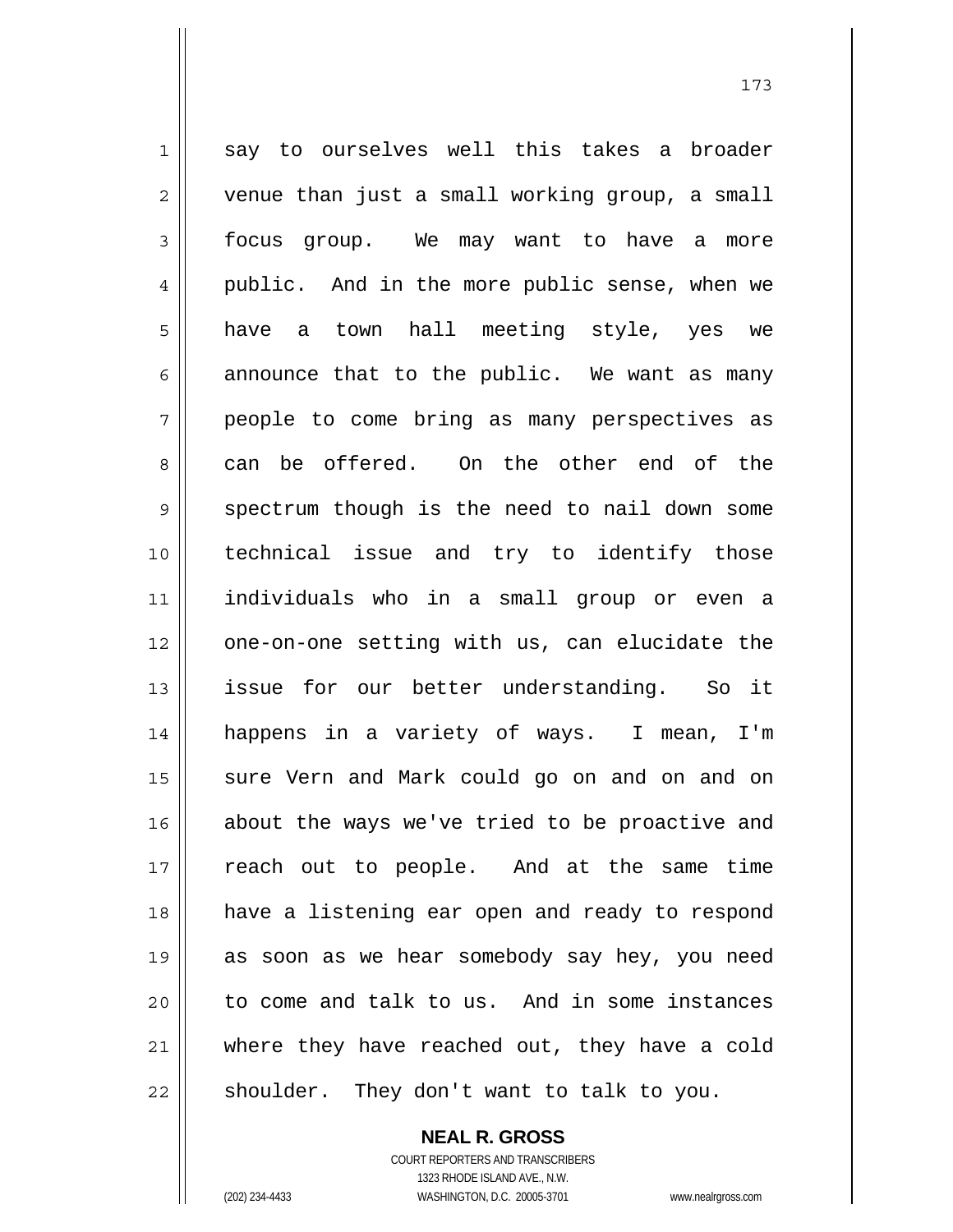say to ourselves well this takes a broader venue than just a small working group, a small focus group. We may want to have a more public. And in the more public sense, when we have a town hall meeting style, yes we announce that to the public. We want as many people to come bring as many perspectives as can be offered. On the other end of the spectrum though is the need to nail down some technical issue and try to identify those individuals who in a small group or even a one-on-one setting with us, can elucidate the issue for our better understanding. So it happens in a variety of ways. I mean, I'm sure Vern and Mark could go on and on and on about the ways we've tried to be proactive and reach out to people. And at the same time have a listening ear open and ready to respond as soon as we hear somebody say hey, you need to come and talk to us. And in some instances where they have reached out, they have a cold shoulder. They don't want to talk to you.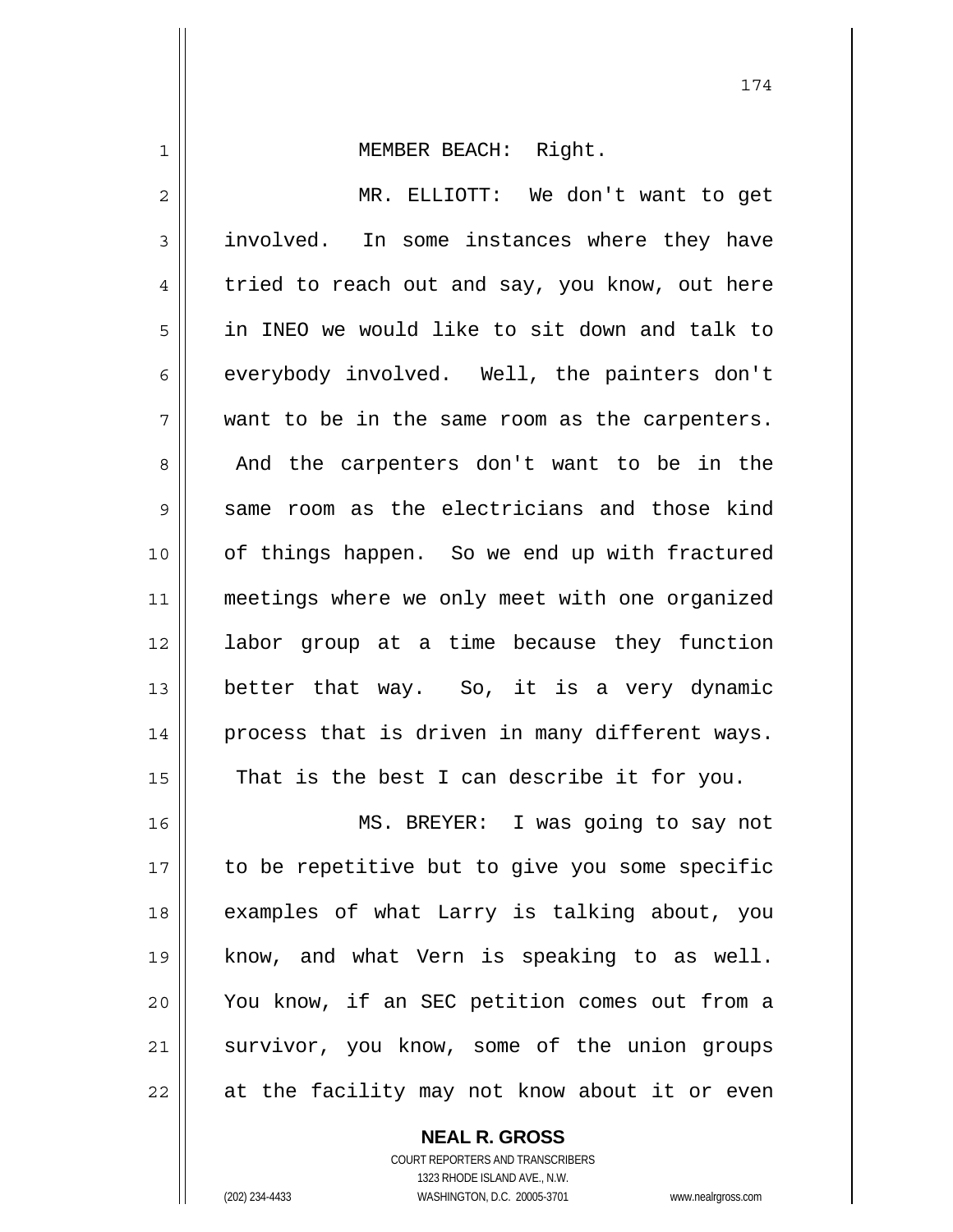MEMBER BEACH: Right.

MR. ELLIOTT: We don't want to get involved. In some instances where they have tried to reach out and say, you know, out here in INEO we would like to sit down and talk to everybody involved. Well, the painters don't want to be in the same room as the carpenters. And the carpenters don't want to be in the same room as the electricians and those kind of things happen. So we end up with fractured meetings where we only meet with one organized labor group at a time because they function better that way. So, it is a very dynamic process that is driven in many different ways. That is the best I can describe it for you.

MS. BREYER: I was going to say not to be repetitive but to give you some specific examples of what Larry is talking about, you know, and what Vern is speaking to as well. You know, if an SEC petition comes out from a survivor, you know, some of the union groups at the facility may not know about it or even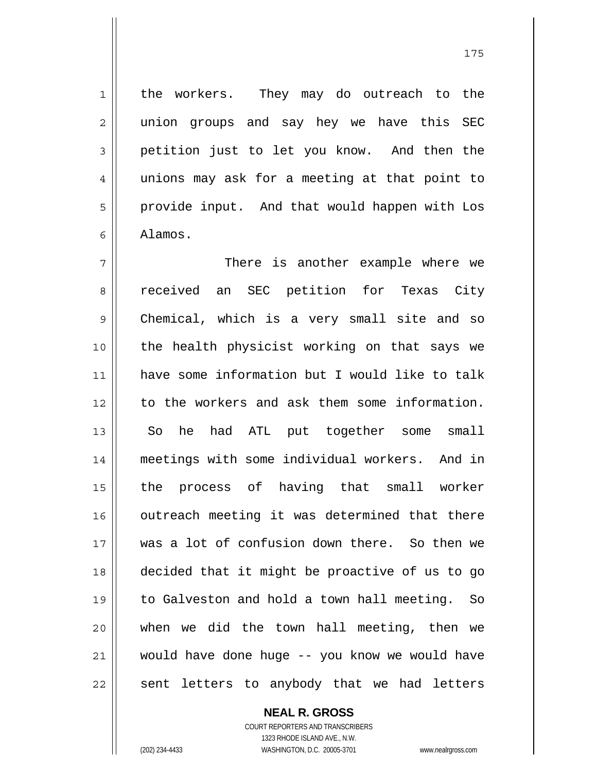the workers. They may do outreach to the union groups and say hey we have this SEC petition just to let you know. And then the unions may ask for a meeting at that point to provide input. And that would happen with Los Alamos.

There is another example where we received an SEC petition for Texas City Chemical, which is a very small site and so the health physicist working on that says we have some information but I would like to talk to the workers and ask them some information. So he had ATL put together some small meetings with some individual workers. And in the process of having that small worker outreach meeting it was determined that there was a lot of confusion down there. So then we decided that it might be proactive of us to go to Galveston and hold a town hall meeting. So when we did the town hall meeting, then we would have done huge -- you know we would have sent letters to anybody that we had letters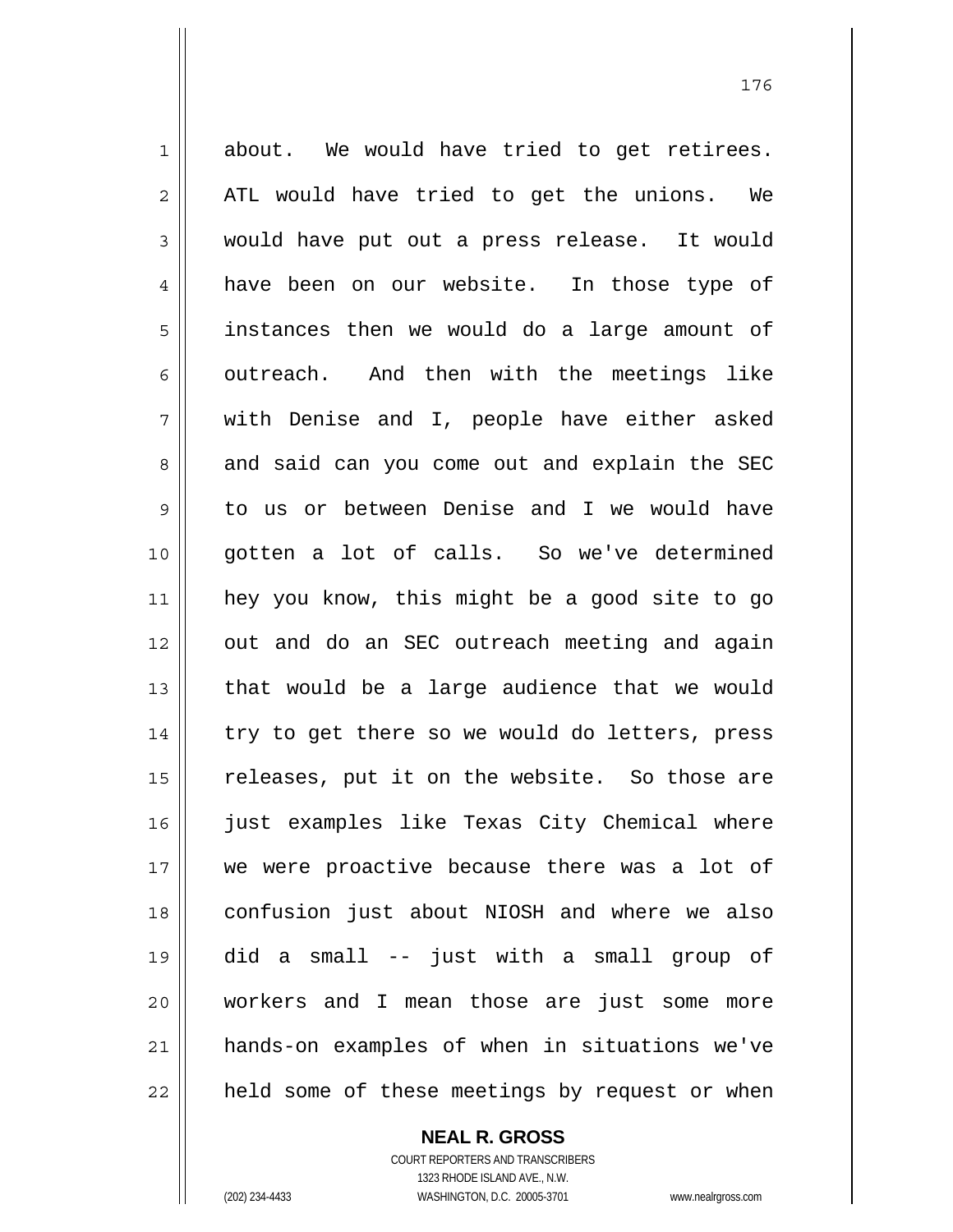about. We would have tried to get retirees. ATL would have tried to get the unions. We would have put out a press release. It would have been on our website. In those type of instances then we would do a large amount of outreach. And then with the meetings like with Denise and I, people have either asked and said can you come out and explain the SEC to us or between Denise and I we would have gotten a lot of calls. So we've determined hey you know, this might be a good site to go out and do an SEC outreach meeting and again that would be a large audience that we would try to get there so we would do letters, press releases, put it on the website. So those are just examples like Texas City Chemical where we were proactive because there was a lot of confusion just about NIOSH and where we also did a small -- just with a small group of workers and I mean those are just some more hands-on examples of when in situations we've held some of these meetings by request or when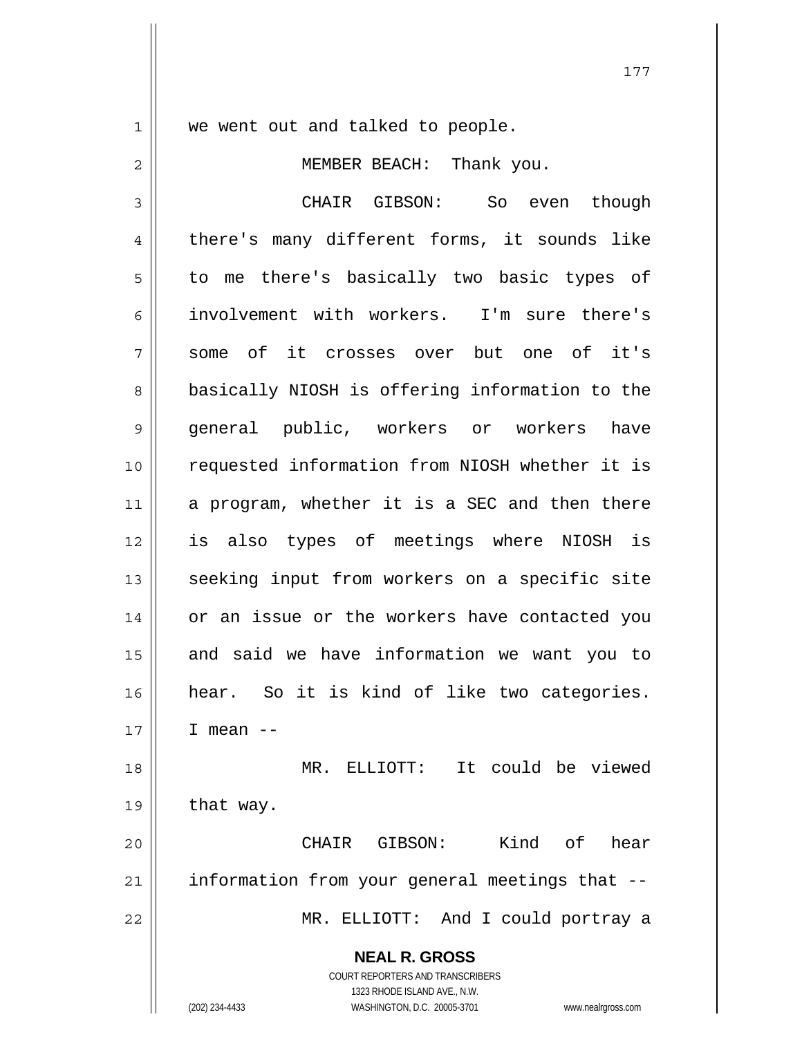we went out and talked to people.

MEMBER BEACH: Thank you.

CHAIR GIBSON: So even though there's many different forms, it sounds like to me there's basically two basic types of involvement with workers. I'm sure there's some of it crosses over but one of it's basically NIOSH is offering information to the general public, workers or workers have requested information from NIOSH whether it is a program, whether it is a SEC and then there is also types of meetings where NIOSH is seeking input from workers on a specific site or an issue or the workers have contacted you and said we have information we want you to hear. So it is kind of like two categories. I mean --

MR. ELLIOTT: It could be viewed that way.

CHAIR GIBSON: Kind of hear information from your general meetings that --

MR. ELLIOTT: And I could portray a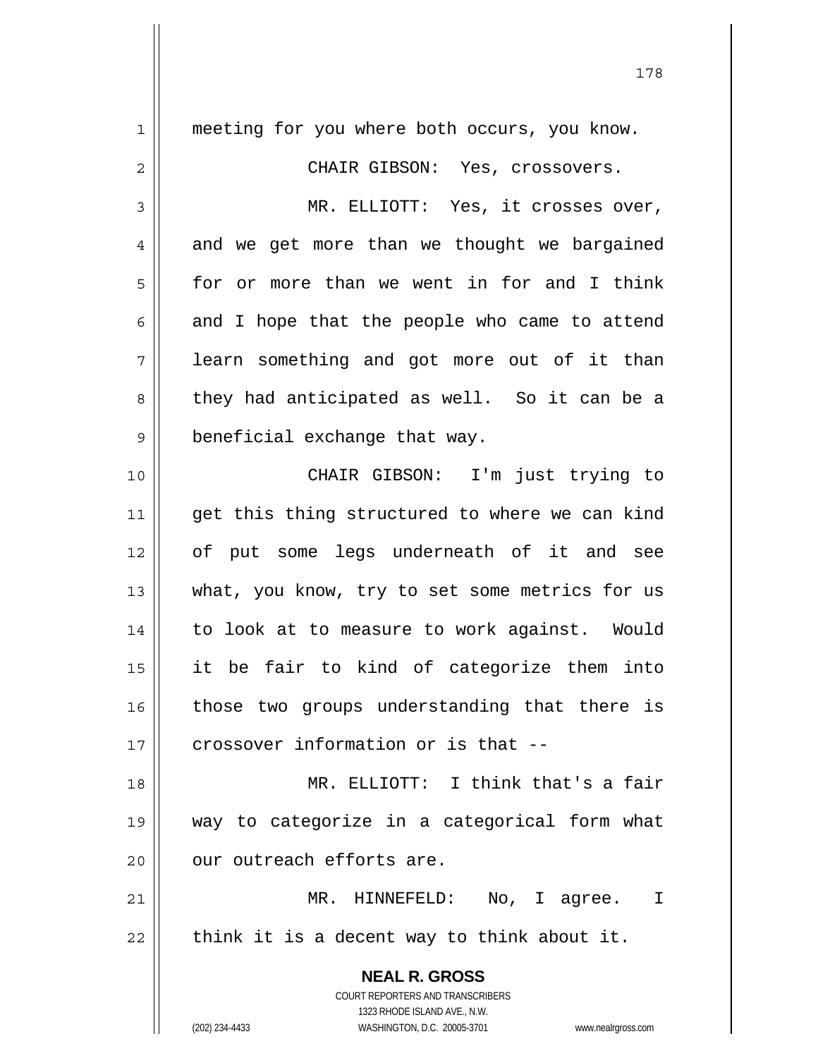meeting for you where both occurs, you know.

CHAIR GIBSON: Yes, crossovers.

MR. ELLIOTT: Yes, it crosses over, and we get more than we thought we bargained for or more than we went in for and I think and I hope that the people who came to attend learn something and got more out of it than they had anticipated as well. So it can be a beneficial exchange that way.

CHAIR GIBSON: I'm just trying to get this thing structured to where we can kind of put some legs underneath of it and see what, you know, try to set some metrics for us to look at to measure to work against. Would it be fair to kind of categorize them into those two groups understanding that there is crossover information or is that --

MR. ELLIOTT: I think that's a fair way to categorize in a categorical form what our outreach efforts are.

MR. HINNEFELD: No, I agree. I think it is a decent way to think about it.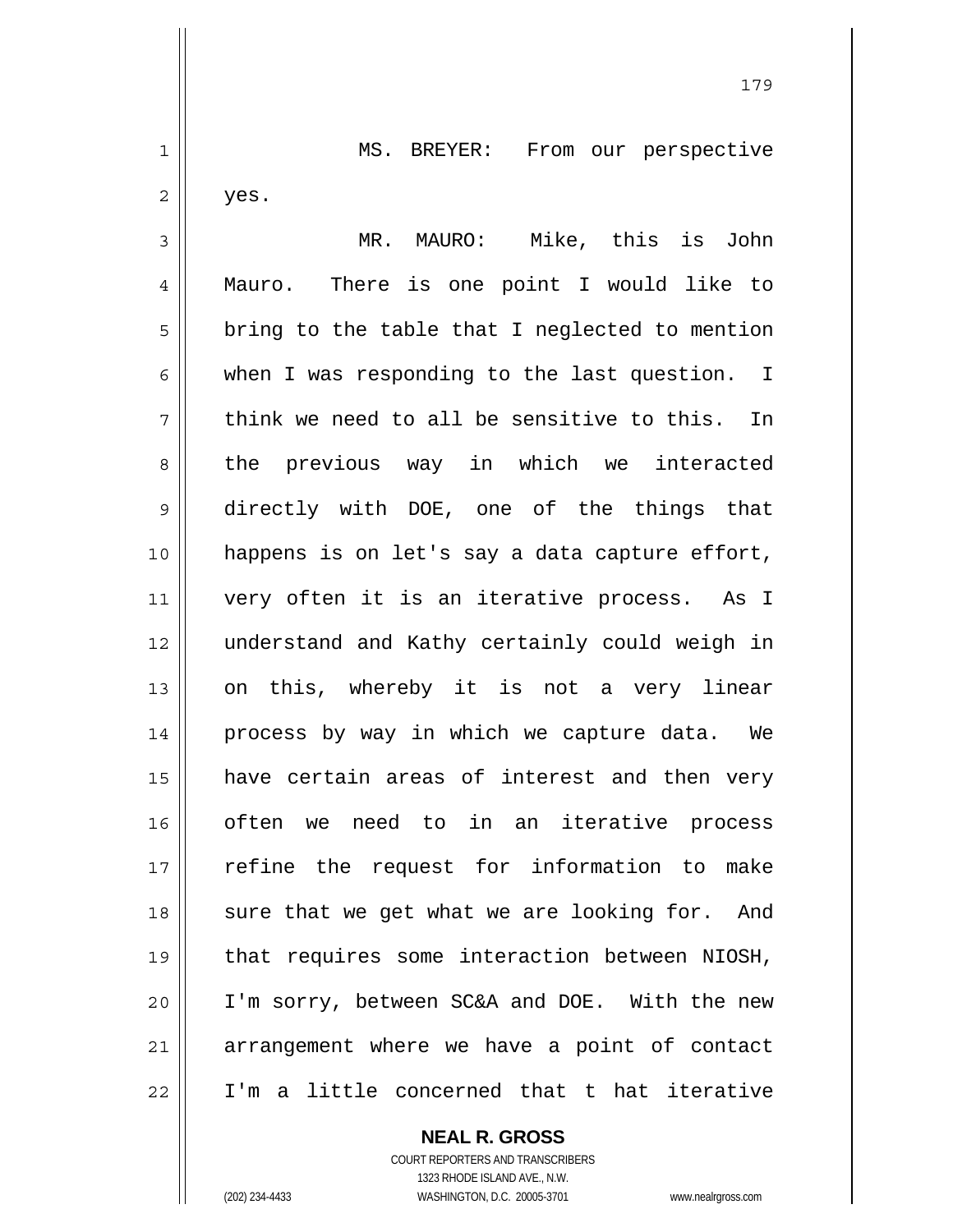MS. BREYER: From our perspective yes.

MR. MAURO: Mike, this is John Mauro. There is one point I would like to bring to the table that I neglected to mention when I was responding to the last question. I think we need to all be sensitive to this. In the previous way in which we interacted directly with DOE, one of the things that happens is on let's say a data capture effort, very often it is an iterative process. As I understand and Kathy certainly could weigh in on this, whereby it is not a very linear process by way in which we capture data. We have certain areas of interest and then very often we need to in an iterative process refine the request for information to make sure that we get what we are looking for. And that requires some interaction between NIOSH, I'm sorry, between SC&A and DOE. With the new arrangement where we have a point of contact I'm a little concerned that t hat iterative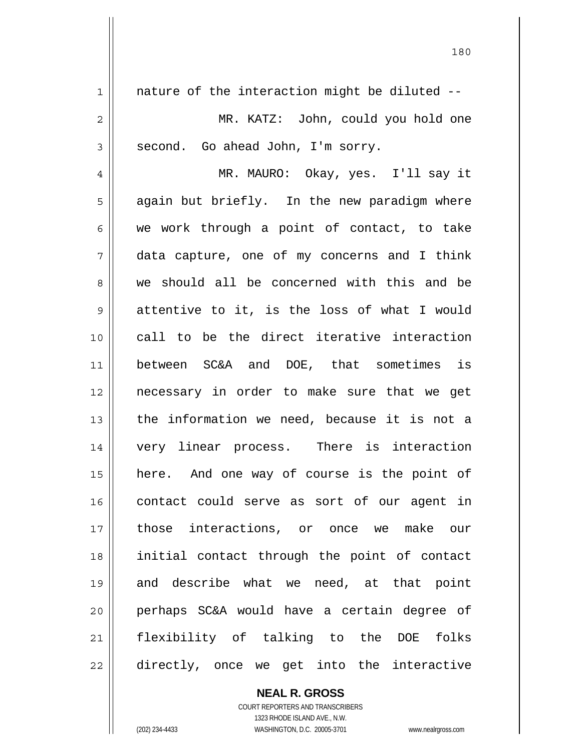nature of the interaction might be diluted --

MR. KATZ: John, could you hold one second. Go ahead John, I'm sorry.

MR. MAURO: Okay, yes. I'll say it again but briefly. In the new paradigm where we work through a point of contact, to take data capture, one of my concerns and I think we should all be concerned with this and be attentive to it, is the loss of what I would call to be the direct iterative interaction between SC&A and DOE, that sometimes is necessary in order to make sure that we get the information we need, because it is not a very linear process. There is interaction here. And one way of course is the point of contact could serve as sort of our agent in those interactions, or once we make our initial contact through the point of contact and describe what we need, at that point perhaps SC&A would have a certain degree of flexibility of talking to the DOE folks directly, once we get into the interactive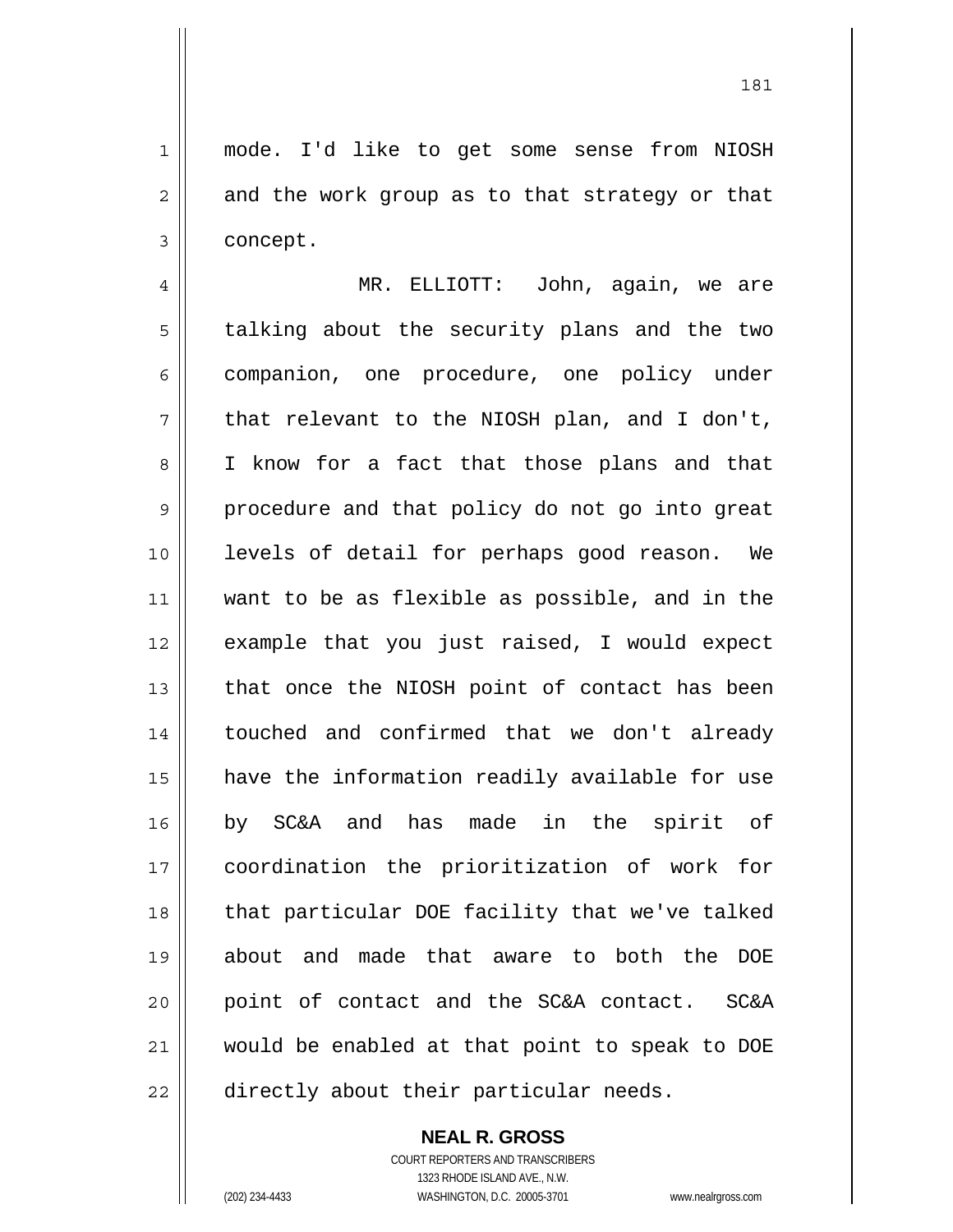mode. I'd like to get some sense from NIOSH and the work group as to that strategy or that concept.

MR. ELLIOTT: John, again, we are talking about the security plans and the two companion, one procedure, one policy under that relevant to the NIOSH plan, and I don't, I know for a fact that those plans and that procedure and that policy do not go into great levels of detail for perhaps good reason. We want to be as flexible as possible, and in the example that you just raised, I would expect that once the NIOSH point of contact has been touched and confirmed that we don't already have the information readily available for use by SC&A and has made in the spirit of coordination the prioritization of work for that particular DOE facility that we've talked about and made that aware to both the DOE point of contact and the SC&A contact. SC&A would be enabled at that point to speak to DOE directly about their particular needs.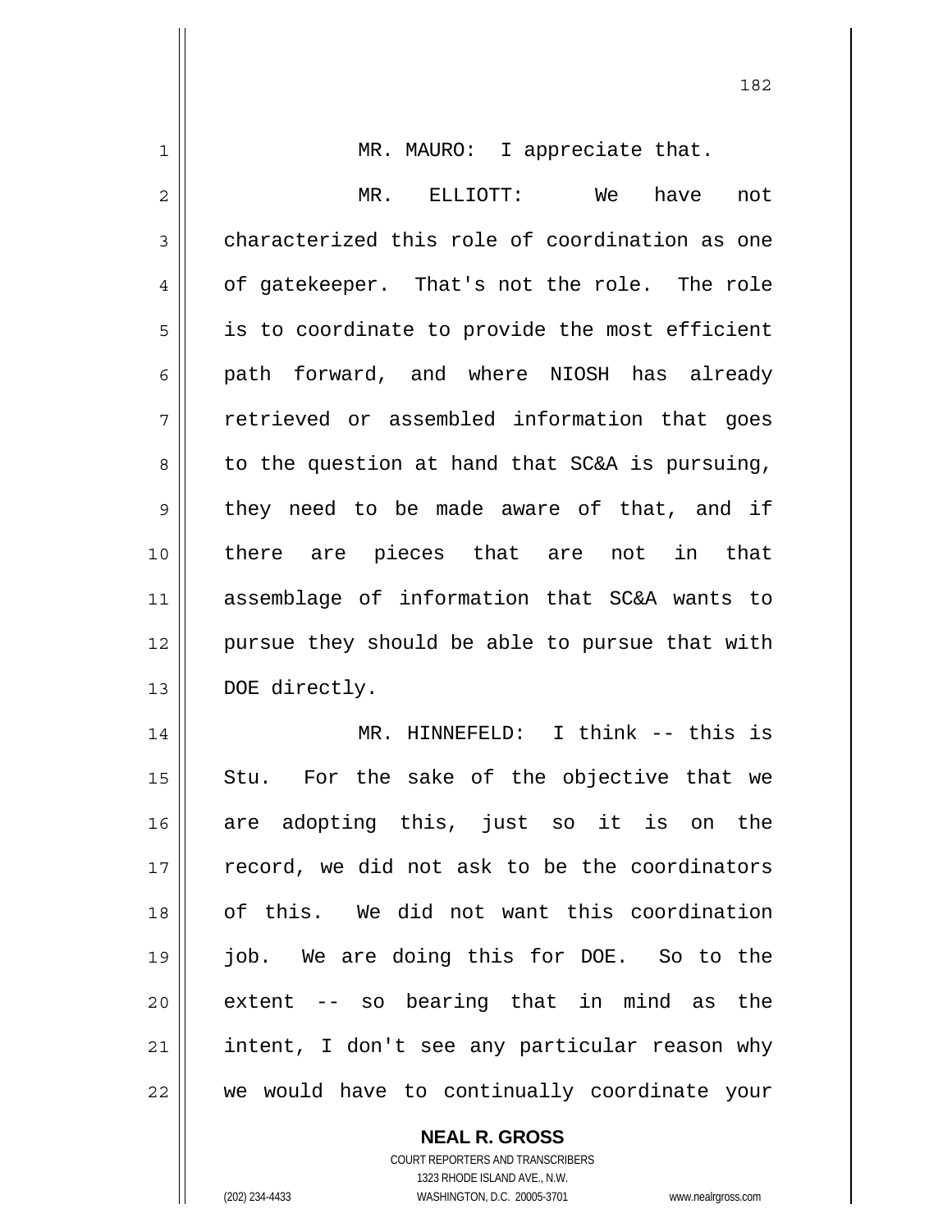MR. MAURO: I appreciate that.

MR. ELLIOTT: We have not characterized this role of coordination as one of gatekeeper. That's not the role. The role is to coordinate to provide the most efficient path forward, and where NIOSH has already retrieved or assembled information that goes to the question at hand that SC&A is pursuing, they need to be made aware of that, and if there are pieces that are not in that assemblage of information that SC&A wants to pursue they should be able to pursue that with DOE directly.

MR. HINNEFELD: I think -- this is Stu. For the sake of the objective that we are adopting this, just so it is on the record, we did not ask to be the coordinators of this. We did not want this coordination job. We are doing this for DOE. So to the extent -- so bearing that in mind as the intent, I don't see any particular reason why we would have to continually coordinate your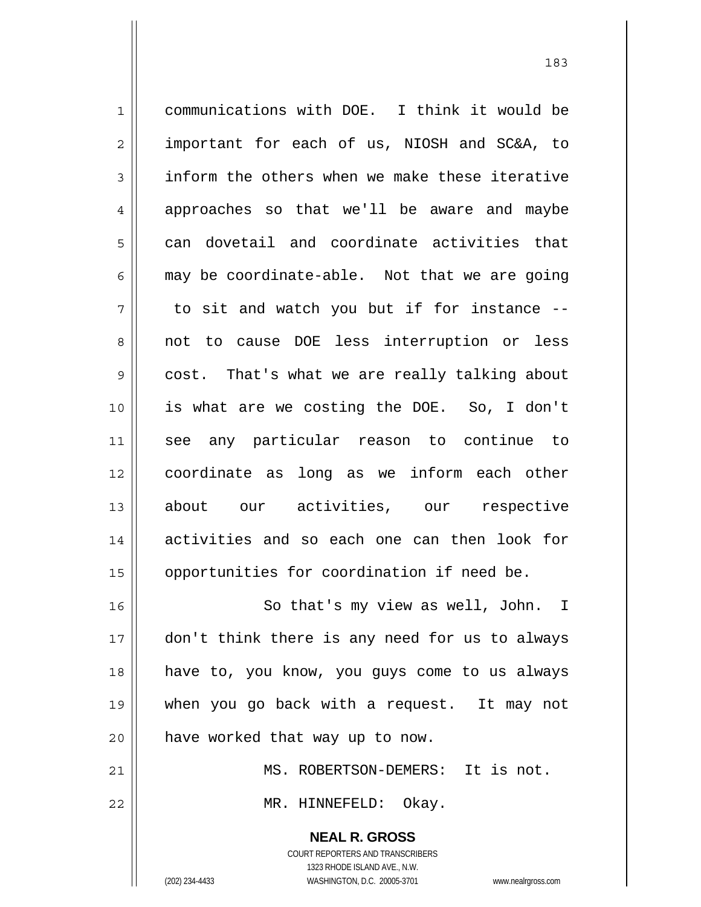communications with DOE. I think it would be important for each of us, NIOSH and SC&A, to inform the others when we make these iterative approaches so that we'll be aware and maybe can dovetail and coordinate activities that may be coordinate-able. Not that we are going to sit and watch you but if for instance -- not to cause DOE less interruption or less cost. That's what we are really talking about is what are we costing the DOE. So, I don't see any particular reason to continue to coordinate as long as we inform each other about our activities, our respective activities and so each one can then look for opportunities for coordination if need be.

So that's my view as well, John. I don't think there is any need for us to always have to, you know, you guys come to us always when you go back with a request. It may not have worked that way up to now.

MS. ROBERTSON-DEMERS: It is not.

MR. HINNEFELD: Okay.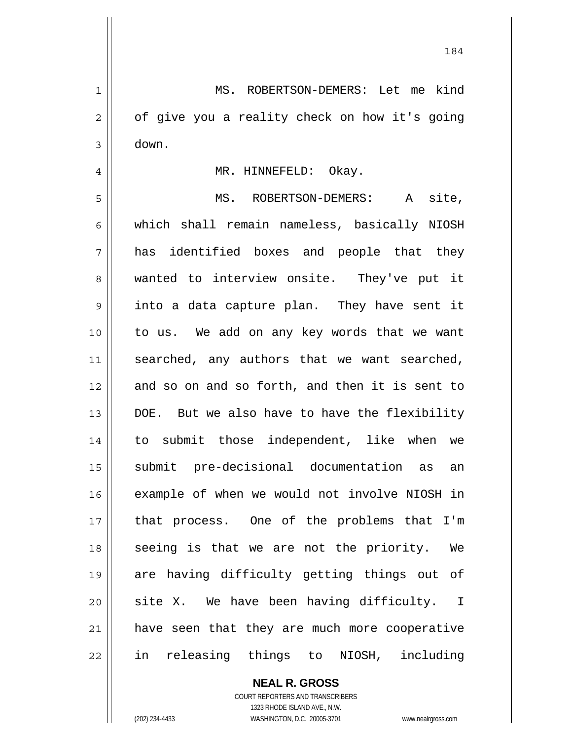MS. ROBERTSON-DEMERS: Let me kind of give you a reality check on how it's going down.

MR. HINNEFELD: Okay.

MS. ROBERTSON-DEMERS: A site, which shall remain nameless, basically NIOSH has identified boxes and people that they wanted to interview onsite. They've put it into a data capture plan. They have sent it to us. We add on any key words that we want searched, any authors that we want searched, and so on and so forth, and then it is sent to DOE. But we also have to have the flexibility to submit those independent, like when we submit pre-decisional documentation as an example of when we would not involve NIOSH in that process. One of the problems that I'm seeing is that we are not the priority. We are having difficulty getting things out of site X. We have been having difficulty. I have seen that they are much more cooperative in releasing things to NIOSH, including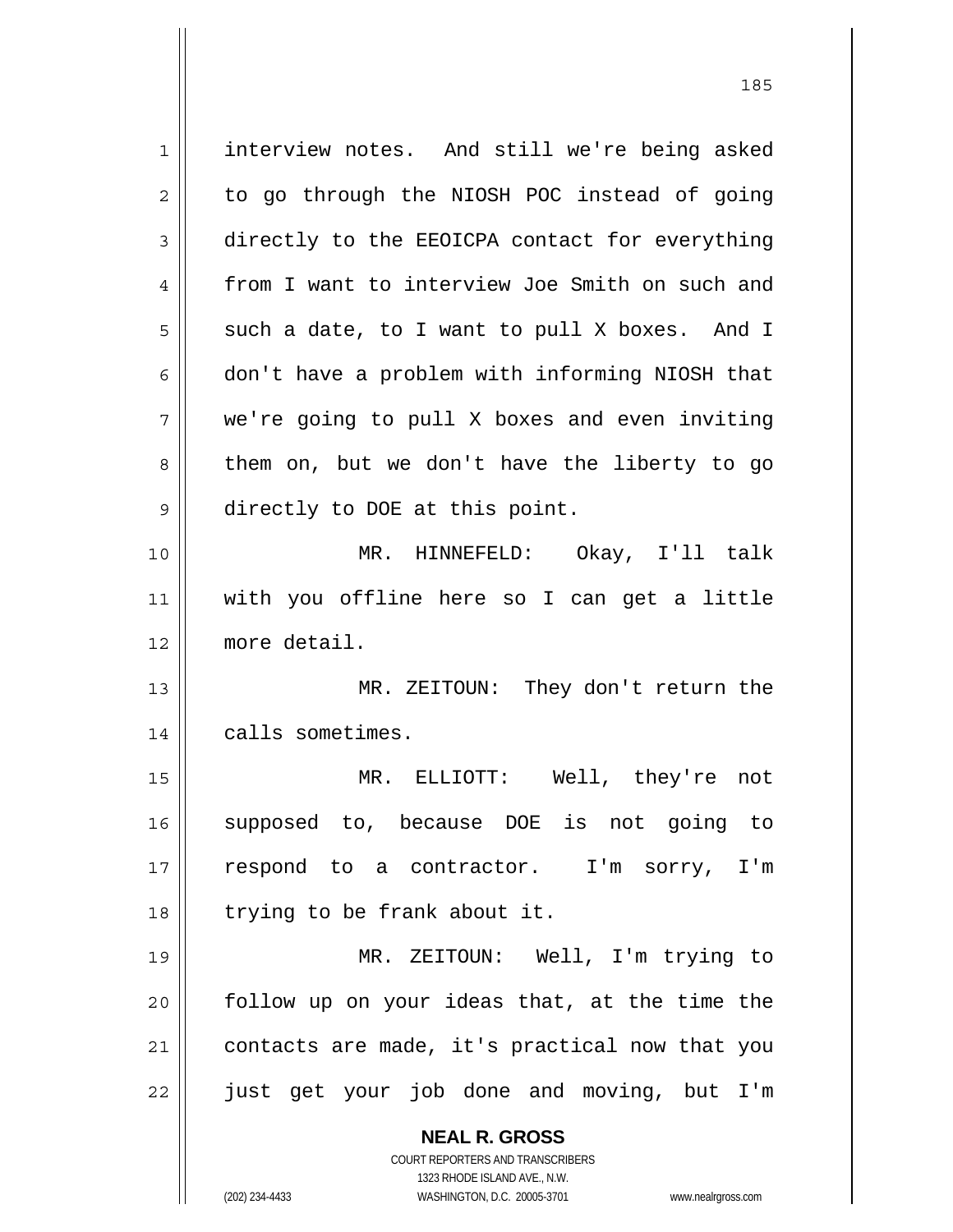interview notes. And still we're being asked to go through the NIOSH POC instead of going directly to the EEOICPA contact for everything from I want to interview Joe Smith on such and such a date, to I want to pull X boxes. And I don't have a problem with informing NIOSH that we're going to pull X boxes and even inviting them on, but we don't have the liberty to go directly to DOE at this point.

MR. HINNEFELD: Okay, I'll talk with you offline here so I can get a little more detail.

MR. ZEITOUN: They don't return the calls sometimes.

MR. ELLIOTT: Well, they're not supposed to, because DOE is not going to respond to a contractor. I'm sorry, I'm trying to be frank about it.

MR. ZEITOUN: Well, I'm trying to follow up on your ideas that, at the time the contacts are made, it's practical now that you just get your job done and moving, but I'm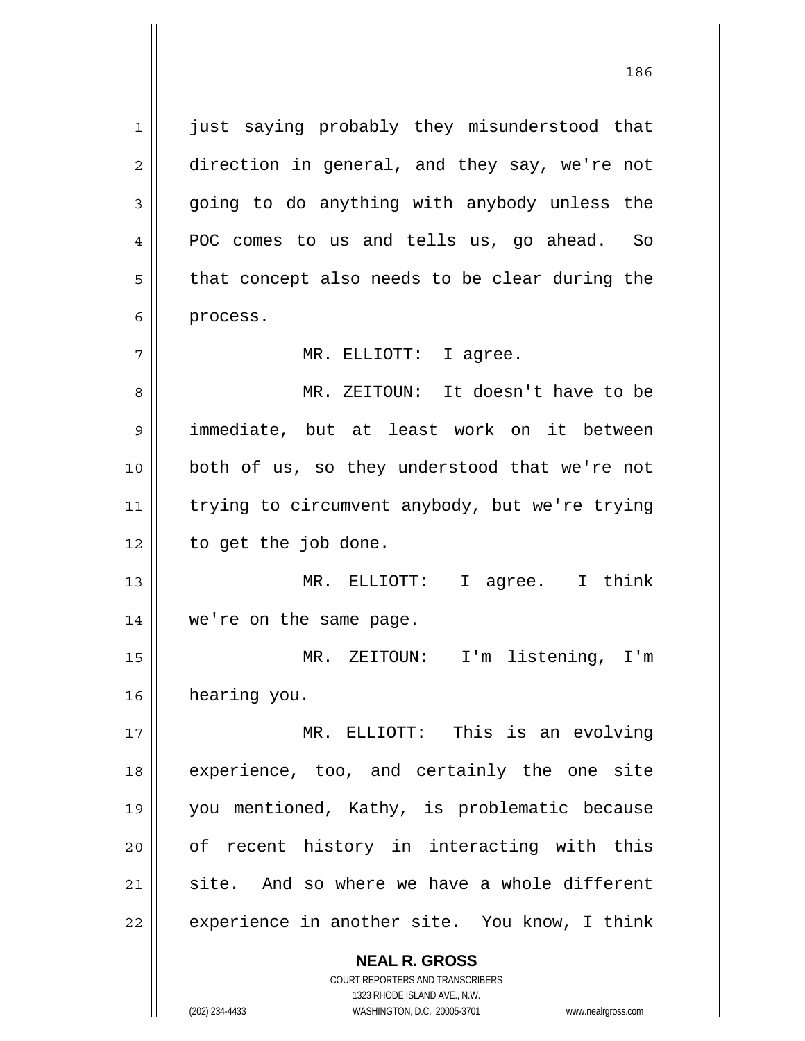just saying probably they misunderstood that direction in general, and they say, we're not going to do anything with anybody unless the POC comes to us and tells us, go ahead. So that concept also needs to be clear during the process.

MR. ELLIOTT: I agree.

MR. ZEITOUN: It doesn't have to be immediate, but at least work on it between both of us, so they understood that we're not trying to circumvent anybody, but we're trying to get the job done.

MR. ELLIOTT: I agree. I think we're on the same page.

MR. ZEITOUN: I'm listening, I'm hearing you.

MR. ELLIOTT: This is an evolving experience, too, and certainly the one site you mentioned, Kathy, is problematic because of recent history in interacting with this site. And so where we have a whole different experience in another site. You know, I think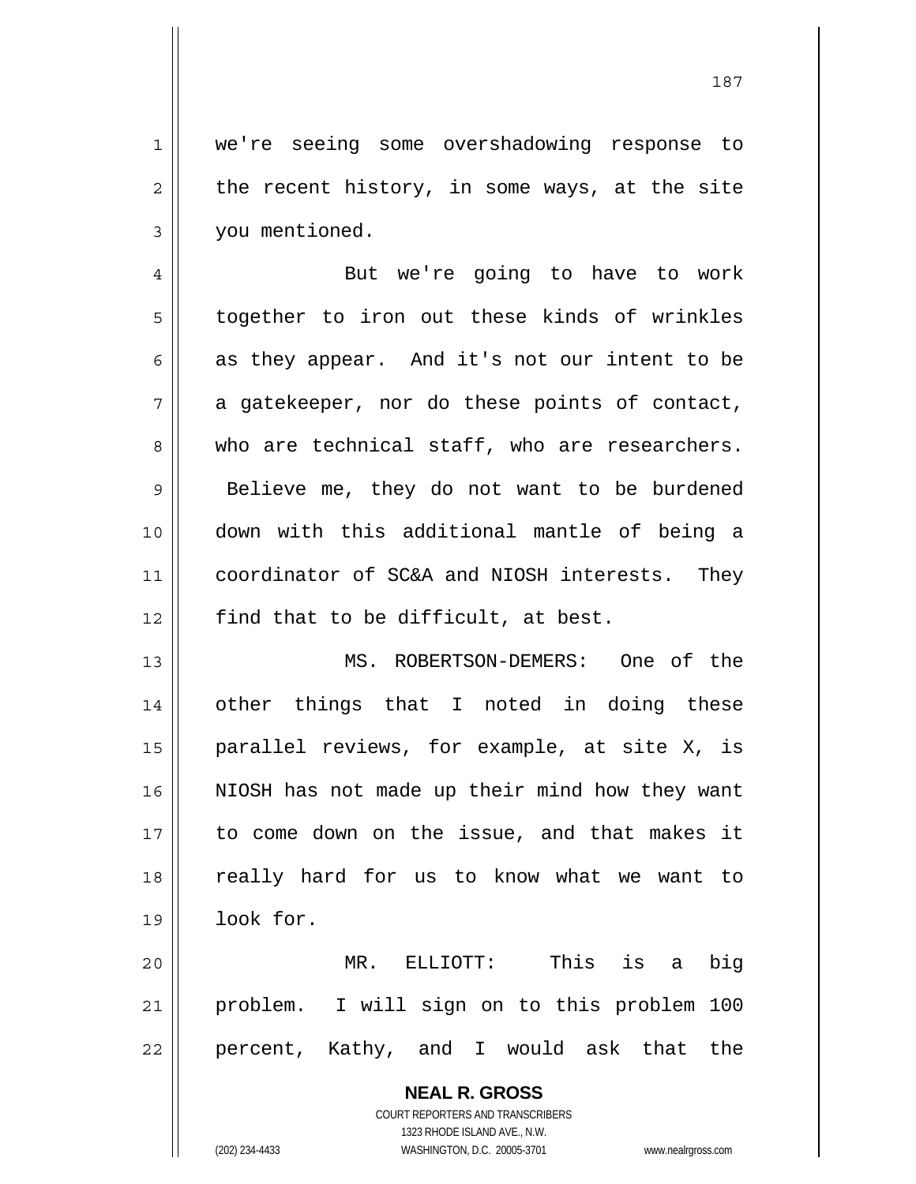we're seeing some overshadowing response to the recent history, in some ways, at the site you mentioned.

But we're going to have to work together to iron out these kinds of wrinkles as they appear. And it's not our intent to be a gatekeeper, nor do these points of contact, who are technical staff, who are researchers. Believe me, they do not want to be burdened down with this additional mantle of being a coordinator of SC&A and NIOSH interests. They find that to be difficult, at best.

MS. ROBERTSON-DEMERS: One of the other things that I noted in doing these parallel reviews, for example, at site X, is NIOSH has not made up their mind how they want to come down on the issue, and that makes it really hard for us to know what we want to look for.

MR. ELLIOTT: This is a big problem. I will sign on to this problem 100 percent, Kathy, and I would ask that the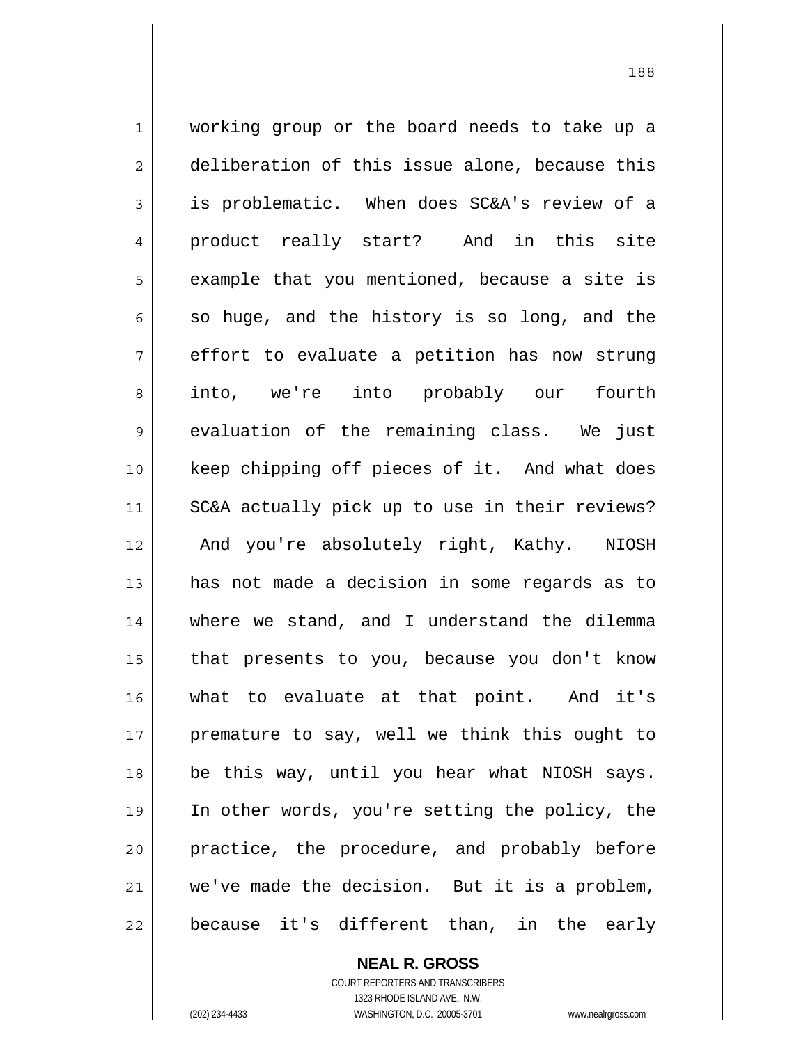working group or the board needs to take up a deliberation of this issue alone, because this is problematic. When does SC&A's review of a product really start? And in this site example that you mentioned, because a site is so huge, and the history is so long, and the effort to evaluate a petition has now strung into, we're into probably our fourth evaluation of the remaining class. We just keep chipping off pieces of it. And what does SC&A actually pick up to use in their reviews? And you're absolutely right, Kathy. NIOSH has not made a decision in some regards as to where we stand, and I understand the dilemma that presents to you, because you don't know what to evaluate at that point. And it's premature to say, well we think this ought to be this way, until you hear what NIOSH says. In other words, you're setting the policy, the practice, the procedure, and probably before we've made the decision. But it is a problem, because it's different than, in the early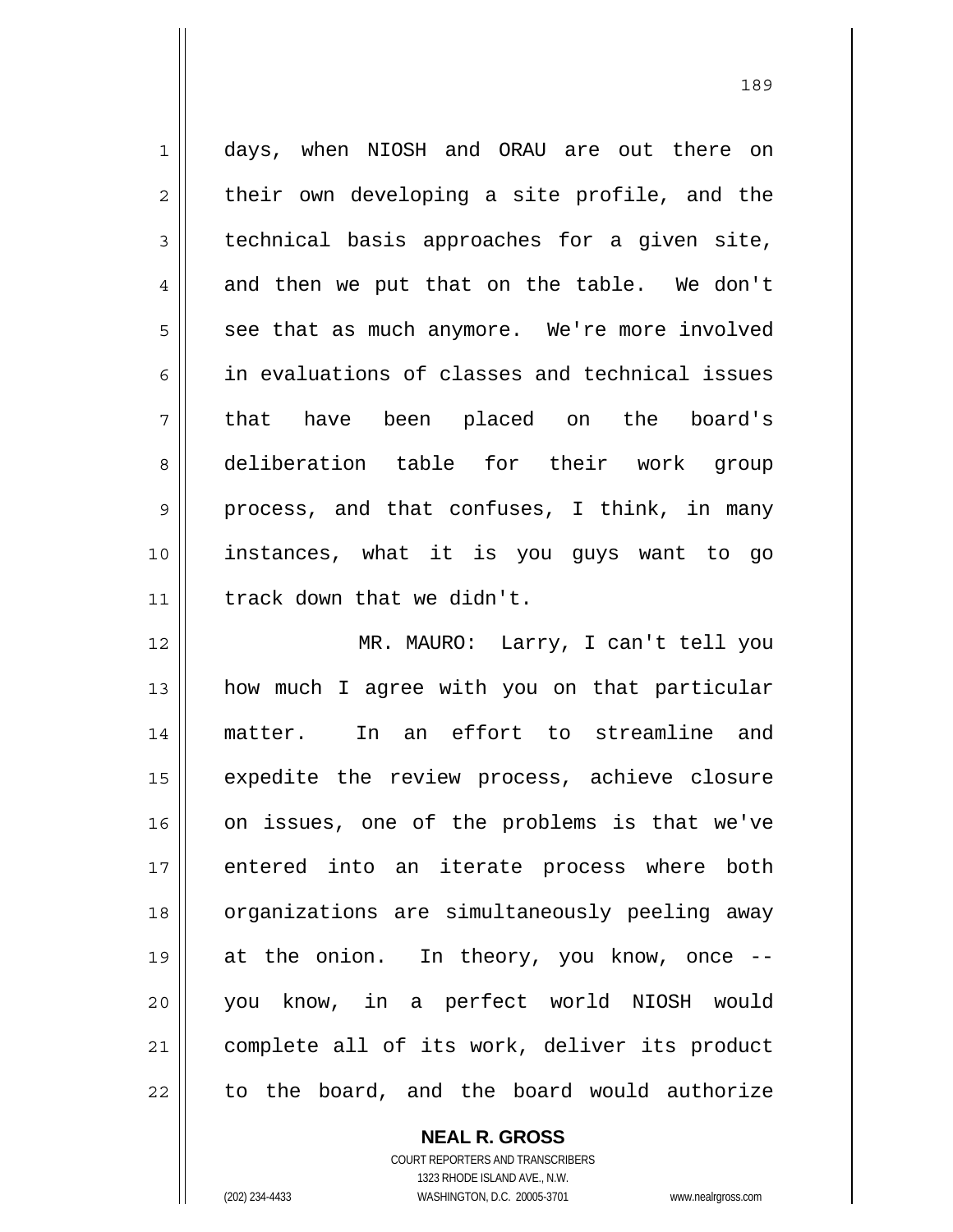days, when NIOSH and ORAU are out there on their own developing a site profile, and the technical basis approaches for a given site, and then we put that on the table. We don't see that as much anymore. We're more involved in evaluations of classes and technical issues that have been placed on the board's deliberation table for their work group process, and that confuses, I think, in many instances, what it is you guys want to go track down that we didn't.

MR. MAURO: Larry, I can't tell you how much I agree with you on that particular matter. In an effort to streamline and expedite the review process, achieve closure on issues, one of the problems is that we've entered into an iterate process where both organizations are simultaneously peeling away at the onion. In theory, you know, once -- you know, in a perfect world NIOSH would complete all of its work, deliver its product to the board, and the board would authorize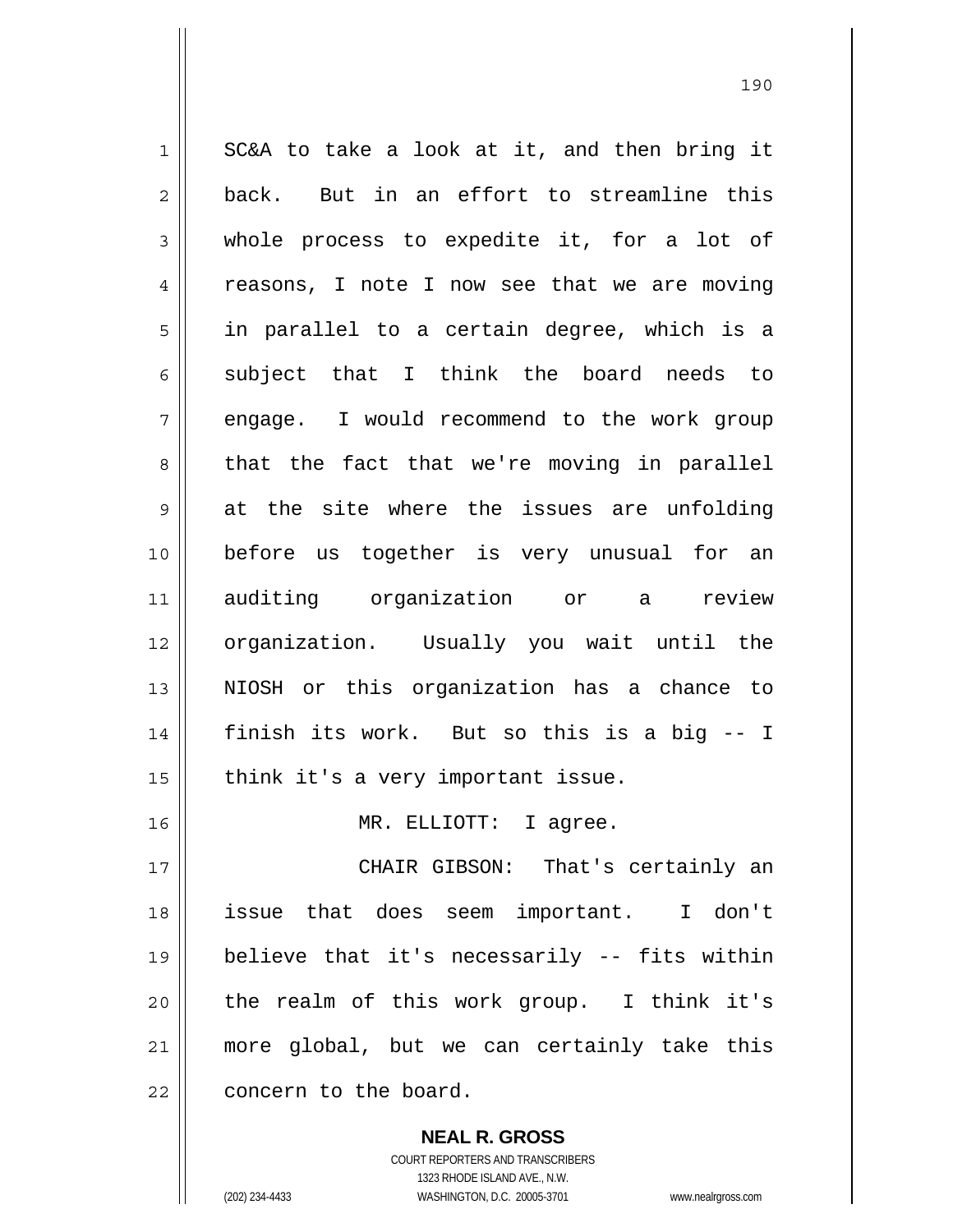SC&A to take a look at it, and then bring it back. But in an effort to streamline this whole process to expedite it, for a lot of reasons, I note I now see that we are moving in parallel to a certain degree, which is a subject that I think the board needs to engage. I would recommend to the work group that the fact that we're moving in parallel at the site where the issues are unfolding before us together is very unusual for an auditing organization or a review organization. Usually you wait until the NIOSH or this organization has a chance to finish its work. But so this is a big -- I think it's a very important issue.

MR. ELLIOTT: I agree.

CHAIR GIBSON: That's certainly an issue that does seem important. I don't believe that it's necessarily -- fits within the realm of this work group. I think it's more global, but we can certainly take this concern to the board.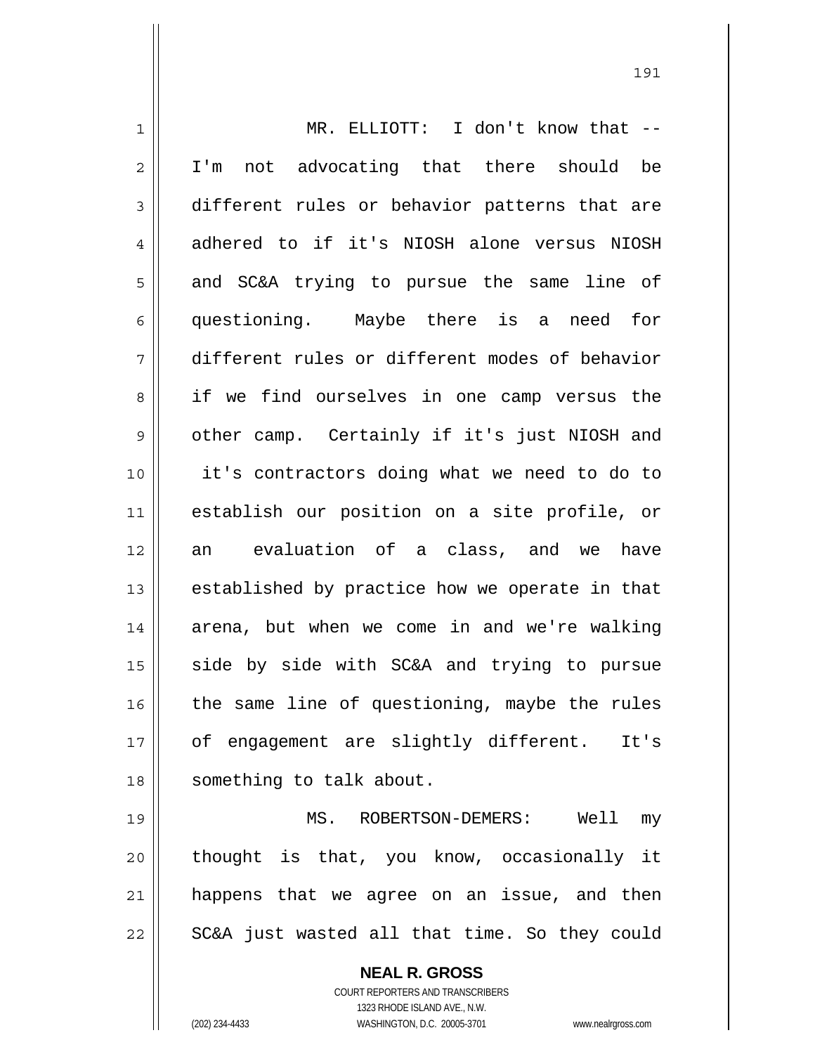MR. ELLIOTT: I don't know that -- I'm not advocating that there should be different rules or behavior patterns that are adhered to if it's NIOSH alone versus NIOSH and SC&A trying to pursue the same line of questioning. Maybe there is a need for different rules or different modes of behavior if we find ourselves in one camp versus the other camp. Certainly if it's just NIOSH and it's contractors doing what we need to do to establish our position on a site profile, or an evaluation of a class, and we have established by practice how we operate in that arena, but when we come in and we're walking side by side with SC&A and trying to pursue the same line of questioning, maybe the rules of engagement are slightly different. It's something to talk about.

MS. ROBERTSON-DEMERS: Well my thought is that, you know, occasionally it happens that we agree on an issue, and then SC&A just wasted all that time. So they could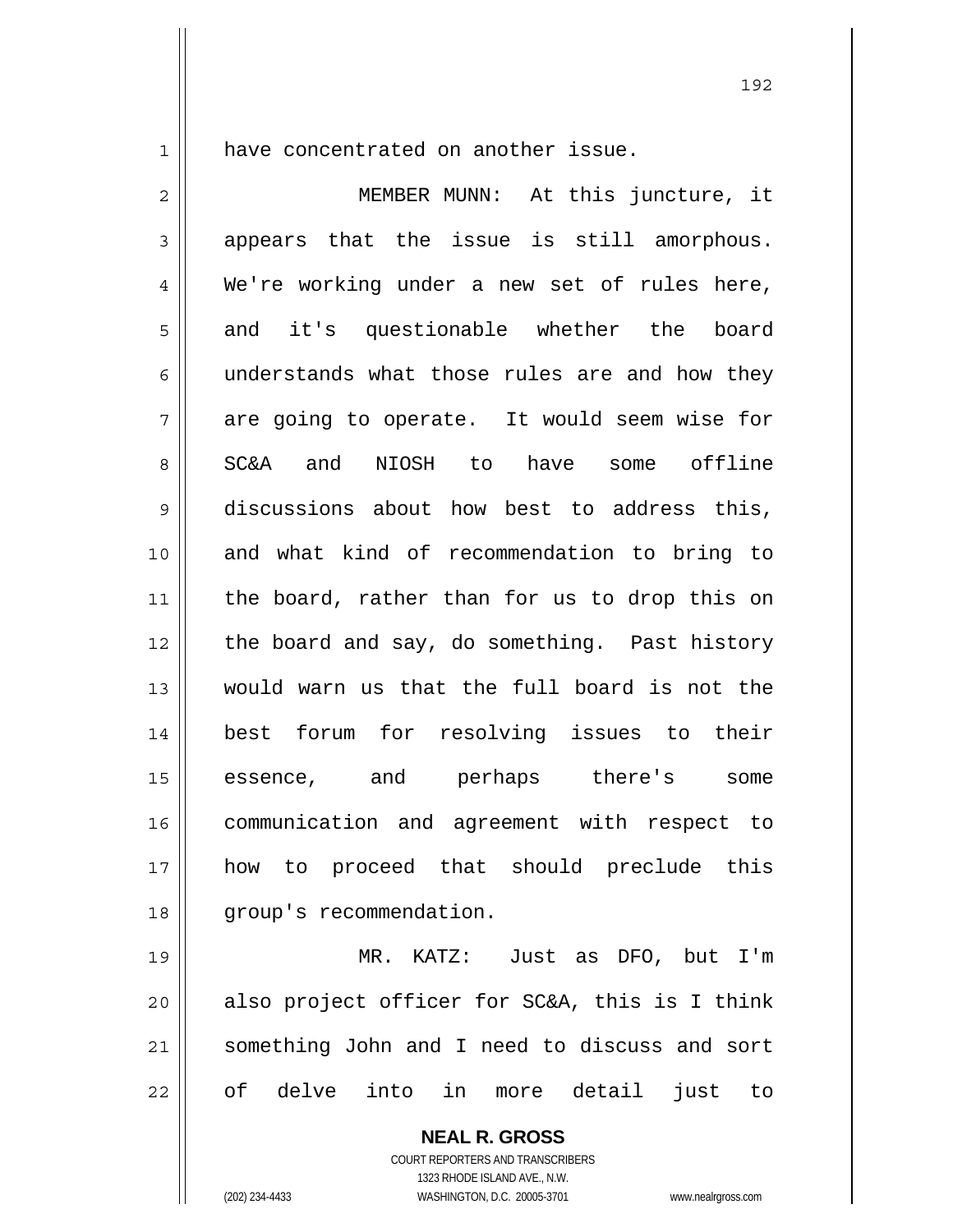have concentrated on another issue.

MEMBER MUNN: At this juncture, it appears that the issue is still amorphous. We're working under a new set of rules here, and it's questionable whether the board understands what those rules are and how they are going to operate. It would seem wise for SC&A and NIOSH to have some offline discussions about how best to address this, and what kind of recommendation to bring to the board, rather than for us to drop this on the board and say, do something. Past history would warn us that the full board is not the best forum for resolving issues to their essence, and perhaps there's some communication and agreement with respect to how to proceed that should preclude this group's recommendation.

MR. KATZ: Just as DFO, but I'm also project officer for SC&A, this is I think something John and I need to discuss and sort of delve into in more detail just to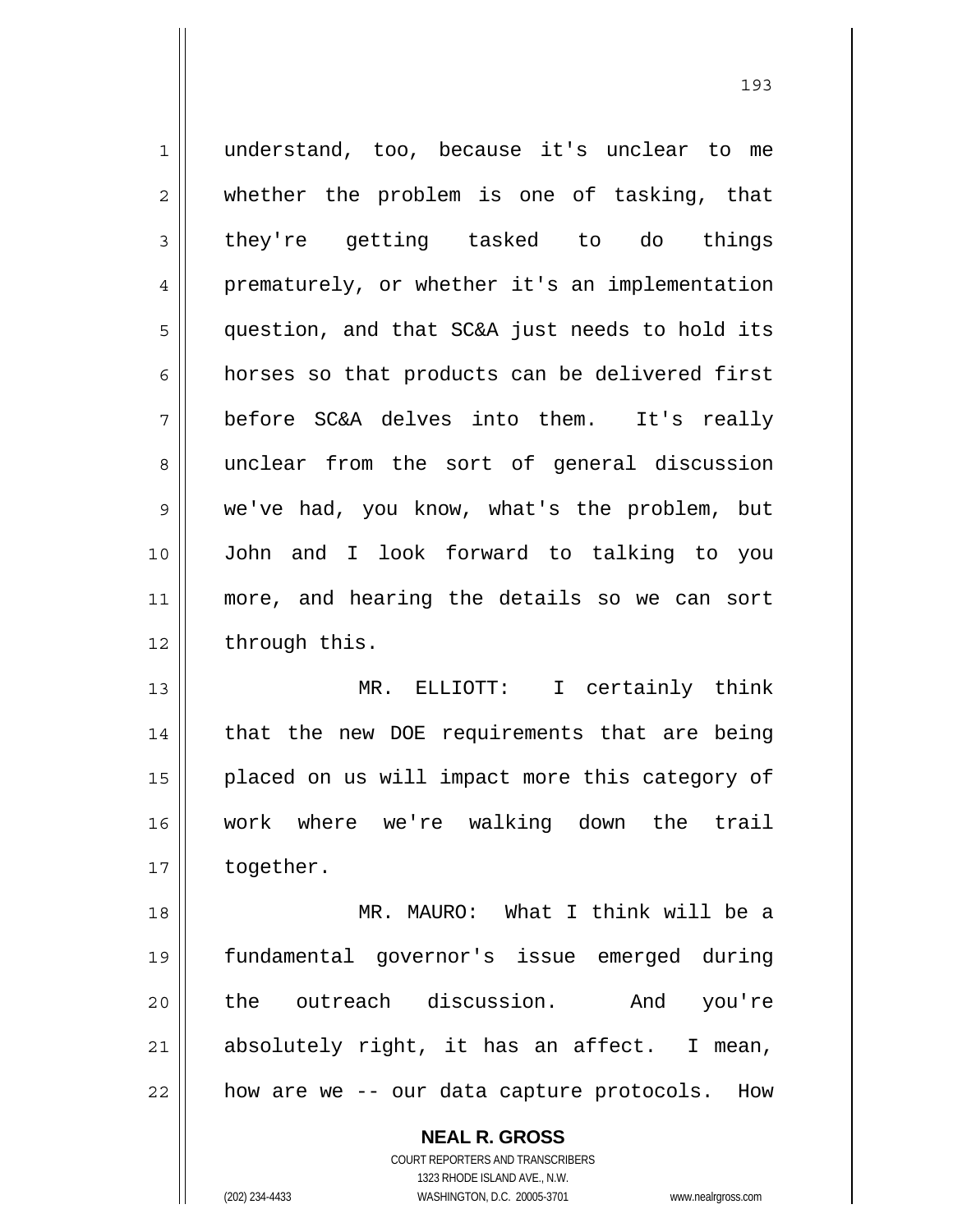understand, too, because it's unclear to me whether the problem is one of tasking, that they're getting tasked to do things prematurely, or whether it's an implementation question, and that SC&A just needs to hold its horses so that products can be delivered first before SC&A delves into them. It's really unclear from the sort of general discussion we've had, you know, what's the problem, but John and I look forward to talking to you more, and hearing the details so we can sort through this.

MR. ELLIOTT: I certainly think that the new DOE requirements that are being placed on us will impact more this category of work where we're walking down the trail together.

MR. MAURO: What I think will be a fundamental governor's issue emerged during the outreach discussion. And you're absolutely right, it has an affect. I mean, how are we -- our data capture protocols. How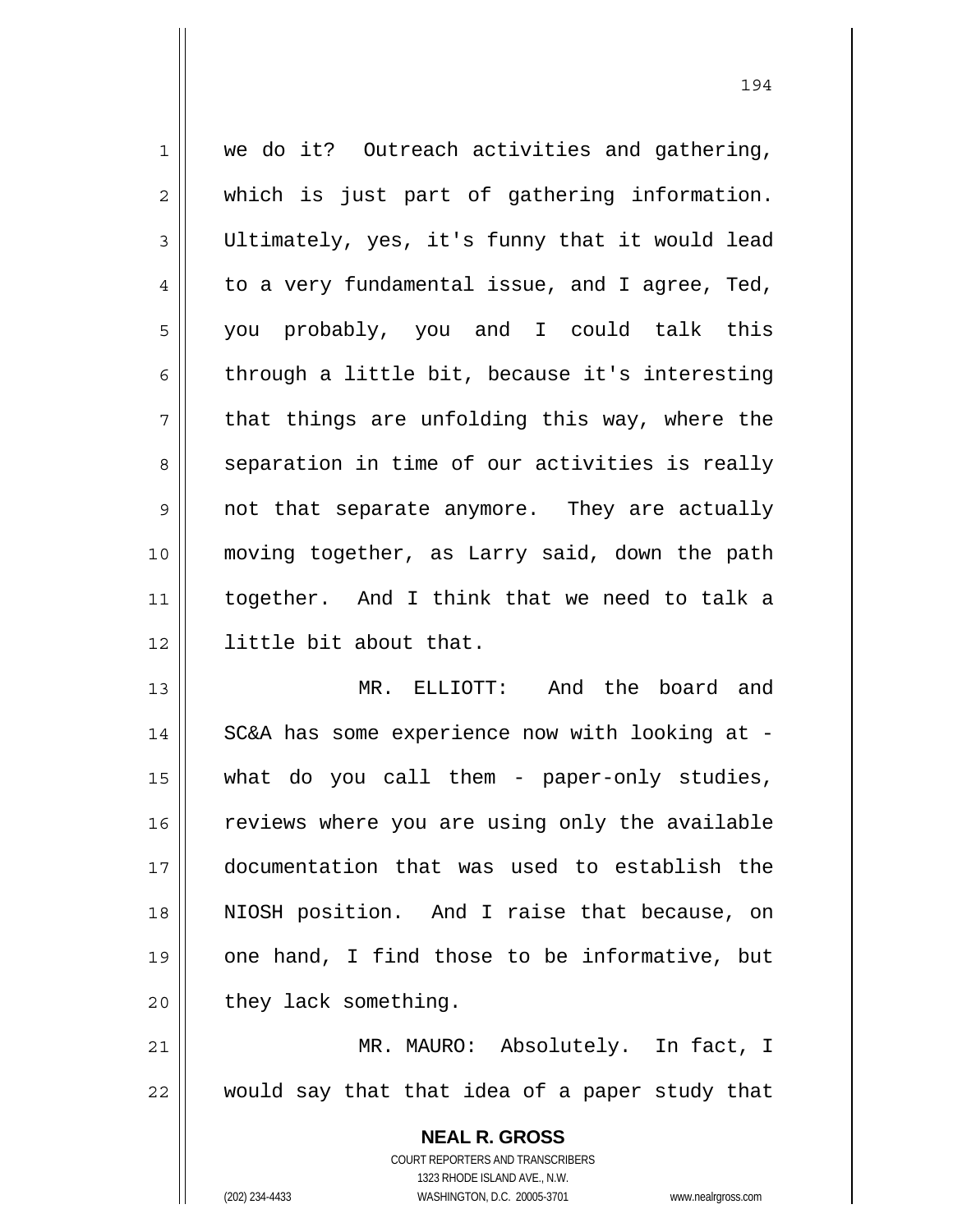we do it? Outreach activities and gathering, which is just part of gathering information. Ultimately, yes, it's funny that it would lead to a very fundamental issue, and I agree, Ted, you probably, you and I could talk this through a little bit, because it's interesting that things are unfolding this way, where the separation in time of our activities is really not that separate anymore. They are actually moving together, as Larry said, down the path together. And I think that we need to talk a little bit about that.

MR. ELLIOTT: And the board and SC&A has some experience now with looking at - what do you call them - paper-only studies, reviews where you are using only the available documentation that was used to establish the NIOSH position. And I raise that because, on one hand, I find those to be informative, but they lack something.

MR. MAURO: Absolutely. In fact, I would say that that idea of a paper study that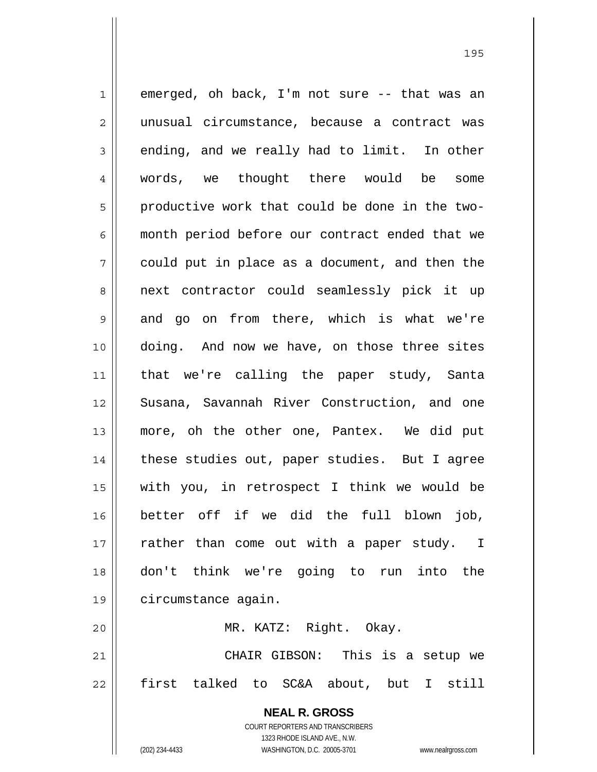emerged, oh back, I'm not sure -- that was an unusual circumstance, because a contract was ending, and we really had to limit. In other words, we thought there would be some productive work that could be done in the two-month period before our contract ended that we could put in place as a document, and then the next contractor could seamlessly pick it up and go on from there, which is what we're doing. And now we have, on those three sites that we're calling the paper study, Santa Susana, Savannah River Construction, and one more, oh the other one, Pantex. We did put these studies out, paper studies. But I agree with you, in retrospect I think we would be better off if we did the full blown job, rather than come out with a paper study. I don't think we're going to run into the circumstance again.

MR. KATZ: Right. Okay.

CHAIR GIBSON: This is a setup we first talked to SC&A about, but I still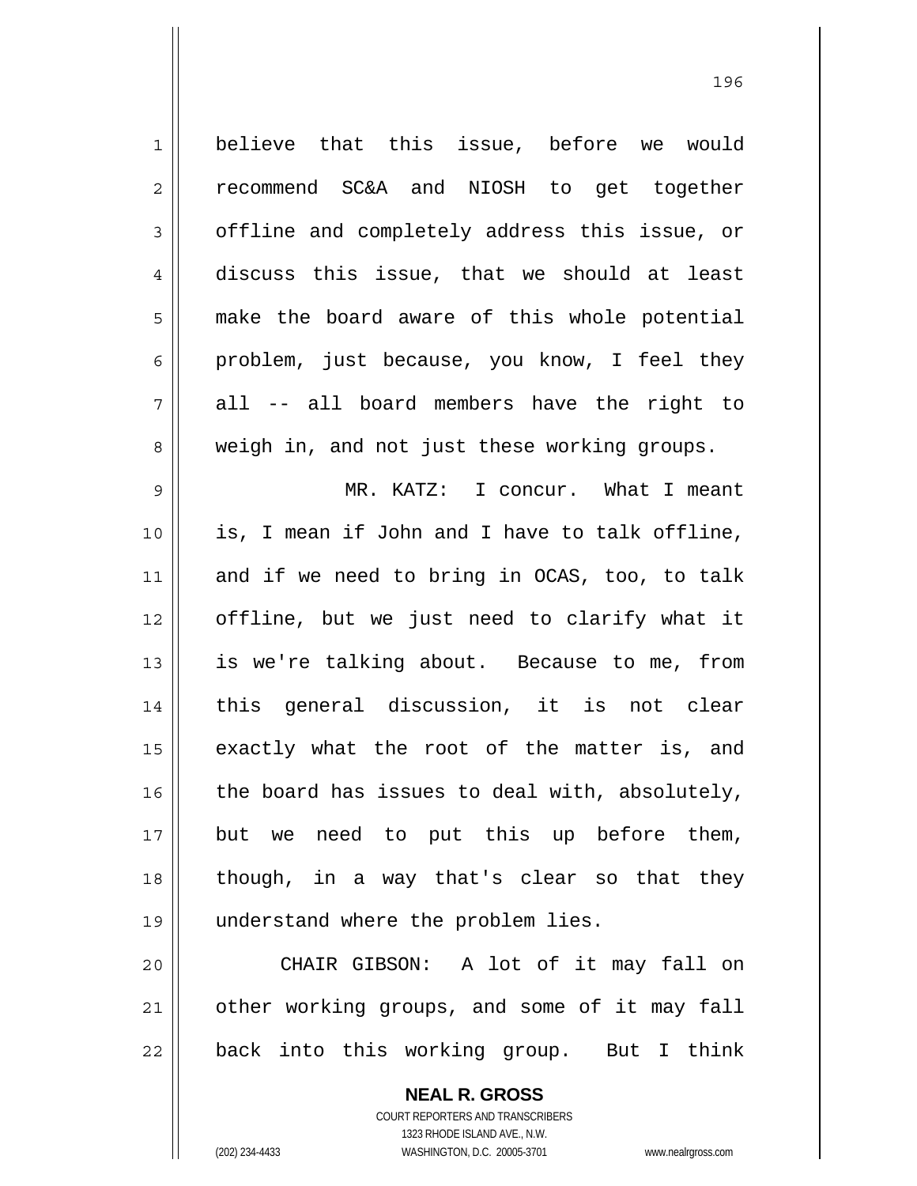believe that this issue, before we would recommend SC&A and NIOSH to get together offline and completely address this issue, or discuss this issue, that we should at least make the board aware of this whole potential problem, just because, you know, I feel they all -- all board members have the right to weigh in, and not just these working groups.

MR. KATZ: I concur. What I meant is, I mean if John and I have to talk offline, and if we need to bring in OCAS, too, to talk offline, but we just need to clarify what it is we're talking about. Because to me, from this general discussion, it is not clear exactly what the root of the matter is, and the board has issues to deal with, absolutely, but we need to put this up before them, though, in a way that's clear so that they understand where the problem lies.

CHAIR GIBSON: A lot of it may fall on other working groups, and some of it may fall back into this working group. But I think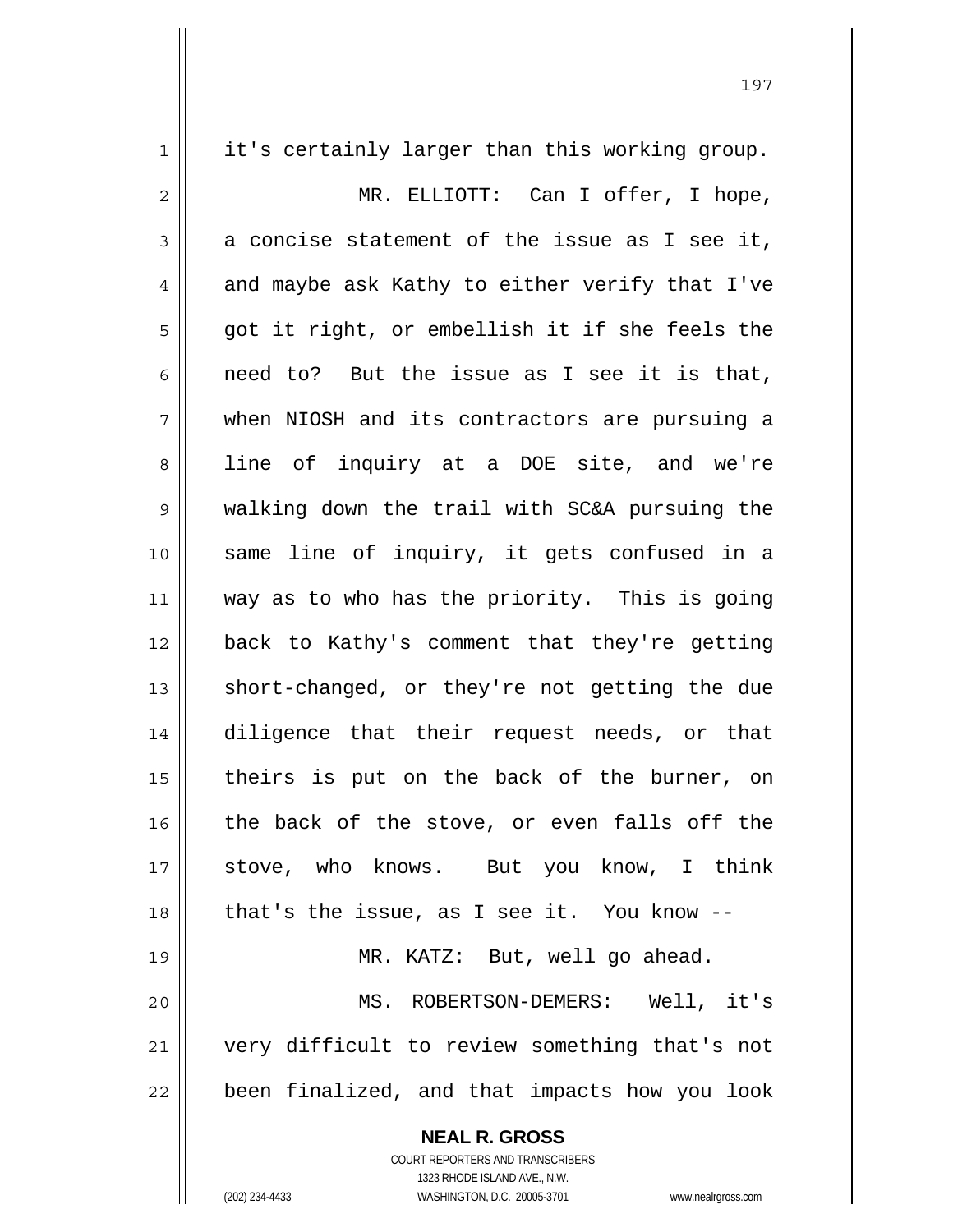it's certainly larger than this working group.

MR. ELLIOTT: Can I offer, I hope, a concise statement of the issue as I see it, and maybe ask Kathy to either verify that I've got it right, or embellish it if she feels the need to? But the issue as I see it is that, when NIOSH and its contractors are pursuing a line of inquiry at a DOE site, and we're walking down the trail with SC&A pursuing the same line of inquiry, it gets confused in a way as to who has the priority. This is going back to Kathy's comment that they're getting short-changed, or they're not getting the due diligence that their request needs, or that theirs is put on the back of the burner, on the back of the stove, or even falls off the stove, who knows. But you know, I think that's the issue, as I see it. You know --

MR. KATZ: But, well go ahead.

MS. ROBERTSON-DEMERS: Well, it's very difficult to review something that's not been finalized, and that impacts how you look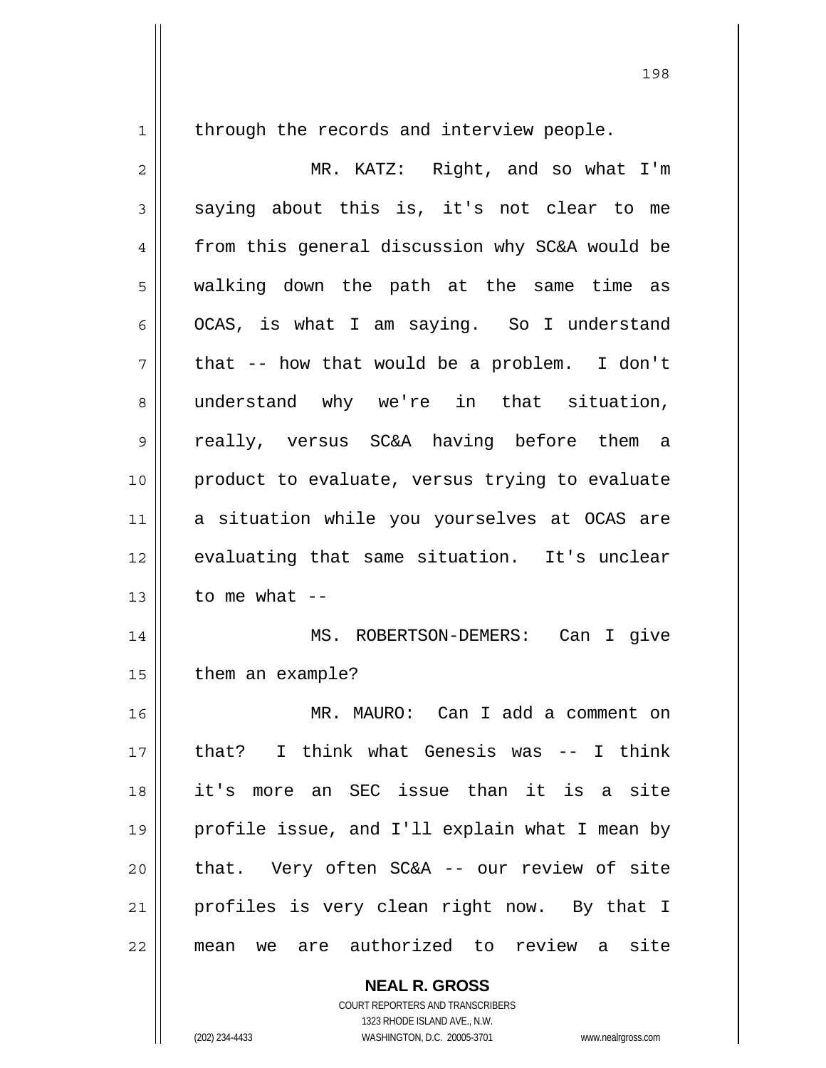through the records and interview people.

MR. KATZ: Right, and so what I'm saying about this is, it's not clear to me from this general discussion why SC&A would be walking down the path at the same time as OCAS, is what I am saying. So I understand that -- how that would be a problem. I don't understand why we're in that situation, really, versus SC&A having before them a product to evaluate, versus trying to evaluate a situation while you yourselves at OCAS are evaluating that same situation. It's unclear to me what --

MS. ROBERTSON-DEMERS: Can I give them an example?

MR. MAURO: Can I add a comment on that? I think what Genesis was -- I think it's more an SEC issue than it is a site profile issue, and I'll explain what I mean by that. Very often SC&A -- our review of site profiles is very clean right now. By that I mean we are authorized to review a site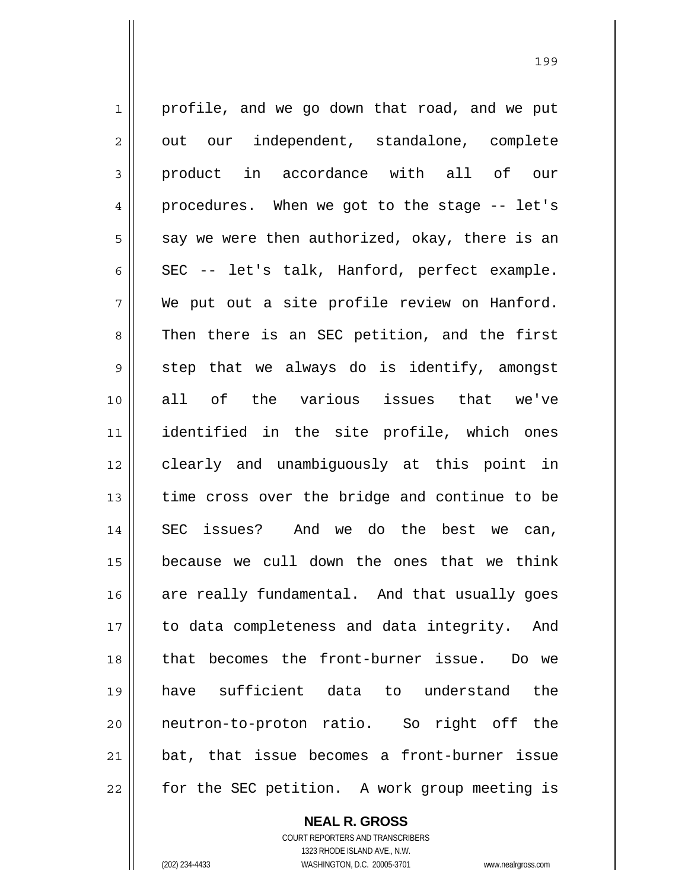profile, and we go down that road, and we put out our independent, standalone, complete product in accordance with all of our procedures. When we got to the stage -- let's say we were then authorized, okay, there is an SEC -- let's talk, Hanford, perfect example. We put out a site profile review on Hanford. Then there is an SEC petition, and the first step that we always do is identify, amongst all of the various issues that we've identified in the site profile, which ones clearly and unambiguously at this point in time cross over the bridge and continue to be SEC issues? And we do the best we can, because we cull down the ones that we think are really fundamental. And that usually goes to data completeness and data integrity. And that becomes the front-burner issue. Do we have sufficient data to understand the neutron-to-proton ratio. So right off the bat, that issue becomes a front-burner issue for the SEC petition. A work group meeting is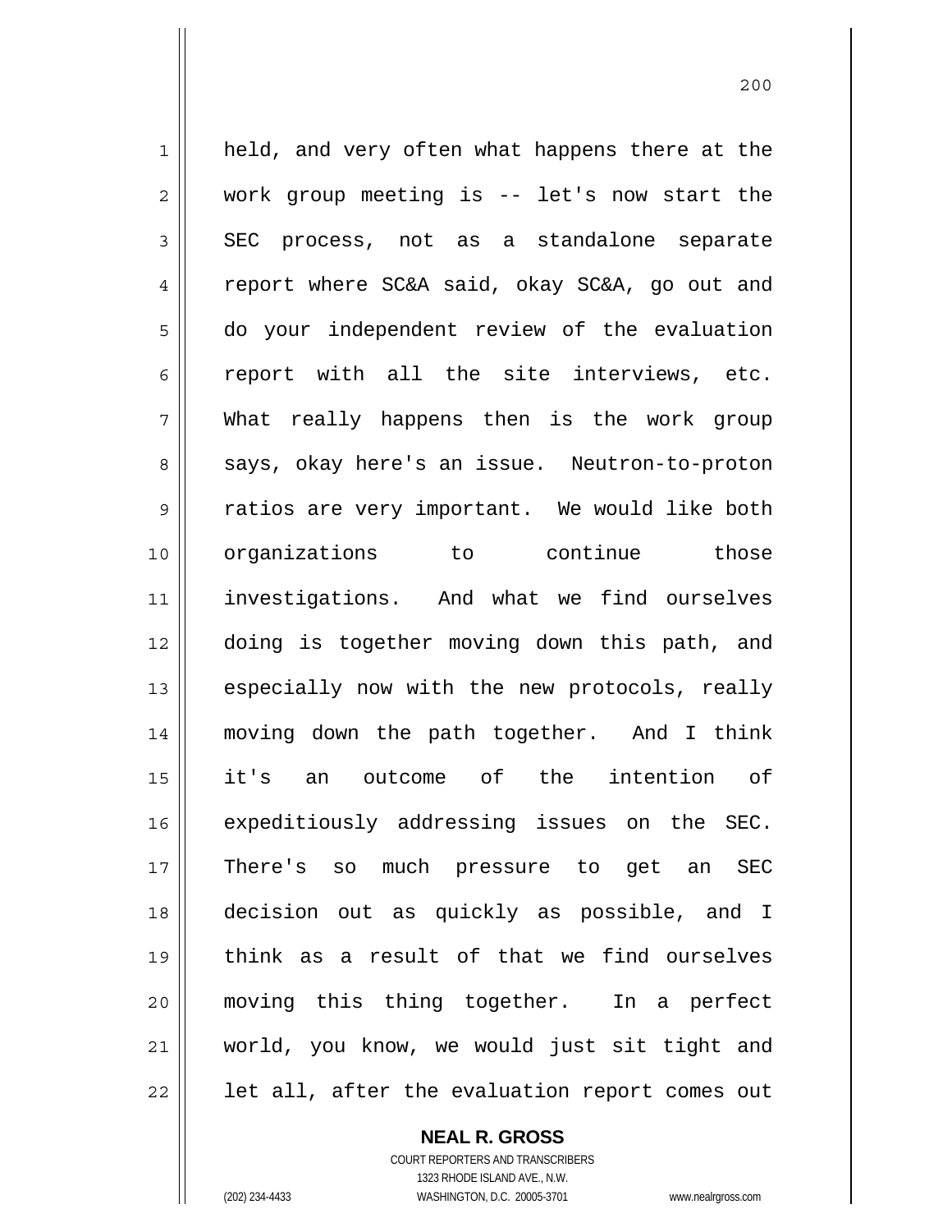held, and very often what happens there at the work group meeting is -- let's now start the SEC process, not as a standalone separate report where SC&A said, okay SC&A, go out and do your independent review of the evaluation report with all the site interviews, etc. What really happens then is the work group says, okay here's an issue. Neutron-to-proton ratios are very important. We would like both organizations to continue those investigations. And what we find ourselves doing is together moving down this path, and especially now with the new protocols, really moving down the path together. And I think it's an outcome of the intention of expeditiously addressing issues on the SEC. There's so much pressure to get an SEC decision out as quickly as possible, and I think as a result of that we find ourselves moving this thing together. In a perfect world, you know, we would just sit tight and let all, after the evaluation report comes out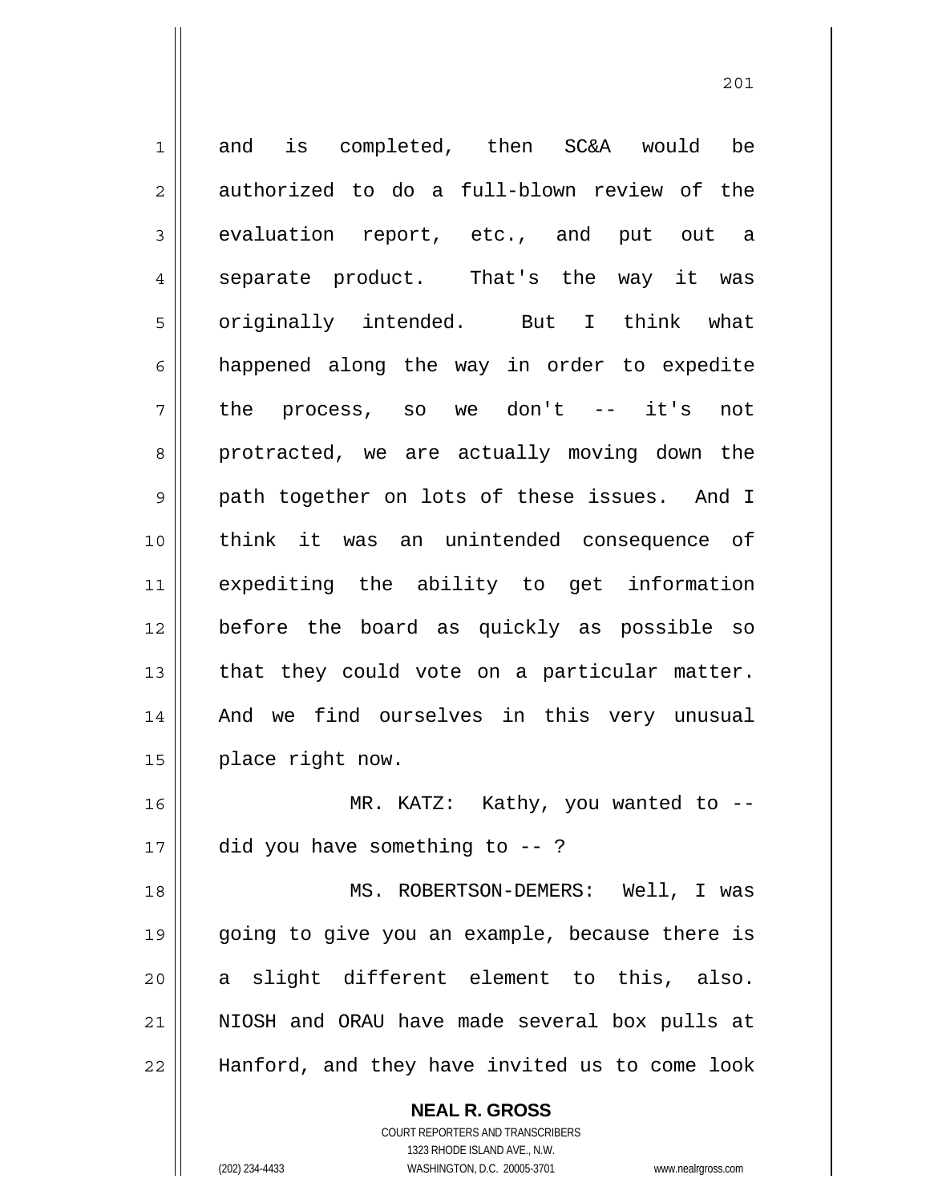and is completed, then SC&A would be authorized to do a full-blown review of the evaluation report, etc., and put out a separate product. That's the way it was originally intended. But I think what happened along the way in order to expedite the process, so we don't -- it's not protracted, we are actually moving down the path together on lots of these issues. And I think it was an unintended consequence of expediting the ability to get information before the board as quickly as possible so that they could vote on a particular matter. And we find ourselves in this very unusual place right now.

MR. KATZ: Kathy, you wanted to -- did you have something to -- ?

MS. ROBERTSON-DEMERS: Well, I was going to give you an example, because there is a slight different element to this, also. NIOSH and ORAU have made several box pulls at Hanford, and they have invited us to come look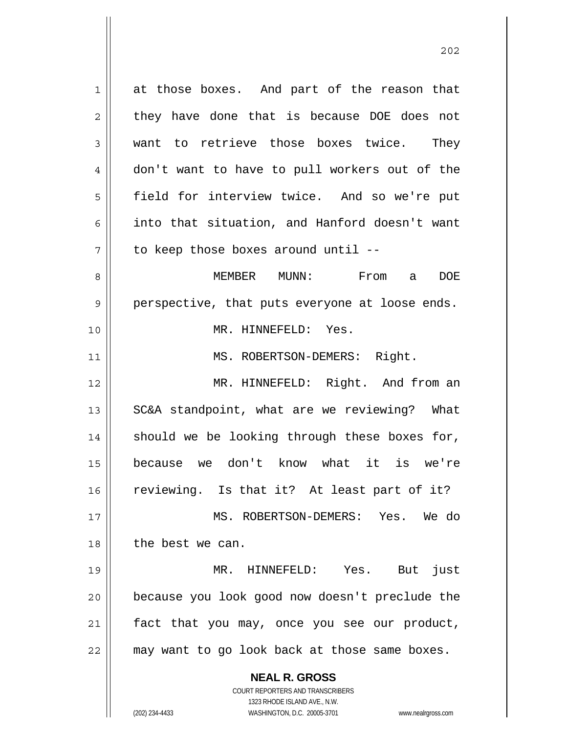at those boxes. And part of the reason that they have done that is because DOE does not want to retrieve those boxes twice. They don't want to have to pull workers out of the field for interview twice. And so we're put into that situation, and Hanford doesn't want to keep those boxes around until --

MEMBER MUNN: From a DOE perspective, that puts everyone at loose ends.

MR. HINNEFELD: Yes.

MS. ROBERTSON-DEMERS: Right.

MR. HINNEFELD: Right. And from an SC&A standpoint, what are we reviewing? What should we be looking through these boxes for, because we don't know what it is we're reviewing. Is that it? At least part of it?

MS. ROBERTSON-DEMERS: Yes. We do the best we can.

MR. HINNEFELD: Yes. But just because you look good now doesn't preclude the fact that you may, once you see our product, may want to go look back at those same boxes.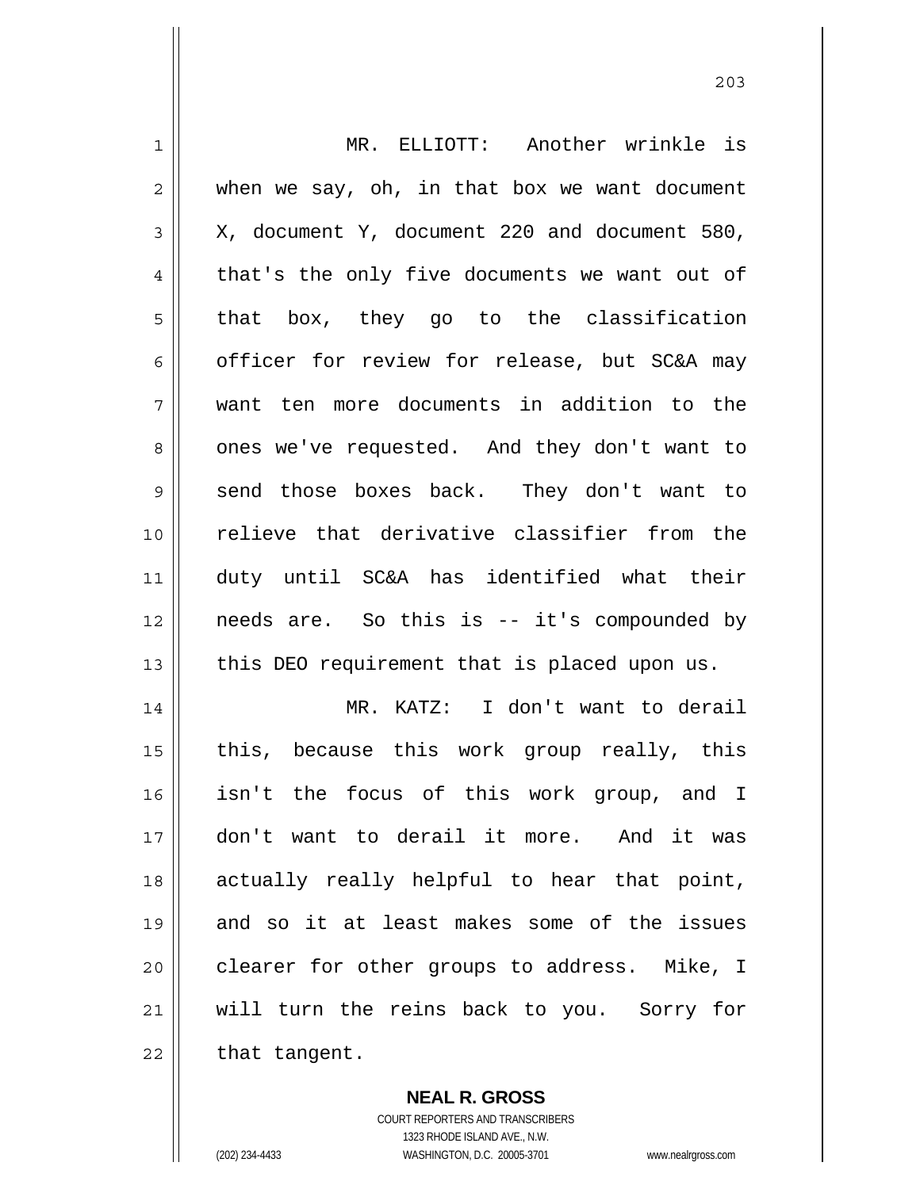MR. ELLIOTT: Another wrinkle is when we say, oh, in that box we want document X, document Y, document 220 and document 580, that's the only five documents we want out of that box, they go to the classification officer for review for release, but SC&A may want ten more documents in addition to the ones we've requested. And they don't want to send those boxes back. They don't want to relieve that derivative classifier from the duty until SC&A has identified what their needs are. So this is -- it's compounded by this DEO requirement that is placed upon us.

MR. KATZ: I don't want to derail this, because this work group really, this isn't the focus of this work group, and I don't want to derail it more. And it was actually really helpful to hear that point, and so it at least makes some of the issues clearer for other groups to address. Mike, I will turn the reins back to you. Sorry for that tangent.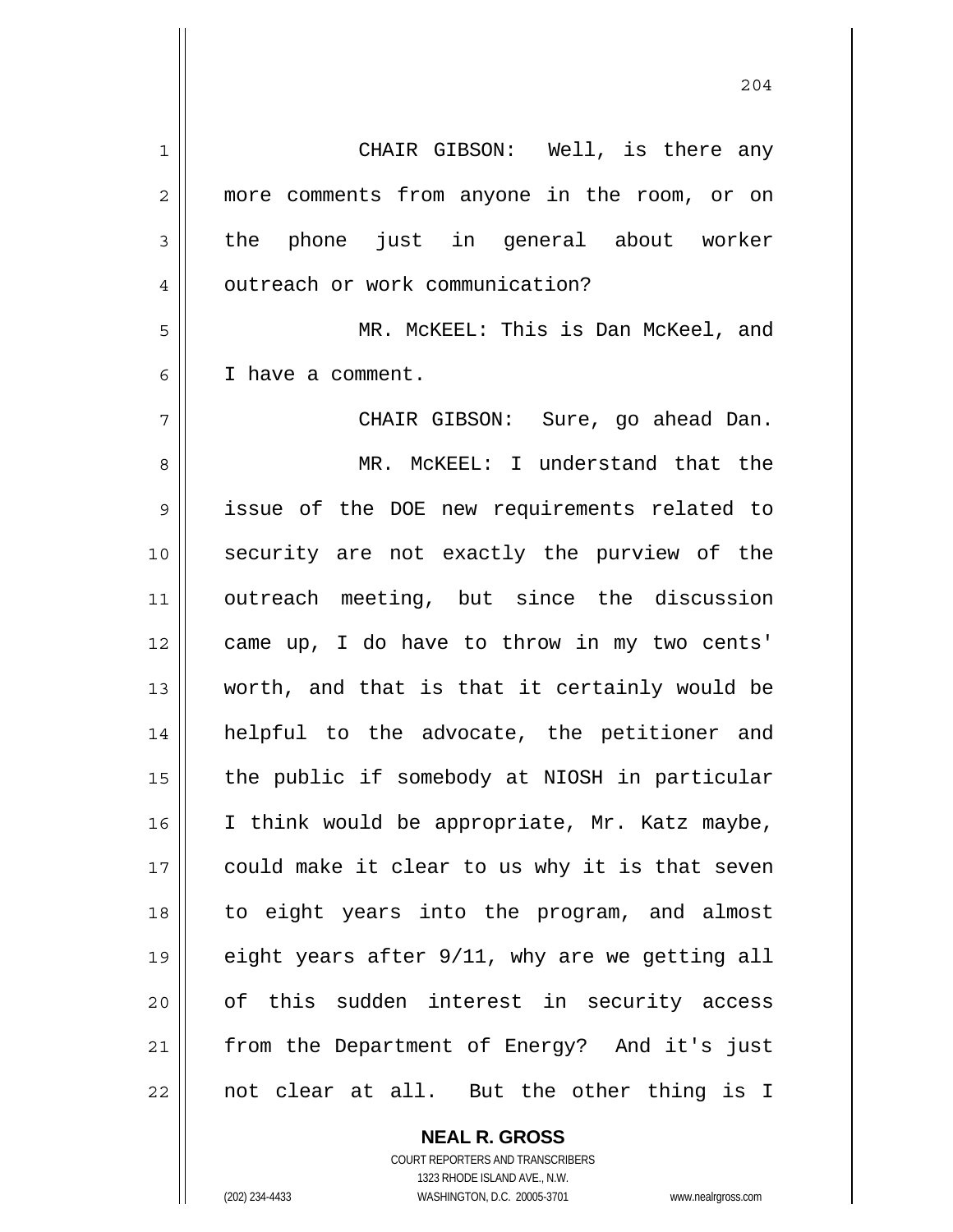CHAIR GIBSON: Well, is there any more comments from anyone in the room, or on the phone just in general about worker outreach or work communication?

MR. McKEEL: This is Dan McKeel, and I have a comment.

CHAIR GIBSON: Sure, go ahead Dan.

MR. McKEEL: I understand that the issue of the DOE new requirements related to security are not exactly the purview of the outreach meeting, but since the discussion came up, I do have to throw in my two cents' worth, and that is that it certainly would be helpful to the advocate, the petitioner and the public if somebody at NIOSH in particular I think would be appropriate, Mr. Katz maybe, could make it clear to us why it is that seven to eight years into the program, and almost eight years after 9/11, why are we getting all of this sudden interest in security access from the Department of Energy? And it's just not clear at all. But the other thing is I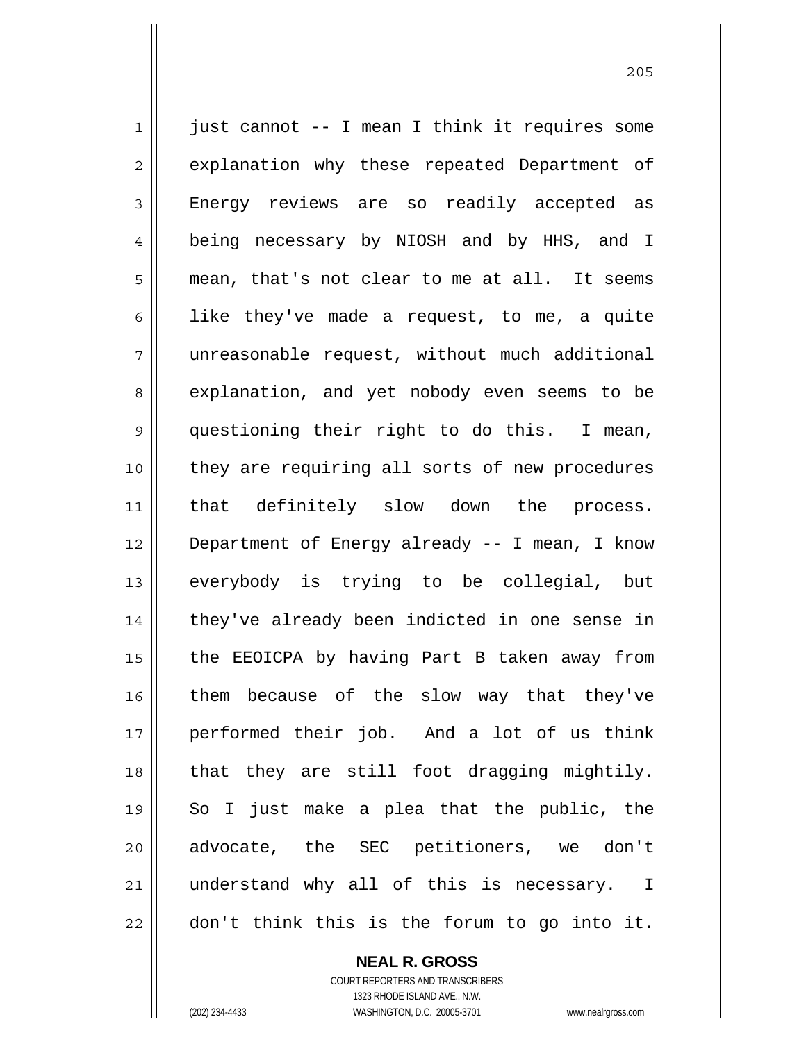just cannot -- I mean I think it requires some explanation why these repeated Department of Energy reviews are so readily accepted as being necessary by NIOSH and by HHS, and I mean, that's not clear to me at all. It seems like they've made a request, to me, a quite unreasonable request, without much additional explanation, and yet nobody even seems to be questioning their right to do this. I mean, they are requiring all sorts of new procedures that definitely slow down the process. Department of Energy already -- I mean, I know everybody is trying to be collegial, but they've already been indicted in one sense in the EEOICPA by having Part B taken away from them because of the slow way that they've performed their job. And a lot of us think that they are still foot dragging mightily. So I just make a plea that the public, the advocate, the SEC petitioners, we don't understand why all of this is necessary. I don't think this is the forum to go into it.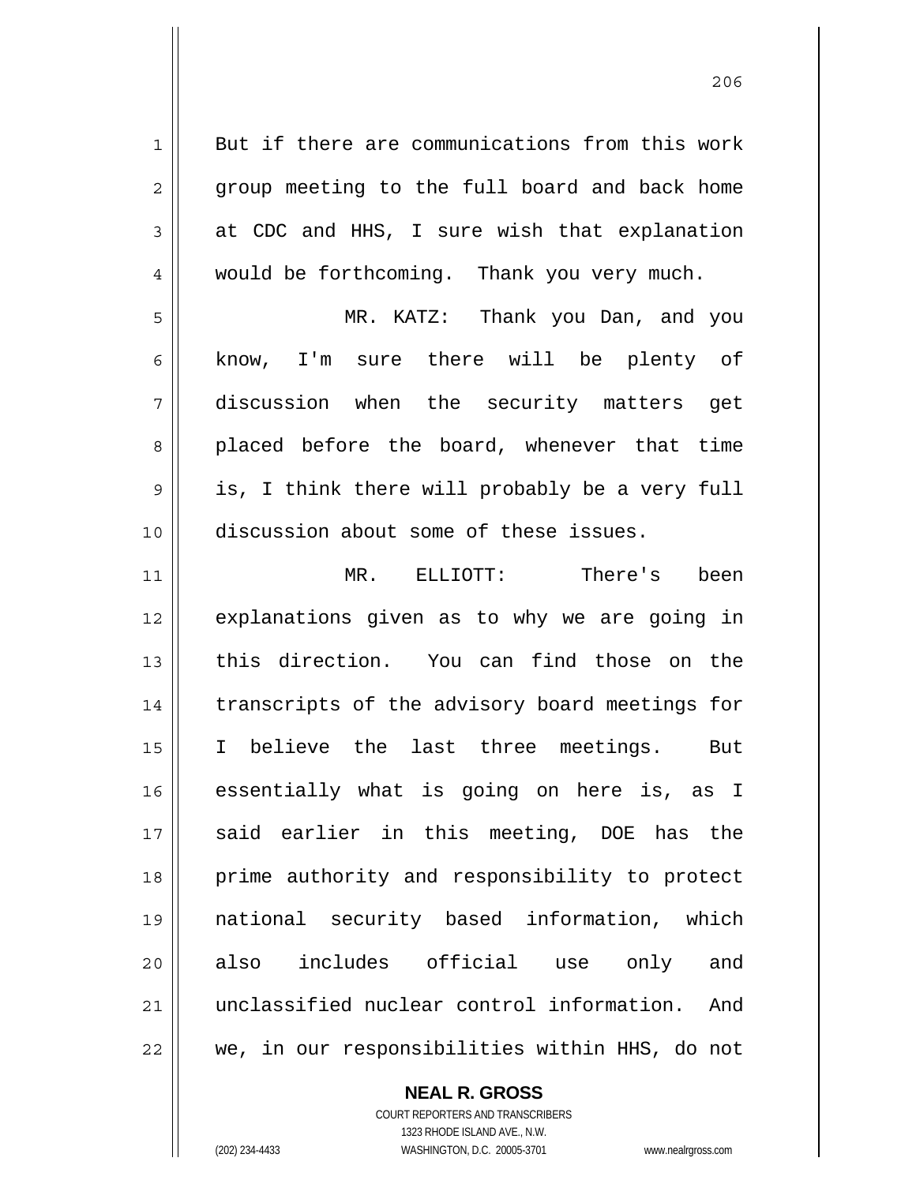But if there are communications from this work group meeting to the full board and back home at CDC and HHS, I sure wish that explanation would be forthcoming. Thank you very much.

MR. KATZ: Thank you Dan, and you know, I'm sure there will be plenty of discussion when the security matters get placed before the board, whenever that time is, I think there will probably be a very full discussion about some of these issues.

MR. ELLIOTT: There's been explanations given as to why we are going in this direction. You can find those on the transcripts of the advisory board meetings for I believe the last three meetings. But essentially what is going on here is, as I said earlier in this meeting, DOE has the prime authority and responsibility to protect national security based information, which also includes official use only and unclassified nuclear control information. And we, in our responsibilities within HHS, do not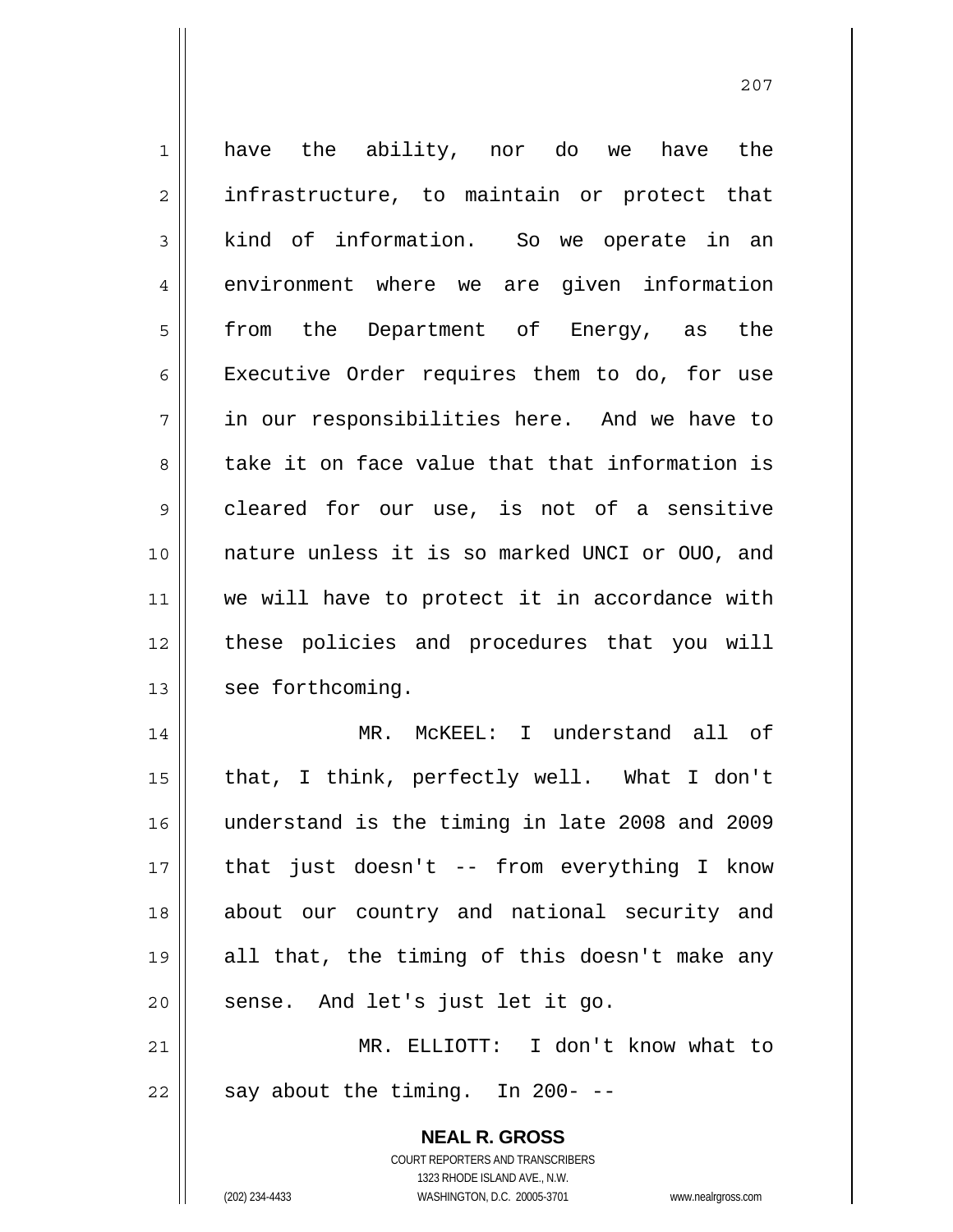have the ability, nor do we have the infrastructure, to maintain or protect that kind of information. So we operate in an environment where we are given information from the Department of Energy, as the Executive Order requires them to do, for use in our responsibilities here. And we have to take it on face value that that information is cleared for our use, is not of a sensitive nature unless it is so marked UNCI or OUO, and we will have to protect it in accordance with these policies and procedures that you will see forthcoming.

MR. McKEEL: I understand all of that, I think, perfectly well. What I don't understand is the timing in late 2008 and 2009 that just doesn't -- from everything I know about our country and national security and all that, the timing of this doesn't make any sense. And let's just let it go.

MR. ELLIOTT: I don't know what to say about the timing. In 200- --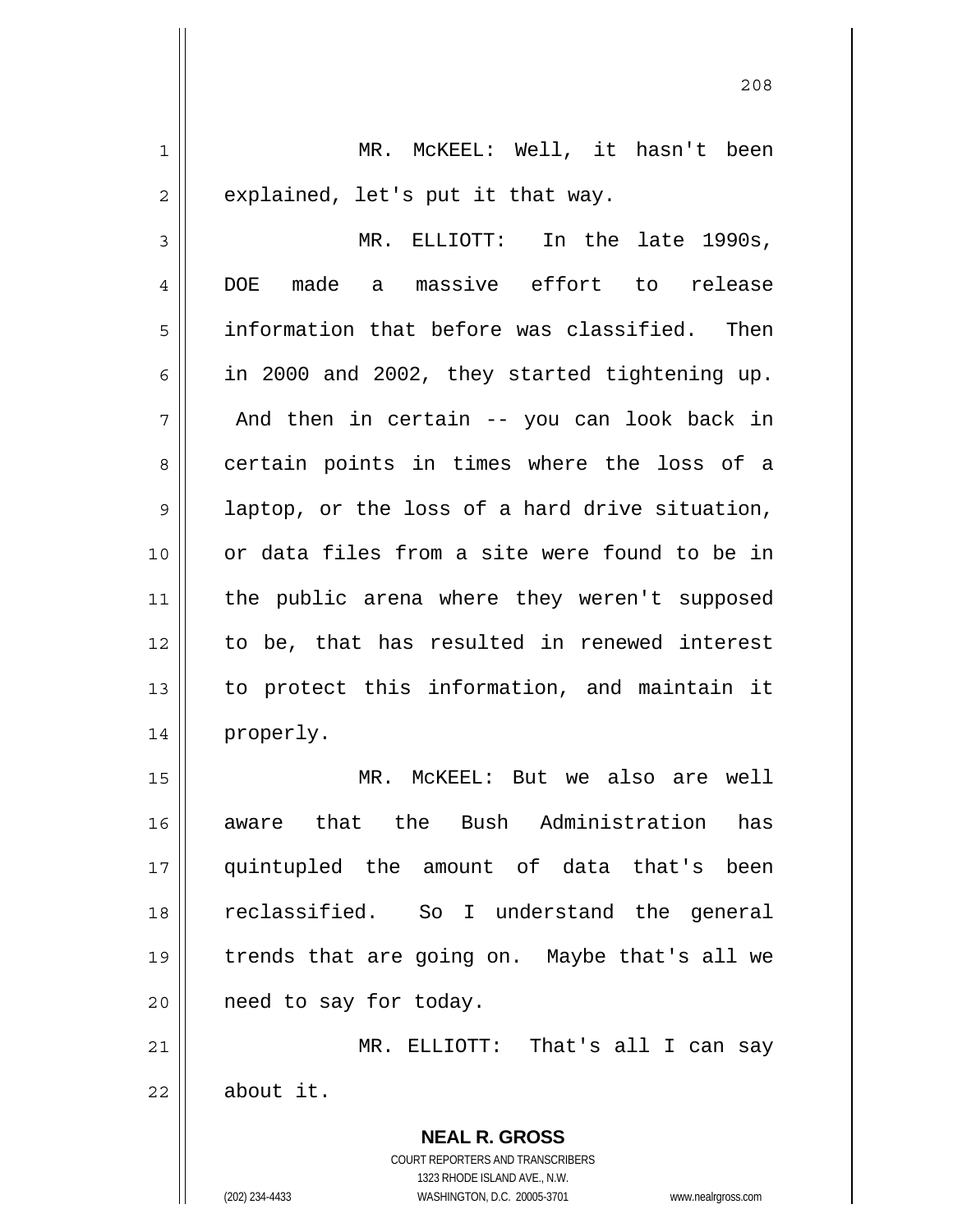MR. McKEEL: Well, it hasn't been explained, let's put it that way.

MR. ELLIOTT: In the late 1990s, DOE made a massive effort to release information that before was classified. Then in 2000 and 2002, they started tightening up. And then in certain -- you can look back in certain points in times where the loss of a laptop, or the loss of a hard drive situation, or data files from a site were found to be in the public arena where they weren't supposed to be, that has resulted in renewed interest to protect this information, and maintain it properly.

MR. McKEEL: But we also are well aware that the Bush Administration has quintupled the amount of data that's been reclassified. So I understand the general trends that are going on. Maybe that's all we need to say for today.

MR. ELLIOTT: That's all I can say about it.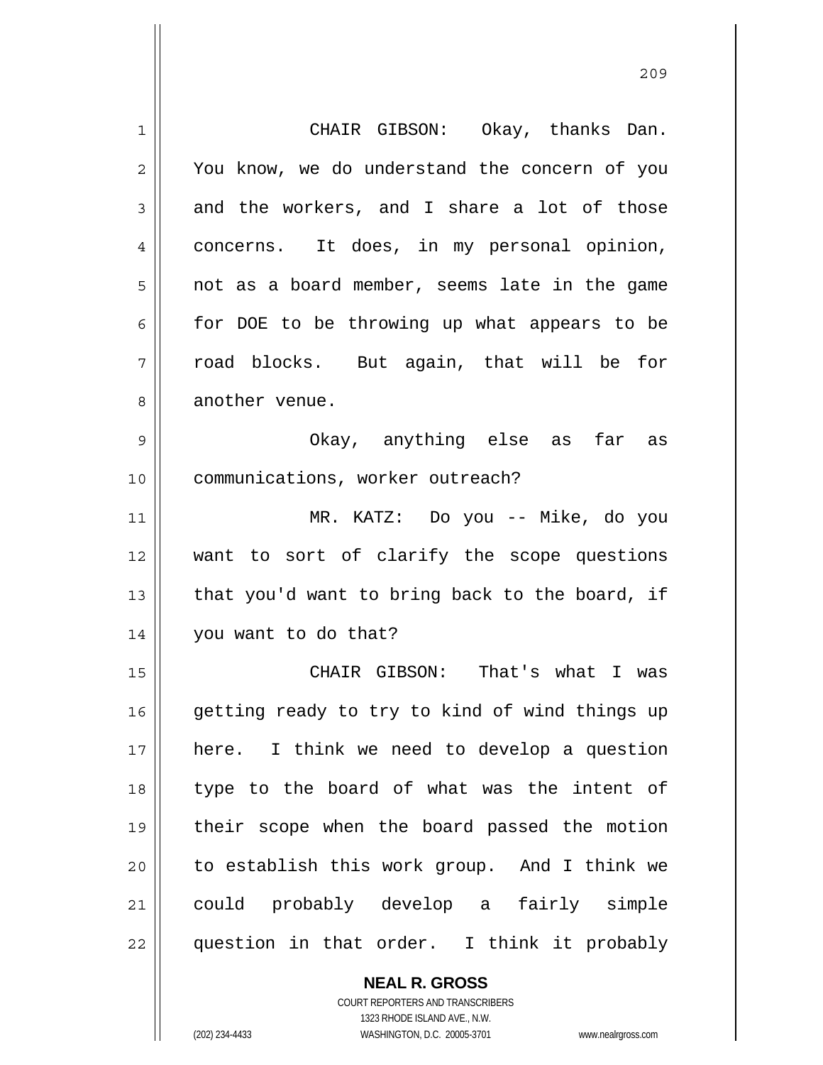CHAIR GIBSON: Okay, thanks Dan. You know, we do understand the concern of you and the workers, and I share a lot of those concerns. It does, in my personal opinion, not as a board member, seems late in the game for DOE to be throwing up what appears to be road blocks. But again, that will be for another venue.

Okay, anything else as far as communications, worker outreach?

MR. KATZ: Do you -- Mike, do you want to sort of clarify the scope questions that you'd want to bring back to the board, if you want to do that?

CHAIR GIBSON: That's what I was getting ready to try to kind of wind things up here. I think we need to develop a question type to the board of what was the intent of their scope when the board passed the motion to establish this work group. And I think we could probably develop a fairly simple question in that order. I think it probably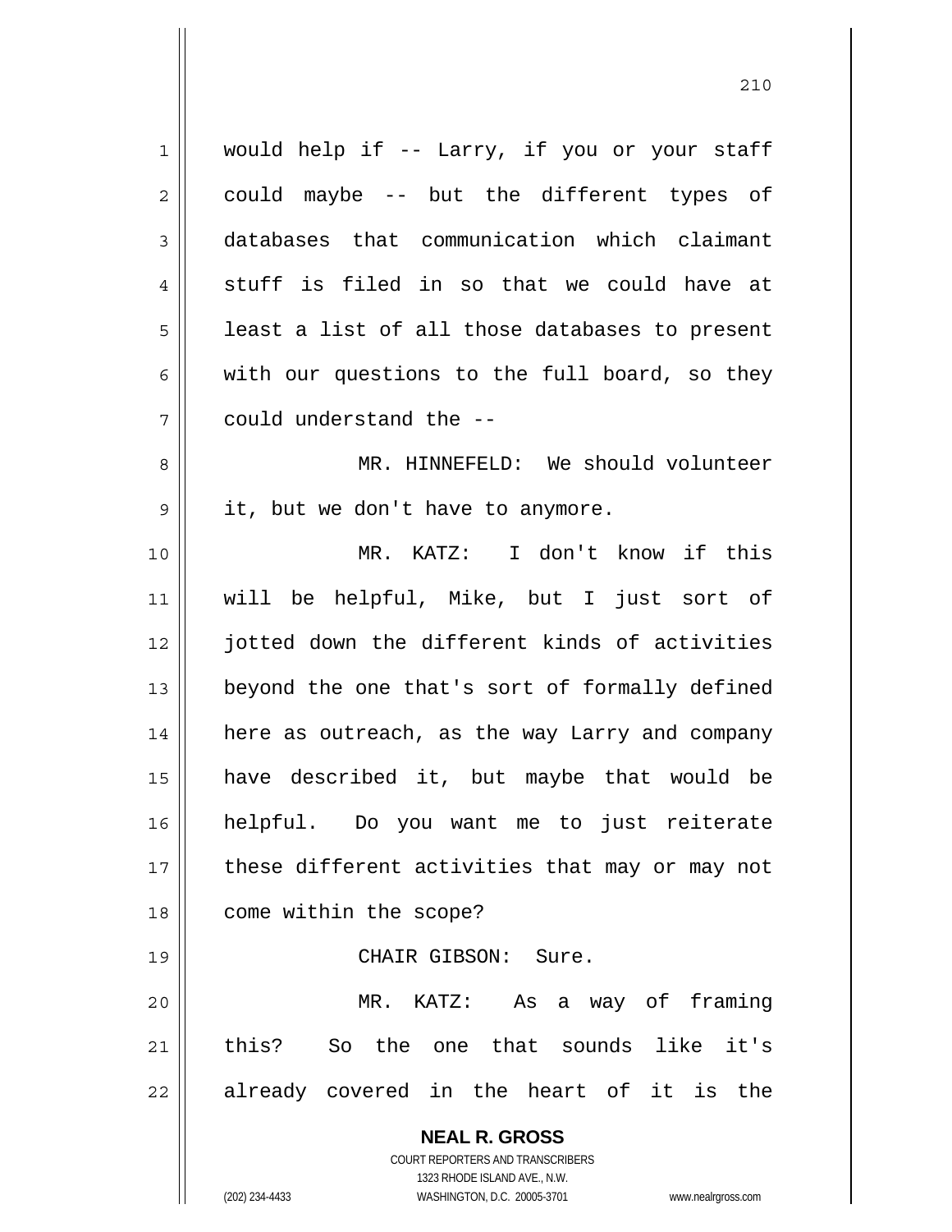would help if -- Larry, if you or your staff could maybe -- but the different types of databases that communication which claimant stuff is filed in so that we could have at least a list of all those databases to present with our questions to the full board, so they could understand the --

MR. HINNEFELD: We should volunteer it, but we don't have to anymore.

MR. KATZ: I don't know if this will be helpful, Mike, but I just sort of jotted down the different kinds of activities beyond the one that's sort of formally defined here as outreach, as the way Larry and company have described it, but maybe that would be helpful. Do you want me to just reiterate these different activities that may or may not come within the scope?

CHAIR GIBSON: Sure.

MR. KATZ: As a way of framing this? So the one that sounds like it's already covered in the heart of it is the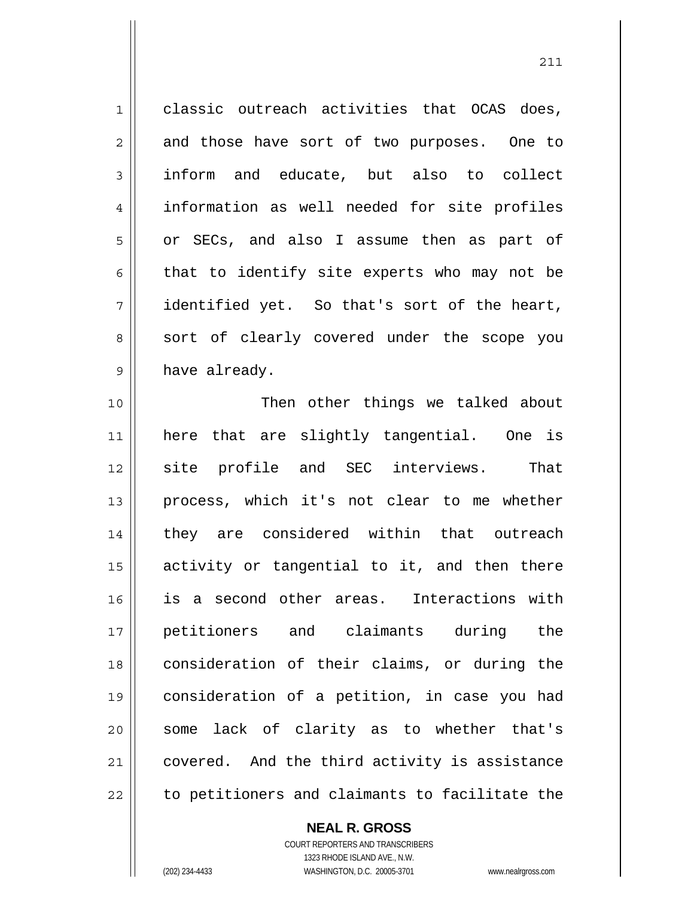classic outreach activities that OCAS does, and those have sort of two purposes. One to inform and educate, but also to collect information as well needed for site profiles or SECs, and also I assume then as part of that to identify site experts who may not be identified yet. So that's sort of the heart, sort of clearly covered under the scope you have already.

Then other things we talked about here that are slightly tangential. One is site profile and SEC interviews. That process, which it's not clear to me whether they are considered within that outreach activity or tangential to it, and then there is a second other areas. Interactions with petitioners and claimants during the consideration of their claims, or during the consideration of a petition, in case you had some lack of clarity as to whether that's covered. And the third activity is assistance to petitioners and claimants to facilitate the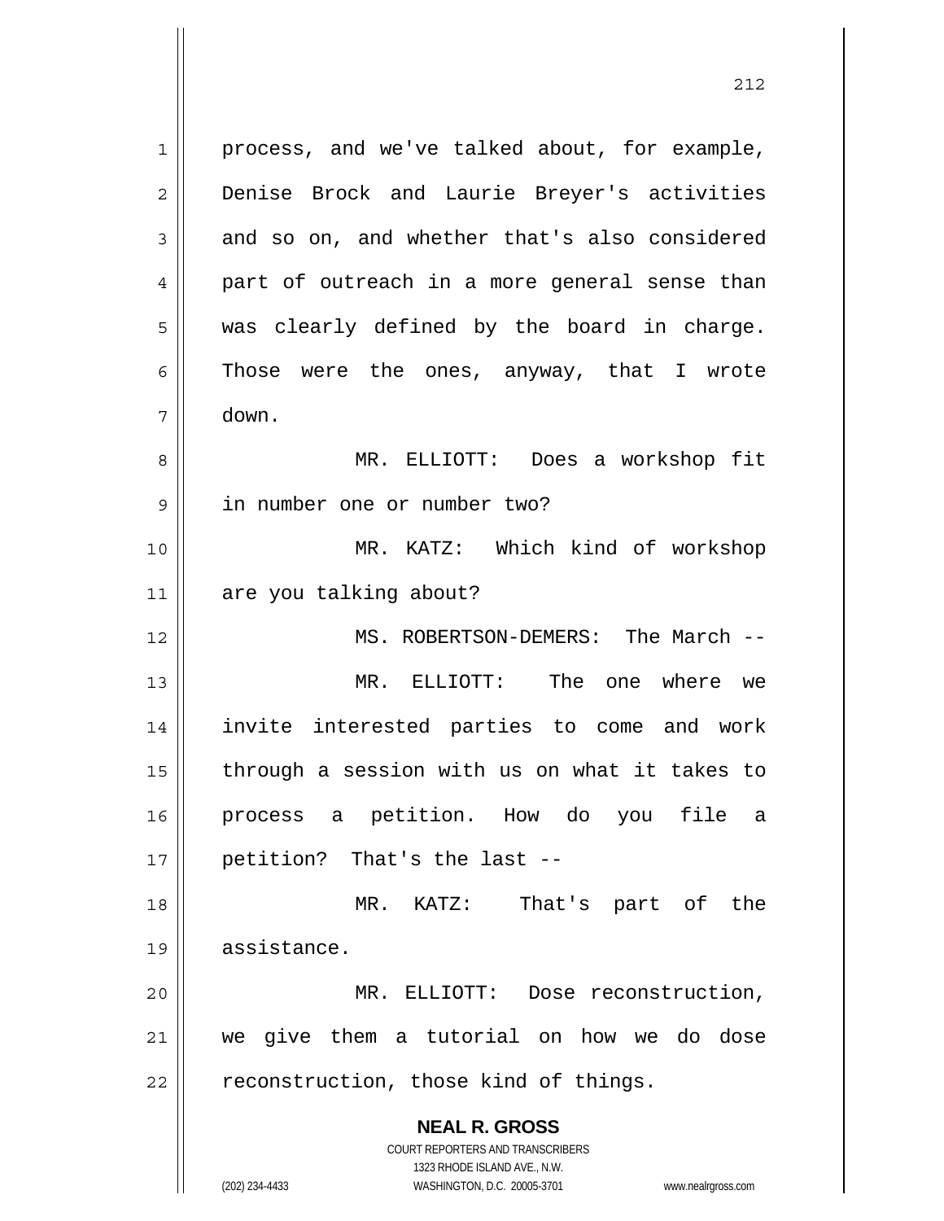process, and we've talked about, for example, Denise Brock and Laurie Breyer's activities and so on, and whether that's also considered part of outreach in a more general sense than was clearly defined by the board in charge. Those were the ones, anyway, that I wrote down.

MR. ELLIOTT: Does a workshop fit in number one or number two?

MR. KATZ: Which kind of workshop are you talking about?

MS. ROBERTSON-DEMERS: The March --

MR. ELLIOTT: The one where we invite interested parties to come and work through a session with us on what it takes to process a petition. How do you file a petition? That's the last --

MR. KATZ: That's part of the assistance.

MR. ELLIOTT: Dose reconstruction, we give them a tutorial on how we do dose reconstruction, those kind of things.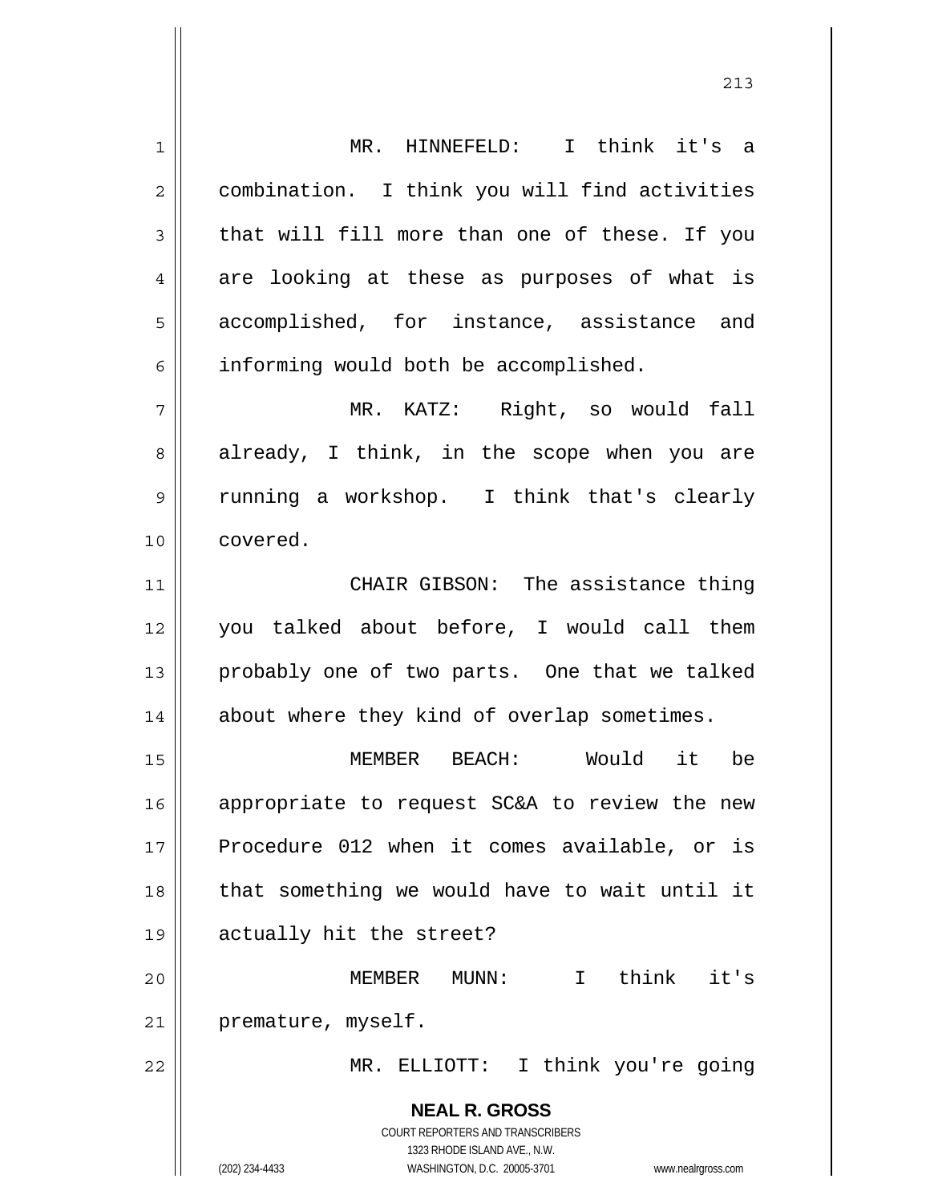MR. HINNEFELD: I think it's a combination. I think you will find activities that will fill more than one of these. If you are looking at these as purposes of what is accomplished, for instance, assistance and informing would both be accomplished.

MR. KATZ: Right, so would fall already, I think, in the scope when you are running a workshop. I think that's clearly covered.

CHAIR GIBSON: The assistance thing you talked about before, I would call them probably one of two parts. One that we talked about where they kind of overlap sometimes.

MEMBER BEACH: Would it be appropriate to request SC&A to review the new Procedure 012 when it comes available, or is that something we would have to wait until it actually hit the street?

MEMBER MUNN: I think it's premature, myself.

MR. ELLIOTT: I think you're going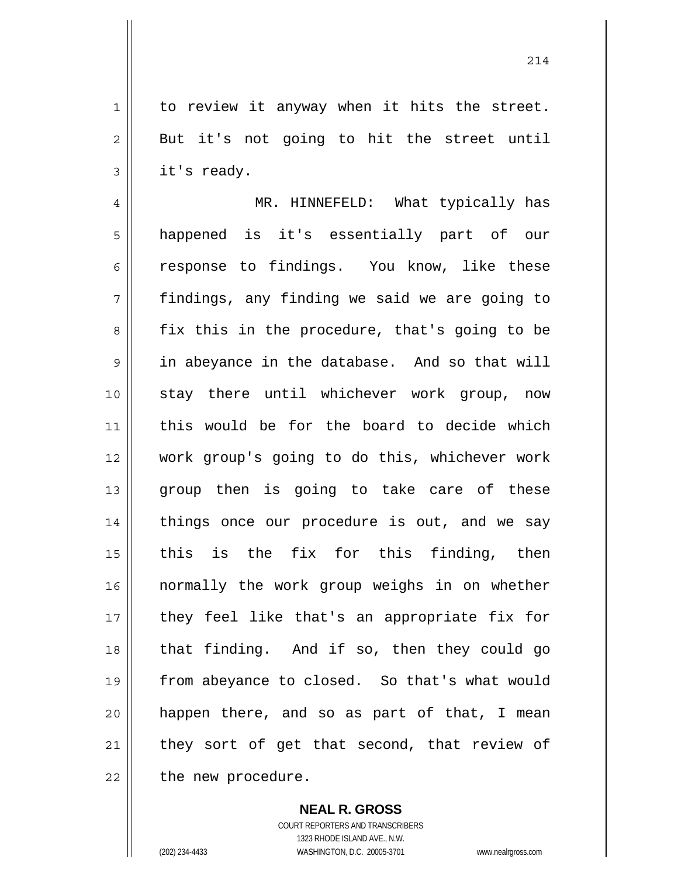to review it anyway when it hits the street. But it's not going to hit the street until it's ready.

MR. HINNEFELD: What typically has happened is it's essentially part of our response to findings. You know, like these findings, any finding we said we are going to fix this in the procedure, that's going to be in abeyance in the database. And so that will stay there until whichever work group, now this would be for the board to decide which work group's going to do this, whichever work group then is going to take care of these things once our procedure is out, and we say this is the fix for this finding, then normally the work group weighs in on whether they feel like that's an appropriate fix for that finding. And if so, then they could go from abeyance to closed. So that's what would happen there, and so as part of that, I mean they sort of get that second, that review of the new procedure.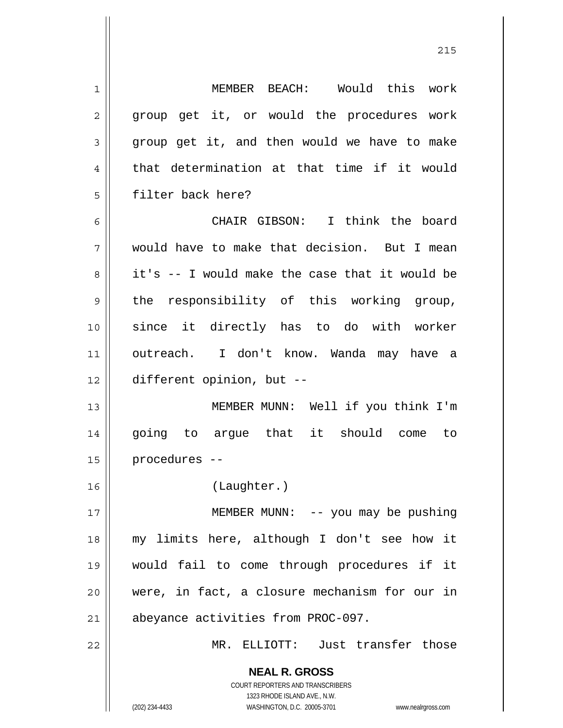MEMBER BEACH: Would this work group get it, or would the procedures work group get it, and then would we have to make that determination at that time if it would filter back here?

CHAIR GIBSON: I think the board would have to make that decision. But I mean it's -- I would make the case that it would be the responsibility of this working group, since it directly has to do with worker outreach. I don't know. Wanda may have a different opinion, but --

MEMBER MUNN: Well if you think I'm going to argue that it should come to procedures --

(Laughter.)

MEMBER MUNN: -- you may be pushing my limits here, although I don't see how it would fail to come through procedures if it were, in fact, a closure mechanism for our in abeyance activities from PROC-097.

MR. ELLIOTT: Just transfer those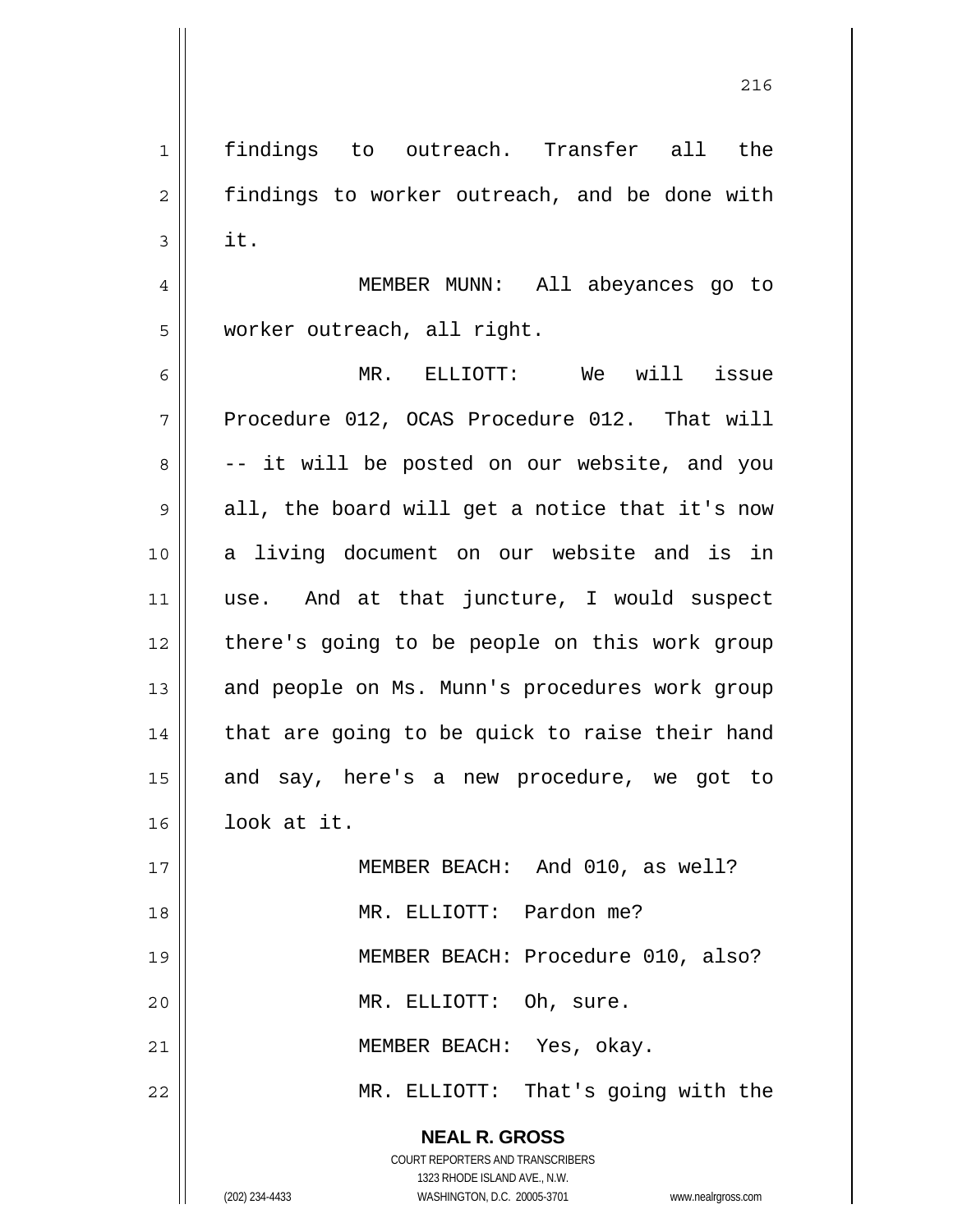findings to outreach. Transfer all the findings to worker outreach, and be done with it.

MEMBER MUNN: All abeyances go to worker outreach, all right.

MR. ELLIOTT: We will issue Procedure 012, OCAS Procedure 012. That will -- it will be posted on our website, and you all, the board will get a notice that it's now a living document on our website and is in use. And at that juncture, I would suspect there's going to be people on this work group and people on Ms. Munn's procedures work group that are going to be quick to raise their hand and say, here's a new procedure, we got to look at it.

MEMBER BEACH: And 010, as well?

MR. ELLIOTT: Pardon me?

MEMBER BEACH: Procedure 010, also?

MR. ELLIOTT: Oh, sure.

MEMBER BEACH: Yes, okay.

MR. ELLIOTT: That's going with the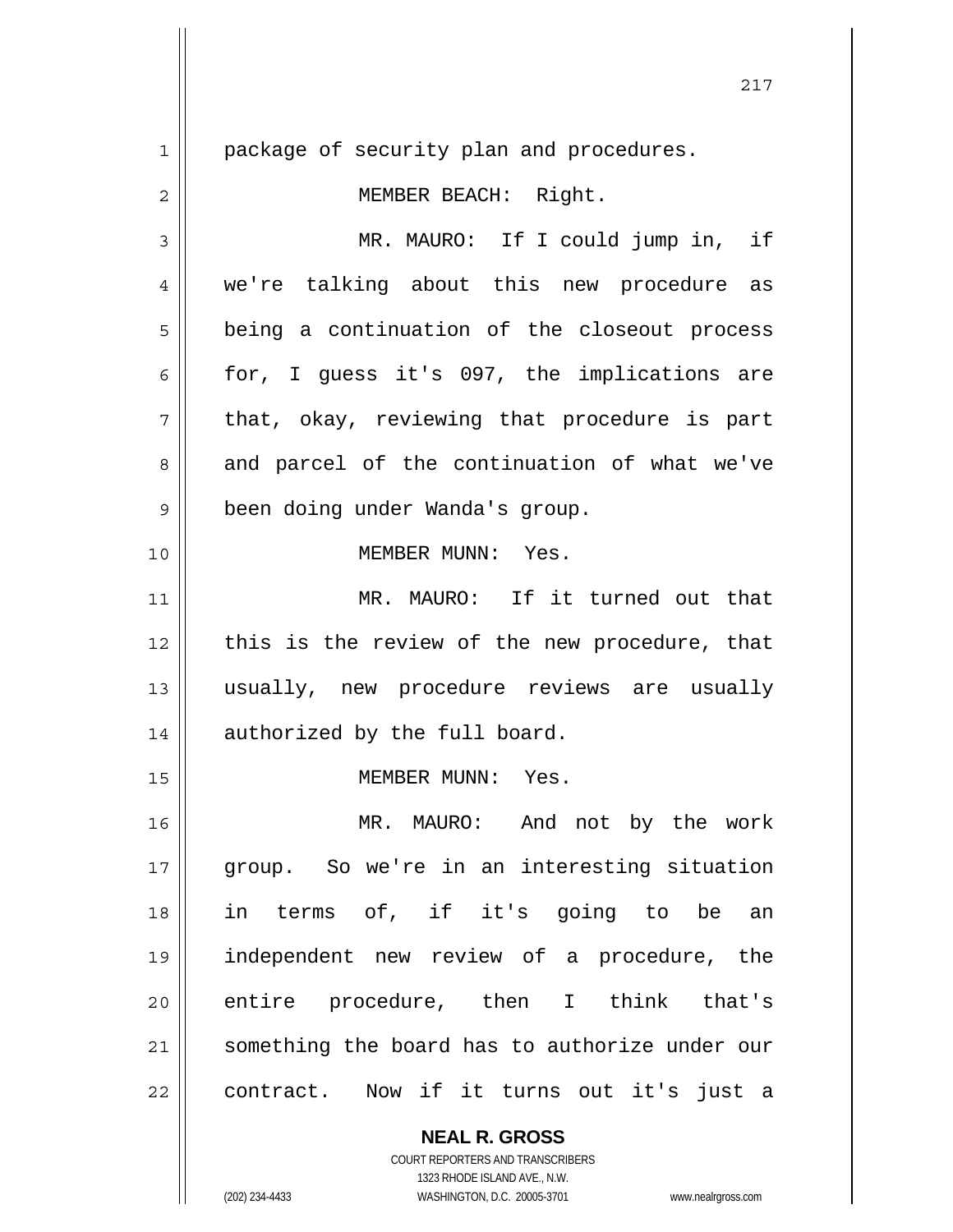package of security plan and procedures.

MEMBER BEACH: Right.

MR. MAURO: If I could jump in, if we're talking about this new procedure as being a continuation of the closeout process for, I guess it's 097, the implications are that, okay, reviewing that procedure is part and parcel of the continuation of what we've been doing under Wanda's group.

MEMBER MUNN: Yes.

MR. MAURO: If it turned out that this is the review of the new procedure, that usually, new procedure reviews are usually authorized by the full board.

MEMBER MUNN: Yes.

MR. MAURO: And not by the work group. So we're in an interesting situation in terms of, if it's going to be an independent new review of a procedure, the entire procedure, then I think that's something the board has to authorize under our contract. Now if it turns out it's just a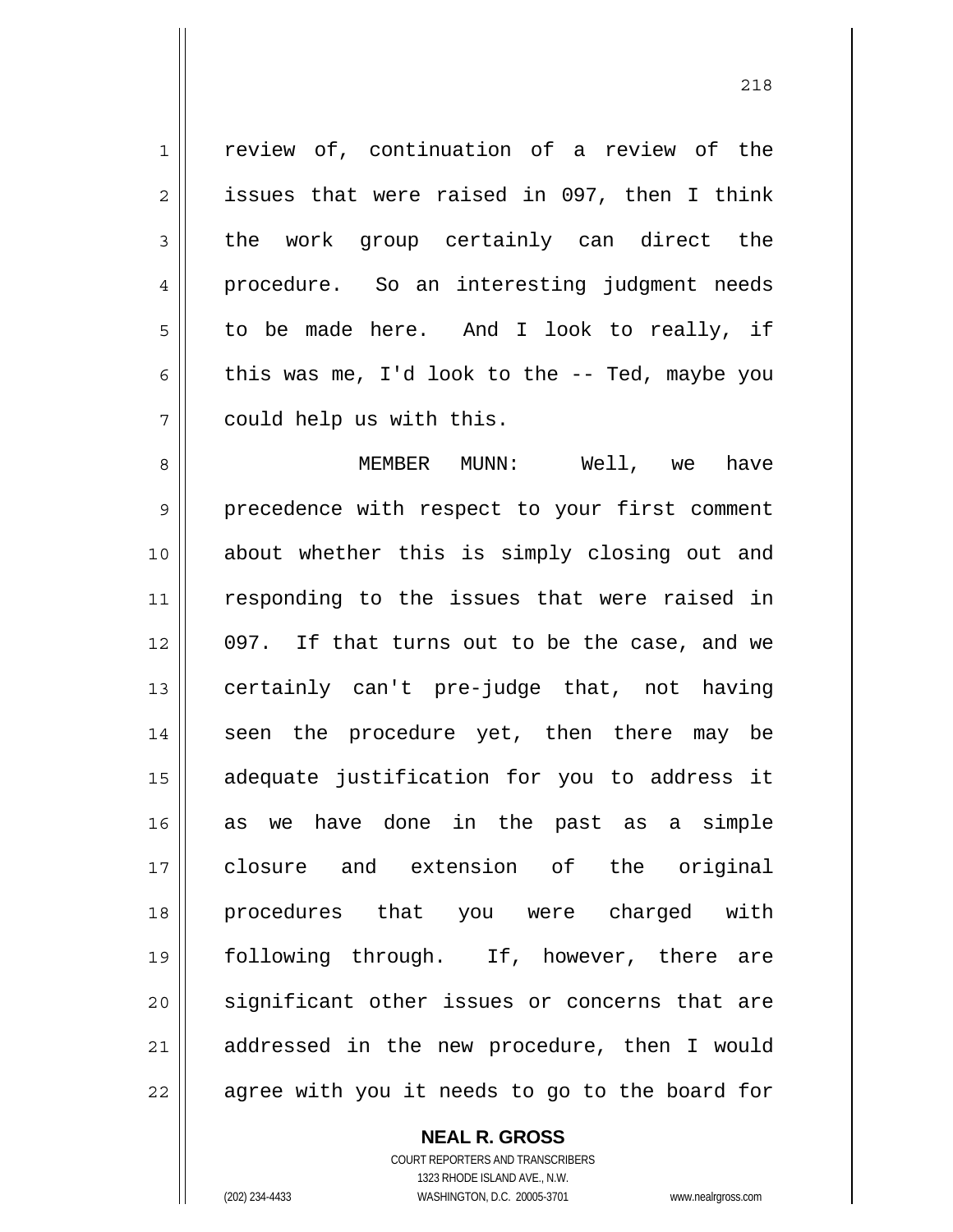review of, continuation of a review of the issues that were raised in 097, then I think the work group certainly can direct the procedure. So an interesting judgment needs to be made here. And I look to really, if this was me, I'd look to the -- Ted, maybe you could help us with this.

MEMBER MUNN: Well, we have precedence with respect to your first comment about whether this is simply closing out and responding to the issues that were raised in 097. If that turns out to be the case, and we certainly can't pre-judge that, not having seen the procedure yet, then there may be adequate justification for you to address it as we have done in the past as a simple closure and extension of the original procedures that you were charged with following through. If, however, there are significant other issues or concerns that are addressed in the new procedure, then I would agree with you it needs to go to the board for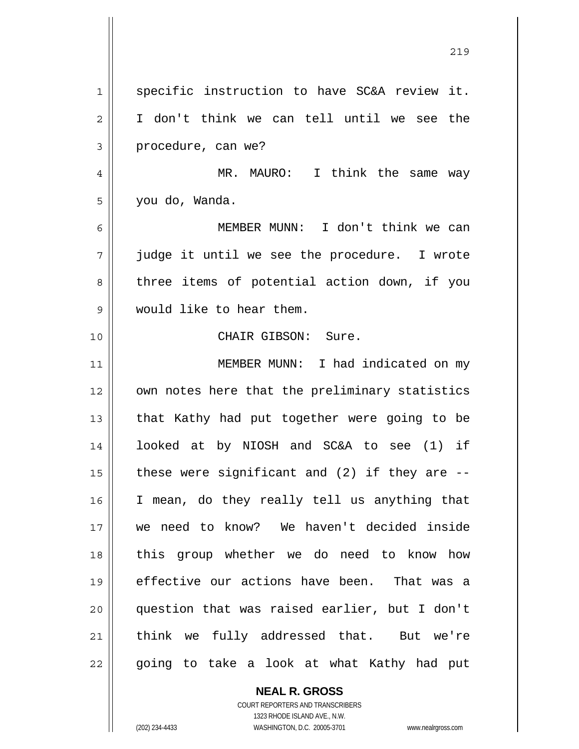specific instruction to have SC&A review it. I don't think we can tell until we see the procedure, can we?

MR. MAURO: I think the same way you do, Wanda.

MEMBER MUNN: I don't think we can judge it until we see the procedure. I wrote three items of potential action down, if you would like to hear them.

CHAIR GIBSON: Sure.

MEMBER MUNN: I had indicated on my own notes here that the preliminary statistics that Kathy had put together were going to be looked at by NIOSH and SC&A to see (1) if these were significant and (2) if they are -- I mean, do they really tell us anything that we need to know? We haven't decided inside this group whether we do need to know how effective our actions have been. That was a question that was raised earlier, but I don't think we fully addressed that. But we're going to take a look at what Kathy had put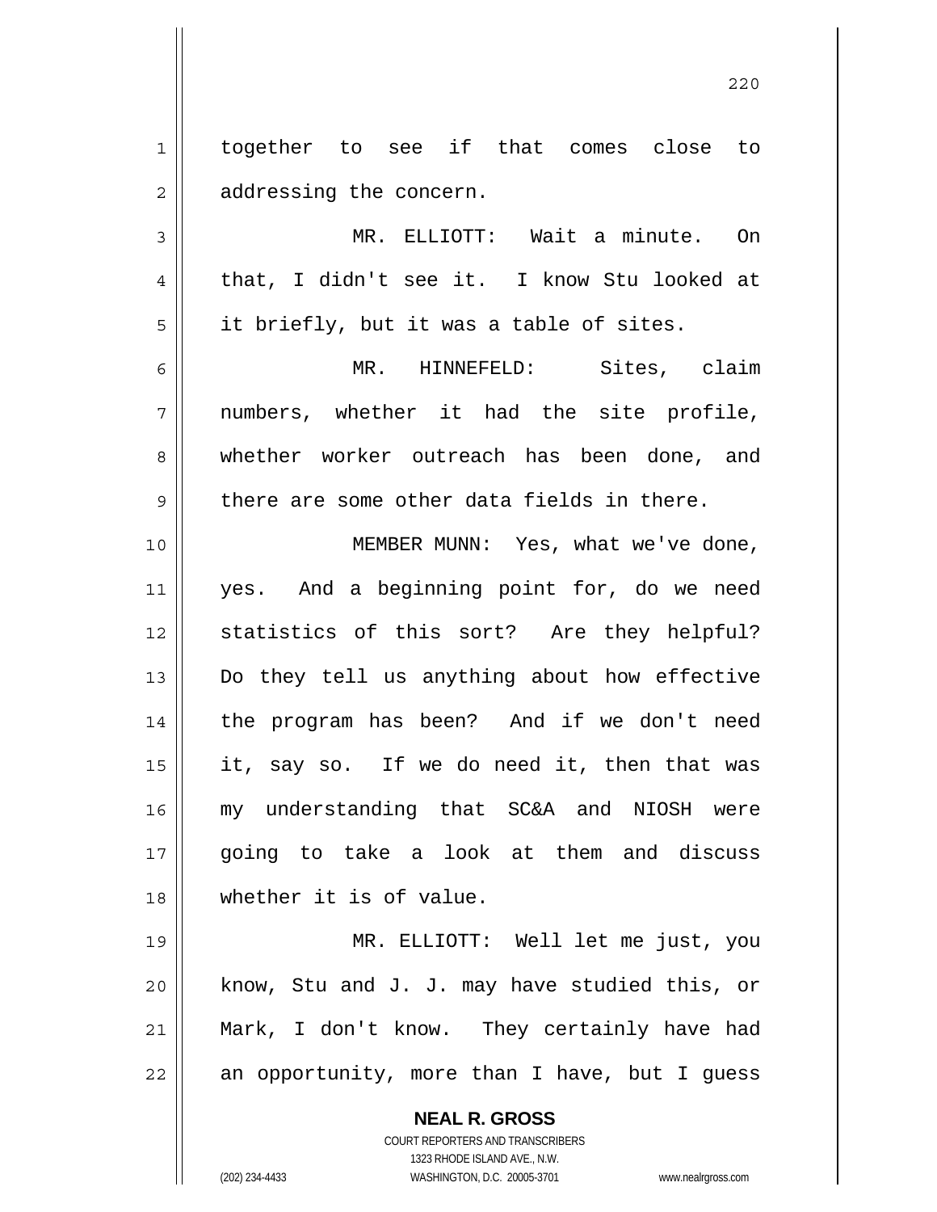together to see if that comes close to addressing the concern.

MR. ELLIOTT: Wait a minute. On that, I didn't see it. I know Stu looked at it briefly, but it was a table of sites.

MR. HINNEFELD: Sites, claim numbers, whether it had the site profile, whether worker outreach has been done, and there are some other data fields in there.

MEMBER MUNN: Yes, what we've done, yes. And a beginning point for, do we need statistics of this sort? Are they helpful? Do they tell us anything about how effective the program has been? And if we don't need it, say so. If we do need it, then that was my understanding that SC&A and NIOSH were going to take a look at them and discuss whether it is of value.

MR. ELLIOTT: Well let me just, you know, Stu and J. J. may have studied this, or Mark, I don't know. They certainly have had an opportunity, more than I have, but I guess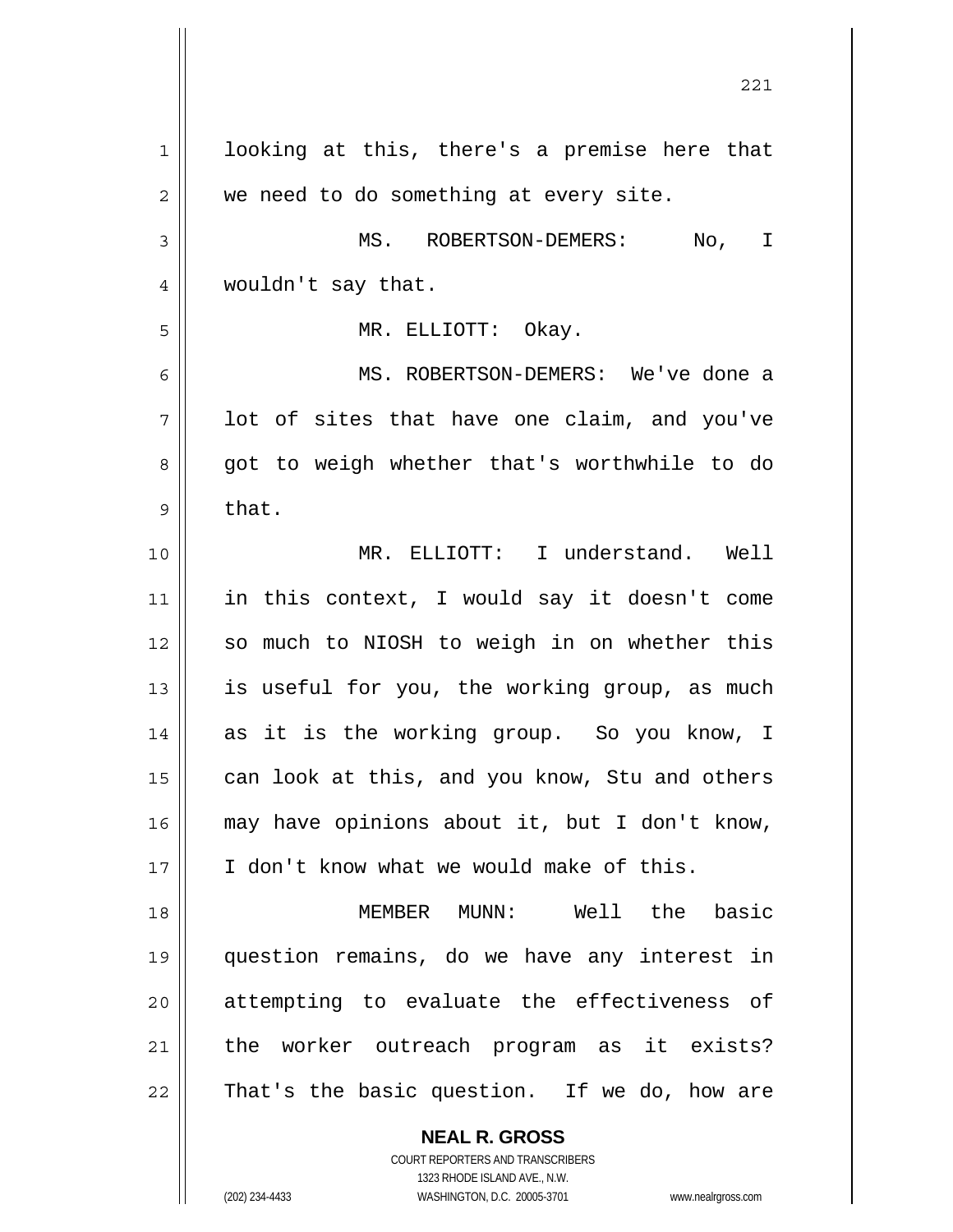looking at this, there's a premise here that we need to do something at every site.

MS. ROBERTSON-DEMERS: No, I wouldn't say that.

MR. ELLIOTT: Okay.

MS. ROBERTSON-DEMERS: We've done a lot of sites that have one claim, and you've got to weigh whether that's worthwhile to do that.

MR. ELLIOTT: I understand. Well in this context, I would say it doesn't come so much to NIOSH to weigh in on whether this is useful for you, the working group, as much as it is the working group. So you know, I can look at this, and you know, Stu and others may have opinions about it, but I don't know, I don't know what we would make of this.

MEMBER MUNN: Well the basic question remains, do we have any interest in attempting to evaluate the effectiveness of the worker outreach program as it exists? That's the basic question. If we do, how are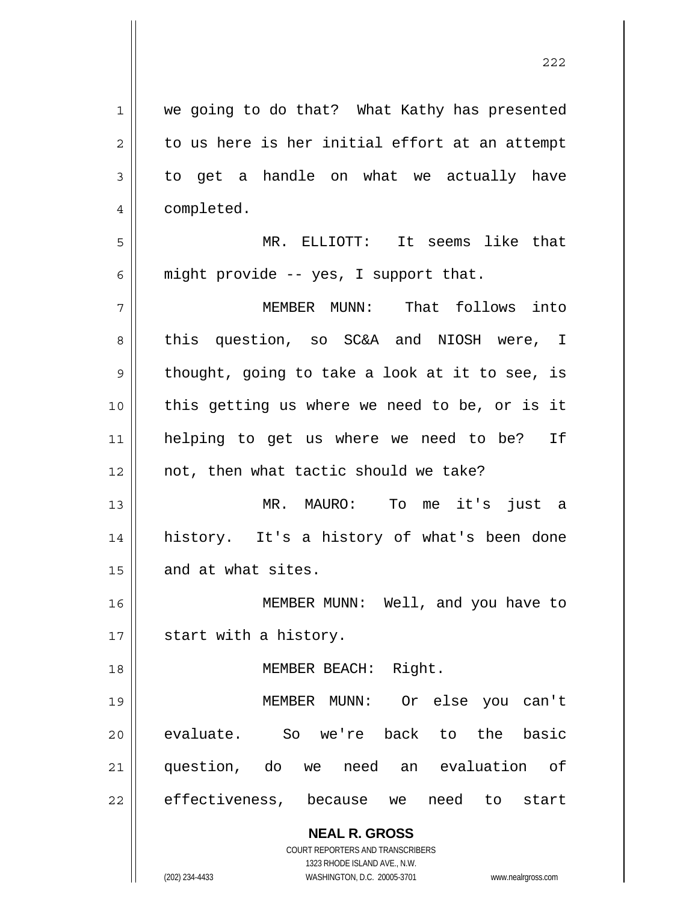we going to do that? What Kathy has presented to us here is her initial effort at an attempt to get a handle on what we actually have completed.

MR. ELLIOTT: It seems like that might provide -- yes, I support that.

MEMBER MUNN: That follows into this question, so SC&A and NIOSH were, I thought, going to take a look at it to see, is this getting us where we need to be, or is it helping to get us where we need to be? If not, then what tactic should we take?

MR. MAURO: To me it's just a history. It's a history of what's been done and at what sites.

MEMBER MUNN: Well, and you have to start with a history.

MEMBER BEACH: Right.

MEMBER MUNN: Or else you can't evaluate. So we're back to the basic question, do we need an evaluation of effectiveness, because we need to start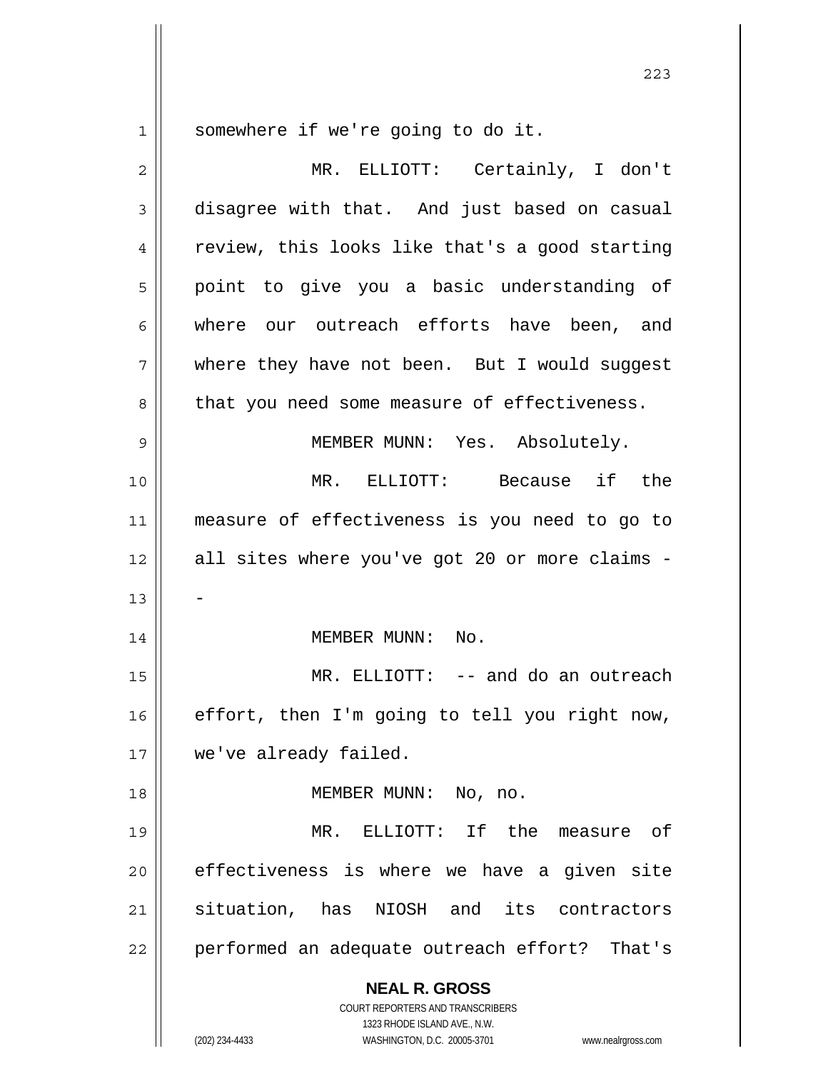somewhere if we're going to do it.

MR. ELLIOTT: Certainly, I don't disagree with that. And just based on casual review, this looks like that's a good starting point to give you a basic understanding of where our outreach efforts have been, and where they have not been. But I would suggest that you need some measure of effectiveness.

MEMBER MUNN: Yes. Absolutely.

MR. ELLIOTT: Because if the measure of effectiveness is you need to go to all sites where you've got 20 or more claims --

MEMBER MUNN: No.

MR. ELLIOTT: -- and do an outreach effort, then I'm going to tell you right now, we've already failed.

MEMBER MUNN: No, no.

MR. ELLIOTT: If the measure of effectiveness is where we have a given site situation, has NIOSH and its contractors performed an adequate outreach effort? That's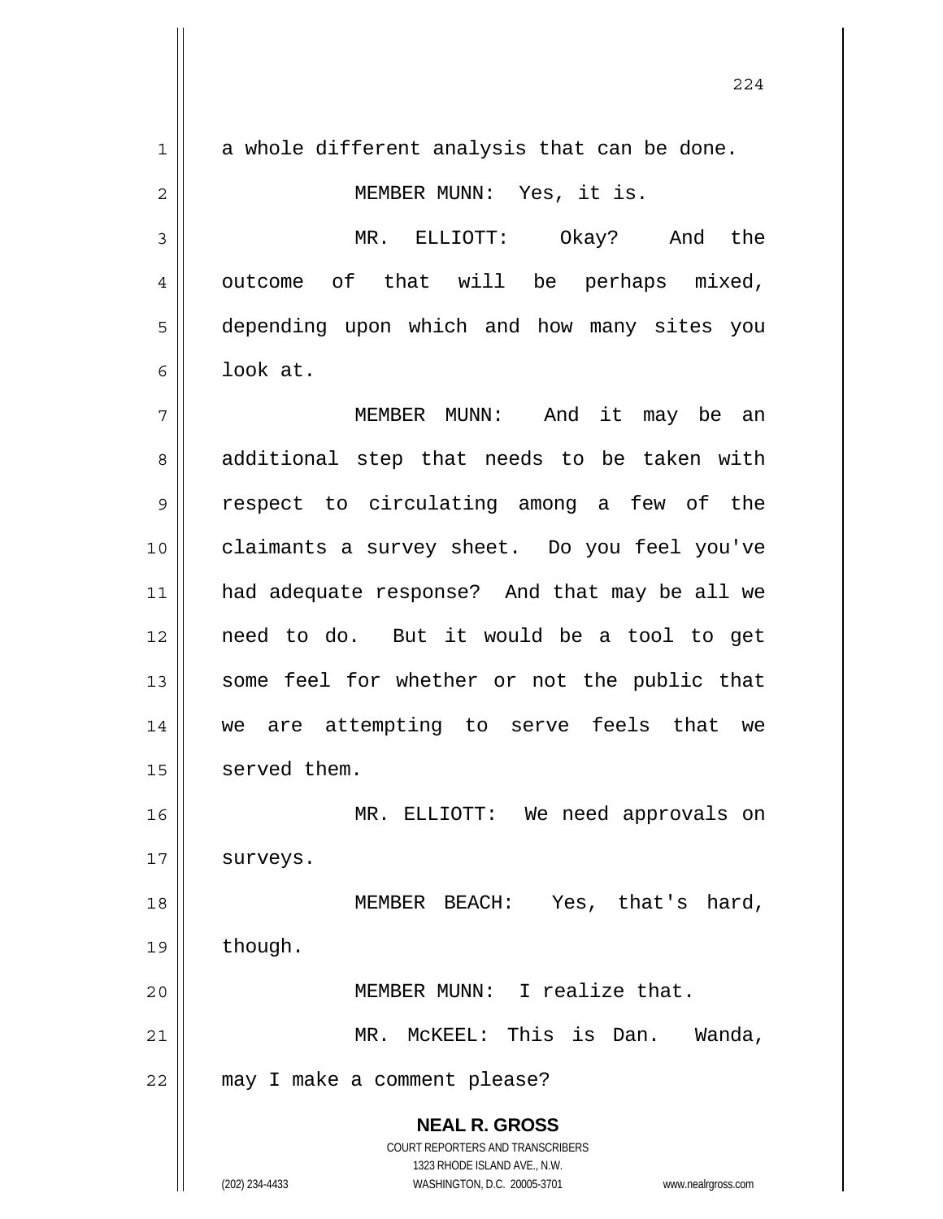a whole different analysis that can be done.

MEMBER MUNN: Yes, it is.

MR. ELLIOTT: Okay? And the outcome of that will be perhaps mixed, depending upon which and how many sites you look at.

MEMBER MUNN: And it may be an additional step that needs to be taken with respect to circulating among a few of the claimants a survey sheet. Do you feel you've had adequate response? And that may be all we need to do. But it would be a tool to get some feel for whether or not the public that we are attempting to serve feels that we served them.

MR. ELLIOTT: We need approvals on surveys.

MEMBER BEACH: Yes, that's hard, though.

MEMBER MUNN: I realize that.

MR. McKEEL: This is Dan. Wanda, may I make a comment please?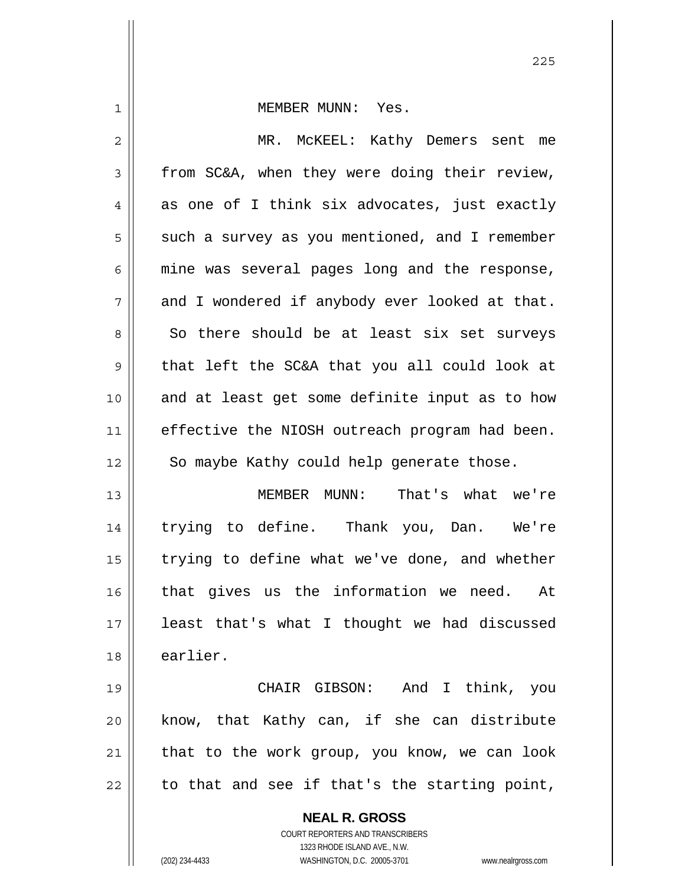MEMBER MUNN: Yes.

MR. McKEEL: Kathy Demers sent me from SC&A, when they were doing their review, as one of I think six advocates, just exactly such a survey as you mentioned, and I remember mine was several pages long and the response, and I wondered if anybody ever looked at that. So there should be at least six set surveys that left the SC&A that you all could look at and at least get some definite input as to how effective the NIOSH outreach program had been. So maybe Kathy could help generate those.

MEMBER MUNN: That's what we're trying to define. Thank you, Dan. We're trying to define what we've done, and whether that gives us the information we need. At least that's what I thought we had discussed earlier.

CHAIR GIBSON: And I think, you know, that Kathy can, if she can distribute that to the work group, you know, we can look to that and see if that's the starting point,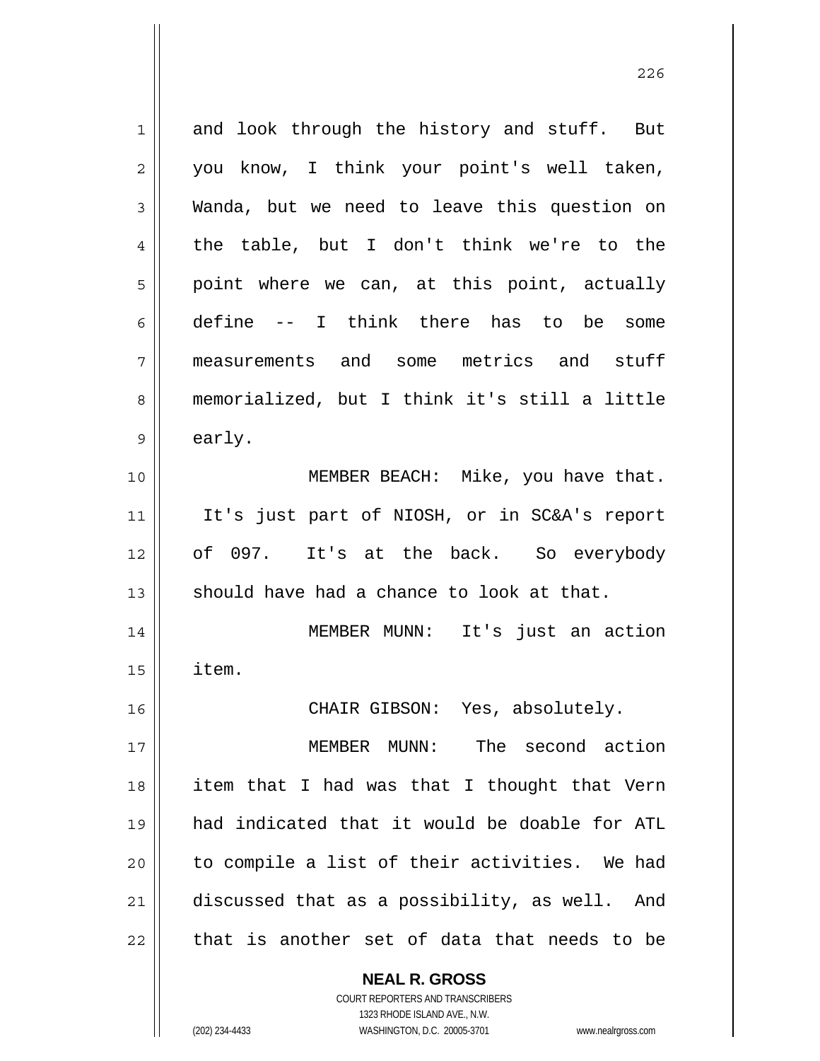and look through the history and stuff. But you know, I think your point's well taken, Wanda, but we need to leave this question on the table, but I don't think we're to the point where we can, at this point, actually define -- I think there has to be some measurements and some metrics and stuff memorialized, but I think it's still a little early.

MEMBER BEACH: Mike, you have that. It's just part of NIOSH, or in SC&A's report of 097. It's at the back. So everybody should have had a chance to look at that.

MEMBER MUNN: It's just an action item.

CHAIR GIBSON: Yes, absolutely.

MEMBER MUNN: The second action item that I had was that I thought that Vern had indicated that it would be doable for ATL to compile a list of their activities. We had discussed that as a possibility, as well. And that is another set of data that needs to be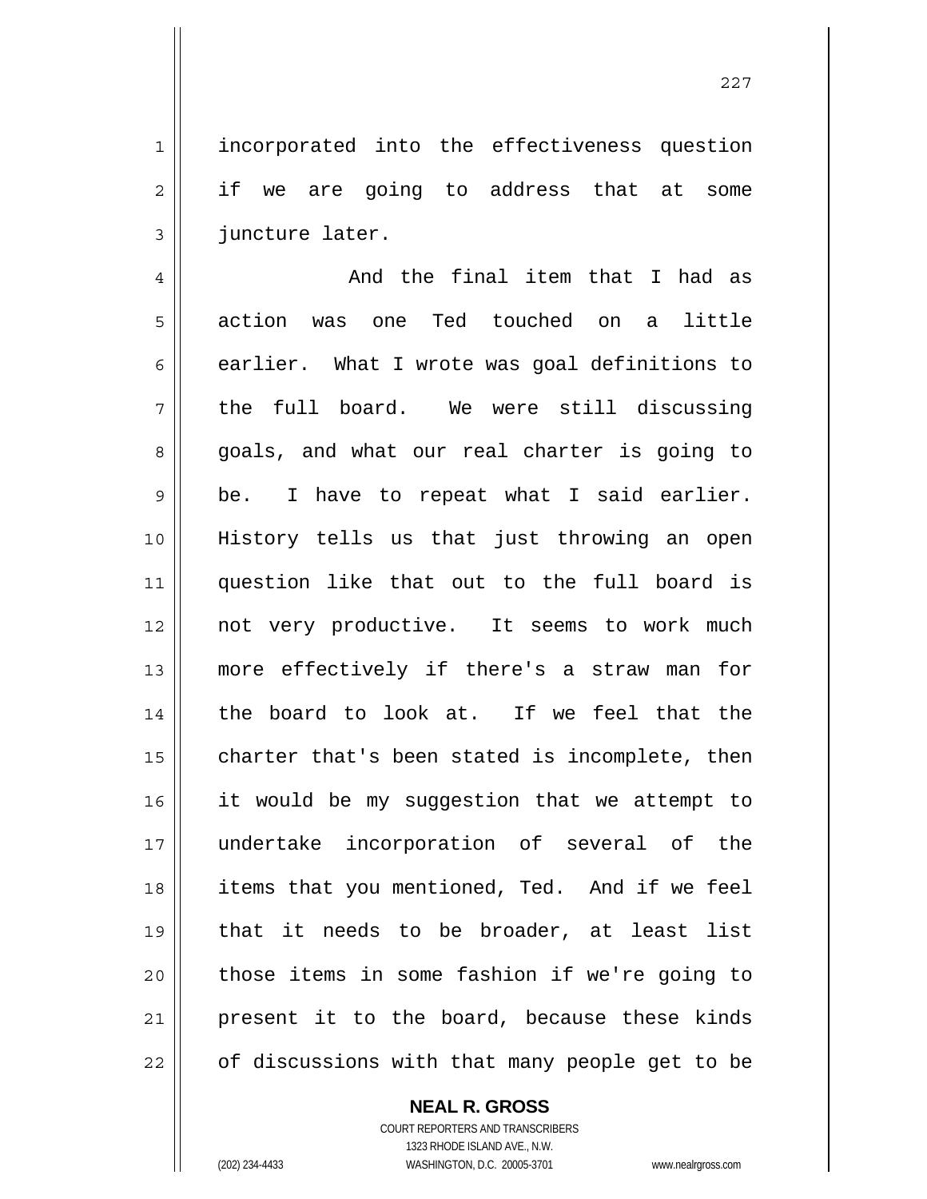incorporated into the effectiveness question if we are going to address that at some juncture later.

And the final item that I had as action was one Ted touched on a little earlier. What I wrote was goal definitions to the full board. We were still discussing goals, and what our real charter is going to be. I have to repeat what I said earlier. History tells us that just throwing an open question like that out to the full board is not very productive. It seems to work much more effectively if there's a straw man for the board to look at. If we feel that the charter that's been stated is incomplete, then it would be my suggestion that we attempt to undertake incorporation of several of the items that you mentioned, Ted. And if we feel that it needs to be broader, at least list those items in some fashion if we're going to present it to the board, because these kinds of discussions with that many people get to be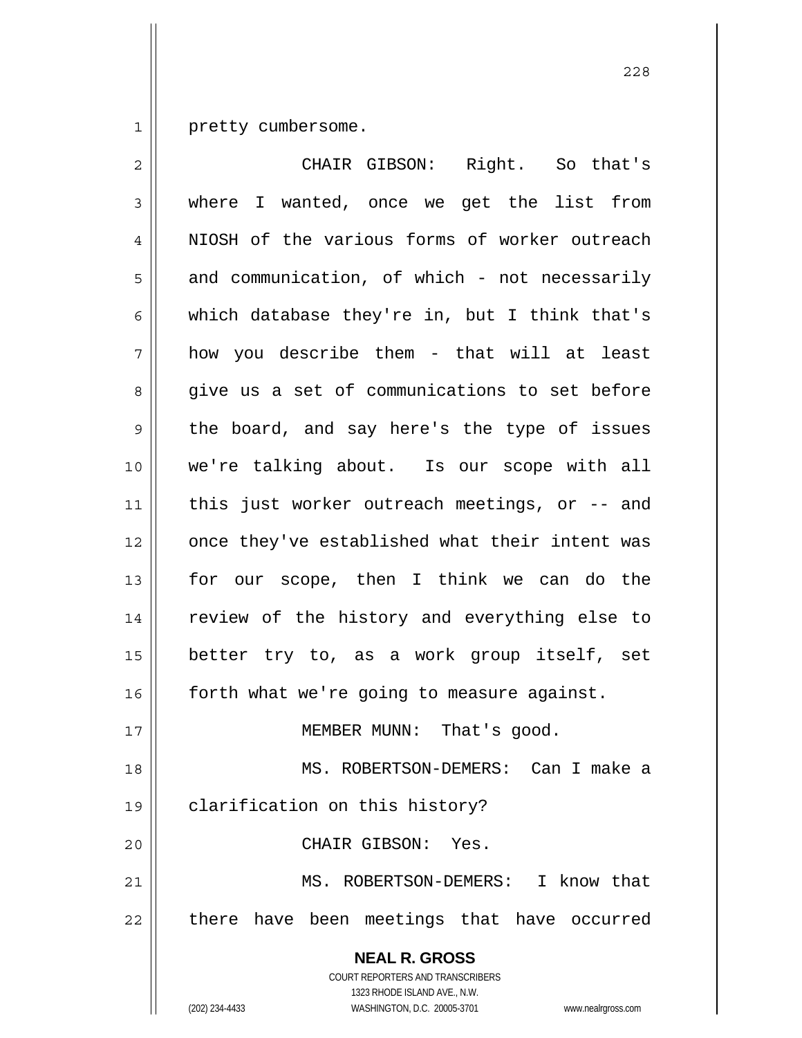pretty cumbersome.

CHAIR GIBSON: Right. So that's where I wanted, once we get the list from NIOSH of the various forms of worker outreach and communication, of which - not necessarily which database they're in, but I think that's how you describe them - that will at least give us a set of communications to set before the board, and say here's the type of issues we're talking about. Is our scope with all this just worker outreach meetings, or -- and once they've established what their intent was for our scope, then I think we can do the review of the history and everything else to better try to, as a work group itself, set forth what we're going to measure against.

MEMBER MUNN: That's good.

MS. ROBERTSON-DEMERS: Can I make a clarification on this history?

CHAIR GIBSON: Yes.

MS. ROBERTSON-DEMERS: I know that there have been meetings that have occurred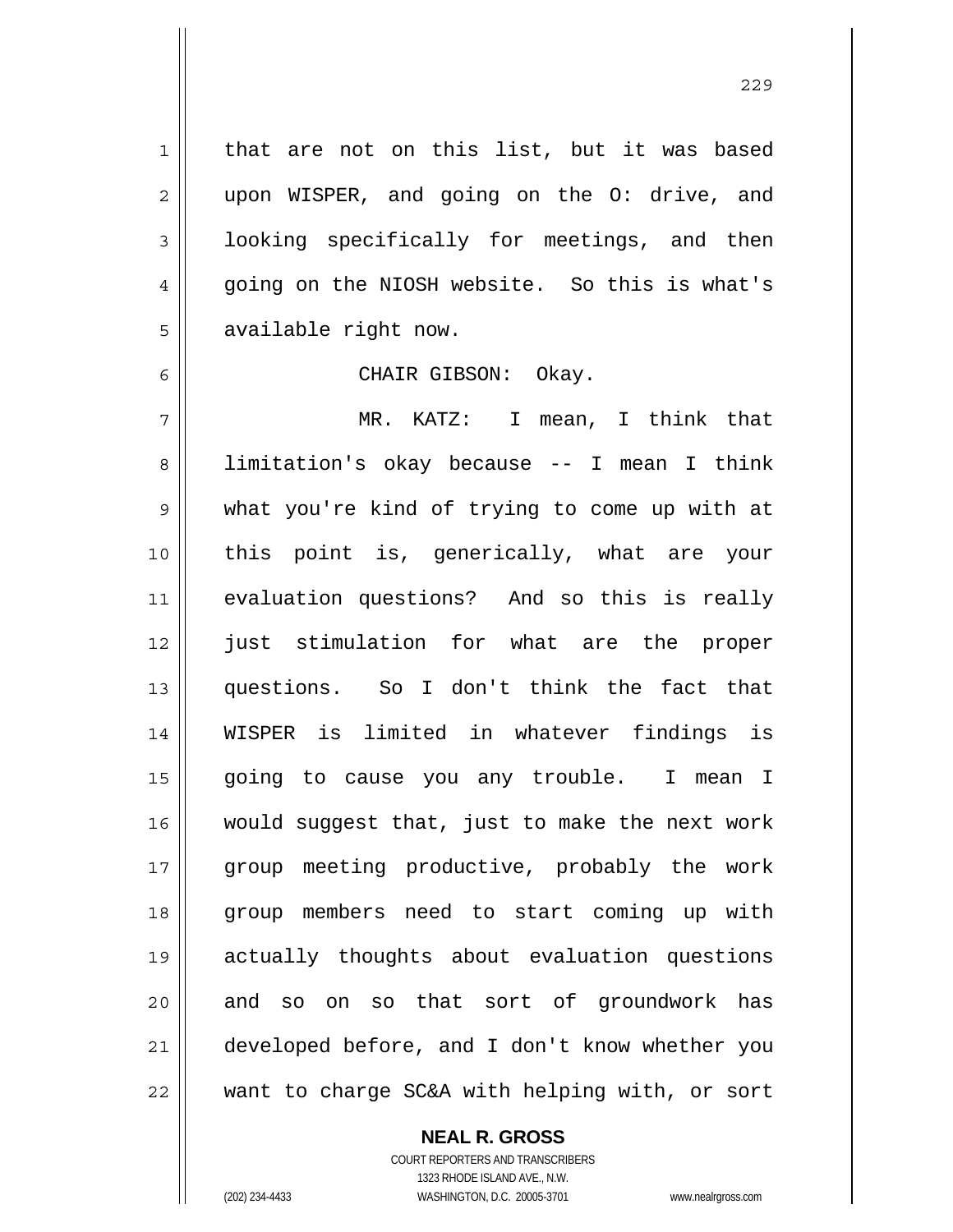that are not on this list, but it was based upon WISPER, and going on the O: drive, and looking specifically for meetings, and then going on the NIOSH website. So this is what's available right now.

CHAIR GIBSON: Okay.

MR. KATZ: I mean, I think that limitation's okay because -- I mean I think what you're kind of trying to come up with at this point is, generically, what are your evaluation questions? And so this is really just stimulation for what are the proper questions. So I don't think the fact that WISPER is limited in whatever findings is going to cause you any trouble. I mean I would suggest that, just to make the next work group meeting productive, probably the work group members need to start coming up with actually thoughts about evaluation questions and so on so that sort of groundwork has developed before, and I don't know whether you want to charge SC&A with helping with, or sort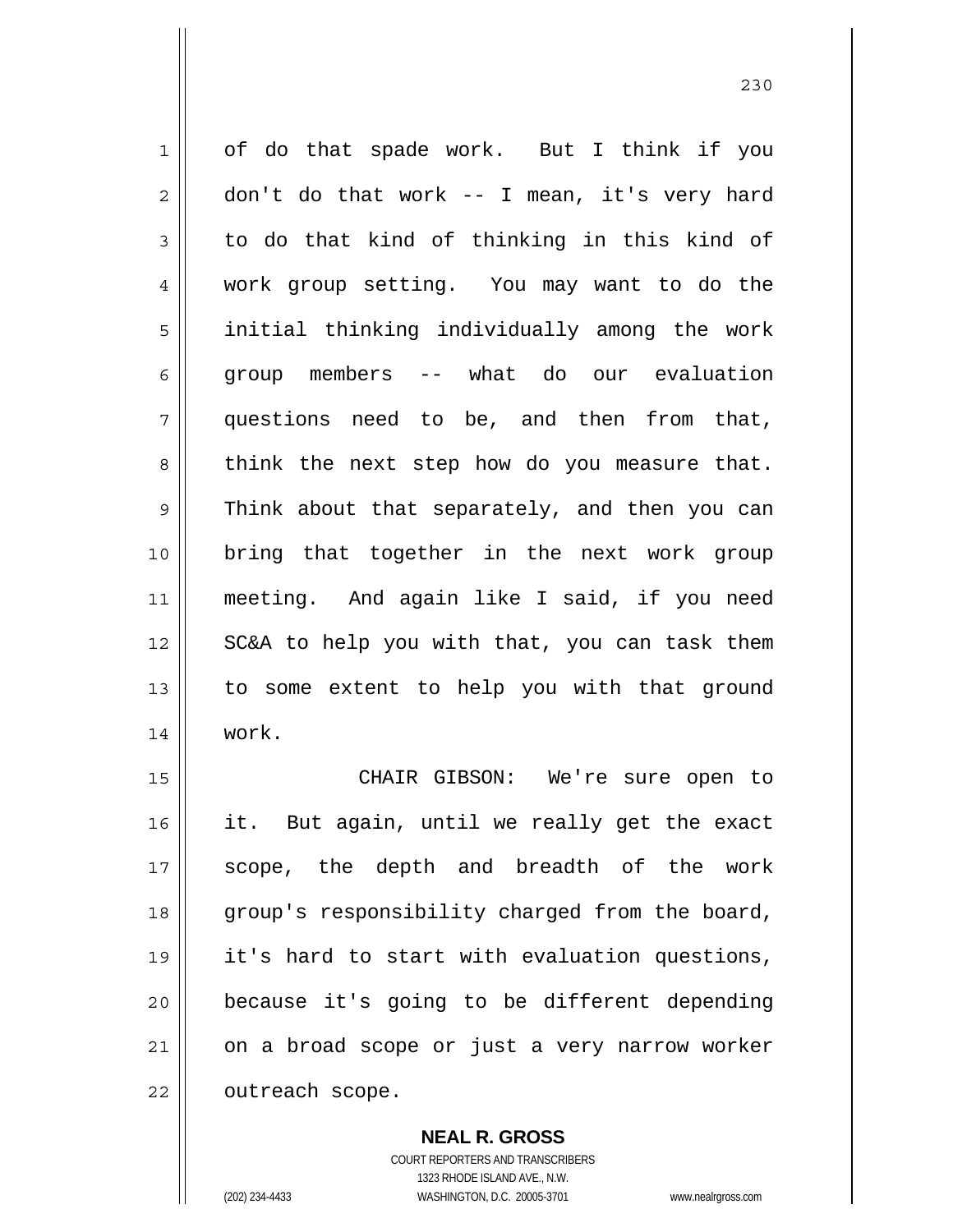of do that spade work. But I think if you don't do that work -- I mean, it's very hard to do that kind of thinking in this kind of work group setting. You may want to do the initial thinking individually among the work group members -- what do our evaluation questions need to be, and then from that, think the next step how do you measure that. Think about that separately, and then you can bring that together in the next work group meeting. And again like I said, if you need SC&A to help you with that, you can task them to some extent to help you with that ground work.

CHAIR GIBSON: We're sure open to it. But again, until we really get the exact scope, the depth and breadth of the work group's responsibility charged from the board, it's hard to start with evaluation questions, because it's going to be different depending on a broad scope or just a very narrow worker outreach scope.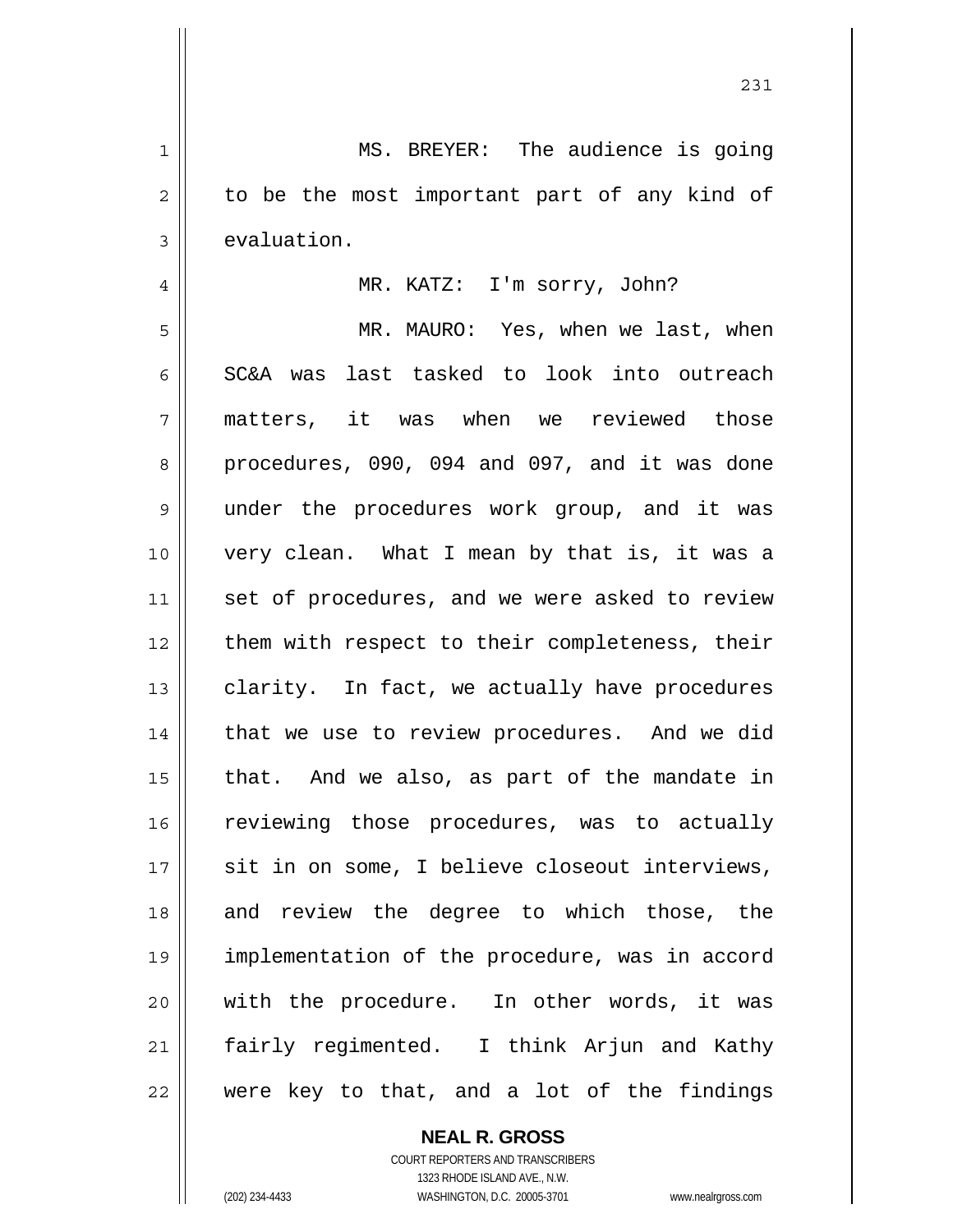MS. BREYER: The audience is going to be the most important part of any kind of evaluation.

MR. KATZ: I'm sorry, John?

MR. MAURO: Yes, when we last, when SC&A was last tasked to look into outreach matters, it was when we reviewed those procedures, 090, 094 and 097, and it was done under the procedures work group, and it was very clean. What I mean by that is, it was a set of procedures, and we were asked to review them with respect to their completeness, their clarity. In fact, we actually have procedures that we use to review procedures. And we did that. And we also, as part of the mandate in reviewing those procedures, was to actually sit in on some, I believe closeout interviews, and review the degree to which those, the implementation of the procedure, was in accord with the procedure. In other words, it was fairly regimented. I think Arjun and Kathy were key to that, and a lot of the findings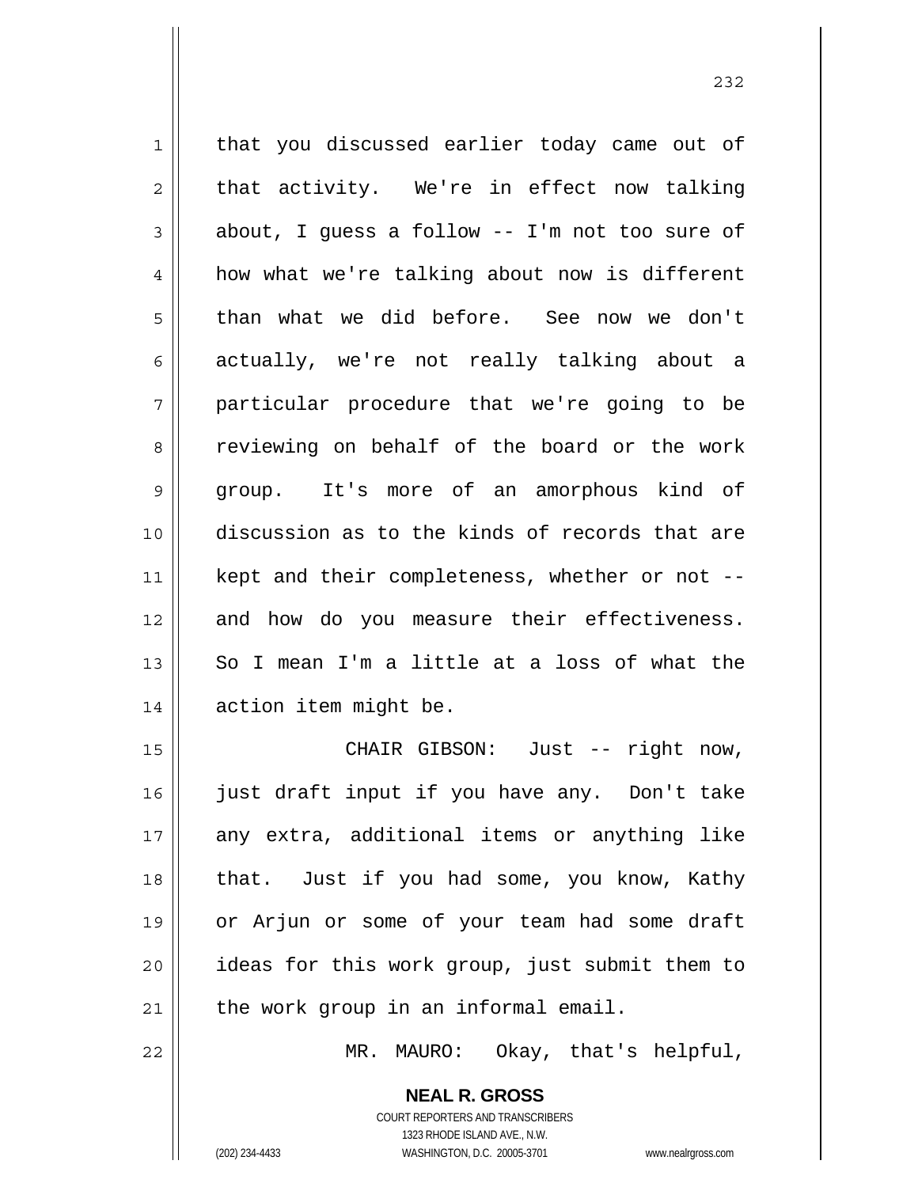that you discussed earlier today came out of that activity. We're in effect now talking about, I guess a follow -- I'm not too sure of how what we're talking about now is different than what we did before. See now we don't actually, we're not really talking about a particular procedure that we're going to be reviewing on behalf of the board or the work group. It's more of an amorphous kind of discussion as to the kinds of records that are kept and their completeness, whether or not -- and how do you measure their effectiveness. So I mean I'm a little at a loss of what the action item might be.

CHAIR GIBSON: Just -- right now, just draft input if you have any. Don't take any extra, additional items or anything like that. Just if you had some, you know, Kathy or Arjun or some of your team had some draft ideas for this work group, just submit them to the work group in an informal email.

MR. MAURO: Okay, that's helpful,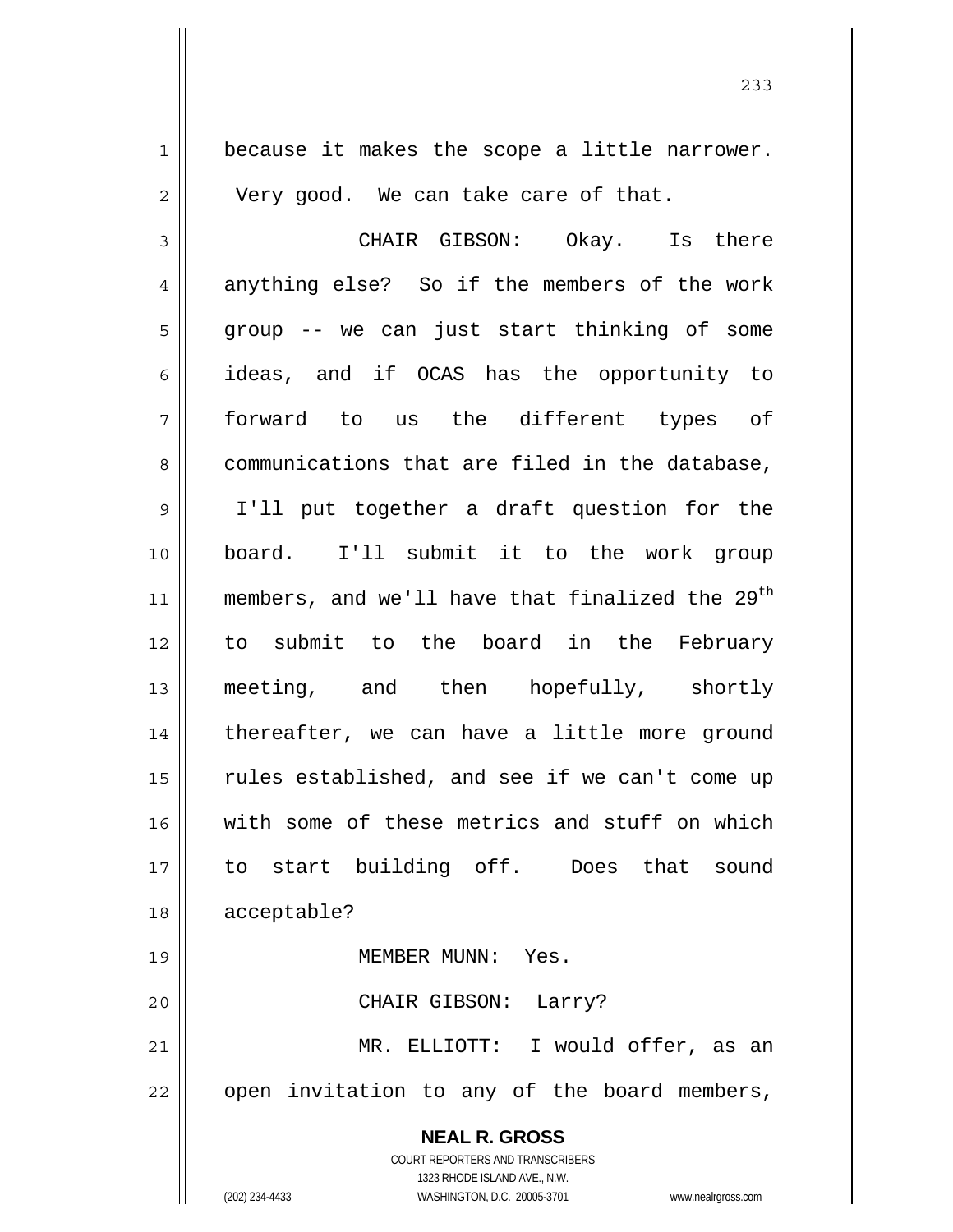because it makes the scope a little narrower. Very good. We can take care of that.

CHAIR GIBSON: Okay. Is there anything else? So if the members of the work group -- we can just start thinking of some ideas, and if OCAS has the opportunity to forward to us the different types of communications that are filed in the database, I'll put together a draft question for the board. I'll submit it to the work group members, and we'll have that finalized the 29th to submit to the board in the February meeting, and then hopefully, shortly thereafter, we can have a little more ground rules established, and see if we can't come up with some of these metrics and stuff on which to start building off. Does that sound acceptable?

MEMBER MUNN: Yes.

CHAIR GIBSON: Larry?

MR. ELLIOTT: I would offer, as an open invitation to any of the board members,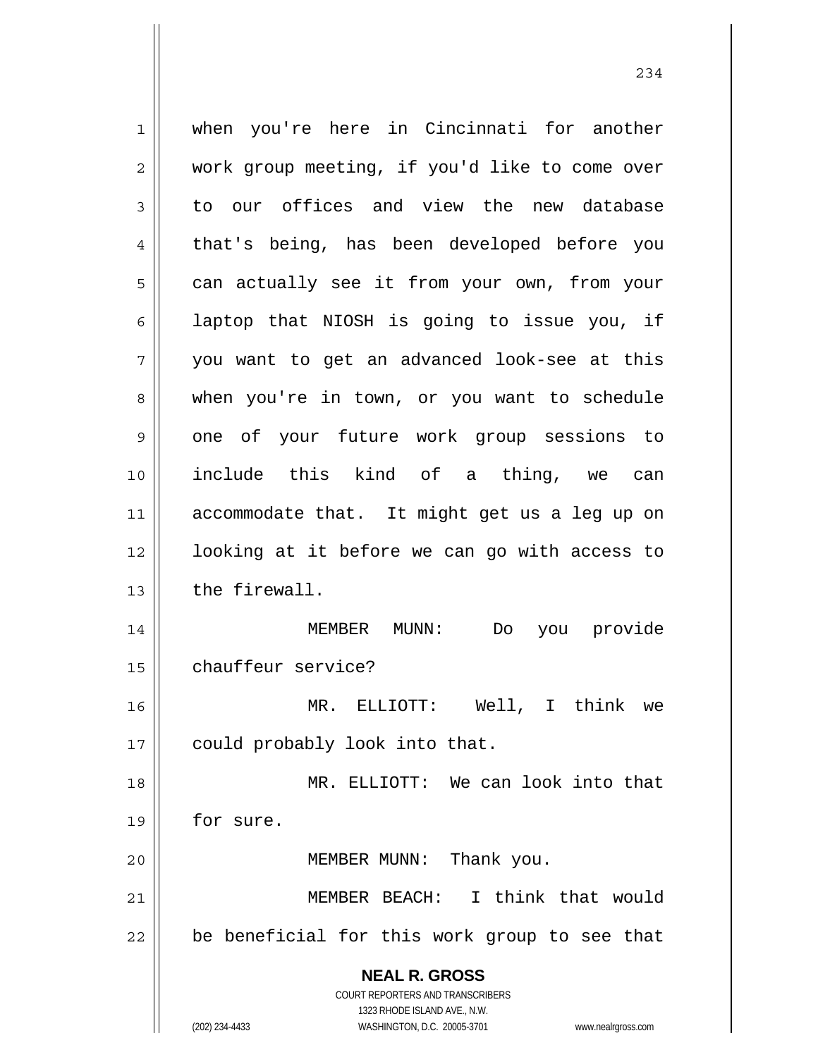when you're here in Cincinnati for another work group meeting, if you'd like to come over to our offices and view the new database that's being, has been developed before you can actually see it from your own, from your laptop that NIOSH is going to issue you, if you want to get an advanced look-see at this when you're in town, or you want to schedule one of your future work group sessions to include this kind of a thing, we can accommodate that. It might get us a leg up on looking at it before we can go with access to the firewall.

MEMBER MUNN: Do you provide chauffeur service?

MR. ELLIOTT: Well, I think we could probably look into that.

MR. ELLIOTT: We can look into that for sure.

MEMBER MUNN: Thank you.

MEMBER BEACH: I think that would be beneficial for this work group to see that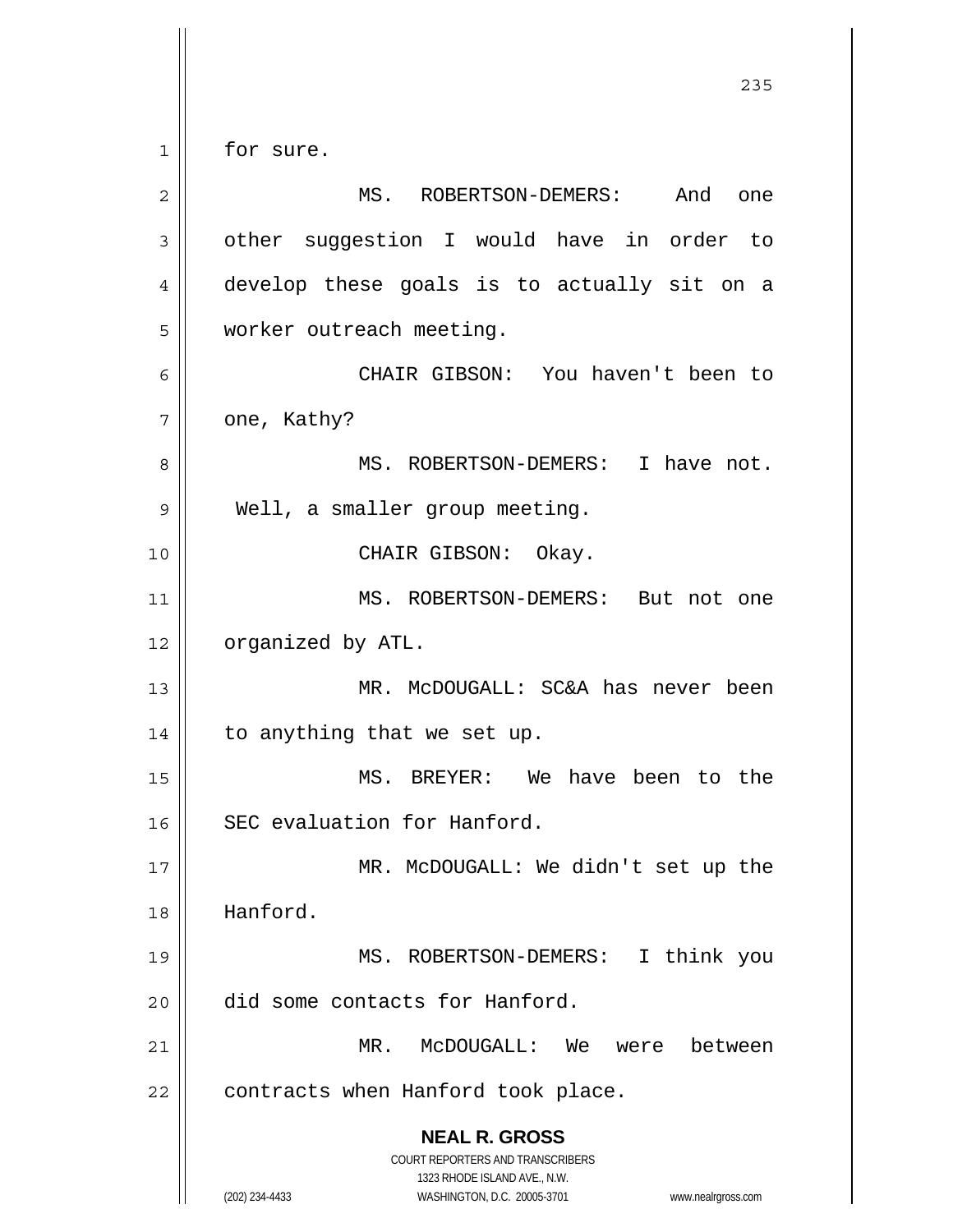for sure.

MS. ROBERTSON-DEMERS: And one other suggestion I would have in order to develop these goals is to actually sit on a worker outreach meeting.

CHAIR GIBSON: You haven't been to one, Kathy?

MS. ROBERTSON-DEMERS: I have not. Well, a smaller group meeting.

CHAIR GIBSON: Okay.

MS. ROBERTSON-DEMERS: But not one organized by ATL.

MR. McDOUGALL: SC&A has never been to anything that we set up.

MS. BREYER: We have been to the SEC evaluation for Hanford.

MR. McDOUGALL: We didn't set up the Hanford.

MS. ROBERTSON-DEMERS: I think you did some contacts for Hanford.

MR. McDOUGALL: We were between contracts when Hanford took place.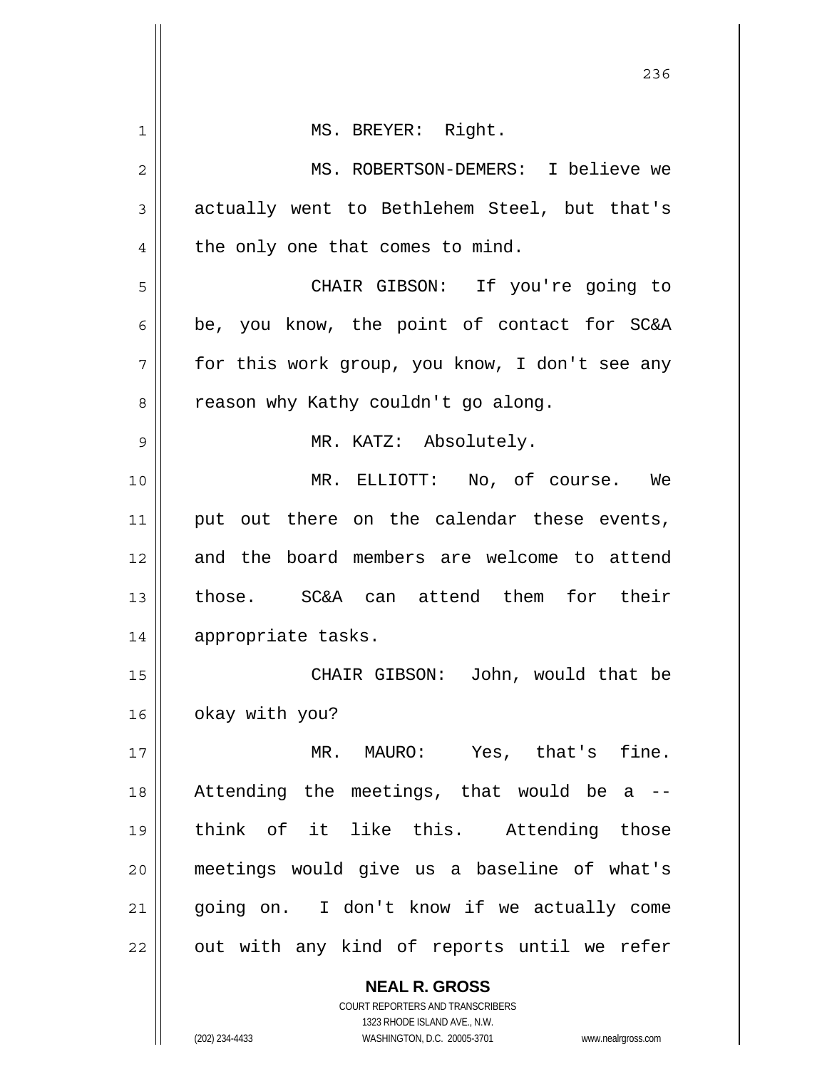MS. BREYER: Right.

MS. ROBERTSON-DEMERS: I believe we actually went to Bethlehem Steel, but that's the only one that comes to mind.

CHAIR GIBSON: If you're going to be, you know, the point of contact for SC&A for this work group, you know, I don't see any reason why Kathy couldn't go along.

MR. KATZ: Absolutely.

MR. ELLIOTT: No, of course. We put out there on the calendar these events, and the board members are welcome to attend those. SC&A can attend them for their appropriate tasks.

CHAIR GIBSON: John, would that be okay with you?

MR. MAURO: Yes, that's fine. Attending the meetings, that would be a -- think of it like this. Attending those meetings would give us a baseline of what's going on. I don't know if we actually come out with any kind of reports until we refer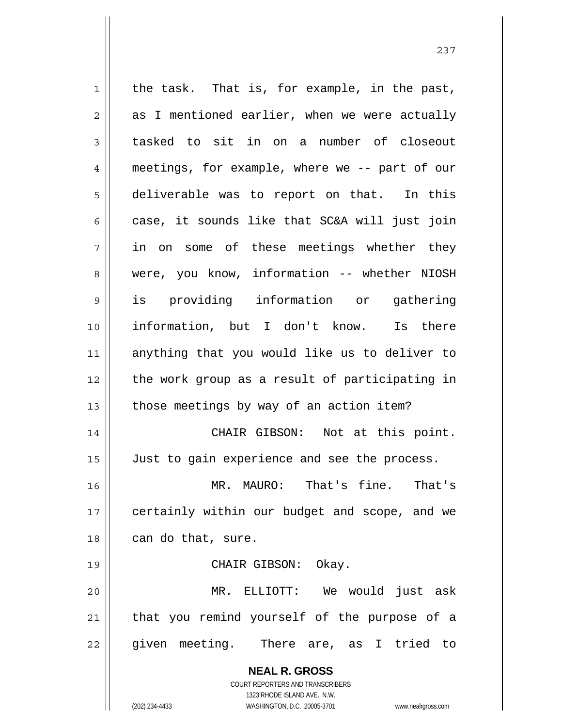the task. That is, for example, in the past, as I mentioned earlier, when we were actually tasked to sit in on a number of closeout meetings, for example, where we -- part of our deliverable was to report on that. In this case, it sounds like that SC&A will just join in on some of these meetings whether they were, you know, information -- whether NIOSH is providing information or gathering information, but I don't know. Is there anything that you would like us to deliver to the work group as a result of participating in those meetings by way of an action item?

CHAIR GIBSON: Not at this point. Just to gain experience and see the process.

MR. MAURO: That's fine. That's certainly within our budget and scope, and we can do that, sure.

CHAIR GIBSON: Okay.

MR. ELLIOTT: We would just ask that you remind yourself of the purpose of a given meeting. There are, as I tried to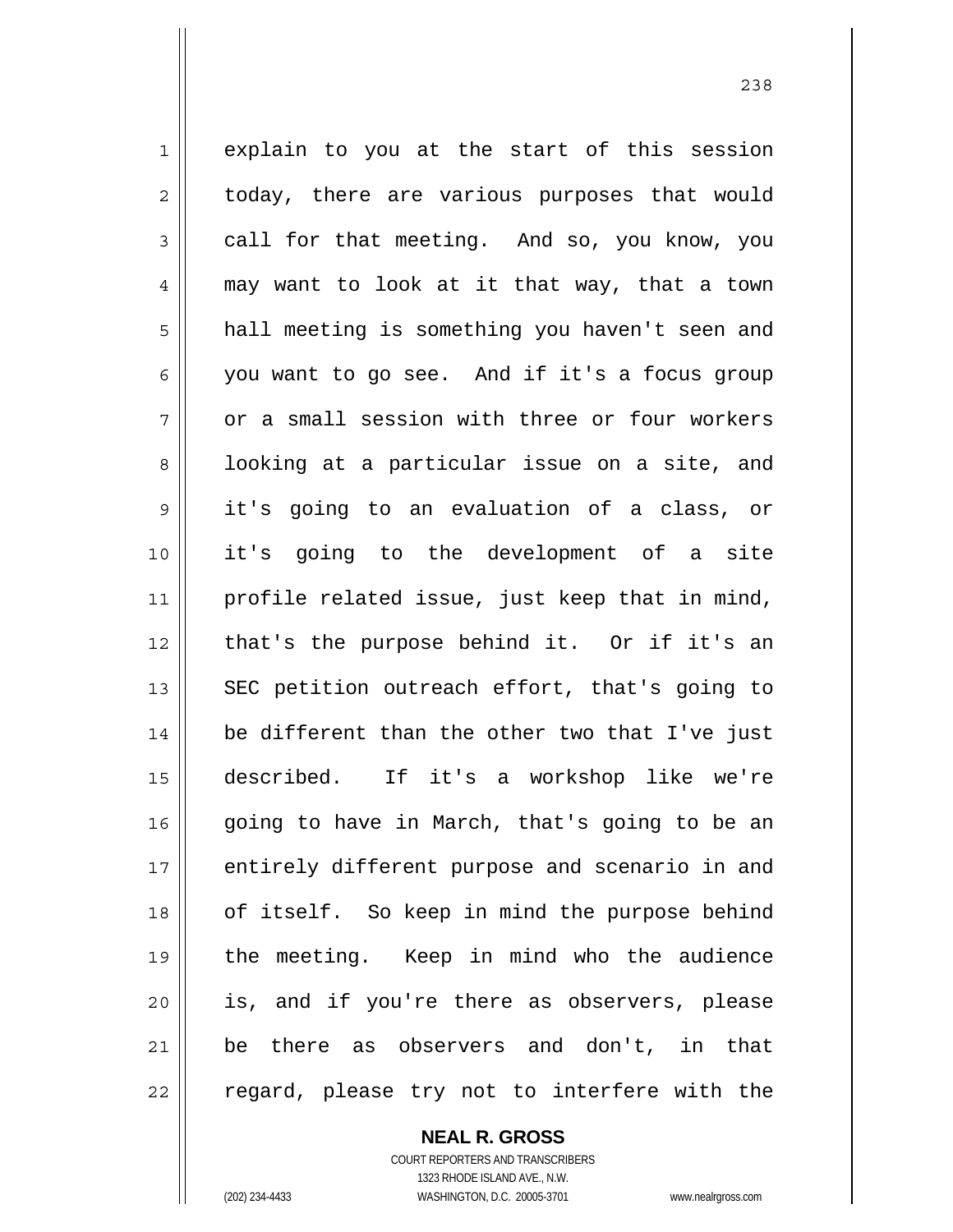explain to you at the start of this session today, there are various purposes that would call for that meeting. And so, you know, you may want to look at it that way, that a town hall meeting is something you haven't seen and you want to go see. And if it's a focus group or a small session with three or four workers looking at a particular issue on a site, and it's going to an evaluation of a class, or it's going to the development of a site profile related issue, just keep that in mind, that's the purpose behind it. Or if it's an SEC petition outreach effort, that's going to be different than the other two that I've just described. If it's a workshop like we're going to have in March, that's going to be an entirely different purpose and scenario in and of itself. So keep in mind the purpose behind the meeting. Keep in mind who the audience is, and if you're there as observers, please be there as observers and don't, in that regard, please try not to interfere with the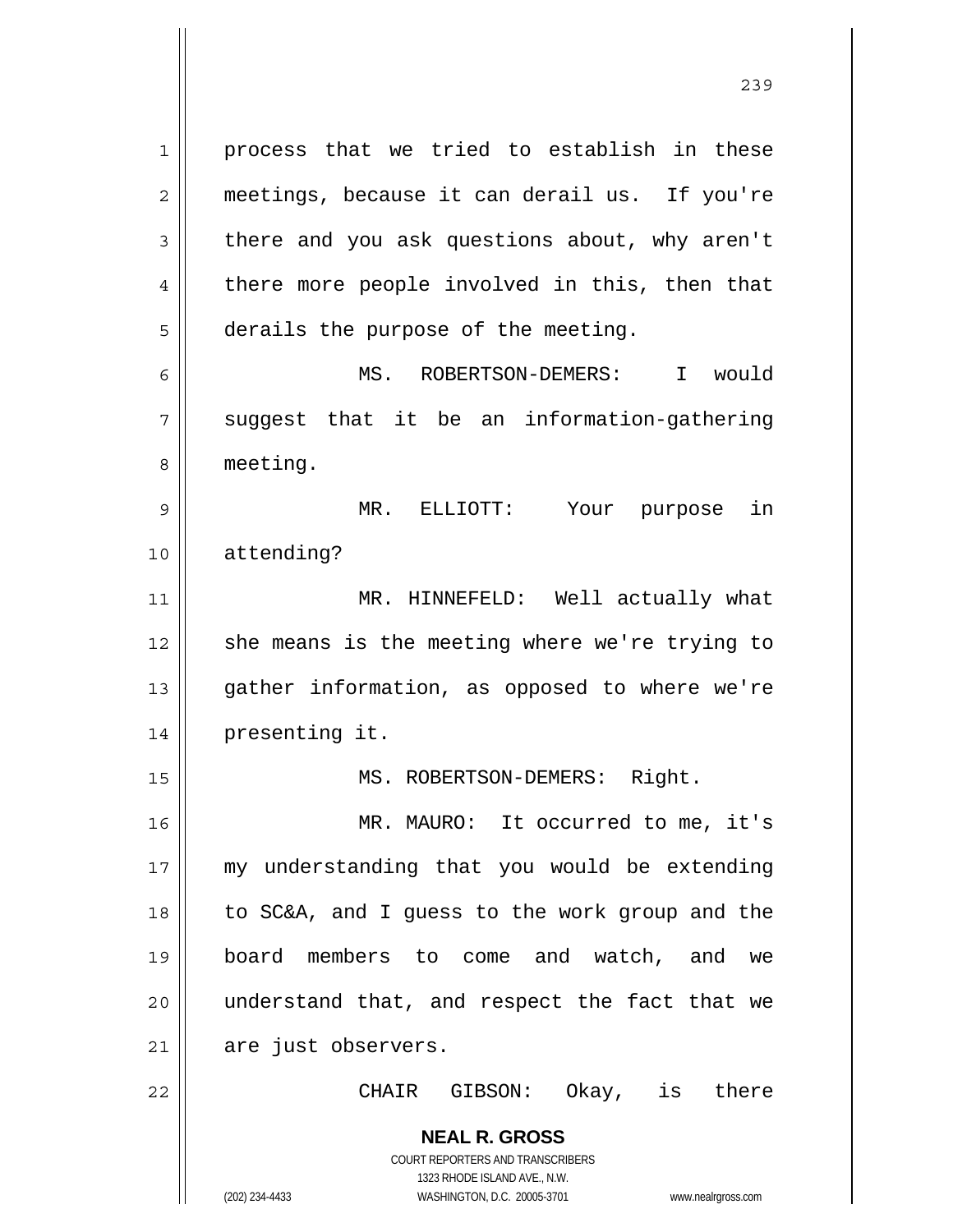process that we tried to establish in these meetings, because it can derail us. If you're there and you ask questions about, why aren't there more people involved in this, then that derails the purpose of the meeting.

MS. ROBERTSON-DEMERS: I would suggest that it be an information-gathering meeting.

MR. ELLIOTT: Your purpose in attending?

MR. HINNEFELD: Well actually what she means is the meeting where we're trying to gather information, as opposed to where we're presenting it.

MS. ROBERTSON-DEMERS: Right.

MR. MAURO: It occurred to me, it's my understanding that you would be extending to SC&A, and I guess to the work group and the board members to come and watch, and we understand that, and respect the fact that we are just observers.

CHAIR GIBSON: Okay, is there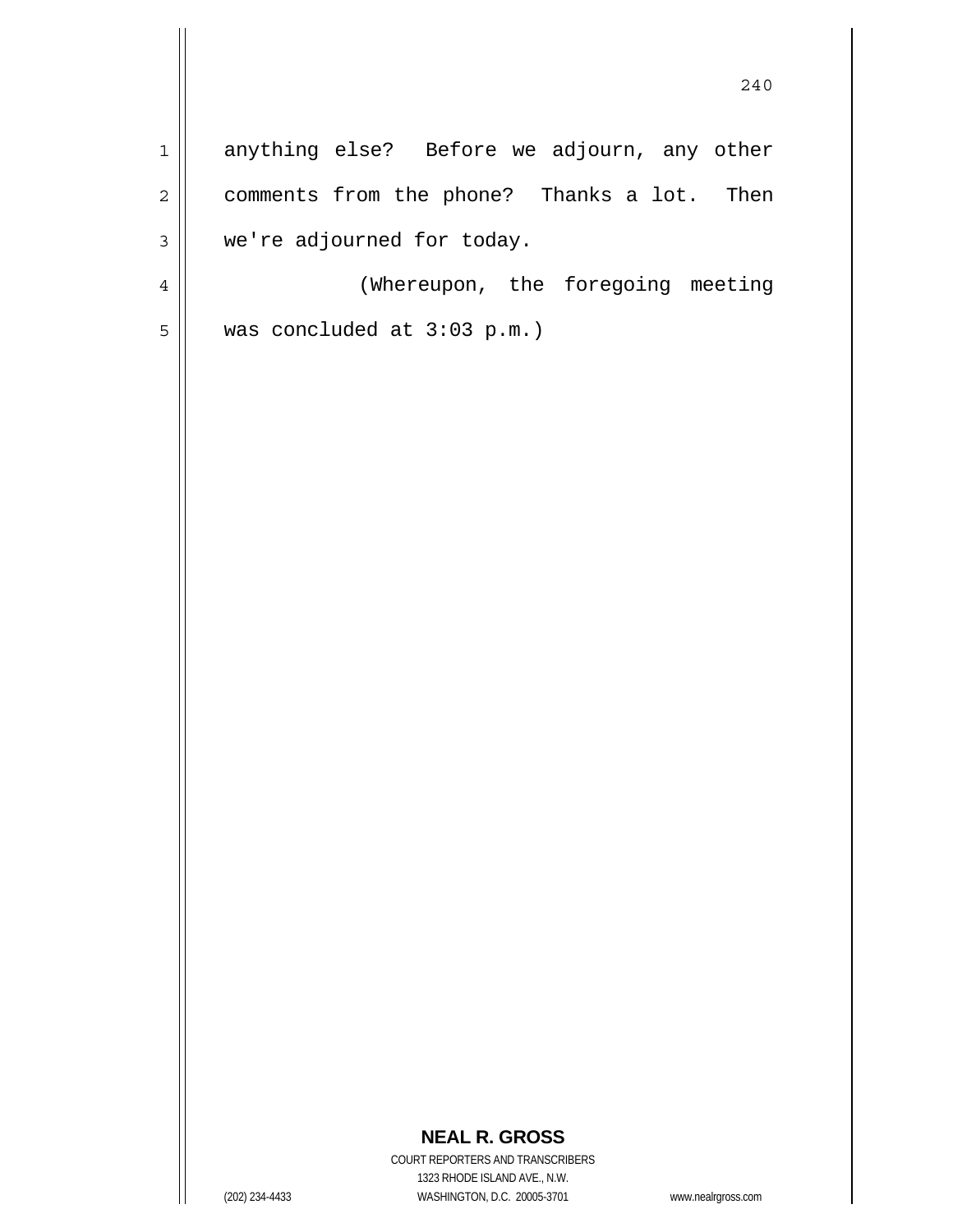anything else? Before we adjourn, any other comments from the phone? Thanks a lot. Then we're adjourned for today.

(Whereupon, the foregoing meeting was concluded at 3:03 p.m.)